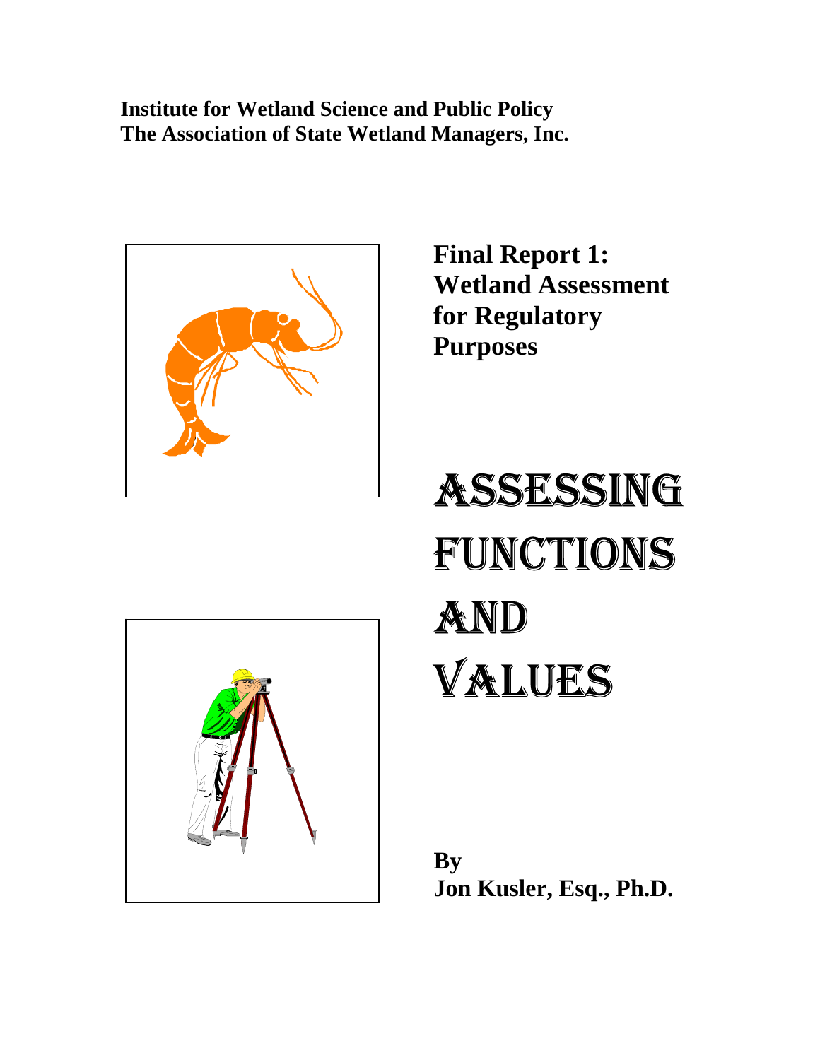**Institute for Wetland Science and Public Policy**
**The Association of State Wetland Managers, Inc.**

**Final Report 1: Wetland Assessment for Regulatory Purposes**

# ASSESSING FUNCTIONS AND VALUES

**By**
**Jon Kusler, Esq., Ph.D.**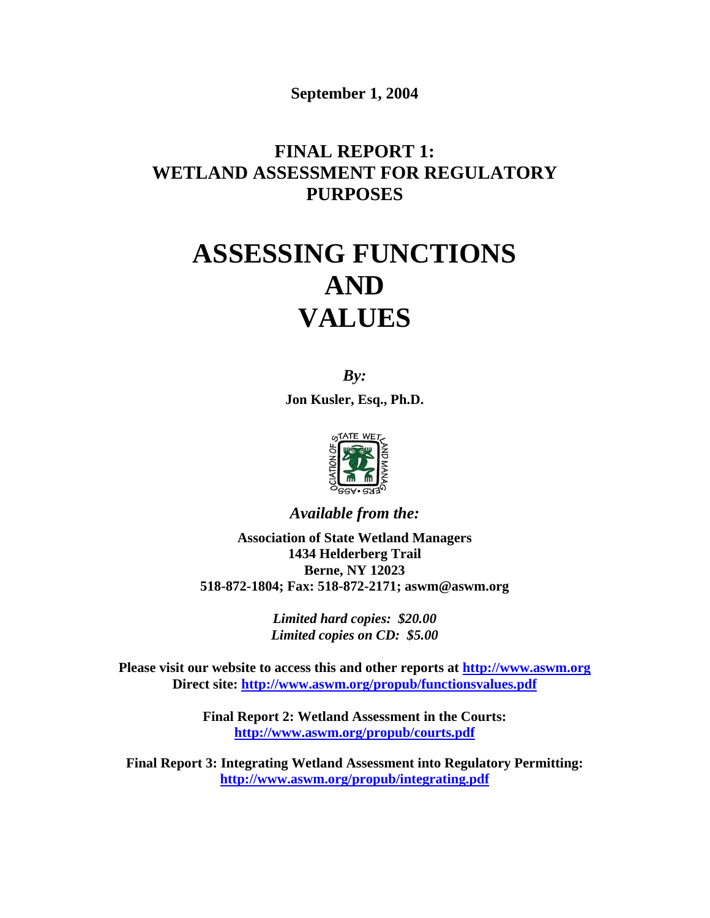**September 1, 2004**

# FINAL REPORT 1: WETLAND ASSESSMENT FOR REGULATORY PURPOSES

# ASSESSING FUNCTIONS AND VALUES

*By:*

**Jon Kusler, Esq., Ph.D.**

*Available from the:*

**Association of State Wetland Managers**
**1434 Helderberg Trail**
**Berne, NY 12023**
**518-872-1804; Fax: 518-872-2171; aswm@aswm.org**

***Limited hard copies: $20.00***
***Limited copies on CD: $5.00***

**Please visit our website to access this and other reports at http://www.aswm.org**
**Direct site: http://www.aswm.org/propub/functionsvalues.pdf**

**Final Report 2: Wetland Assessment in the Courts:**
**http://www.aswm.org/propub/courts.pdf**

**Final Report 3: Integrating Wetland Assessment into Regulatory Permitting:**
**http://www.aswm.org/propub/integrating.pdf**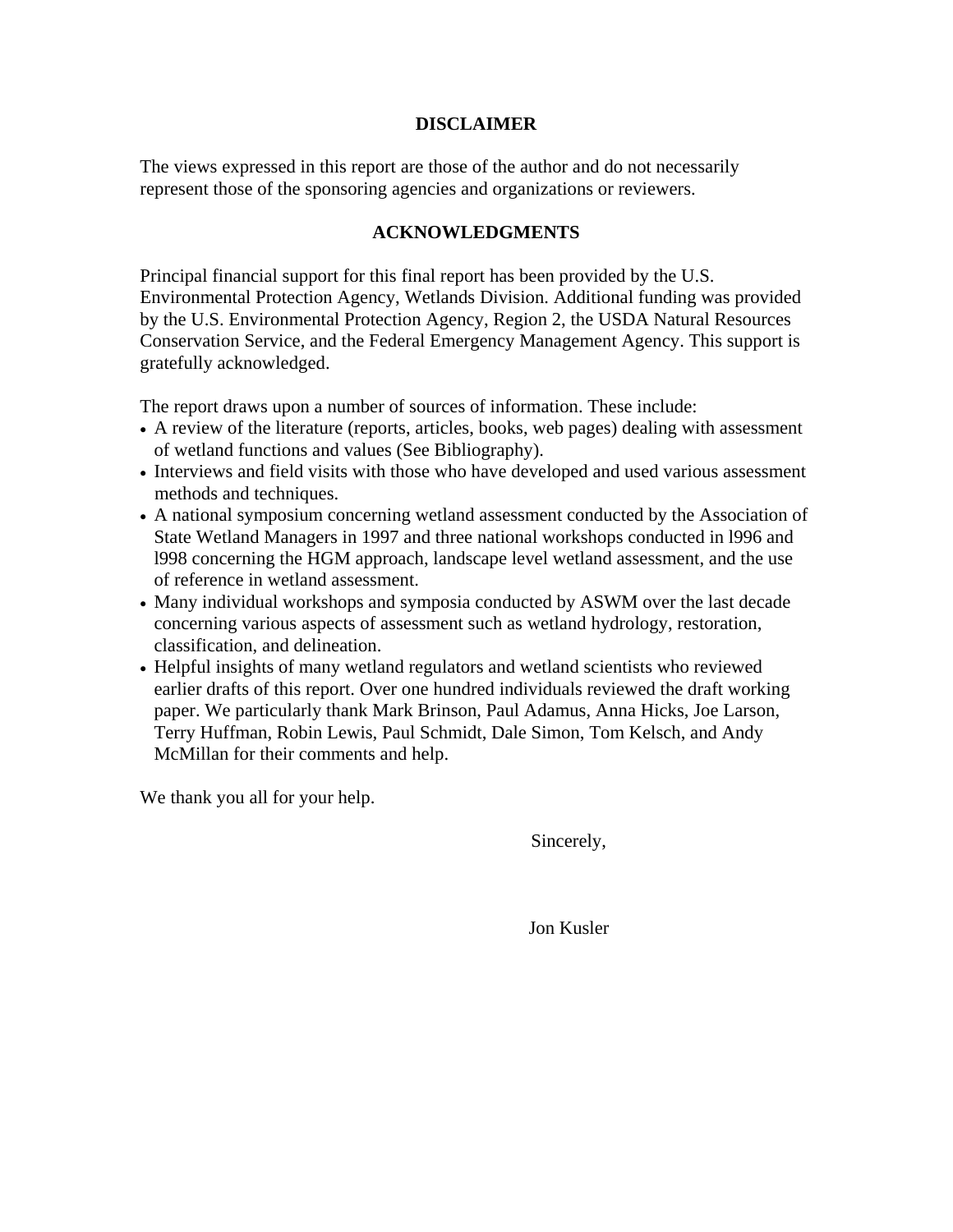## DISCLAIMER

The views expressed in this report are those of the author and do not necessarily represent those of the sponsoring agencies and organizations or reviewers.

## ACKNOWLEDGMENTS

Principal financial support for this final report has been provided by the U.S. Environmental Protection Agency, Wetlands Division. Additional funding was provided by the U.S. Environmental Protection Agency, Region 2, the USDA Natural Resources Conservation Service, and the Federal Emergency Management Agency. This support is gratefully acknowledged.

The report draws upon a number of sources of information. These include:

- A review of the literature (reports, articles, books, web pages) dealing with assessment of wetland functions and values (See Bibliography).
- Interviews and field visits with those who have developed and used various assessment methods and techniques.
- A national symposium concerning wetland assessment conducted by the Association of State Wetland Managers in 1997 and three national workshops conducted in l996 and l998 concerning the HGM approach, landscape level wetland assessment, and the use of reference in wetland assessment.
- Many individual workshops and symposia conducted by ASWM over the last decade concerning various aspects of assessment such as wetland hydrology, restoration, classification, and delineation.
- Helpful insights of many wetland regulators and wetland scientists who reviewed earlier drafts of this report. Over one hundred individuals reviewed the draft working paper. We particularly thank Mark Brinson, Paul Adamus, Anna Hicks, Joe Larson, Terry Huffman, Robin Lewis, Paul Schmidt, Dale Simon, Tom Kelsch, and Andy McMillan for their comments and help.

We thank you all for your help.

Sincerely,

Jon Kusler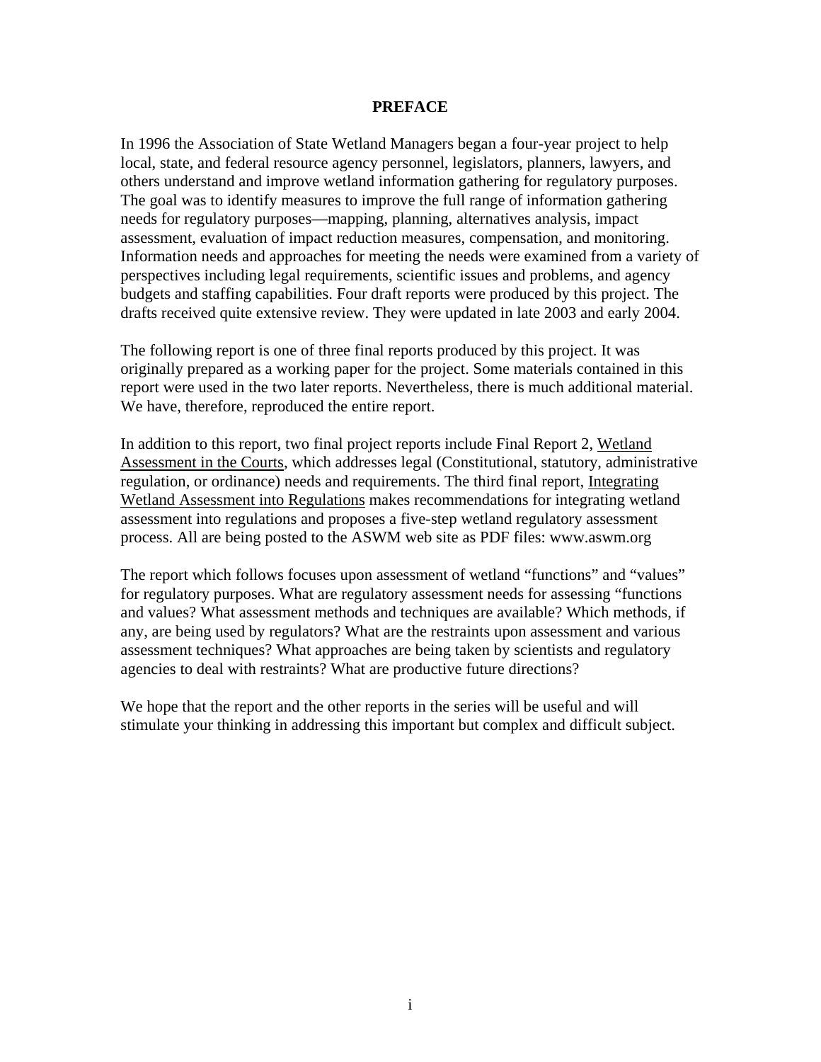# PREFACE

In 1996 the Association of State Wetland Managers began a four-year project to help local, state, and federal resource agency personnel, legislators, planners, lawyers, and others understand and improve wetland information gathering for regulatory purposes. The goal was to identify measures to improve the full range of information gathering needs for regulatory purposes—mapping, planning, alternatives analysis, impact assessment, evaluation of impact reduction measures, compensation, and monitoring. Information needs and approaches for meeting the needs were examined from a variety of perspectives including legal requirements, scientific issues and problems, and agency budgets and staffing capabilities. Four draft reports were produced by this project. The drafts received quite extensive review. They were updated in late 2003 and early 2004.

The following report is one of three final reports produced by this project. It was originally prepared as a working paper for the project. Some materials contained in this report were used in the two later reports. Nevertheless, there is much additional material. We have, therefore, reproduced the entire report.

In addition to this report, two final project reports include Final Report 2, Wetland Assessment in the Courts, which addresses legal (Constitutional, statutory, administrative regulation, or ordinance) needs and requirements. The third final report, Integrating Wetland Assessment into Regulations makes recommendations for integrating wetland assessment into regulations and proposes a five-step wetland regulatory assessment process. All are being posted to the ASWM web site as PDF files: www.aswm.org

The report which follows focuses upon assessment of wetland "functions" and "values" for regulatory purposes. What are regulatory assessment needs for assessing "functions and values? What assessment methods and techniques are available? Which methods, if any, are being used by regulators? What are the restraints upon assessment and various assessment techniques? What approaches are being taken by scientists and regulatory agencies to deal with restraints? What are productive future directions?

We hope that the report and the other reports in the series will be useful and will stimulate your thinking in addressing this important but complex and difficult subject.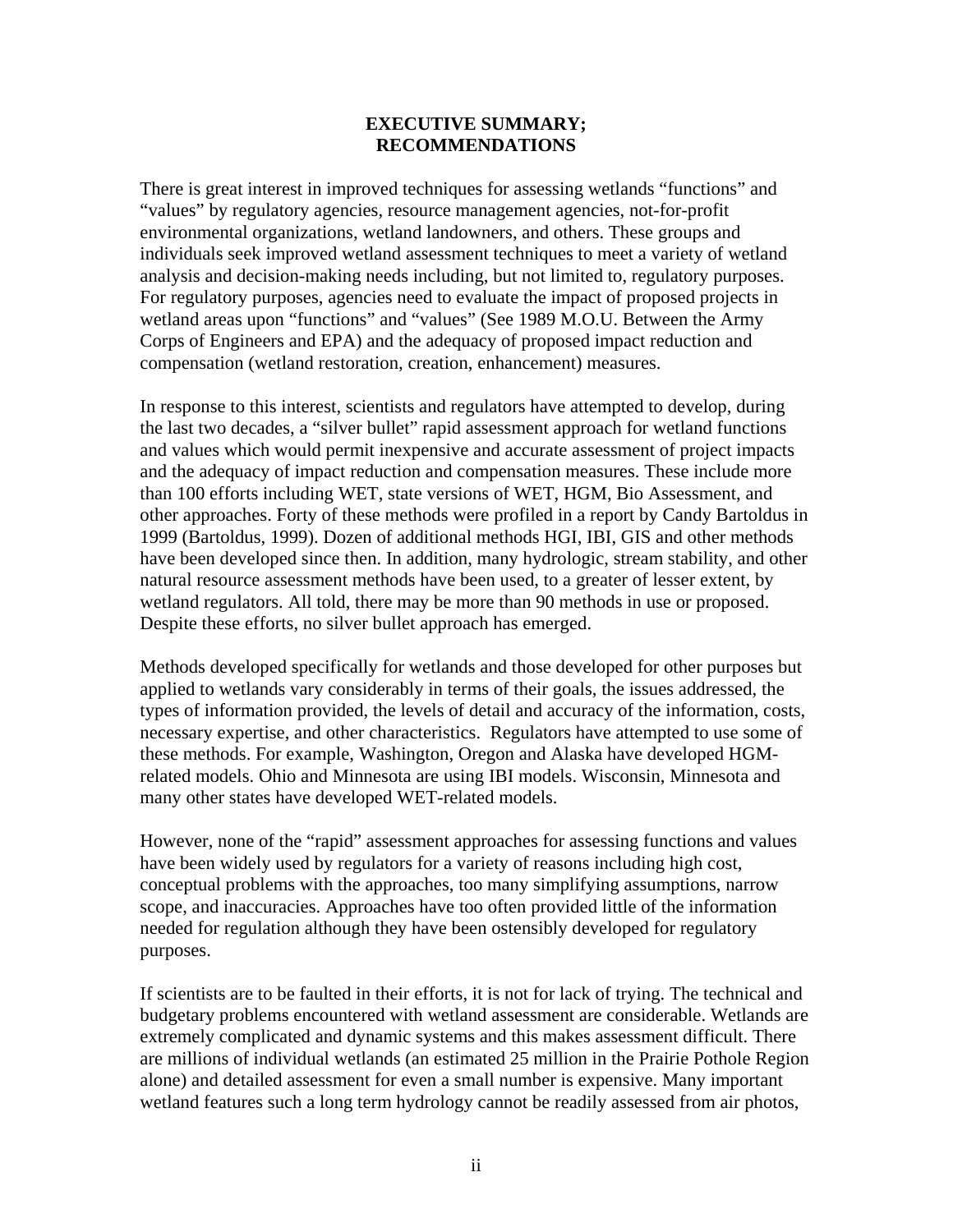## EXECUTIVE SUMMARY; RECOMMENDATIONS

There is great interest in improved techniques for assessing wetlands "functions" and "values" by regulatory agencies, resource management agencies, not-for-profit environmental organizations, wetland landowners, and others. These groups and individuals seek improved wetland assessment techniques to meet a variety of wetland analysis and decision-making needs including, but not limited to, regulatory purposes. For regulatory purposes, agencies need to evaluate the impact of proposed projects in wetland areas upon "functions" and "values" (See 1989 M.O.U. Between the Army Corps of Engineers and EPA) and the adequacy of proposed impact reduction and compensation (wetland restoration, creation, enhancement) measures.

In response to this interest, scientists and regulators have attempted to develop, during the last two decades, a "silver bullet" rapid assessment approach for wetland functions and values which would permit inexpensive and accurate assessment of project impacts and the adequacy of impact reduction and compensation measures. These include more than 100 efforts including WET, state versions of WET, HGM, Bio Assessment, and other approaches. Forty of these methods were profiled in a report by Candy Bartoldus in 1999 (Bartoldus, 1999). Dozen of additional methods HGI, IBI, GIS and other methods have been developed since then. In addition, many hydrologic, stream stability, and other natural resource assessment methods have been used, to a greater of lesser extent, by wetland regulators. All told, there may be more than 90 methods in use or proposed. Despite these efforts, no silver bullet approach has emerged.

Methods developed specifically for wetlands and those developed for other purposes but applied to wetlands vary considerably in terms of their goals, the issues addressed, the types of information provided, the levels of detail and accuracy of the information, costs, necessary expertise, and other characteristics. Regulators have attempted to use some of these methods. For example, Washington, Oregon and Alaska have developed HGM-related models. Ohio and Minnesota are using IBI models. Wisconsin, Minnesota and many other states have developed WET-related models.

However, none of the "rapid" assessment approaches for assessing functions and values have been widely used by regulators for a variety of reasons including high cost, conceptual problems with the approaches, too many simplifying assumptions, narrow scope, and inaccuracies. Approaches have too often provided little of the information needed for regulation although they have been ostensibly developed for regulatory purposes.

If scientists are to be faulted in their efforts, it is not for lack of trying. The technical and budgetary problems encountered with wetland assessment are considerable. Wetlands are extremely complicated and dynamic systems and this makes assessment difficult. There are millions of individual wetlands (an estimated 25 million in the Prairie Pothole Region alone) and detailed assessment for even a small number is expensive. Many important wetland features such a long term hydrology cannot be readily assessed from air photos,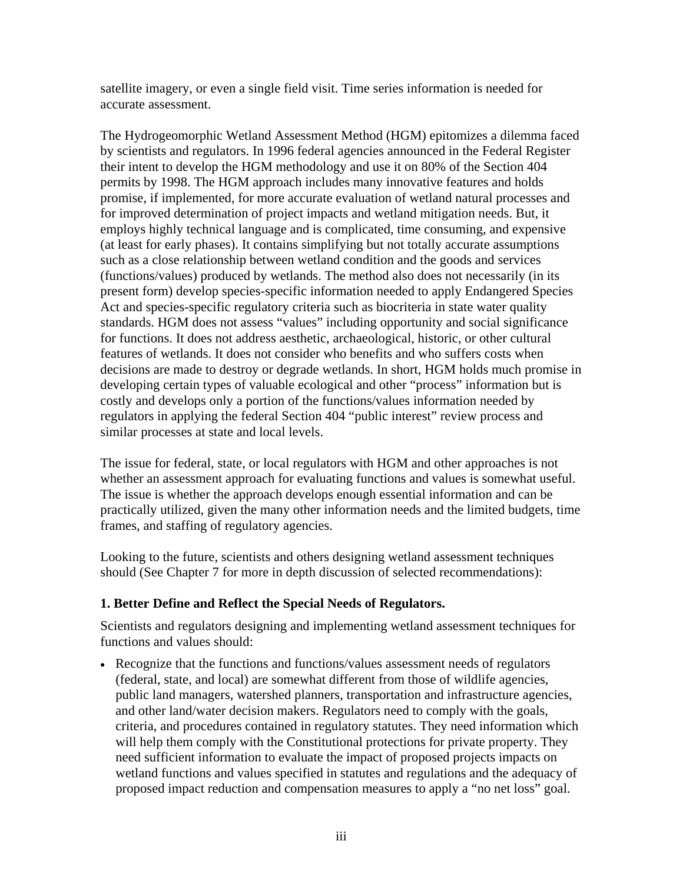satellite imagery, or even a single field visit. Time series information is needed for accurate assessment.

The Hydrogeomorphic Wetland Assessment Method (HGM) epitomizes a dilemma faced by scientists and regulators. In 1996 federal agencies announced in the Federal Register their intent to develop the HGM methodology and use it on 80% of the Section 404 permits by 1998. The HGM approach includes many innovative features and holds promise, if implemented, for more accurate evaluation of wetland natural processes and for improved determination of project impacts and wetland mitigation needs. But, it employs highly technical language and is complicated, time consuming, and expensive (at least for early phases). It contains simplifying but not totally accurate assumptions such as a close relationship between wetland condition and the goods and services (functions/values) produced by wetlands. The method also does not necessarily (in its present form) develop species-specific information needed to apply Endangered Species Act and species-specific regulatory criteria such as biocriteria in state water quality standards. HGM does not assess "values" including opportunity and social significance for functions. It does not address aesthetic, archaeological, historic, or other cultural features of wetlands. It does not consider who benefits and who suffers costs when decisions are made to destroy or degrade wetlands. In short, HGM holds much promise in developing certain types of valuable ecological and other "process" information but is costly and develops only a portion of the functions/values information needed by regulators in applying the federal Section 404 "public interest" review process and similar processes at state and local levels.

The issue for federal, state, or local regulators with HGM and other approaches is not whether an assessment approach for evaluating functions and values is somewhat useful. The issue is whether the approach develops enough essential information and can be practically utilized, given the many other information needs and the limited budgets, time frames, and staffing of regulatory agencies.

Looking to the future, scientists and others designing wetland assessment techniques should (See Chapter 7 for more in depth discussion of selected recommendations):

### 1. Better Define and Reflect the Special Needs of Regulators.

Scientists and regulators designing and implementing wetland assessment techniques for functions and values should:

- Recognize that the functions and functions/values assessment needs of regulators (federal, state, and local) are somewhat different from those of wildlife agencies, public land managers, watershed planners, transportation and infrastructure agencies, and other land/water decision makers. Regulators need to comply with the goals, criteria, and procedures contained in regulatory statutes. They need information which will help them comply with the Constitutional protections for private property. They need sufficient information to evaluate the impact of proposed projects impacts on wetland functions and values specified in statutes and regulations and the adequacy of proposed impact reduction and compensation measures to apply a "no net loss" goal.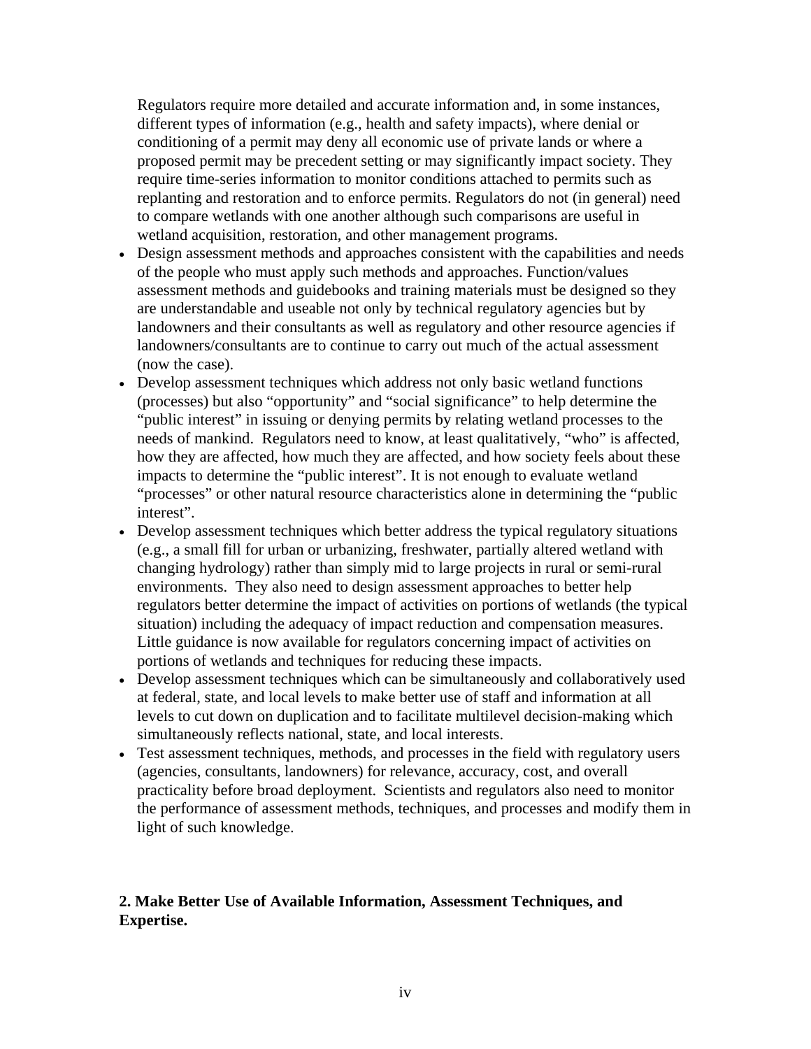Regulators require more detailed and accurate information and, in some instances, different types of information (e.g., health and safety impacts), where denial or conditioning of a permit may deny all economic use of private lands or where a proposed permit may be precedent setting or may significantly impact society. They require time-series information to monitor conditions attached to permits such as replanting and restoration and to enforce permits. Regulators do not (in general) need to compare wetlands with one another although such comparisons are useful in wetland acquisition, restoration, and other management programs.

- Design assessment methods and approaches consistent with the capabilities and needs of the people who must apply such methods and approaches. Function/values assessment methods and guidebooks and training materials must be designed so they are understandable and useable not only by technical regulatory agencies but by landowners and their consultants as well as regulatory and other resource agencies if landowners/consultants are to continue to carry out much of the actual assessment (now the case).
- Develop assessment techniques which address not only basic wetland functions (processes) but also "opportunity" and "social significance" to help determine the "public interest" in issuing or denying permits by relating wetland processes to the needs of mankind. Regulators need to know, at least qualitatively, "who" is affected, how they are affected, how much they are affected, and how society feels about these impacts to determine the "public interest". It is not enough to evaluate wetland "processes" or other natural resource characteristics alone in determining the "public interest".
- Develop assessment techniques which better address the typical regulatory situations (e.g., a small fill for urban or urbanizing, freshwater, partially altered wetland with changing hydrology) rather than simply mid to large projects in rural or semi-rural environments. They also need to design assessment approaches to better help regulators better determine the impact of activities on portions of wetlands (the typical situation) including the adequacy of impact reduction and compensation measures. Little guidance is now available for regulators concerning impact of activities on portions of wetlands and techniques for reducing these impacts.
- Develop assessment techniques which can be simultaneously and collaboratively used at federal, state, and local levels to make better use of staff and information at all levels to cut down on duplication and to facilitate multilevel decision-making which simultaneously reflects national, state, and local interests.
- Test assessment techniques, methods, and processes in the field with regulatory users (agencies, consultants, landowners) for relevance, accuracy, cost, and overall practicality before broad deployment. Scientists and regulators also need to monitor the performance of assessment methods, techniques, and processes and modify them in light of such knowledge.

**2. Make Better Use of Available Information, Assessment Techniques, and Expertise.**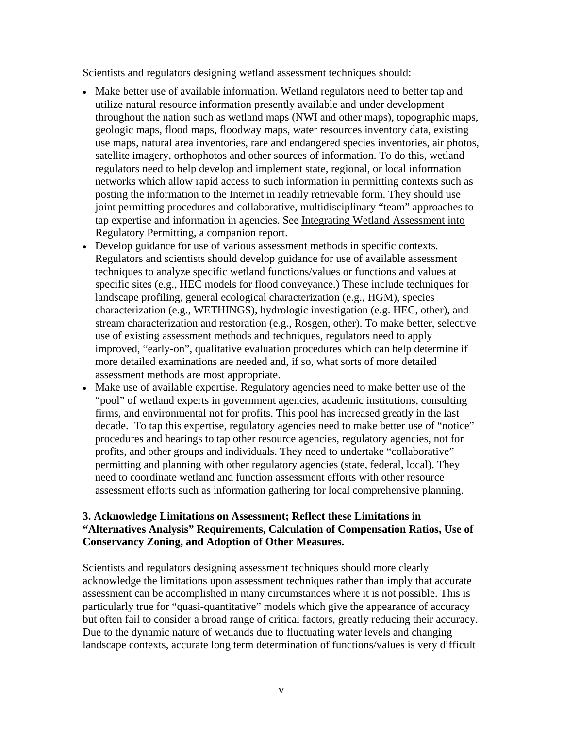Scientists and regulators designing wetland assessment techniques should:

- Make better use of available information. Wetland regulators need to better tap and utilize natural resource information presently available and under development throughout the nation such as wetland maps (NWI and other maps), topographic maps, geologic maps, flood maps, floodway maps, water resources inventory data, existing use maps, natural area inventories, rare and endangered species inventories, air photos, satellite imagery, orthophotos and other sources of information. To do this, wetland regulators need to help develop and implement state, regional, or local information networks which allow rapid access to such information in permitting contexts such as posting the information to the Internet in readily retrievable form. They should use joint permitting procedures and collaborative, multidisciplinary "team" approaches to tap expertise and information in agencies. See Integrating Wetland Assessment into Regulatory Permitting, a companion report.
- Develop guidance for use of various assessment methods in specific contexts. Regulators and scientists should develop guidance for use of available assessment techniques to analyze specific wetland functions/values or functions and values at specific sites (e.g., HEC models for flood conveyance.) These include techniques for landscape profiling, general ecological characterization (e.g., HGM), species characterization (e.g., WETHINGS), hydrologic investigation (e.g. HEC, other), and stream characterization and restoration (e.g., Rosgen, other). To make better, selective use of existing assessment methods and techniques, regulators need to apply improved, "early-on", qualitative evaluation procedures which can help determine if more detailed examinations are needed and, if so, what sorts of more detailed assessment methods are most appropriate.
- Make use of available expertise. Regulatory agencies need to make better use of the "pool" of wetland experts in government agencies, academic institutions, consulting firms, and environmental not for profits. This pool has increased greatly in the last decade. To tap this expertise, regulatory agencies need to make better use of "notice" procedures and hearings to tap other resource agencies, regulatory agencies, not for profits, and other groups and individuals. They need to undertake "collaborative" permitting and planning with other regulatory agencies (state, federal, local). They need to coordinate wetland and function assessment efforts with other resource assessment efforts such as information gathering for local comprehensive planning.

**3. Acknowledge Limitations on Assessment; Reflect these Limitations in "Alternatives Analysis" Requirements, Calculation of Compensation Ratios, Use of Conservancy Zoning, and Adoption of Other Measures.**

Scientists and regulators designing assessment techniques should more clearly acknowledge the limitations upon assessment techniques rather than imply that accurate assessment can be accomplished in many circumstances where it is not possible. This is particularly true for "quasi-quantitative" models which give the appearance of accuracy but often fail to consider a broad range of critical factors, greatly reducing their accuracy. Due to the dynamic nature of wetlands due to fluctuating water levels and changing landscape contexts, accurate long term determination of functions/values is very difficult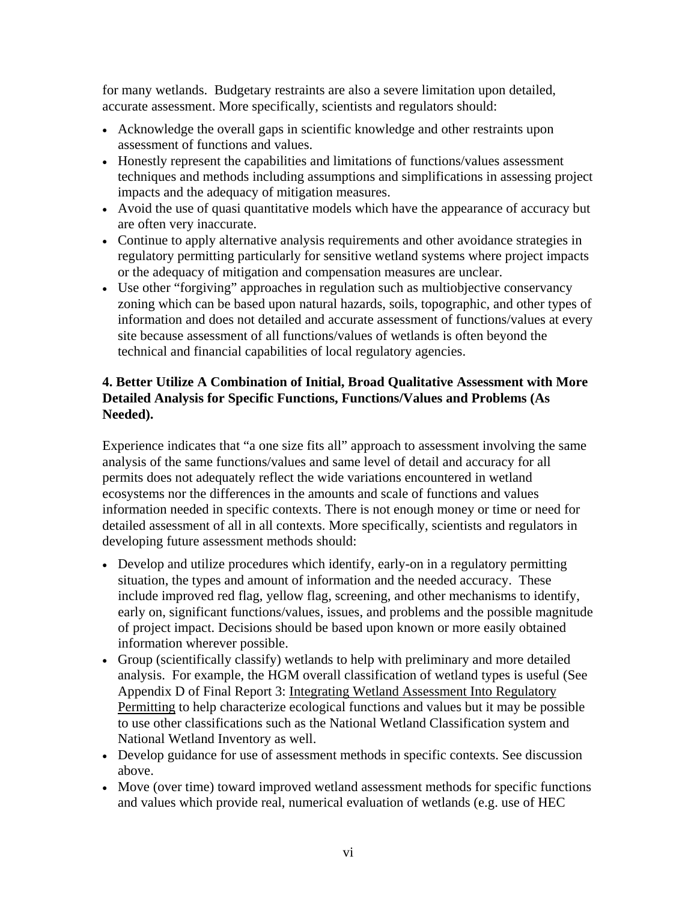for many wetlands. Budgetary restraints are also a severe limitation upon detailed, accurate assessment. More specifically, scientists and regulators should:

- Acknowledge the overall gaps in scientific knowledge and other restraints upon assessment of functions and values.
- Honestly represent the capabilities and limitations of functions/values assessment techniques and methods including assumptions and simplifications in assessing project impacts and the adequacy of mitigation measures.
- Avoid the use of quasi quantitative models which have the appearance of accuracy but are often very inaccurate.
- Continue to apply alternative analysis requirements and other avoidance strategies in regulatory permitting particularly for sensitive wetland systems where project impacts or the adequacy of mitigation and compensation measures are unclear.
- Use other "forgiving" approaches in regulation such as multiobjective conservancy zoning which can be based upon natural hazards, soils, topographic, and other types of information and does not detailed and accurate assessment of functions/values at every site because assessment of all functions/values of wetlands is often beyond the technical and financial capabilities of local regulatory agencies.

**4. Better Utilize A Combination of Initial, Broad Qualitative Assessment with More Detailed Analysis for Specific Functions, Functions/Values and Problems (As Needed).**

Experience indicates that "a one size fits all" approach to assessment involving the same analysis of the same functions/values and same level of detail and accuracy for all permits does not adequately reflect the wide variations encountered in wetland ecosystems nor the differences in the amounts and scale of functions and values information needed in specific contexts. There is not enough money or time or need for detailed assessment of all in all contexts. More specifically, scientists and regulators in developing future assessment methods should:

- Develop and utilize procedures which identify, early-on in a regulatory permitting situation, the types and amount of information and the needed accuracy. These include improved red flag, yellow flag, screening, and other mechanisms to identify, early on, significant functions/values, issues, and problems and the possible magnitude of project impact. Decisions should be based upon known or more easily obtained information wherever possible.
- Group (scientifically classify) wetlands to help with preliminary and more detailed analysis. For example, the HGM overall classification of wetland types is useful (See Appendix D of Final Report 3: Integrating Wetland Assessment Into Regulatory Permitting to help characterize ecological functions and values but it may be possible to use other classifications such as the National Wetland Classification system and National Wetland Inventory as well.
- Develop guidance for use of assessment methods in specific contexts. See discussion above.
- Move (over time) toward improved wetland assessment methods for specific functions and values which provide real, numerical evaluation of wetlands (e.g. use of HEC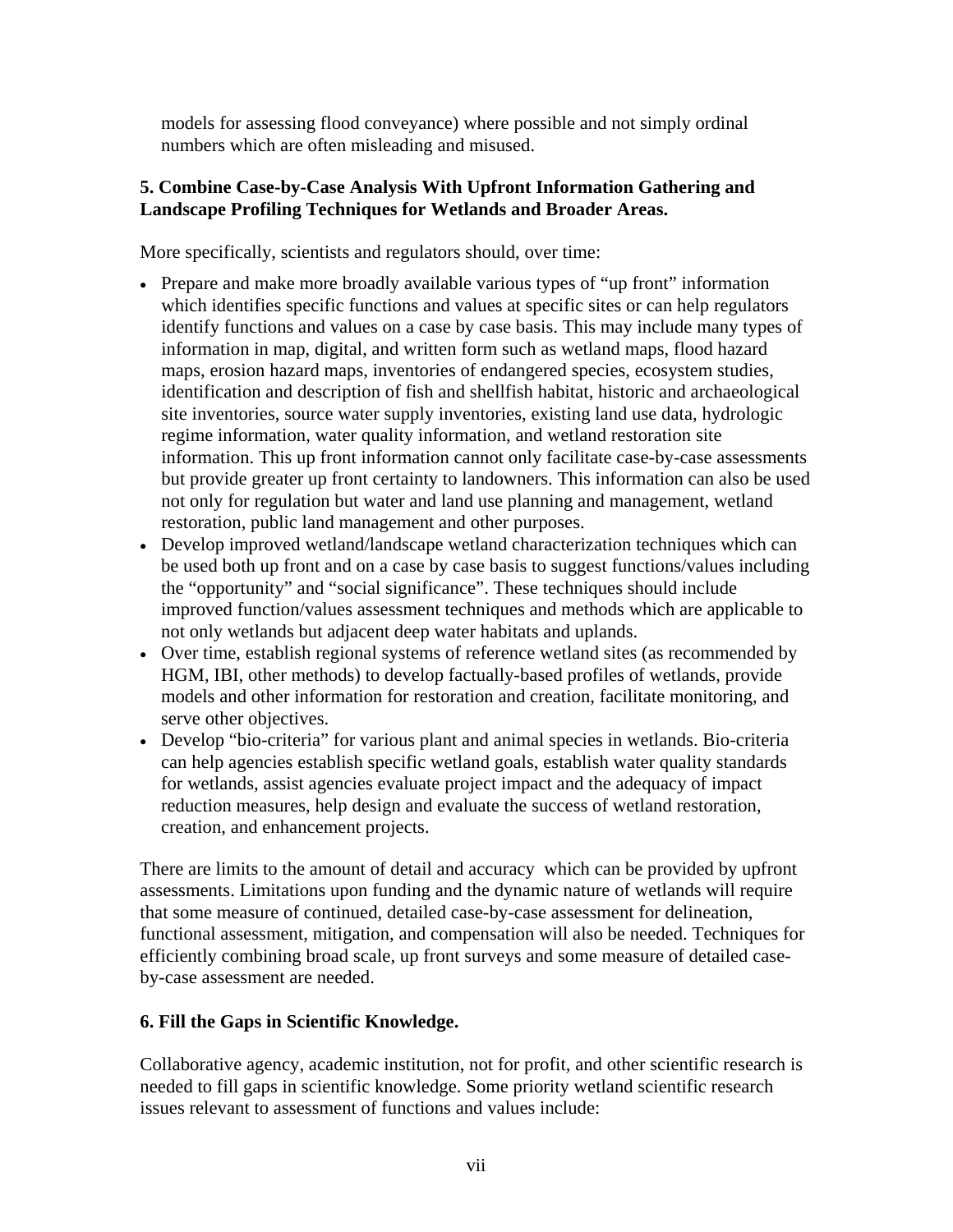models for assessing flood conveyance) where possible and not simply ordinal numbers which are often misleading and misused.

**5. Combine Case-by-Case Analysis With Upfront Information Gathering and Landscape Profiling Techniques for Wetlands and Broader Areas.**

More specifically, scientists and regulators should, over time:

- Prepare and make more broadly available various types of "up front" information which identifies specific functions and values at specific sites or can help regulators identify functions and values on a case by case basis. This may include many types of information in map, digital, and written form such as wetland maps, flood hazard maps, erosion hazard maps, inventories of endangered species, ecosystem studies, identification and description of fish and shellfish habitat, historic and archaeological site inventories, source water supply inventories, existing land use data, hydrologic regime information, water quality information, and wetland restoration site information. This up front information cannot only facilitate case-by-case assessments but provide greater up front certainty to landowners. This information can also be used not only for regulation but water and land use planning and management, wetland restoration, public land management and other purposes.
- Develop improved wetland/landscape wetland characterization techniques which can be used both up front and on a case by case basis to suggest functions/values including the "opportunity" and "social significance". These techniques should include improved function/values assessment techniques and methods which are applicable to not only wetlands but adjacent deep water habitats and uplands.
- Over time, establish regional systems of reference wetland sites (as recommended by HGM, IBI, other methods) to develop factually-based profiles of wetlands, provide models and other information for restoration and creation, facilitate monitoring, and serve other objectives.
- Develop "bio-criteria" for various plant and animal species in wetlands. Bio-criteria can help agencies establish specific wetland goals, establish water quality standards for wetlands, assist agencies evaluate project impact and the adequacy of impact reduction measures, help design and evaluate the success of wetland restoration, creation, and enhancement projects.

There are limits to the amount of detail and accuracy which can be provided by upfront assessments. Limitations upon funding and the dynamic nature of wetlands will require that some measure of continued, detailed case-by-case assessment for delineation, functional assessment, mitigation, and compensation will also be needed. Techniques for efficiently combining broad scale, up front surveys and some measure of detailed case-by-case assessment are needed.

**6. Fill the Gaps in Scientific Knowledge.**

Collaborative agency, academic institution, not for profit, and other scientific research is needed to fill gaps in scientific knowledge. Some priority wetland scientific research issues relevant to assessment of functions and values include: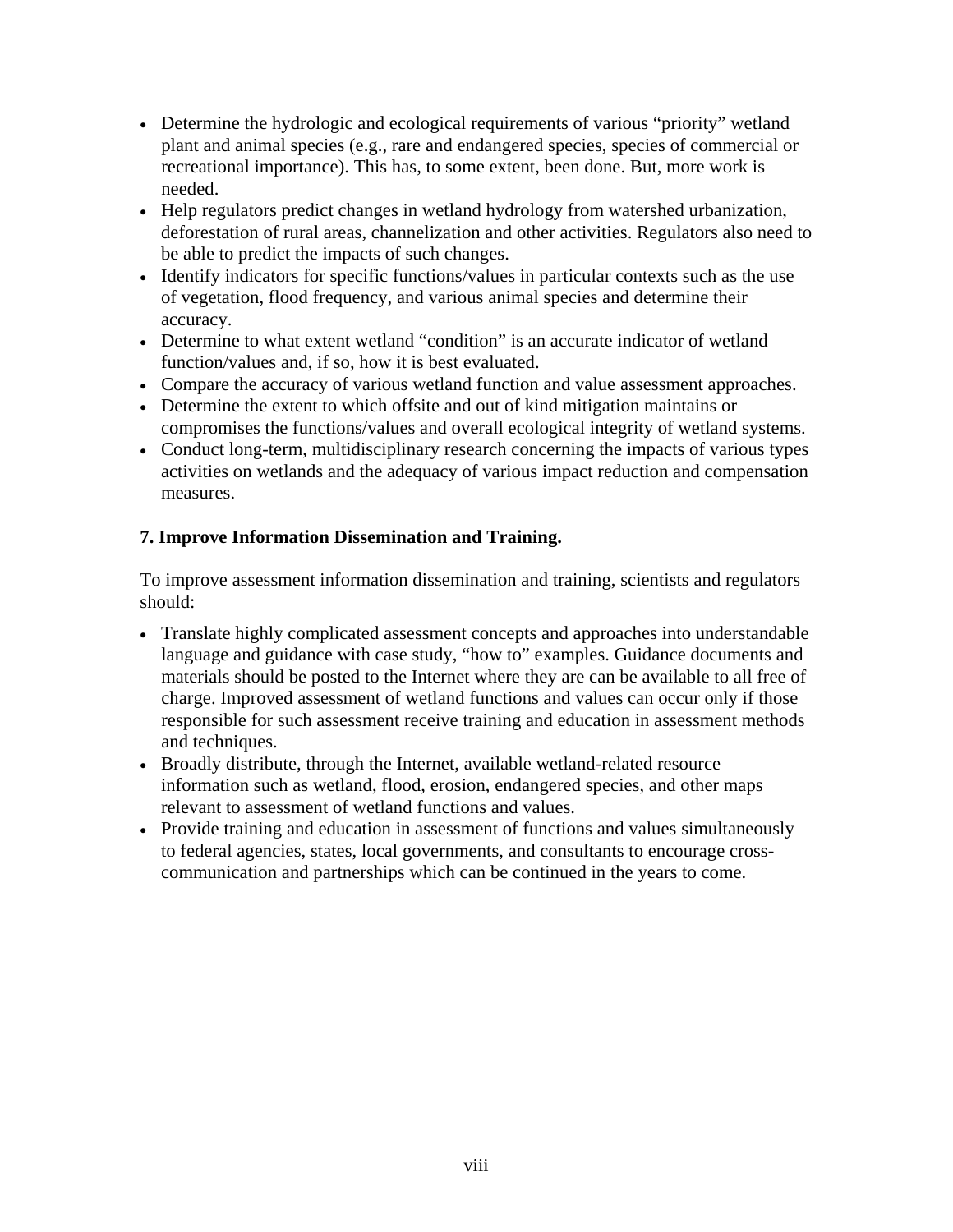- Determine the hydrologic and ecological requirements of various "priority" wetland plant and animal species (e.g., rare and endangered species, species of commercial or recreational importance). This has, to some extent, been done. But, more work is needed.
- Help regulators predict changes in wetland hydrology from watershed urbanization, deforestation of rural areas, channelization and other activities. Regulators also need to be able to predict the impacts of such changes.
- Identify indicators for specific functions/values in particular contexts such as the use of vegetation, flood frequency, and various animal species and determine their accuracy.
- Determine to what extent wetland "condition" is an accurate indicator of wetland function/values and, if so, how it is best evaluated.
- Compare the accuracy of various wetland function and value assessment approaches.
- Determine the extent to which offsite and out of kind mitigation maintains or compromises the functions/values and overall ecological integrity of wetland systems.
- Conduct long-term, multidisciplinary research concerning the impacts of various types activities on wetlands and the adequacy of various impact reduction and compensation measures.

**7. Improve Information Dissemination and Training.**

To improve assessment information dissemination and training, scientists and regulators should:

- Translate highly complicated assessment concepts and approaches into understandable language and guidance with case study, "how to" examples. Guidance documents and materials should be posted to the Internet where they are can be available to all free of charge. Improved assessment of wetland functions and values can occur only if those responsible for such assessment receive training and education in assessment methods and techniques.
- Broadly distribute, through the Internet, available wetland-related resource information such as wetland, flood, erosion, endangered species, and other maps relevant to assessment of wetland functions and values.
- Provide training and education in assessment of functions and values simultaneously to federal agencies, states, local governments, and consultants to encourage cross-communication and partnerships which can be continued in the years to come.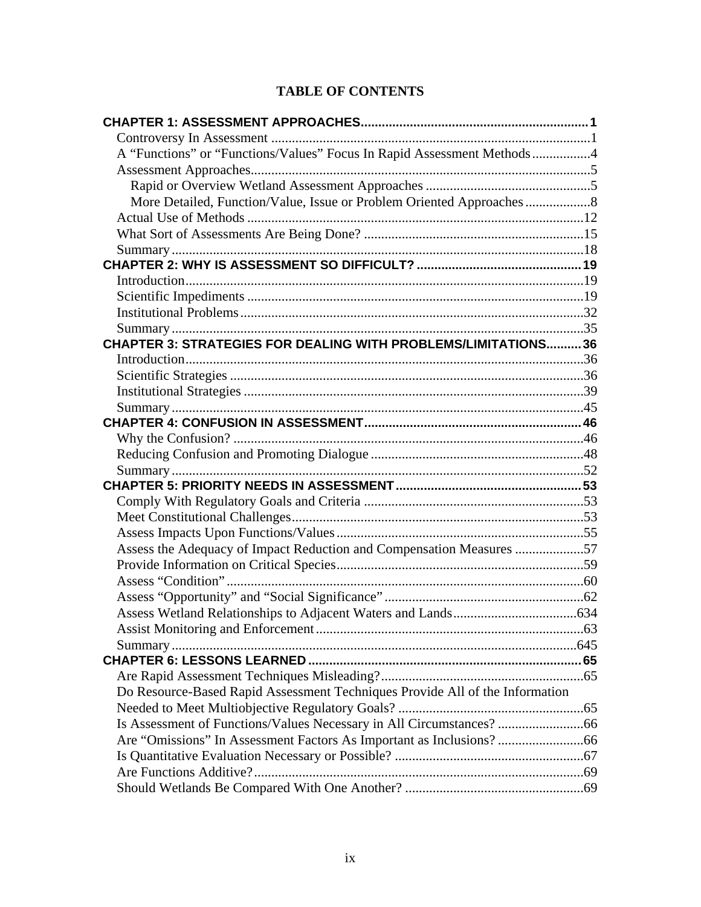# TABLE OF CONTENTS

| | |
|---|---|
| **CHAPTER 1: ASSESSMENT APPROACHES** | **1** |
| Controversy In Assessment | 1 |
| A "Functions" or "Functions/Values" Focus In Rapid Assessment Methods | 4 |
| Assessment Approaches | 5 |
| Rapid or Overview Wetland Assessment Approaches | 5 |
| More Detailed, Function/Value, Issue or Problem Oriented Approaches | 8 |
| Actual Use of Methods | 12 |
| What Sort of Assessments Are Being Done? | 15 |
| Summary | 18 |
| **CHAPTER 2: WHY IS ASSESSMENT SO DIFFICULT?** | **19** |
| Introduction | 19 |
| Scientific Impediments | 19 |
| Institutional Problems | 32 |
| Summary | 35 |
| **CHAPTER 3: STRATEGIES FOR DEALING WITH PROBLEMS/LIMITATIONS** | **36** |
| Introduction | 36 |
| Scientific Strategies | 36 |
| Institutional Strategies | 39 |
| Summary | 45 |
| **CHAPTER 4: CONFUSION IN ASSESSMENT** | **46** |
| Why the Confusion? | 46 |
| Reducing Confusion and Promoting Dialogue | 48 |
| Summary | 52 |
| **CHAPTER 5: PRIORITY NEEDS IN ASSESSMENT** | **53** |
| Comply With Regulatory Goals and Criteria | 53 |
| Meet Constitutional Challenges | 53 |
| Assess Impacts Upon Functions/Values | 55 |
| Assess the Adequacy of Impact Reduction and Compensation Measures | 57 |
| Provide Information on Critical Species | 59 |
| Assess "Condition" | 60 |
| Assess "Opportunity" and "Social Significance" | 62 |
| Assess Wetland Relationships to Adjacent Waters and Lands | 634 |
| Assist Monitoring and Enforcement | 63 |
| Summary | 645 |
| **CHAPTER 6: LESSONS LEARNED** | **65** |
| Are Rapid Assessment Techniques Misleading? | 65 |
| Do Resource-Based Rapid Assessment Techniques Provide All of the Information Needed to Meet Multiobjective Regulatory Goals? | 65 |
| Is Assessment of Functions/Values Necessary in All Circumstances? | 66 |
| Are "Omissions" In Assessment Factors As Important as Inclusions? | 66 |
| Is Quantitative Evaluation Necessary or Possible? | 67 |
| Are Functions Additive? | 69 |
| Should Wetlands Be Compared With One Another? | 69 |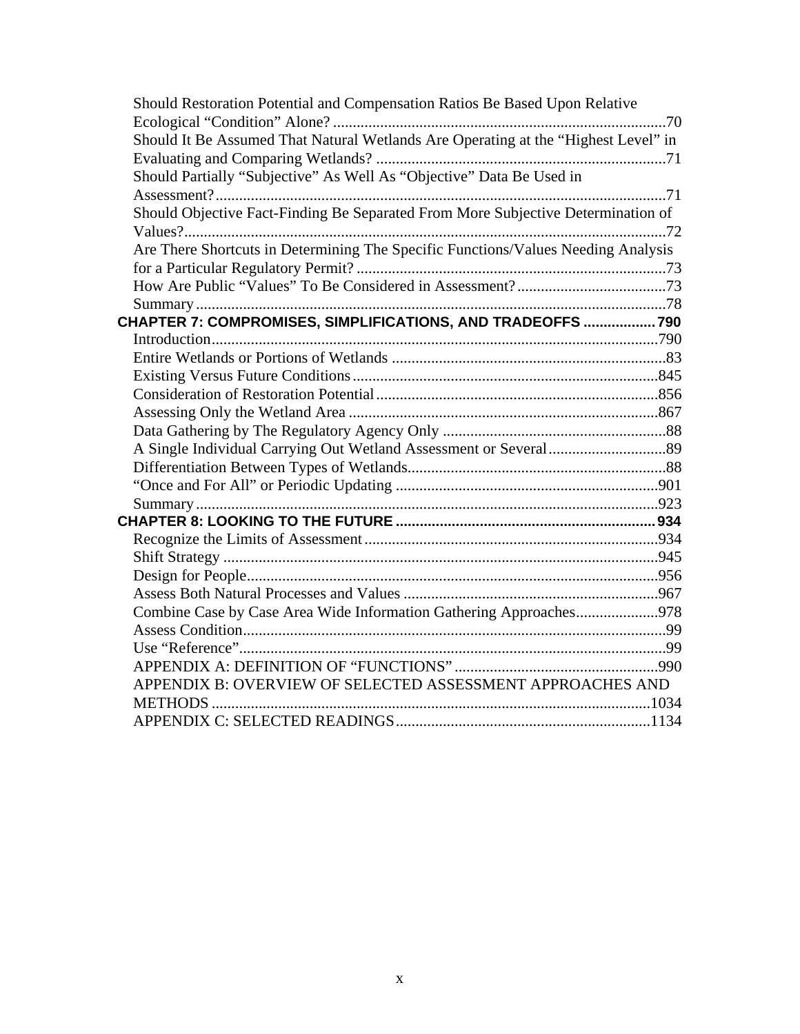Should Restoration Potential and Compensation Ratios Be Based Upon Relative Ecological “Condition” Alone? .....................................................................................70
Should It Be Assumed That Natural Wetlands Are Operating at the “Highest Level” in Evaluating and Comparing Wetlands? ..........................................................................71
Should Partially “Subjective” As Well As “Objective” Data Be Used in Assessment?..................................................................................................................71
Should Objective Fact-Finding Be Separated From More Subjective Determination of Values?..........................................................................................................................72
Are There Shortcuts in Determining The Specific Functions/Values Needing Analysis for a Particular Regulatory Permit? ..............................................................................73
How Are Public “Values” To Be Considered in Assessment? ......................................73
Summary........................................................................................................................78

**CHAPTER 7: COMPROMISES, SIMPLIFICATIONS, AND TRADEOFFS .................. 790**

Introduction.................................................................................................................790
Entire Wetlands or Portions of Wetlands .....................................................................83
Existing Versus Future Conditions .............................................................................845
Consideration of Restoration Potential .......................................................................856
Assessing Only the Wetland Area ..............................................................................867
Data Gathering by The Regulatory Agency Only .........................................................88
A Single Individual Carrying Out Wetland Assessment or Several ..............................89
Differentiation Between Types of Wetlands.................................................................88
“Once and For All” or Periodic Updating ..................................................................901
Summary.....................................................................................................................923

**CHAPTER 8: LOOKING TO THE FUTURE ................................................................. 934**

Recognize the Limits of Assessment ..........................................................................934
Shift Strategy ..............................................................................................................945
Design for People........................................................................................................956
Assess Both Natural Processes and Values .................................................................967
Combine Case by Case Area Wide Information Gathering Approaches.....................978
Assess Condition...........................................................................................................99
Use “Reference”............................................................................................................99
APPENDIX A: DEFINITION OF “FUNCTIONS” ....................................................990
APPENDIX B: OVERVIEW OF SELECTED ASSESSMENT APPROACHES AND METHODS ...............................................................................................................1034
APPENDIX C: SELECTED READINGS.................................................................1134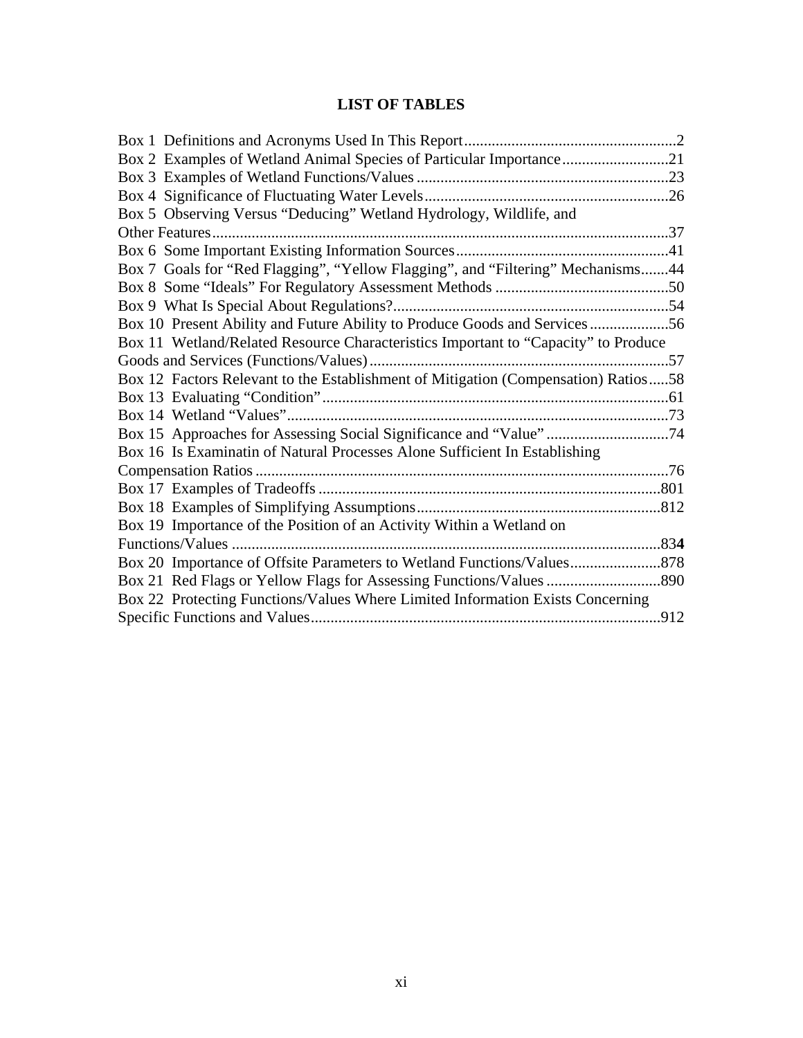## LIST OF TABLES

Box 1 Definitions and Acronyms Used In This Report......................................................2
Box 2 Examples of Wetland Animal Species of Particular Importance...........................21
Box 3 Examples of Wetland Functions/Values ................................................................23
Box 4 Significance of Fluctuating Water Levels..............................................................26
Box 5 Observing Versus “Deducing” Wetland Hydrology, Wildlife, and Other Features...................................................................................................................37
Box 6 Some Important Existing Information Sources......................................................41
Box 7 Goals for “Red Flagging”, “Yellow Flagging”, and “Filtering” Mechanisms.......44
Box 8 Some “Ideals” For Regulatory Assessment Methods ............................................50
Box 9 What Is Special About Regulations?......................................................................54
Box 10 Present Ability and Future Ability to Produce Goods and Services....................56
Box 11 Wetland/Related Resource Characteristics Important to “Capacity” to Produce Goods and Services (Functions/Values)............................................................................57
Box 12 Factors Relevant to the Establishment of Mitigation (Compensation) Ratios.....58
Box 13 Evaluating “Condition”........................................................................................61
Box 14 Wetland “Values”.................................................................................................73
Box 15 Approaches for Assessing Social Significance and “Value”...............................74
Box 16 Is Examinatin of Natural Processes Alone Sufficient In Establishing Compensation Ratios .........................................................................................................76
Box 17 Examples of Tradeoffs .......................................................................................801
Box 18 Examples of Simplifying Assumptions..............................................................812
Box 19 Importance of the Position of an Activity Within a Wetland on Functions/Values .............................................................................................................83**4**
Box 20 Importance of Offsite Parameters to Wetland Functions/Values.......................878
Box 21 Red Flags or Yellow Flags for Assessing Functions/Values .............................890
Box 22 Protecting Functions/Values Where Limited Information Exists Concerning Specific Functions and Values.........................................................................................912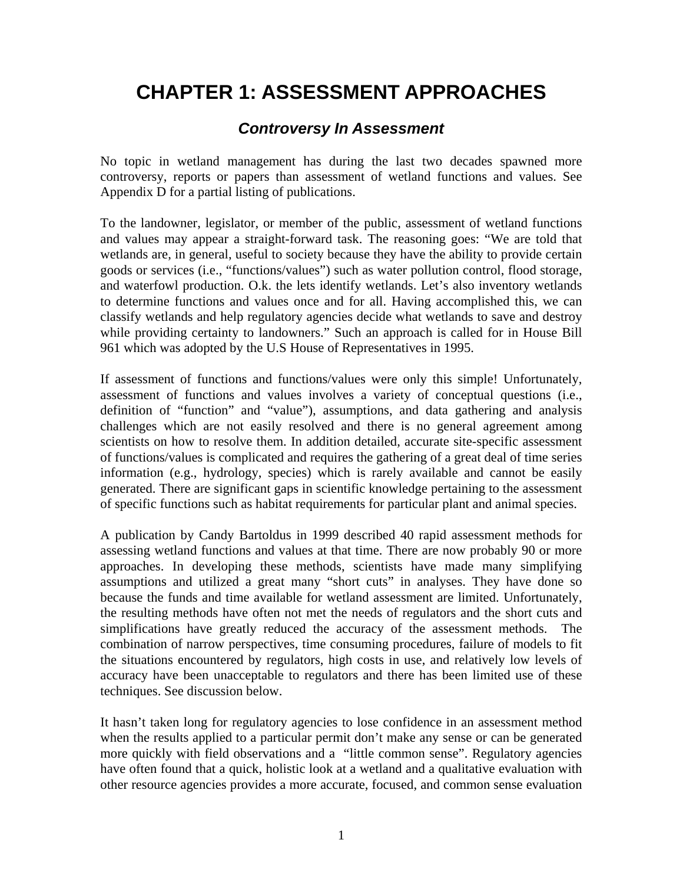# CHAPTER 1: ASSESSMENT APPROACHES

## *Controversy In Assessment*

No topic in wetland management has during the last two decades spawned more controversy, reports or papers than assessment of wetland functions and values. See Appendix D for a partial listing of publications.

To the landowner, legislator, or member of the public, assessment of wetland functions and values may appear a straight-forward task. The reasoning goes: "We are told that wetlands are, in general, useful to society because they have the ability to provide certain goods or services (i.e., "functions/values") such as water pollution control, flood storage, and waterfowl production. O.k. the lets identify wetlands. Let's also inventory wetlands to determine functions and values once and for all. Having accomplished this, we can classify wetlands and help regulatory agencies decide what wetlands to save and destroy while providing certainty to landowners." Such an approach is called for in House Bill 961 which was adopted by the U.S House of Representatives in 1995.

If assessment of functions and functions/values were only this simple! Unfortunately, assessment of functions and values involves a variety of conceptual questions (i.e., definition of "function" and "value"), assumptions, and data gathering and analysis challenges which are not easily resolved and there is no general agreement among scientists on how to resolve them. In addition detailed, accurate site-specific assessment of functions/values is complicated and requires the gathering of a great deal of time series information (e.g., hydrology, species) which is rarely available and cannot be easily generated. There are significant gaps in scientific knowledge pertaining to the assessment of specific functions such as habitat requirements for particular plant and animal species.

A publication by Candy Bartoldus in 1999 described 40 rapid assessment methods for assessing wetland functions and values at that time. There are now probably 90 or more approaches. In developing these methods, scientists have made many simplifying assumptions and utilized a great many "short cuts" in analyses. They have done so because the funds and time available for wetland assessment are limited. Unfortunately, the resulting methods have often not met the needs of regulators and the short cuts and simplifications have greatly reduced the accuracy of the assessment methods. The combination of narrow perspectives, time consuming procedures, failure of models to fit the situations encountered by regulators, high costs in use, and relatively low levels of accuracy have been unacceptable to regulators and there has been limited use of these techniques. See discussion below.

It hasn't taken long for regulatory agencies to lose confidence in an assessment method when the results applied to a particular permit don't make any sense or can be generated more quickly with field observations and a "little common sense". Regulatory agencies have often found that a quick, holistic look at a wetland and a qualitative evaluation with other resource agencies provides a more accurate, focused, and common sense evaluation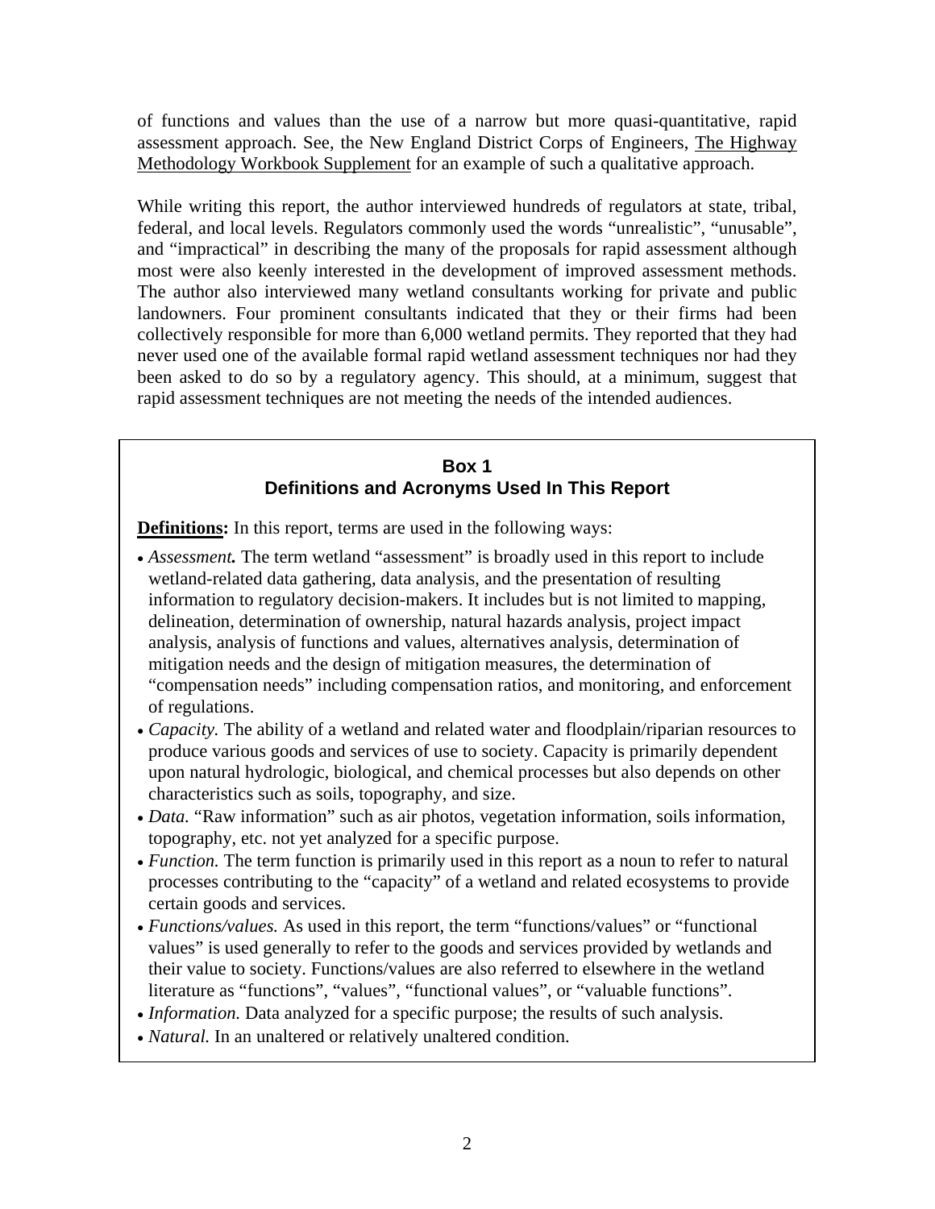of functions and values than the use of a narrow but more quasi-quantitative, rapid assessment approach. See, the New England District Corps of Engineers, The Highway Methodology Workbook Supplement for an example of such a qualitative approach.

While writing this report, the author interviewed hundreds of regulators at state, tribal, federal, and local levels. Regulators commonly used the words "unrealistic", "unusable", and "impractical" in describing the many of the proposals for rapid assessment although most were also keenly interested in the development of improved assessment methods. The author also interviewed many wetland consultants working for private and public landowners. Four prominent consultants indicated that they or their firms had been collectively responsible for more than 6,000 wetland permits. They reported that they had never used one of the available formal rapid wetland assessment techniques nor had they been asked to do so by a regulatory agency. This should, at a minimum, suggest that rapid assessment techniques are not meeting the needs of the intended audiences.

## Box 1
## Definitions and Acronyms Used In This Report

**Definitions:** In this report, terms are used in the following ways:

- ***Assessment.*** The term wetland "assessment" is broadly used in this report to include wetland-related data gathering, data analysis, and the presentation of resulting information to regulatory decision-makers. It includes but is not limited to mapping, delineation, determination of ownership, natural hazards analysis, project impact analysis, analysis of functions and values, alternatives analysis, determination of mitigation needs and the design of mitigation measures, the determination of "compensation needs" including compensation ratios, and monitoring, and enforcement of regulations.
- *Capacity.* The ability of a wetland and related water and floodplain/riparian resources to produce various goods and services of use to society. Capacity is primarily dependent upon natural hydrologic, biological, and chemical processes but also depends on other characteristics such as soils, topography, and size.
- *Data.* "Raw information" such as air photos, vegetation information, soils information, topography, etc. not yet analyzed for a specific purpose.
- *Function.* The term function is primarily used in this report as a noun to refer to natural processes contributing to the "capacity" of a wetland and related ecosystems to provide certain goods and services.
- *Functions/values.* As used in this report, the term "functions/values" or "functional values" is used generally to refer to the goods and services provided by wetlands and their value to society. Functions/values are also referred to elsewhere in the wetland literature as "functions", "values", "functional values", or "valuable functions".
- *Information.* Data analyzed for a specific purpose; the results of such analysis.
- *Natural.* In an unaltered or relatively unaltered condition.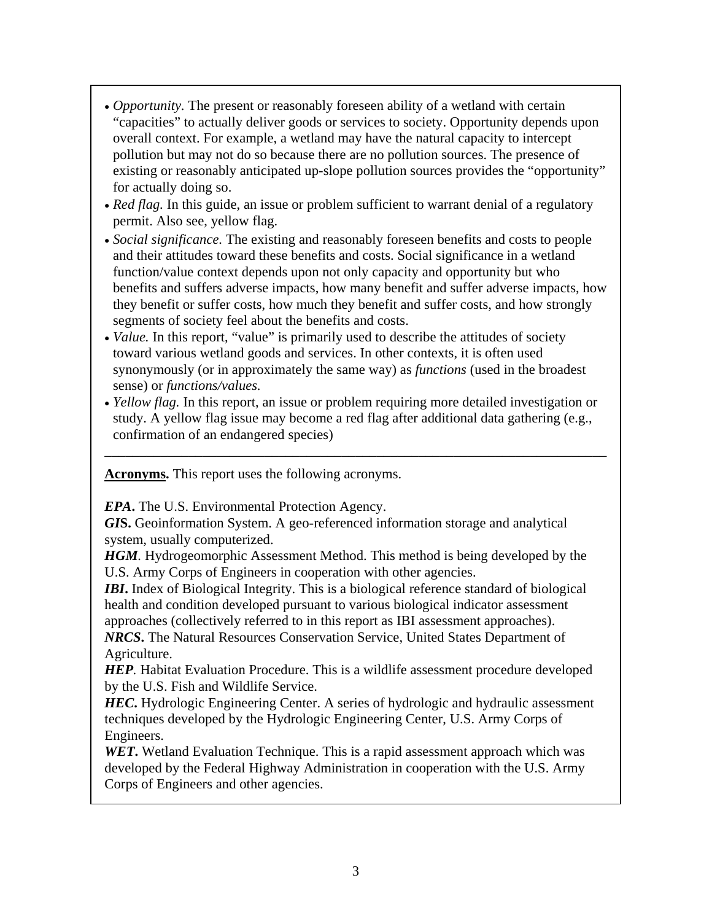- *Opportunity.* The present or reasonably foreseen ability of a wetland with certain "capacities" to actually deliver goods or services to society. Opportunity depends upon overall context. For example, a wetland may have the natural capacity to intercept pollution but may not do so because there are no pollution sources. The presence of existing or reasonably anticipated up-slope pollution sources provides the "opportunity" for actually doing so.
- *Red flag.* In this guide, an issue or problem sufficient to warrant denial of a regulatory permit. Also see, yellow flag.
- *Social significance.* The existing and reasonably foreseen benefits and costs to people and their attitudes toward these benefits and costs. Social significance in a wetland function/value context depends upon not only capacity and opportunity but who benefits and suffers adverse impacts, how many benefit and suffer adverse impacts, how they benefit or suffer costs, how much they benefit and suffer costs, and how strongly segments of society feel about the benefits and costs.
- *Value.* In this report, "value" is primarily used to describe the attitudes of society toward various wetland goods and services. In other contexts, it is often used synonymously (or in approximately the same way) as *functions* (used in the broadest sense) or *functions/values*.
- *Yellow flag.* In this report, an issue or problem requiring more detailed investigation or study. A yellow flag issue may become a red flag after additional data gathering (e.g., confirmation of an endangered species)

---

**Acronyms.** This report uses the following acronyms.

***EPA*.** The U.S. Environmental Protection Agency.
***GIS*.** Geoinformation System. A geo-referenced information storage and analytical system, usually computerized.
***HGM*.** Hydrogeomorphic Assessment Method. This method is being developed by the U.S. Army Corps of Engineers in cooperation with other agencies.
***IBI*.** Index of Biological Integrity. This is a biological reference standard of biological health and condition developed pursuant to various biological indicator assessment approaches (collectively referred to in this report as IBI assessment approaches).
***NRCS*.** The Natural Resources Conservation Service, United States Department of Agriculture.
***HEP*.** Habitat Evaluation Procedure. This is a wildlife assessment procedure developed by the U.S. Fish and Wildlife Service.
***HEC*.** Hydrologic Engineering Center. A series of hydrologic and hydraulic assessment techniques developed by the Hydrologic Engineering Center, U.S. Army Corps of Engineers.
***WET*.** Wetland Evaluation Technique. This is a rapid assessment approach which was developed by the Federal Highway Administration in cooperation with the U.S. Army Corps of Engineers and other agencies.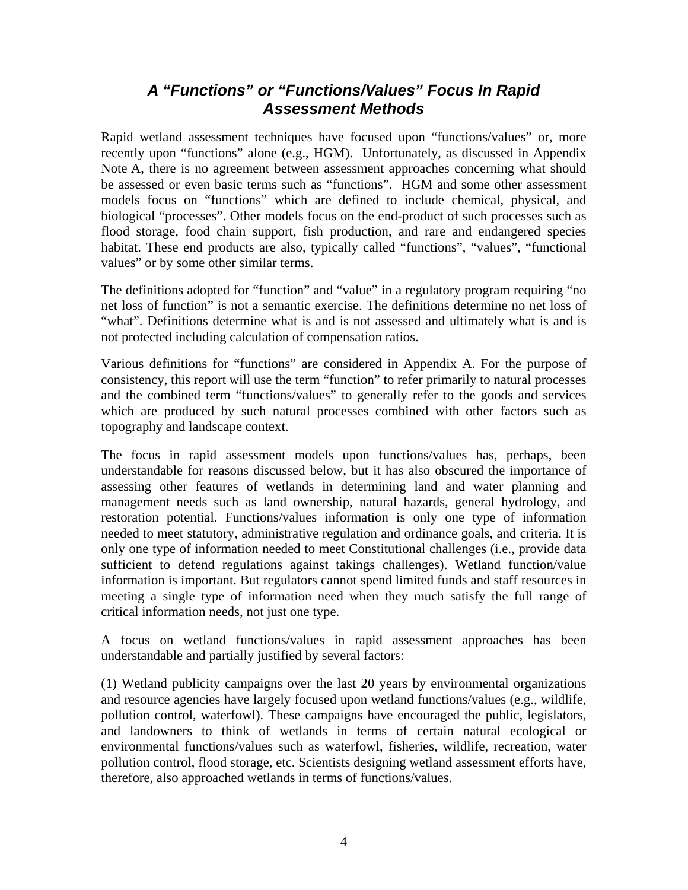## *A "Functions" or "Functions/Values" Focus In Rapid Assessment Methods*

Rapid wetland assessment techniques have focused upon "functions/values" or, more recently upon "functions" alone (e.g., HGM). Unfortunately, as discussed in Appendix Note A, there is no agreement between assessment approaches concerning what should be assessed or even basic terms such as "functions". HGM and some other assessment models focus on "functions" which are defined to include chemical, physical, and biological "processes". Other models focus on the end-product of such processes such as flood storage, food chain support, fish production, and rare and endangered species habitat. These end products are also, typically called "functions", "values", "functional values" or by some other similar terms.

The definitions adopted for "function" and "value" in a regulatory program requiring "no net loss of function" is not a semantic exercise. The definitions determine no net loss of "what". Definitions determine what is and is not assessed and ultimately what is and is not protected including calculation of compensation ratios.

Various definitions for "functions" are considered in Appendix A. For the purpose of consistency, this report will use the term "function" to refer primarily to natural processes and the combined term "functions/values" to generally refer to the goods and services which are produced by such natural processes combined with other factors such as topography and landscape context.

The focus in rapid assessment models upon functions/values has, perhaps, been understandable for reasons discussed below, but it has also obscured the importance of assessing other features of wetlands in determining land and water planning and management needs such as land ownership, natural hazards, general hydrology, and restoration potential. Functions/values information is only one type of information needed to meet statutory, administrative regulation and ordinance goals, and criteria. It is only one type of information needed to meet Constitutional challenges (i.e., provide data sufficient to defend regulations against takings challenges). Wetland function/value information is important. But regulators cannot spend limited funds and staff resources in meeting a single type of information need when they much satisfy the full range of critical information needs, not just one type.

A focus on wetland functions/values in rapid assessment approaches has been understandable and partially justified by several factors:

(1) Wetland publicity campaigns over the last 20 years by environmental organizations and resource agencies have largely focused upon wetland functions/values (e.g., wildlife, pollution control, waterfowl). These campaigns have encouraged the public, legislators, and landowners to think of wetlands in terms of certain natural ecological or environmental functions/values such as waterfowl, fisheries, wildlife, recreation, water pollution control, flood storage, etc. Scientists designing wetland assessment efforts have, therefore, also approached wetlands in terms of functions/values.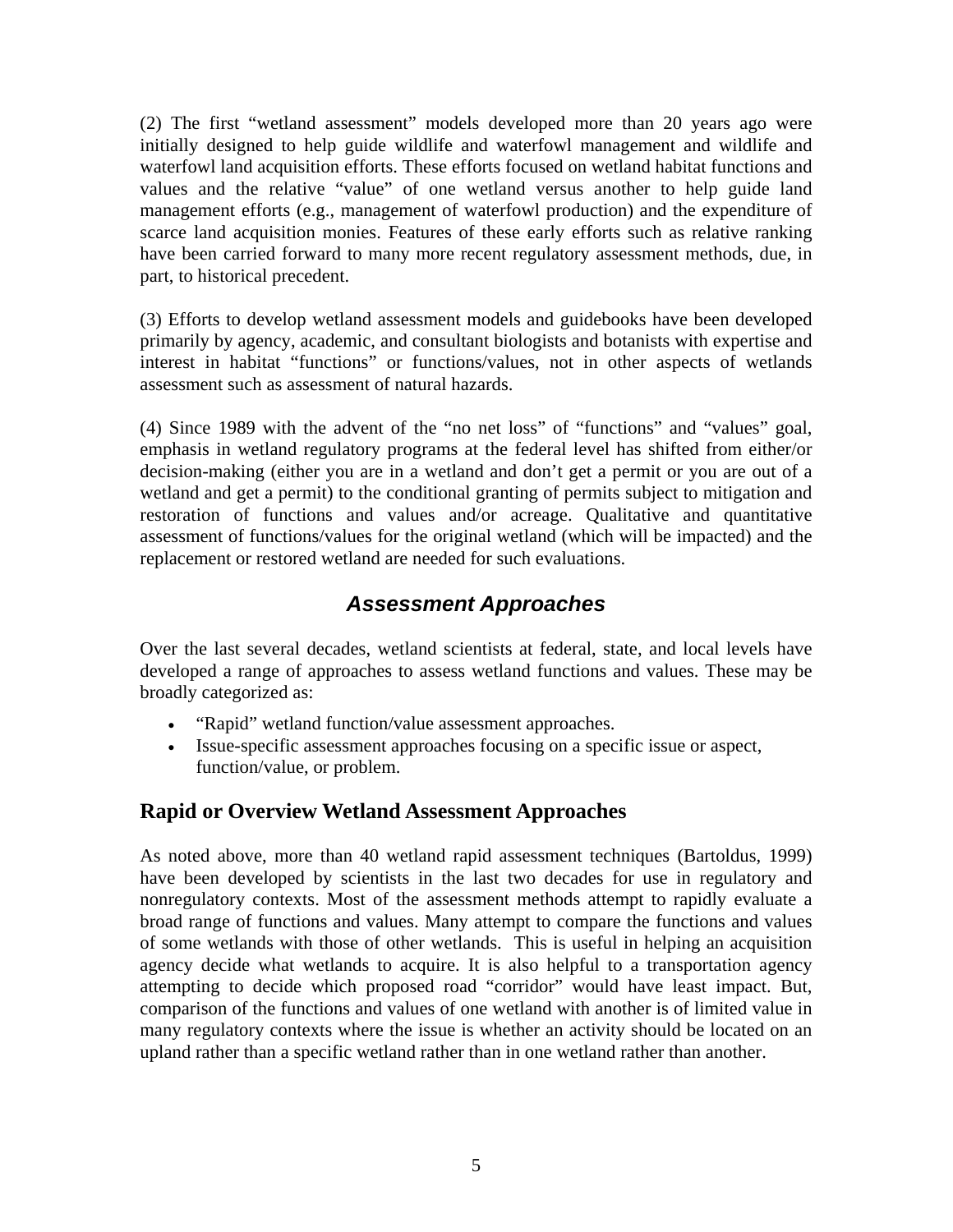(2) The first "wetland assessment" models developed more than 20 years ago were initially designed to help guide wildlife and waterfowl management and wildlife and waterfowl land acquisition efforts. These efforts focused on wetland habitat functions and values and the relative "value" of one wetland versus another to help guide land management efforts (e.g., management of waterfowl production) and the expenditure of scarce land acquisition monies. Features of these early efforts such as relative ranking have been carried forward to many more recent regulatory assessment methods, due, in part, to historical precedent.

(3) Efforts to develop wetland assessment models and guidebooks have been developed primarily by agency, academic, and consultant biologists and botanists with expertise and interest in habitat "functions" or functions/values, not in other aspects of wetlands assessment such as assessment of natural hazards.

(4) Since 1989 with the advent of the "no net loss" of "functions" and "values" goal, emphasis in wetland regulatory programs at the federal level has shifted from either/or decision-making (either you are in a wetland and don't get a permit or you are out of a wetland and get a permit) to the conditional granting of permits subject to mitigation and restoration of functions and values and/or acreage. Qualitative and quantitative assessment of functions/values for the original wetland (which will be impacted) and the replacement or restored wetland are needed for such evaluations.

## *Assessment Approaches*

Over the last several decades, wetland scientists at federal, state, and local levels have developed a range of approaches to assess wetland functions and values. These may be broadly categorized as:

- "Rapid" wetland function/value assessment approaches.
- Issue-specific assessment approaches focusing on a specific issue or aspect, function/value, or problem.

### Rapid or Overview Wetland Assessment Approaches

As noted above, more than 40 wetland rapid assessment techniques (Bartoldus, 1999) have been developed by scientists in the last two decades for use in regulatory and nonregulatory contexts. Most of the assessment methods attempt to rapidly evaluate a broad range of functions and values. Many attempt to compare the functions and values of some wetlands with those of other wetlands. This is useful in helping an acquisition agency decide what wetlands to acquire. It is also helpful to a transportation agency attempting to decide which proposed road "corridor" would have least impact. But, comparison of the functions and values of one wetland with another is of limited value in many regulatory contexts where the issue is whether an activity should be located on an upland rather than a specific wetland rather than in one wetland rather than another.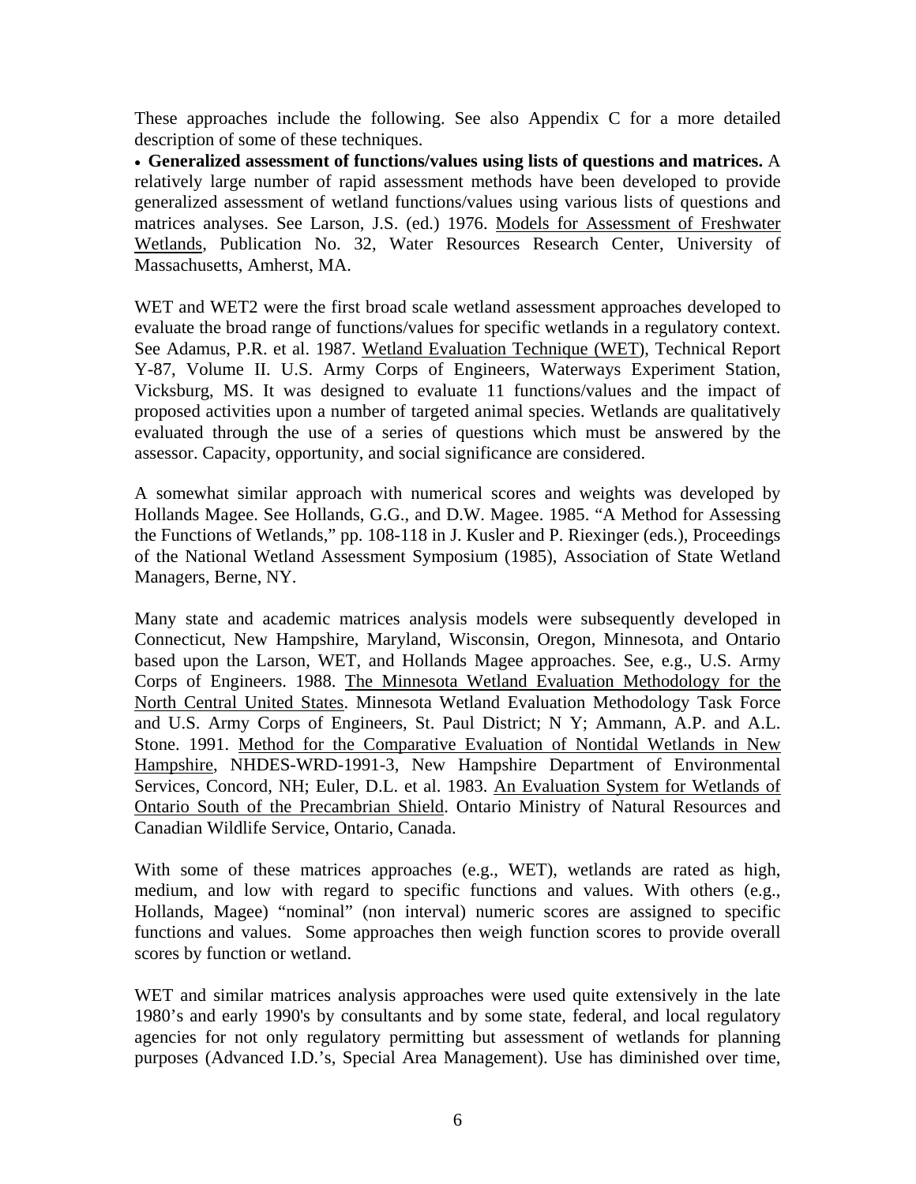These approaches include the following. See also Appendix C for a more detailed description of some of these techniques.

- **Generalized assessment of functions/values using lists of questions and matrices.** A relatively large number of rapid assessment methods have been developed to provide generalized assessment of wetland functions/values using various lists of questions and matrices analyses. See Larson, J.S. (ed.) 1976. Models for Assessment of Freshwater Wetlands, Publication No. 32, Water Resources Research Center, University of Massachusetts, Amherst, MA.

WET and WET2 were the first broad scale wetland assessment approaches developed to evaluate the broad range of functions/values for specific wetlands in a regulatory context. See Adamus, P.R. et al. 1987. Wetland Evaluation Technique (WET), Technical Report Y-87, Volume II. U.S. Army Corps of Engineers, Waterways Experiment Station, Vicksburg, MS. It was designed to evaluate 11 functions/values and the impact of proposed activities upon a number of targeted animal species. Wetlands are qualitatively evaluated through the use of a series of questions which must be answered by the assessor. Capacity, opportunity, and social significance are considered.

A somewhat similar approach with numerical scores and weights was developed by Hollands Magee. See Hollands, G.G., and D.W. Magee. 1985. "A Method for Assessing the Functions of Wetlands," pp. 108-118 in J. Kusler and P. Riexinger (eds.), Proceedings of the National Wetland Assessment Symposium (1985), Association of State Wetland Managers, Berne, NY.

Many state and academic matrices analysis models were subsequently developed in Connecticut, New Hampshire, Maryland, Wisconsin, Oregon, Minnesota, and Ontario based upon the Larson, WET, and Hollands Magee approaches. See, e.g., U.S. Army Corps of Engineers. 1988. The Minnesota Wetland Evaluation Methodology for the North Central United States. Minnesota Wetland Evaluation Methodology Task Force and U.S. Army Corps of Engineers, St. Paul District; N Y; Ammann, A.P. and A.L. Stone. 1991. Method for the Comparative Evaluation of Nontidal Wetlands in New Hampshire, NHDES-WRD-1991-3, New Hampshire Department of Environmental Services, Concord, NH; Euler, D.L. et al. 1983. An Evaluation System for Wetlands of Ontario South of the Precambrian Shield. Ontario Ministry of Natural Resources and Canadian Wildlife Service, Ontario, Canada.

With some of these matrices approaches (e.g., WET), wetlands are rated as high, medium, and low with regard to specific functions and values. With others (e.g., Hollands, Magee) "nominal" (non interval) numeric scores are assigned to specific functions and values. Some approaches then weigh function scores to provide overall scores by function or wetland.

WET and similar matrices analysis approaches were used quite extensively in the late 1980's and early 1990's by consultants and by some state, federal, and local regulatory agencies for not only regulatory permitting but assessment of wetlands for planning purposes (Advanced I.D.'s, Special Area Management). Use has diminished over time,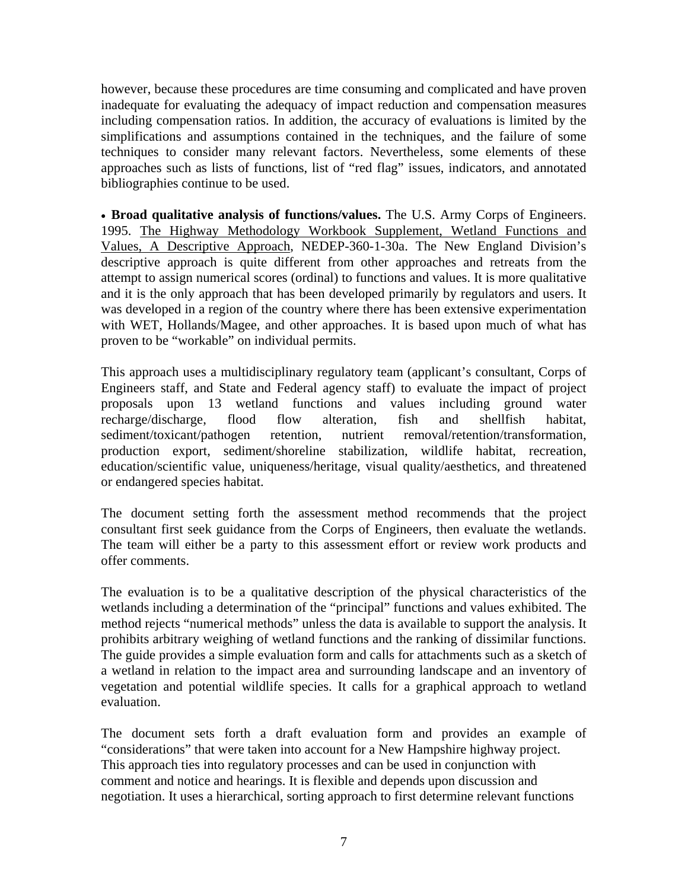however, because these procedures are time consuming and complicated and have proven inadequate for evaluating the adequacy of impact reduction and compensation measures including compensation ratios. In addition, the accuracy of evaluations is limited by the simplifications and assumptions contained in the techniques, and the failure of some techniques to consider many relevant factors. Nevertheless, some elements of these approaches such as lists of functions, list of "red flag" issues, indicators, and annotated bibliographies continue to be used.

- **Broad qualitative analysis of functions/values.** The U.S. Army Corps of Engineers. 1995. The Highway Methodology Workbook Supplement, Wetland Functions and Values, A Descriptive Approach, NEDEP-360-1-30a. The New England Division's descriptive approach is quite different from other approaches and retreats from the attempt to assign numerical scores (ordinal) to functions and values. It is more qualitative and it is the only approach that has been developed primarily by regulators and users. It was developed in a region of the country where there has been extensive experimentation with WET, Hollands/Magee, and other approaches. It is based upon much of what has proven to be "workable" on individual permits.

This approach uses a multidisciplinary regulatory team (applicant's consultant, Corps of Engineers staff, and State and Federal agency staff) to evaluate the impact of project proposals upon 13 wetland functions and values including ground water recharge/discharge, flood flow alteration, fish and shellfish habitat, sediment/toxicant/pathogen retention, nutrient removal/retention/transformation, production export, sediment/shoreline stabilization, wildlife habitat, recreation, education/scientific value, uniqueness/heritage, visual quality/aesthetics, and threatened or endangered species habitat.

The document setting forth the assessment method recommends that the project consultant first seek guidance from the Corps of Engineers, then evaluate the wetlands. The team will either be a party to this assessment effort or review work products and offer comments.

The evaluation is to be a qualitative description of the physical characteristics of the wetlands including a determination of the "principal" functions and values exhibited. The method rejects "numerical methods" unless the data is available to support the analysis. It prohibits arbitrary weighing of wetland functions and the ranking of dissimilar functions. The guide provides a simple evaluation form and calls for attachments such as a sketch of a wetland in relation to the impact area and surrounding landscape and an inventory of vegetation and potential wildlife species. It calls for a graphical approach to wetland evaluation.

The document sets forth a draft evaluation form and provides an example of "considerations" that were taken into account for a New Hampshire highway project. This approach ties into regulatory processes and can be used in conjunction with comment and notice and hearings. It is flexible and depends upon discussion and negotiation. It uses a hierarchical, sorting approach to first determine relevant functions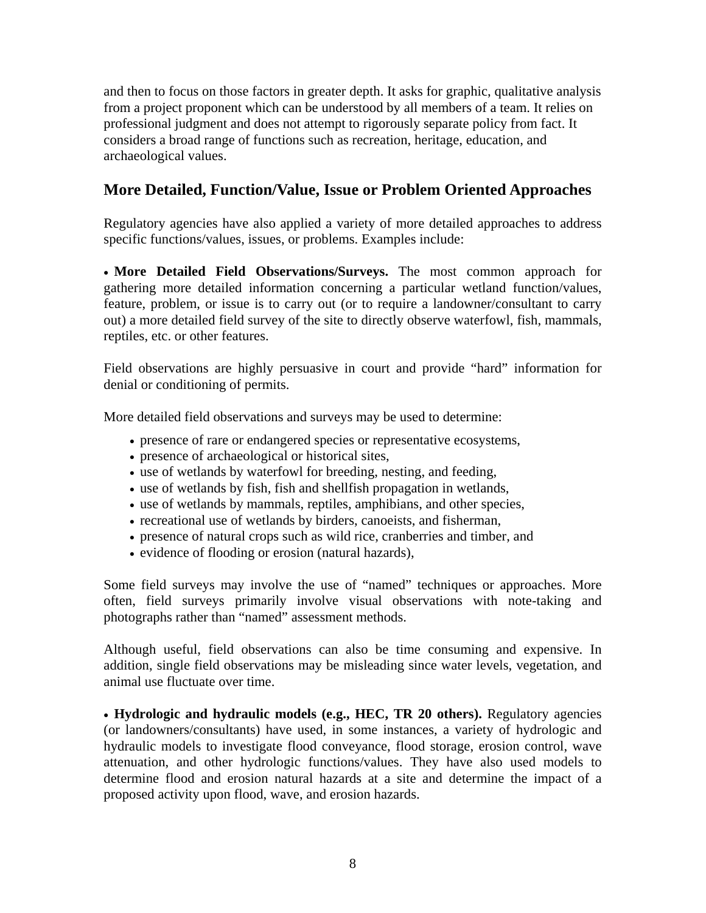and then to focus on those factors in greater depth. It asks for graphic, qualitative analysis from a project proponent which can be understood by all members of a team. It relies on professional judgment and does not attempt to rigorously separate policy from fact. It considers a broad range of functions such as recreation, heritage, education, and archaeological values.

## More Detailed, Function/Value, Issue or Problem Oriented Approaches

Regulatory agencies have also applied a variety of more detailed approaches to address specific functions/values, issues, or problems. Examples include:

- **More Detailed Field Observations/Surveys.** The most common approach for gathering more detailed information concerning a particular wetland function/values, feature, problem, or issue is to carry out (or to require a landowner/consultant to carry out) a more detailed field survey of the site to directly observe waterfowl, fish, mammals, reptiles, etc. or other features.

Field observations are highly persuasive in court and provide "hard" information for denial or conditioning of permits.

More detailed field observations and surveys may be used to determine:

- presence of rare or endangered species or representative ecosystems,
- presence of archaeological or historical sites,
- use of wetlands by waterfowl for breeding, nesting, and feeding,
- use of wetlands by fish, fish and shellfish propagation in wetlands,
- use of wetlands by mammals, reptiles, amphibians, and other species,
- recreational use of wetlands by birders, canoeists, and fisherman,
- presence of natural crops such as wild rice, cranberries and timber, and
- evidence of flooding or erosion (natural hazards),

Some field surveys may involve the use of "named" techniques or approaches. More often, field surveys primarily involve visual observations with note-taking and photographs rather than "named" assessment methods.

Although useful, field observations can also be time consuming and expensive. In addition, single field observations may be misleading since water levels, vegetation, and animal use fluctuate over time.

- **Hydrologic and hydraulic models (e.g., HEC, TR 20 others).** Regulatory agencies (or landowners/consultants) have used, in some instances, a variety of hydrologic and hydraulic models to investigate flood conveyance, flood storage, erosion control, wave attenuation, and other hydrologic functions/values. They have also used models to determine flood and erosion natural hazards at a site and determine the impact of a proposed activity upon flood, wave, and erosion hazards.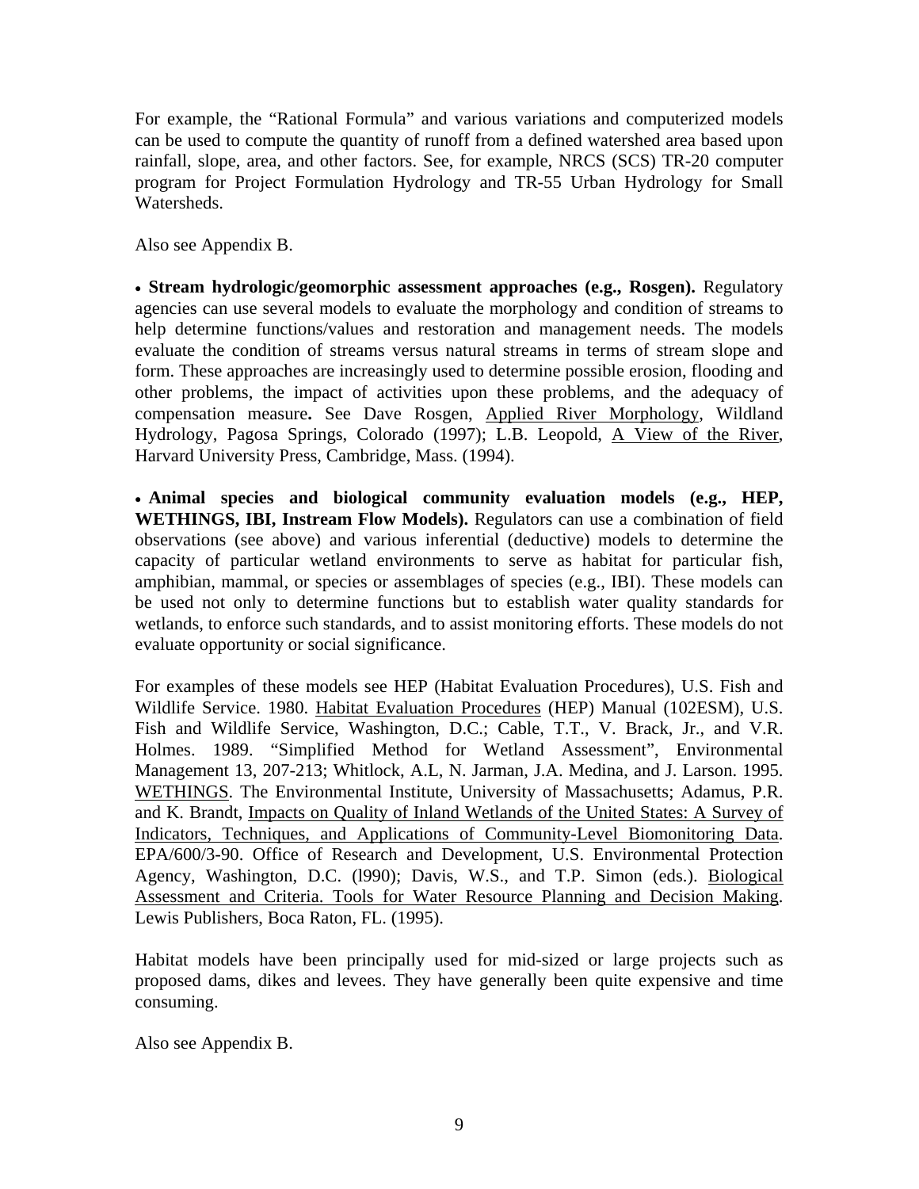For example, the "Rational Formula" and various variations and computerized models can be used to compute the quantity of runoff from a defined watershed area based upon rainfall, slope, area, and other factors. See, for example, NRCS (SCS) TR-20 computer program for Project Formulation Hydrology and TR-55 Urban Hydrology for Small Watersheds.

Also see Appendix B.

- **Stream hydrologic/geomorphic assessment approaches (e.g., Rosgen).** Regulatory agencies can use several models to evaluate the morphology and condition of streams to help determine functions/values and restoration and management needs. The models evaluate the condition of streams versus natural streams in terms of stream slope and form. These approaches are increasingly used to determine possible erosion, flooding and other problems, the impact of activities upon these problems, and the adequacy of compensation measure**.** See Dave Rosgen, Applied River Morphology, Wildland Hydrology, Pagosa Springs, Colorado (1997); L.B. Leopold, A View of the River, Harvard University Press, Cambridge, Mass. (1994).

- **Animal species and biological community evaluation models (e.g., HEP, WETHINGS, IBI, Instream Flow Models).** Regulators can use a combination of field observations (see above) and various inferential (deductive) models to determine the capacity of particular wetland environments to serve as habitat for particular fish, amphibian, mammal, or species or assemblages of species (e.g., IBI). These models can be used not only to determine functions but to establish water quality standards for wetlands, to enforce such standards, and to assist monitoring efforts. These models do not evaluate opportunity or social significance.

For examples of these models see HEP (Habitat Evaluation Procedures), U.S. Fish and Wildlife Service. 1980. Habitat Evaluation Procedures (HEP) Manual (102ESM), U.S. Fish and Wildlife Service, Washington, D.C.; Cable, T.T., V. Brack, Jr., and V.R. Holmes. 1989. "Simplified Method for Wetland Assessment", Environmental Management 13, 207-213; Whitlock, A.L, N. Jarman, J.A. Medina, and J. Larson. 1995. WETHINGS. The Environmental Institute, University of Massachusetts; Adamus, P.R. and K. Brandt, Impacts on Quality of Inland Wetlands of the United States: A Survey of Indicators, Techniques, and Applications of Community-Level Biomonitoring Data. EPA/600/3-90. Office of Research and Development, U.S. Environmental Protection Agency, Washington, D.C. (l990); Davis, W.S., and T.P. Simon (eds.). Biological Assessment and Criteria. Tools for Water Resource Planning and Decision Making. Lewis Publishers, Boca Raton, FL. (1995).

Habitat models have been principally used for mid-sized or large projects such as proposed dams, dikes and levees. They have generally been quite expensive and time consuming.

Also see Appendix B.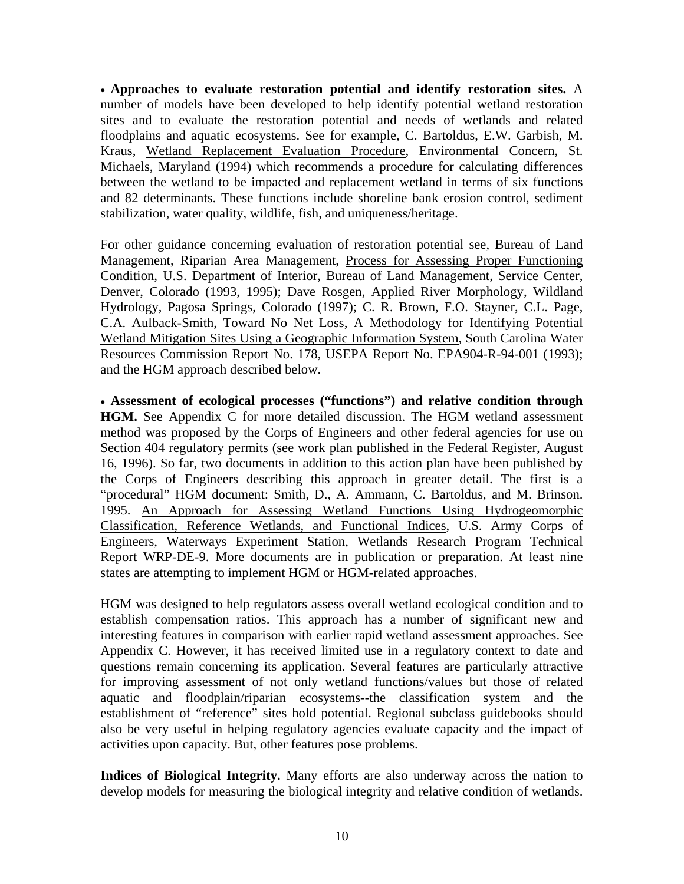- **Approaches to evaluate restoration potential and identify restoration sites.** A number of models have been developed to help identify potential wetland restoration sites and to evaluate the restoration potential and needs of wetlands and related floodplains and aquatic ecosystems. See for example, C. Bartoldus, E.W. Garbish, M. Kraus, Wetland Replacement Evaluation Procedure, Environmental Concern, St. Michaels, Maryland (1994) which recommends a procedure for calculating differences between the wetland to be impacted and replacement wetland in terms of six functions and 82 determinants. These functions include shoreline bank erosion control, sediment stabilization, water quality, wildlife, fish, and uniqueness/heritage.

For other guidance concerning evaluation of restoration potential see, Bureau of Land Management, Riparian Area Management, Process for Assessing Proper Functioning Condition, U.S. Department of Interior, Bureau of Land Management, Service Center, Denver, Colorado (1993, 1995); Dave Rosgen, Applied River Morphology, Wildland Hydrology, Pagosa Springs, Colorado (1997); C. R. Brown, F.O. Stayner, C.L. Page, C.A. Aulback-Smith, Toward No Net Loss, A Methodology for Identifying Potential Wetland Mitigation Sites Using a Geographic Information System, South Carolina Water Resources Commission Report No. 178, USEPA Report No. EPA904-R-94-001 (1993); and the HGM approach described below.

- **Assessment of ecological processes ("functions") and relative condition through HGM.** See Appendix C for more detailed discussion. The HGM wetland assessment method was proposed by the Corps of Engineers and other federal agencies for use on Section 404 regulatory permits (see work plan published in the Federal Register, August 16, 1996). So far, two documents in addition to this action plan have been published by the Corps of Engineers describing this approach in greater detail. The first is a "procedural" HGM document: Smith, D., A. Ammann, C. Bartoldus, and M. Brinson. 1995. An Approach for Assessing Wetland Functions Using Hydrogeomorphic Classification, Reference Wetlands, and Functional Indices, U.S. Army Corps of Engineers, Waterways Experiment Station, Wetlands Research Program Technical Report WRP-DE-9. More documents are in publication or preparation. At least nine states are attempting to implement HGM or HGM-related approaches.

HGM was designed to help regulators assess overall wetland ecological condition and to establish compensation ratios. This approach has a number of significant new and interesting features in comparison with earlier rapid wetland assessment approaches. See Appendix C. However, it has received limited use in a regulatory context to date and questions remain concerning its application. Several features are particularly attractive for improving assessment of not only wetland functions/values but those of related aquatic and floodplain/riparian ecosystems--the classification system and the establishment of "reference" sites hold potential. Regional subclass guidebooks should also be very useful in helping regulatory agencies evaluate capacity and the impact of activities upon capacity. But, other features pose problems.

**Indices of Biological Integrity.** Many efforts are also underway across the nation to develop models for measuring the biological integrity and relative condition of wetlands.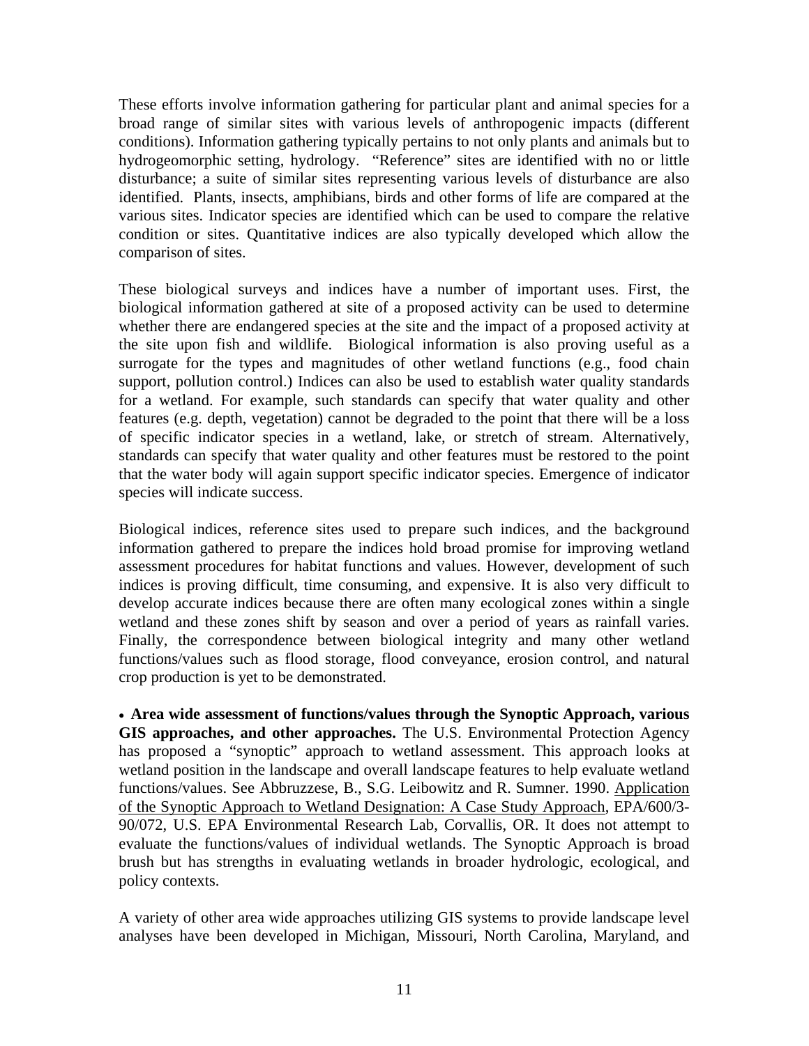These efforts involve information gathering for particular plant and animal species for a broad range of similar sites with various levels of anthropogenic impacts (different conditions). Information gathering typically pertains to not only plants and animals but to hydrogeomorphic setting, hydrology. "Reference" sites are identified with no or little disturbance; a suite of similar sites representing various levels of disturbance are also identified. Plants, insects, amphibians, birds and other forms of life are compared at the various sites. Indicator species are identified which can be used to compare the relative condition or sites. Quantitative indices are also typically developed which allow the comparison of sites.

These biological surveys and indices have a number of important uses. First, the biological information gathered at site of a proposed activity can be used to determine whether there are endangered species at the site and the impact of a proposed activity at the site upon fish and wildlife. Biological information is also proving useful as a surrogate for the types and magnitudes of other wetland functions (e.g., food chain support, pollution control.) Indices can also be used to establish water quality standards for a wetland. For example, such standards can specify that water quality and other features (e.g. depth, vegetation) cannot be degraded to the point that there will be a loss of specific indicator species in a wetland, lake, or stretch of stream. Alternatively, standards can specify that water quality and other features must be restored to the point that the water body will again support specific indicator species. Emergence of indicator species will indicate success.

Biological indices, reference sites used to prepare such indices, and the background information gathered to prepare the indices hold broad promise for improving wetland assessment procedures for habitat functions and values. However, development of such indices is proving difficult, time consuming, and expensive. It is also very difficult to develop accurate indices because there are often many ecological zones within a single wetland and these zones shift by season and over a period of years as rainfall varies. Finally, the correspondence between biological integrity and many other wetland functions/values such as flood storage, flood conveyance, erosion control, and natural crop production is yet to be demonstrated.

- **Area wide assessment of functions/values through the Synoptic Approach, various GIS approaches, and other approaches.** The U.S. Environmental Protection Agency has proposed a "synoptic" approach to wetland assessment. This approach looks at wetland position in the landscape and overall landscape features to help evaluate wetland functions/values. See Abbruzzese, B., S.G. Leibowitz and R. Sumner. 1990. Application of the Synoptic Approach to Wetland Designation: A Case Study Approach, EPA/600/3-90/072, U.S. EPA Environmental Research Lab, Corvallis, OR. It does not attempt to evaluate the functions/values of individual wetlands. The Synoptic Approach is broad brush but has strengths in evaluating wetlands in broader hydrologic, ecological, and policy contexts.

A variety of other area wide approaches utilizing GIS systems to provide landscape level analyses have been developed in Michigan, Missouri, North Carolina, Maryland, and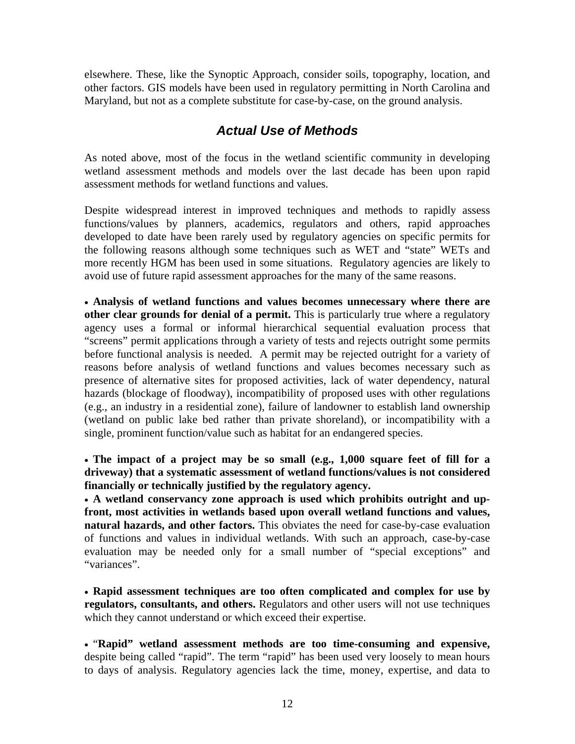elsewhere. These, like the Synoptic Approach, consider soils, topography, location, and other factors. GIS models have been used in regulatory permitting in North Carolina and Maryland, but not as a complete substitute for case-by-case, on the ground analysis.

## *Actual Use of Methods*

As noted above, most of the focus in the wetland scientific community in developing wetland assessment methods and models over the last decade has been upon rapid assessment methods for wetland functions and values.

Despite widespread interest in improved techniques and methods to rapidly assess functions/values by planners, academics, regulators and others, rapid approaches developed to date have been rarely used by regulatory agencies on specific permits for the following reasons although some techniques such as WET and "state" WETs and more recently HGM has been used in some situations. Regulatory agencies are likely to avoid use of future rapid assessment approaches for the many of the same reasons.

- **Analysis of wetland functions and values becomes unnecessary where there are other clear grounds for denial of a permit.** This is particularly true where a regulatory agency uses a formal or informal hierarchical sequential evaluation process that "screens" permit applications through a variety of tests and rejects outright some permits before functional analysis is needed. A permit may be rejected outright for a variety of reasons before analysis of wetland functions and values becomes necessary such as presence of alternative sites for proposed activities, lack of water dependency, natural hazards (blockage of floodway), incompatibility of proposed uses with other regulations (e.g., an industry in a residential zone), failure of landowner to establish land ownership (wetland on public lake bed rather than private shoreland), or incompatibility with a single, prominent function/value such as habitat for an endangered species.

- **The impact of a project may be so small (e.g., 1,000 square feet of fill for a driveway) that a systematic assessment of wetland functions/values is not considered financially or technically justified by the regulatory agency.**
- **A wetland conservancy zone approach is used which prohibits outright and up-front, most activities in wetlands based upon overall wetland functions and values, natural hazards, and other factors.** This obviates the need for case-by-case evaluation of functions and values in individual wetlands. With such an approach, case-by-case evaluation may be needed only for a small number of "special exceptions" and "variances".

- **Rapid assessment techniques are too often complicated and complex for use by regulators, consultants, and others.** Regulators and other users will not use techniques which they cannot understand or which exceed their expertise.

- "**Rapid" wetland assessment methods are too time-consuming and expensive,** despite being called "rapid". The term "rapid" has been used very loosely to mean hours to days of analysis. Regulatory agencies lack the time, money, expertise, and data to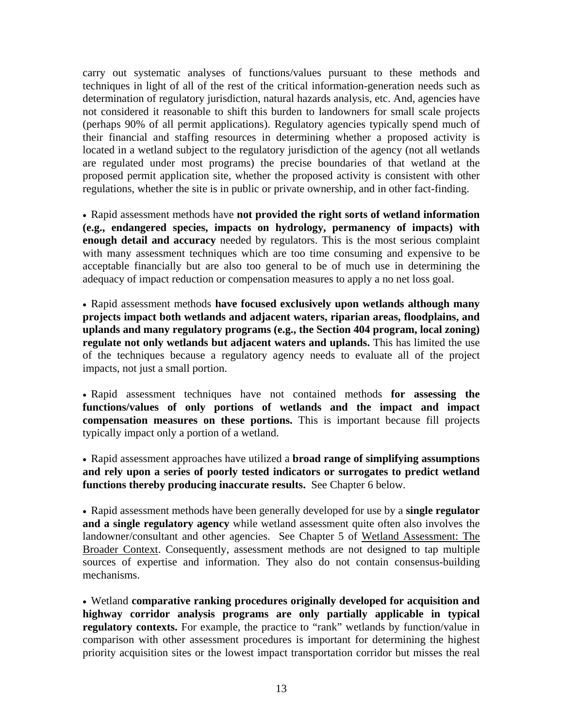carry out systematic analyses of functions/values pursuant to these methods and techniques in light of all of the rest of the critical information-generation needs such as determination of regulatory jurisdiction, natural hazards analysis, etc. And, agencies have not considered it reasonable to shift this burden to landowners for small scale projects (perhaps 90% of all permit applications). Regulatory agencies typically spend much of their financial and staffing resources in determining whether a proposed activity is located in a wetland subject to the regulatory jurisdiction of the agency (not all wetlands are regulated under most programs) the precise boundaries of that wetland at the proposed permit application site, whether the proposed activity is consistent with other regulations, whether the site is in public or private ownership, and in other fact-finding.

- Rapid assessment methods have **not provided the right sorts of wetland information (e.g., endangered species, impacts on hydrology, permanency of impacts) with enough detail and accuracy** needed by regulators. This is the most serious complaint with many assessment techniques which are too time consuming and expensive to be acceptable financially but are also too general to be of much use in determining the adequacy of impact reduction or compensation measures to apply a no net loss goal.

- Rapid assessment methods **have focused exclusively upon wetlands although many projects impact both wetlands and adjacent waters, riparian areas, floodplains, and uplands and many regulatory programs (e.g., the Section 404 program, local zoning) regulate not only wetlands but adjacent waters and uplands.** This has limited the use of the techniques because a regulatory agency needs to evaluate all of the project impacts, not just a small portion.

- Rapid assessment techniques have not contained methods **for assessing the functions/values of only portions of wetlands and the impact and impact compensation measures on these portions.** This is important because fill projects typically impact only a portion of a wetland.

- Rapid assessment approaches have utilized a **broad range of simplifying assumptions and rely upon a series of poorly tested indicators or surrogates to predict wetland functions thereby producing inaccurate results.** See Chapter 6 below.

- Rapid assessment methods have been generally developed for use by a **single regulator and a single regulatory agency** while wetland assessment quite often also involves the landowner/consultant and other agencies. See Chapter 5 of Wetland Assessment: The Broader Context. Consequently, assessment methods are not designed to tap multiple sources of expertise and information. They also do not contain consensus-building mechanisms.

- Wetland **comparative ranking procedures originally developed for acquisition and highway corridor analysis programs are only partially applicable in typical regulatory contexts.** For example, the practice to "rank" wetlands by function/value in comparison with other assessment procedures is important for determining the highest priority acquisition sites or the lowest impact transportation corridor but misses the real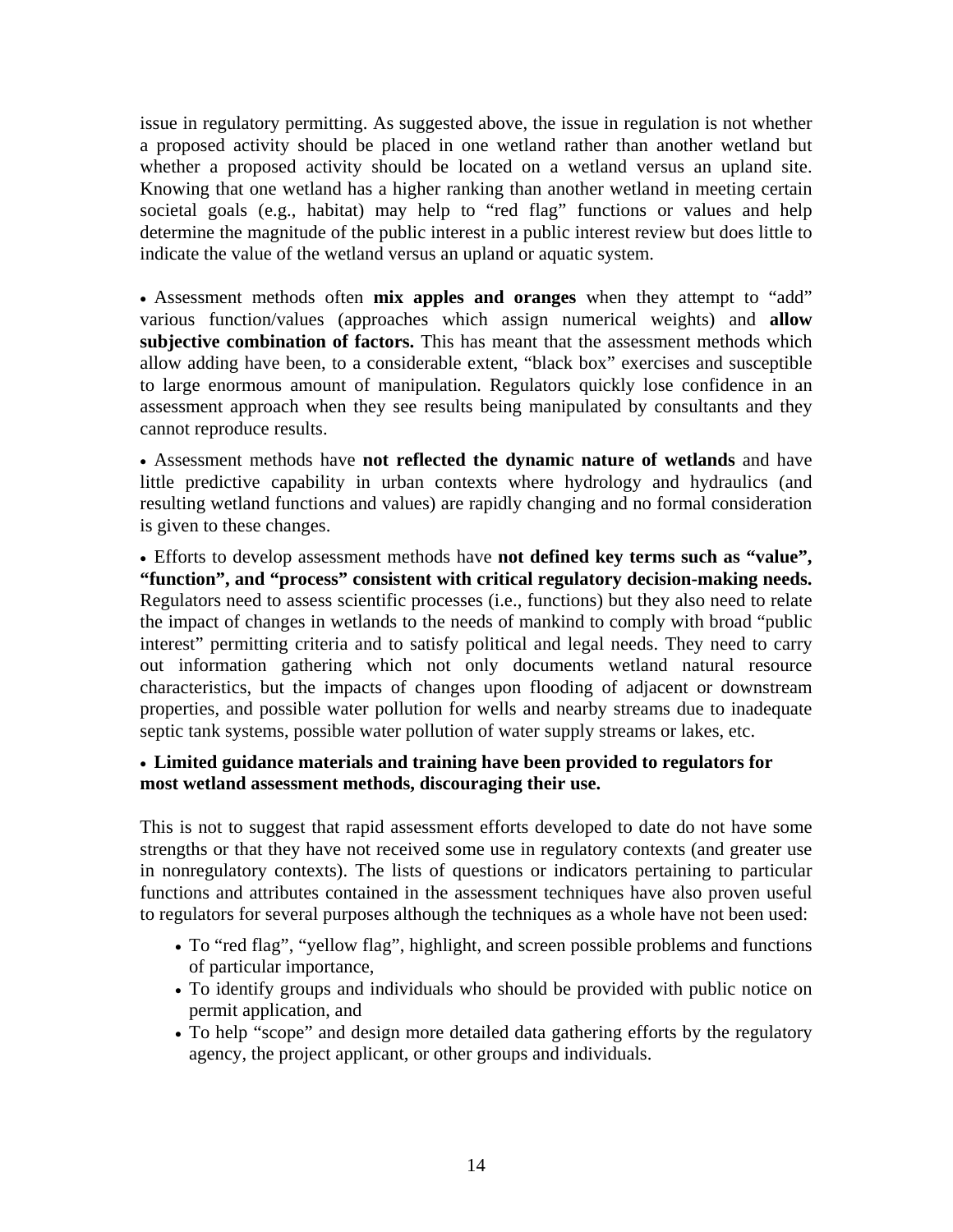issue in regulatory permitting. As suggested above, the issue in regulation is not whether a proposed activity should be placed in one wetland rather than another wetland but whether a proposed activity should be located on a wetland versus an upland site. Knowing that one wetland has a higher ranking than another wetland in meeting certain societal goals (e.g., habitat) may help to "red flag" functions or values and help determine the magnitude of the public interest in a public interest review but does little to indicate the value of the wetland versus an upland or aquatic system.

- Assessment methods often **mix apples and oranges** when they attempt to "add" various function/values (approaches which assign numerical weights) and **allow subjective combination of factors.** This has meant that the assessment methods which allow adding have been, to a considerable extent, "black box" exercises and susceptible to large enormous amount of manipulation. Regulators quickly lose confidence in an assessment approach when they see results being manipulated by consultants and they cannot reproduce results.

- Assessment methods have **not reflected the dynamic nature of wetlands** and have little predictive capability in urban contexts where hydrology and hydraulics (and resulting wetland functions and values) are rapidly changing and no formal consideration is given to these changes.

- Efforts to develop assessment methods have **not defined key terms such as "value", "function", and "process" consistent with critical regulatory decision-making needs.** Regulators need to assess scientific processes (i.e., functions) but they also need to relate the impact of changes in wetlands to the needs of mankind to comply with broad "public interest" permitting criteria and to satisfy political and legal needs. They need to carry out information gathering which not only documents wetland natural resource characteristics, but the impacts of changes upon flooding of adjacent or downstream properties, and possible water pollution for wells and nearby streams due to inadequate septic tank systems, possible water pollution of water supply streams or lakes, etc.

- **Limited guidance materials and training have been provided to regulators for most wetland assessment methods, discouraging their use.**

This is not to suggest that rapid assessment efforts developed to date do not have some strengths or that they have not received some use in regulatory contexts (and greater use in nonregulatory contexts). The lists of questions or indicators pertaining to particular functions and attributes contained in the assessment techniques have also proven useful to regulators for several purposes although the techniques as a whole have not been used:

- To "red flag", "yellow flag", highlight, and screen possible problems and functions of particular importance,
- To identify groups and individuals who should be provided with public notice on permit application, and
- To help "scope" and design more detailed data gathering efforts by the regulatory agency, the project applicant, or other groups and individuals.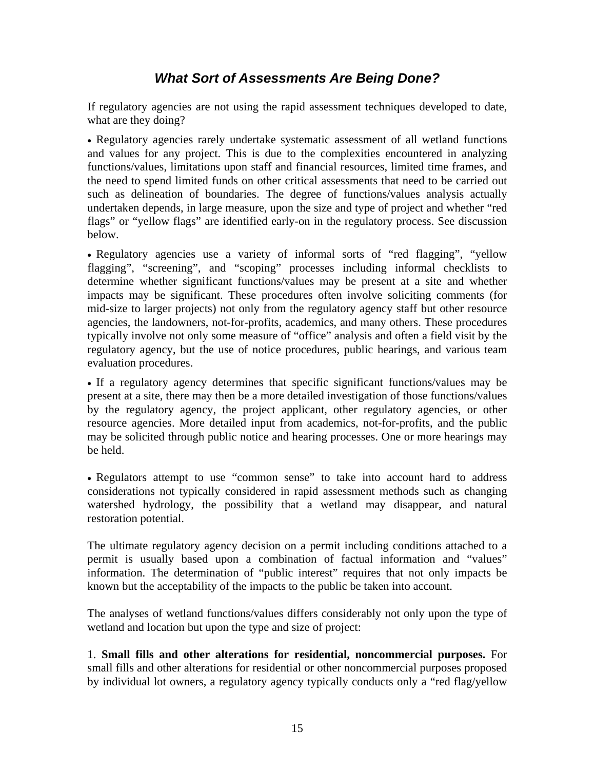## *What Sort of Assessments Are Being Done?*

If regulatory agencies are not using the rapid assessment techniques developed to date, what are they doing?

- Regulatory agencies rarely undertake systematic assessment of all wetland functions and values for any project. This is due to the complexities encountered in analyzing functions/values, limitations upon staff and financial resources, limited time frames, and the need to spend limited funds on other critical assessments that need to be carried out such as delineation of boundaries. The degree of functions/values analysis actually undertaken depends, in large measure, upon the size and type of project and whether "red flags" or "yellow flags" are identified early-on in the regulatory process. See discussion below.

- Regulatory agencies use a variety of informal sorts of "red flagging", "yellow flagging", "screening", and "scoping" processes including informal checklists to determine whether significant functions/values may be present at a site and whether impacts may be significant. These procedures often involve soliciting comments (for mid-size to larger projects) not only from the regulatory agency staff but other resource agencies, the landowners, not-for-profits, academics, and many others. These procedures typically involve not only some measure of "office" analysis and often a field visit by the regulatory agency, but the use of notice procedures, public hearings, and various team evaluation procedures.

- If a regulatory agency determines that specific significant functions/values may be present at a site, there may then be a more detailed investigation of those functions/values by the regulatory agency, the project applicant, other regulatory agencies, or other resource agencies. More detailed input from academics, not-for-profits, and the public may be solicited through public notice and hearing processes. One or more hearings may be held.

- Regulators attempt to use "common sense" to take into account hard to address considerations not typically considered in rapid assessment methods such as changing watershed hydrology, the possibility that a wetland may disappear, and natural restoration potential.

The ultimate regulatory agency decision on a permit including conditions attached to a permit is usually based upon a combination of factual information and "values" information. The determination of "public interest" requires that not only impacts be known but the acceptability of the impacts to the public be taken into account.

The analyses of wetland functions/values differs considerably not only upon the type of wetland and location but upon the type and size of project:

1. **Small fills and other alterations for residential, noncommercial purposes.** For small fills and other alterations for residential or other noncommercial purposes proposed by individual lot owners, a regulatory agency typically conducts only a "red flag/yellow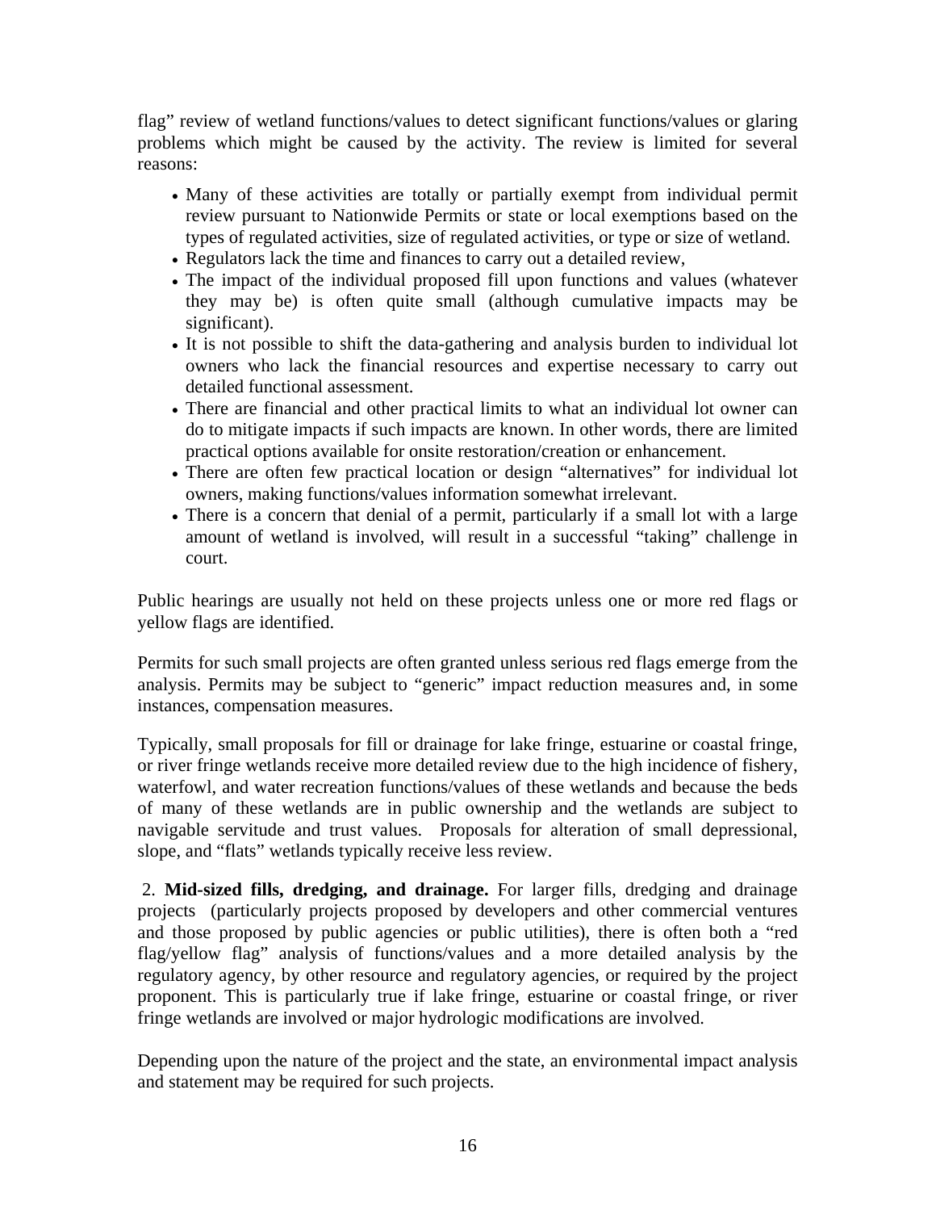flag" review of wetland functions/values to detect significant functions/values or glaring problems which might be caused by the activity. The review is limited for several reasons:

- Many of these activities are totally or partially exempt from individual permit review pursuant to Nationwide Permits or state or local exemptions based on the types of regulated activities, size of regulated activities, or type or size of wetland.
- Regulators lack the time and finances to carry out a detailed review,
- The impact of the individual proposed fill upon functions and values (whatever they may be) is often quite small (although cumulative impacts may be significant).
- It is not possible to shift the data-gathering and analysis burden to individual lot owners who lack the financial resources and expertise necessary to carry out detailed functional assessment.
- There are financial and other practical limits to what an individual lot owner can do to mitigate impacts if such impacts are known. In other words, there are limited practical options available for onsite restoration/creation or enhancement.
- There are often few practical location or design "alternatives" for individual lot owners, making functions/values information somewhat irrelevant.
- There is a concern that denial of a permit, particularly if a small lot with a large amount of wetland is involved, will result in a successful "taking" challenge in court.

Public hearings are usually not held on these projects unless one or more red flags or yellow flags are identified.

Permits for such small projects are often granted unless serious red flags emerge from the analysis. Permits may be subject to "generic" impact reduction measures and, in some instances, compensation measures.

Typically, small proposals for fill or drainage for lake fringe, estuarine or coastal fringe, or river fringe wetlands receive more detailed review due to the high incidence of fishery, waterfowl, and water recreation functions/values of these wetlands and because the beds of many of these wetlands are in public ownership and the wetlands are subject to navigable servitude and trust values. Proposals for alteration of small depressional, slope, and "flats" wetlands typically receive less review.

2. **Mid-sized fills, dredging, and drainage.** For larger fills, dredging and drainage projects (particularly projects proposed by developers and other commercial ventures and those proposed by public agencies or public utilities), there is often both a "red flag/yellow flag" analysis of functions/values and a more detailed analysis by the regulatory agency, by other resource and regulatory agencies, or required by the project proponent. This is particularly true if lake fringe, estuarine or coastal fringe, or river fringe wetlands are involved or major hydrologic modifications are involved.

Depending upon the nature of the project and the state, an environmental impact analysis and statement may be required for such projects.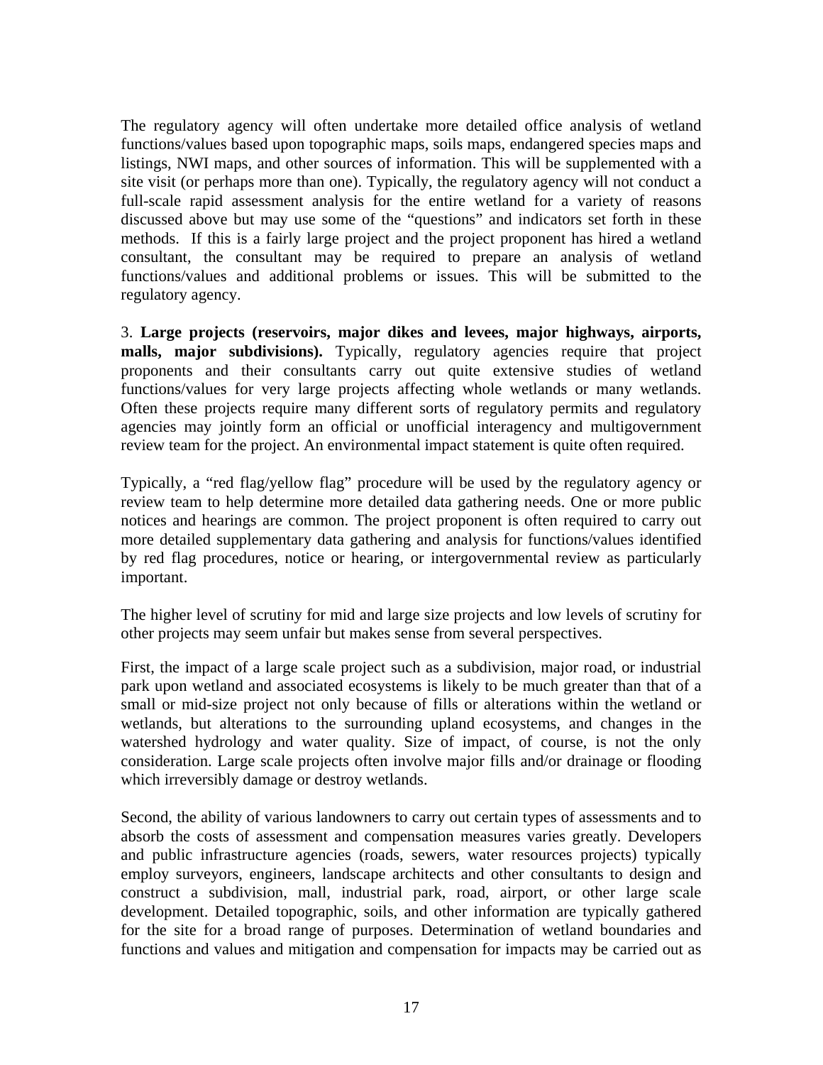The regulatory agency will often undertake more detailed office analysis of wetland functions/values based upon topographic maps, soils maps, endangered species maps and listings, NWI maps, and other sources of information. This will be supplemented with a site visit (or perhaps more than one). Typically, the regulatory agency will not conduct a full-scale rapid assessment analysis for the entire wetland for a variety of reasons discussed above but may use some of the "questions" and indicators set forth in these methods. If this is a fairly large project and the project proponent has hired a wetland consultant, the consultant may be required to prepare an analysis of wetland functions/values and additional problems or issues. This will be submitted to the regulatory agency.

3. **Large projects (reservoirs, major dikes and levees, major highways, airports, malls, major subdivisions).** Typically, regulatory agencies require that project proponents and their consultants carry out quite extensive studies of wetland functions/values for very large projects affecting whole wetlands or many wetlands. Often these projects require many different sorts of regulatory permits and regulatory agencies may jointly form an official or unofficial interagency and multigovernment review team for the project. An environmental impact statement is quite often required.

Typically, a "red flag/yellow flag" procedure will be used by the regulatory agency or review team to help determine more detailed data gathering needs. One or more public notices and hearings are common. The project proponent is often required to carry out more detailed supplementary data gathering and analysis for functions/values identified by red flag procedures, notice or hearing, or intergovernmental review as particularly important.

The higher level of scrutiny for mid and large size projects and low levels of scrutiny for other projects may seem unfair but makes sense from several perspectives.

First, the impact of a large scale project such as a subdivision, major road, or industrial park upon wetland and associated ecosystems is likely to be much greater than that of a small or mid-size project not only because of fills or alterations within the wetland or wetlands, but alterations to the surrounding upland ecosystems, and changes in the watershed hydrology and water quality. Size of impact, of course, is not the only consideration. Large scale projects often involve major fills and/or drainage or flooding which irreversibly damage or destroy wetlands.

Second, the ability of various landowners to carry out certain types of assessments and to absorb the costs of assessment and compensation measures varies greatly. Developers and public infrastructure agencies (roads, sewers, water resources projects) typically employ surveyors, engineers, landscape architects and other consultants to design and construct a subdivision, mall, industrial park, road, airport, or other large scale development. Detailed topographic, soils, and other information are typically gathered for the site for a broad range of purposes. Determination of wetland boundaries and functions and values and mitigation and compensation for impacts may be carried out as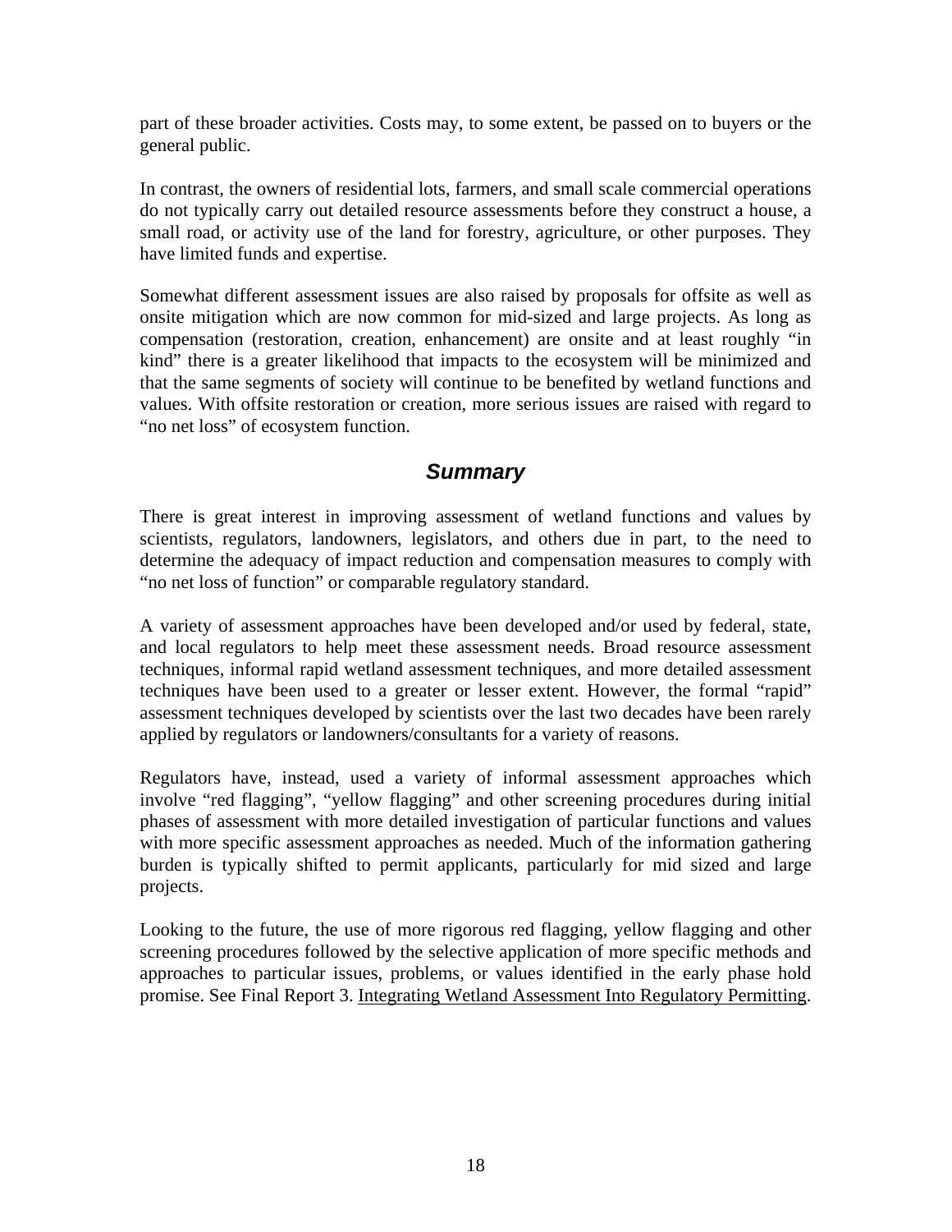part of these broader activities. Costs may, to some extent, be passed on to buyers or the general public.

In contrast, the owners of residential lots, farmers, and small scale commercial operations do not typically carry out detailed resource assessments before they construct a house, a small road, or activity use of the land for forestry, agriculture, or other purposes. They have limited funds and expertise.

Somewhat different assessment issues are also raised by proposals for offsite as well as onsite mitigation which are now common for mid-sized and large projects. As long as compensation (restoration, creation, enhancement) are onsite and at least roughly "in kind" there is a greater likelihood that impacts to the ecosystem will be minimized and that the same segments of society will continue to be benefited by wetland functions and values. With offsite restoration or creation, more serious issues are raised with regard to "no net loss" of ecosystem function.

## *Summary*

There is great interest in improving assessment of wetland functions and values by scientists, regulators, landowners, legislators, and others due in part, to the need to determine the adequacy of impact reduction and compensation measures to comply with "no net loss of function" or comparable regulatory standard.

A variety of assessment approaches have been developed and/or used by federal, state, and local regulators to help meet these assessment needs. Broad resource assessment techniques, informal rapid wetland assessment techniques, and more detailed assessment techniques have been used to a greater or lesser extent. However, the formal "rapid" assessment techniques developed by scientists over the last two decades have been rarely applied by regulators or landowners/consultants for a variety of reasons.

Regulators have, instead, used a variety of informal assessment approaches which involve "red flagging", "yellow flagging" and other screening procedures during initial phases of assessment with more detailed investigation of particular functions and values with more specific assessment approaches as needed. Much of the information gathering burden is typically shifted to permit applicants, particularly for mid sized and large projects.

Looking to the future, the use of more rigorous red flagging, yellow flagging and other screening procedures followed by the selective application of more specific methods and approaches to particular issues, problems, or values identified in the early phase hold promise. See Final Report 3. Integrating Wetland Assessment Into Regulatory Permitting.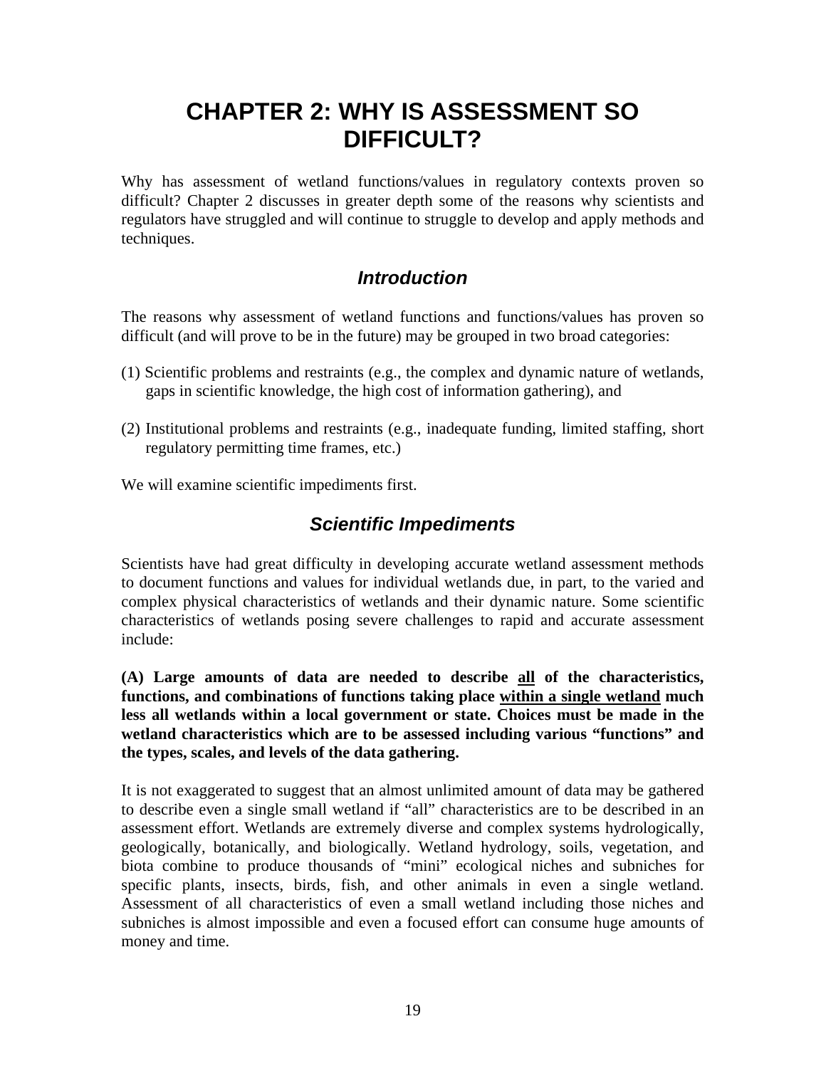# CHAPTER 2: WHY IS ASSESSMENT SO DIFFICULT?

Why has assessment of wetland functions/values in regulatory contexts proven so difficult? Chapter 2 discusses in greater depth some of the reasons why scientists and regulators have struggled and will continue to struggle to develop and apply methods and techniques.

## *Introduction*

The reasons why assessment of wetland functions and functions/values has proven so difficult (and will prove to be in the future) may be grouped in two broad categories:

(1) Scientific problems and restraints (e.g., the complex and dynamic nature of wetlands, gaps in scientific knowledge, the high cost of information gathering), and

(2) Institutional problems and restraints (e.g., inadequate funding, limited staffing, short regulatory permitting time frames, etc.)

We will examine scientific impediments first.

## *Scientific Impediments*

Scientists have had great difficulty in developing accurate wetland assessment methods to document functions and values for individual wetlands due, in part, to the varied and complex physical characteristics of wetlands and their dynamic nature. Some scientific characteristics of wetlands posing severe challenges to rapid and accurate assessment include:

**(A) Large amounts of data are needed to describe <u>all</u> of the characteristics, functions, and combinations of functions taking place <u>within a single wetland</u> much less all wetlands within a local government or state. Choices must be made in the wetland characteristics which are to be assessed including various "functions" and the types, scales, and levels of the data gathering.**

It is not exaggerated to suggest that an almost unlimited amount of data may be gathered to describe even a single small wetland if "all" characteristics are to be described in an assessment effort. Wetlands are extremely diverse and complex systems hydrologically, geologically, botanically, and biologically. Wetland hydrology, soils, vegetation, and biota combine to produce thousands of "mini" ecological niches and subniches for specific plants, insects, birds, fish, and other animals in even a single wetland. Assessment of all characteristics of even a small wetland including those niches and subniches is almost impossible and even a focused effort can consume huge amounts of money and time.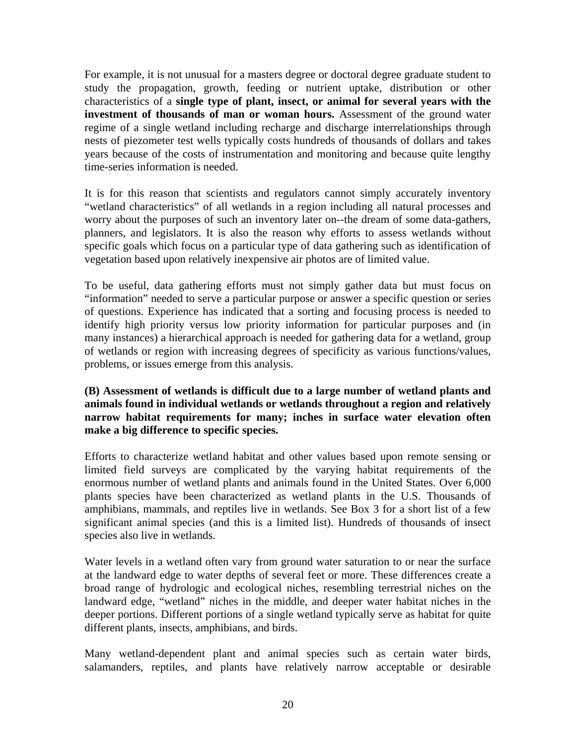For example, it is not unusual for a masters degree or doctoral degree graduate student to study the propagation, growth, feeding or nutrient uptake, distribution or other characteristics of a **single type of plant, insect, or animal for several years with the investment of thousands of man or woman hours.** Assessment of the ground water regime of a single wetland including recharge and discharge interrelationships through nests of piezometer test wells typically costs hundreds of thousands of dollars and takes years because of the costs of instrumentation and monitoring and because quite lengthy time-series information is needed.

It is for this reason that scientists and regulators cannot simply accurately inventory "wetland characteristics" of all wetlands in a region including all natural processes and worry about the purposes of such an inventory later on--the dream of some data-gathers, planners, and legislators. It is also the reason why efforts to assess wetlands without specific goals which focus on a particular type of data gathering such as identification of vegetation based upon relatively inexpensive air photos are of limited value.

To be useful, data gathering efforts must not simply gather data but must focus on "information" needed to serve a particular purpose or answer a specific question or series of questions. Experience has indicated that a sorting and focusing process is needed to identify high priority versus low priority information for particular purposes and (in many instances) a hierarchical approach is needed for gathering data for a wetland, group of wetlands or region with increasing degrees of specificity as various functions/values, problems, or issues emerge from this analysis.

**(B) Assessment of wetlands is difficult due to a large number of wetland plants and animals found in individual wetlands or wetlands throughout a region and relatively narrow habitat requirements for many; inches in surface water elevation often make a big difference to specific species.**

Efforts to characterize wetland habitat and other values based upon remote sensing or limited field surveys are complicated by the varying habitat requirements of the enormous number of wetland plants and animals found in the United States. Over 6,000 plants species have been characterized as wetland plants in the U.S. Thousands of amphibians, mammals, and reptiles live in wetlands. See Box 3 for a short list of a few significant animal species (and this is a limited list). Hundreds of thousands of insect species also live in wetlands.

Water levels in a wetland often vary from ground water saturation to or near the surface at the landward edge to water depths of several feet or more. These differences create a broad range of hydrologic and ecological niches, resembling terrestrial niches on the landward edge, "wetland" niches in the middle, and deeper water habitat niches in the deeper portions. Different portions of a single wetland typically serve as habitat for quite different plants, insects, amphibians, and birds.

Many wetland-dependent plant and animal species such as certain water birds, salamanders, reptiles, and plants have relatively narrow acceptable or desirable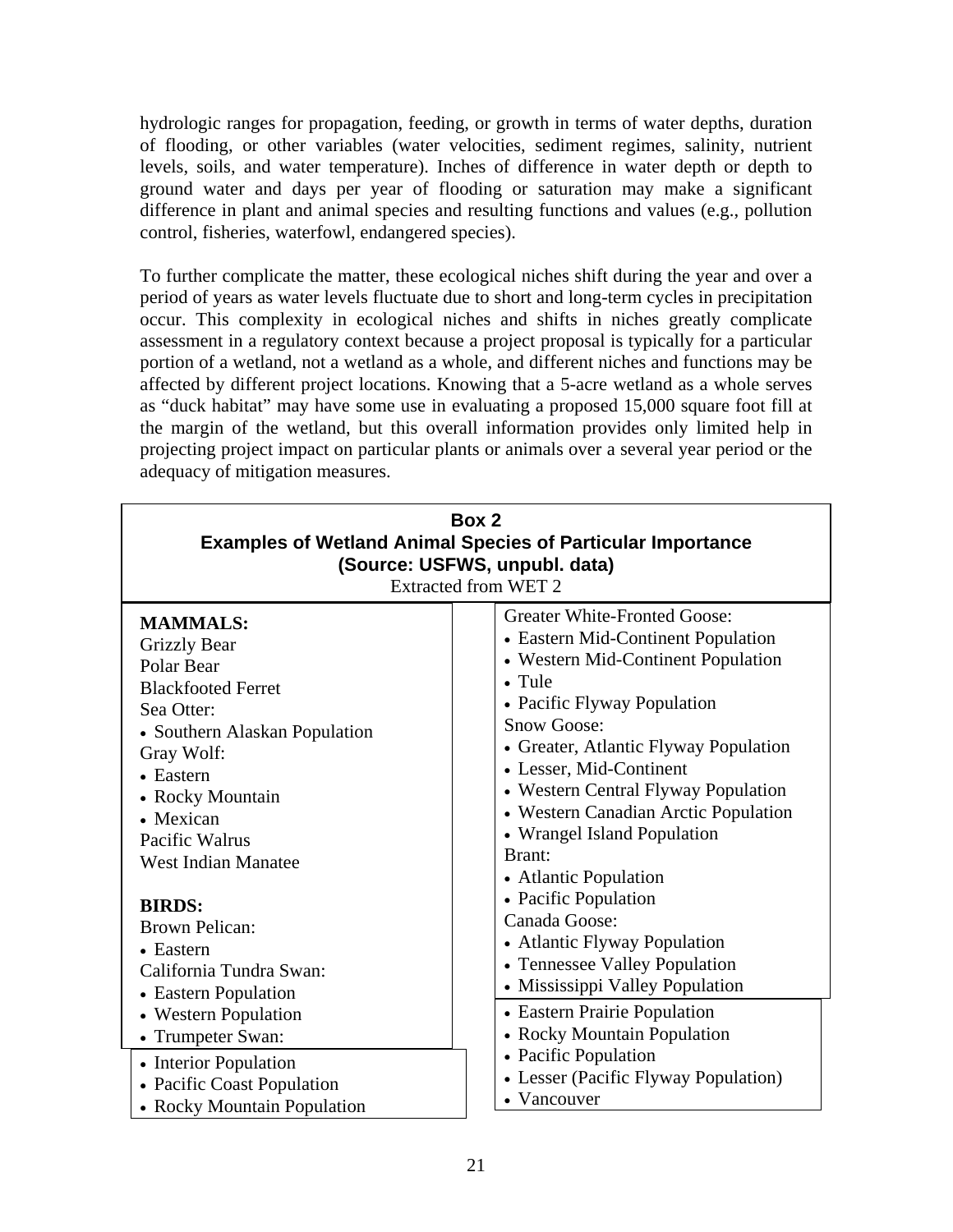hydrologic ranges for propagation, feeding, or growth in terms of water depths, duration of flooding, or other variables (water velocities, sediment regimes, salinity, nutrient levels, soils, and water temperature). Inches of difference in water depth or depth to ground water and days per year of flooding or saturation may make a significant difference in plant and animal species and resulting functions and values (e.g., pollution control, fisheries, waterfowl, endangered species).

To further complicate the matter, these ecological niches shift during the year and over a period of years as water levels fluctuate due to short and long-term cycles in precipitation occur. This complexity in ecological niches and shifts in niches greatly complicate assessment in a regulatory context because a project proposal is typically for a particular portion of a wetland, not a wetland as a whole, and different niches and functions may be affected by different project locations. Knowing that a 5-acre wetland as a whole serves as "duck habitat" may have some use in evaluating a proposed 15,000 square foot fill at the margin of the wetland, but this overall information provides only limited help in projecting project impact on particular plants or animals over a several year period or the adequacy of mitigation measures.

**Box 2**
**Examples of Wetland Animal Species of Particular Importance**
**(Source: USFWS, unpubl. data)**
Extracted from WET 2

**MAMMALS:**

Grizzly Bear
Polar Bear
Blackfooted Ferret
Sea Otter:
- Southern Alaskan Population

Gray Wolf:
- Eastern
- Rocky Mountain
- Mexican

Pacific Walrus
West Indian Manatee

**BIRDS:**

Brown Pelican:
- Eastern

California Tundra Swan:
- Eastern Population
- Western Population
- Trumpeter Swan:
- Interior Population
- Pacific Coast Population
- Rocky Mountain Population

Greater White-Fronted Goose:
- Eastern Mid-Continent Population
- Western Mid-Continent Population
- Tule
- Pacific Flyway Population

Snow Goose:
- Greater, Atlantic Flyway Population
- Lesser, Mid-Continent
- Western Central Flyway Population
- Western Canadian Arctic Population
- Wrangel Island Population

Brant:
- Atlantic Population
- Pacific Population

Canada Goose:
- Atlantic Flyway Population
- Tennessee Valley Population
- Mississippi Valley Population
- Eastern Prairie Population
- Rocky Mountain Population
- Pacific Population
- Lesser (Pacific Flyway Population)
- Vancouver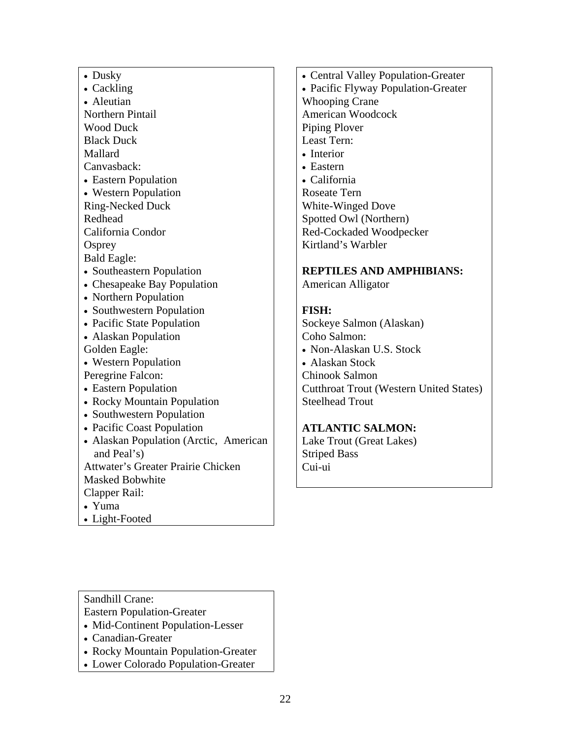- Dusky
- Cackling
- Aleutian

Northern Pintail
Wood Duck
Black Duck
Mallard
Canvasback:

- Eastern Population
- Western Population

Ring-Necked Duck
Redhead
California Condor
Osprey
Bald Eagle:

- Southeastern Population
- Chesapeake Bay Population
- Northern Population
- Southwestern Population
- Pacific State Population
- Alaskan Population

Golden Eagle:

- Western Population

Peregrine Falcon:

- Eastern Population
- Rocky Mountain Population
- Southwestern Population
- Pacific Coast Population
- Alaskan Population (Arctic, American and Peal's)

Attwater's Greater Prairie Chicken
Masked Bobwhite
Clapper Rail:

- Yuma
- Light-Footed

- Central Valley Population-Greater
- Pacific Flyway Population-Greater

Whooping Crane
American Woodcock
Piping Plover
Least Tern:

- Interior
- Eastern
- California

Roseate Tern
White-Winged Dove
Spotted Owl (Northern)
Red-Cockaded Woodpecker
Kirtland's Warbler

**REPTILES AND AMPHIBIANS:**
American Alligator

**FISH:**
Sockeye Salmon (Alaskan)
Coho Salmon:

- Non-Alaskan U.S. Stock
- Alaskan Stock

Chinook Salmon
Cutthroat Trout (Western United States)
Steelhead Trout

**ATLANTIC SALMON:**
Lake Trout (Great Lakes)
Striped Bass
Cui-ui

Sandhill Crane:
Eastern Population-Greater

- Mid-Continent Population-Lesser
- Canadian-Greater
- Rocky Mountain Population-Greater
- Lower Colorado Population-Greater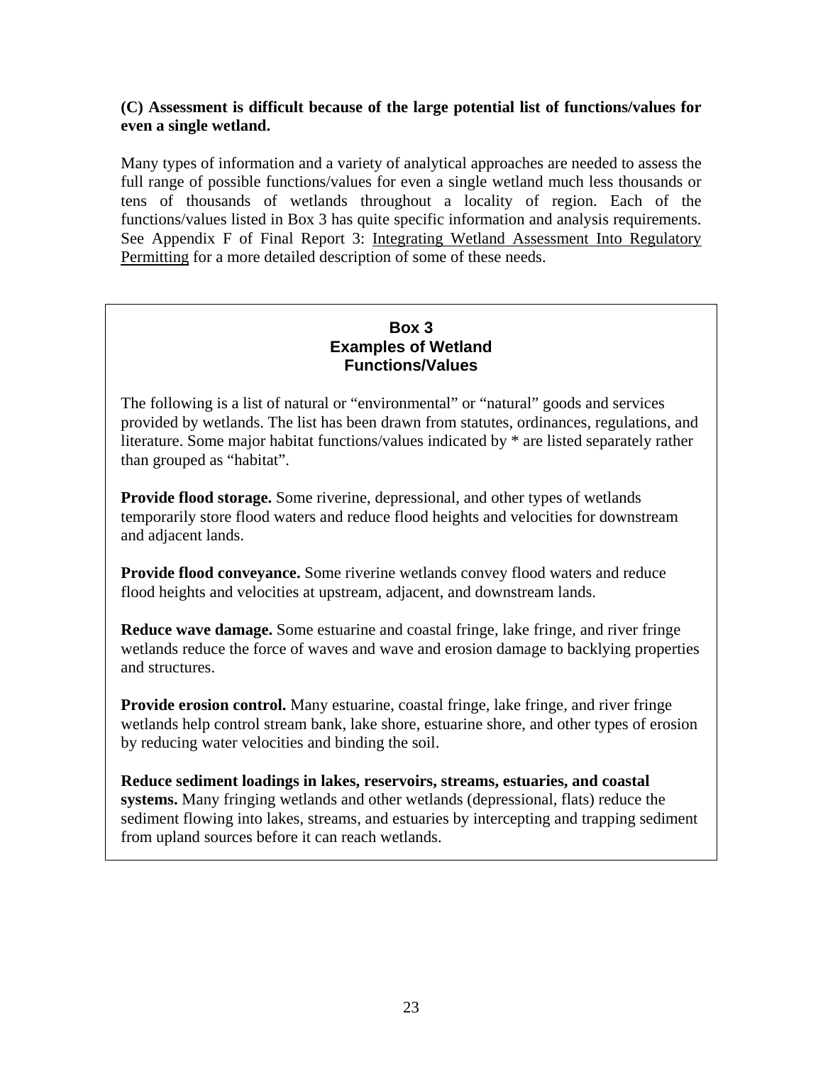**(C) Assessment is difficult because of the large potential list of functions/values for even a single wetland.**

Many types of information and a variety of analytical approaches are needed to assess the full range of possible functions/values for even a single wetland much less thousands or tens of thousands of wetlands throughout a locality of region. Each of the functions/values listed in Box 3 has quite specific information and analysis requirements. See Appendix F of Final Report 3: Integrating Wetland Assessment Into Regulatory Permitting for a more detailed description of some of these needs.

---

**Box 3**
**Examples of Wetland Functions/Values**

The following is a list of natural or "environmental" or "natural" goods and services provided by wetlands. The list has been drawn from statutes, ordinances, regulations, and literature. Some major habitat functions/values indicated by * are listed separately rather than grouped as "habitat".

**Provide flood storage.** Some riverine, depressional, and other types of wetlands temporarily store flood waters and reduce flood heights and velocities for downstream and adjacent lands.

**Provide flood conveyance.** Some riverine wetlands convey flood waters and reduce flood heights and velocities at upstream, adjacent, and downstream lands.

**Reduce wave damage.** Some estuarine and coastal fringe, lake fringe, and river fringe wetlands reduce the force of waves and wave and erosion damage to backlying properties and structures.

**Provide erosion control.** Many estuarine, coastal fringe, lake fringe, and river fringe wetlands help control stream bank, lake shore, estuarine shore, and other types of erosion by reducing water velocities and binding the soil.

**Reduce sediment loadings in lakes, reservoirs, streams, estuaries, and coastal systems.** Many fringing wetlands and other wetlands (depressional, flats) reduce the sediment flowing into lakes, streams, and estuaries by intercepting and trapping sediment from upland sources before it can reach wetlands.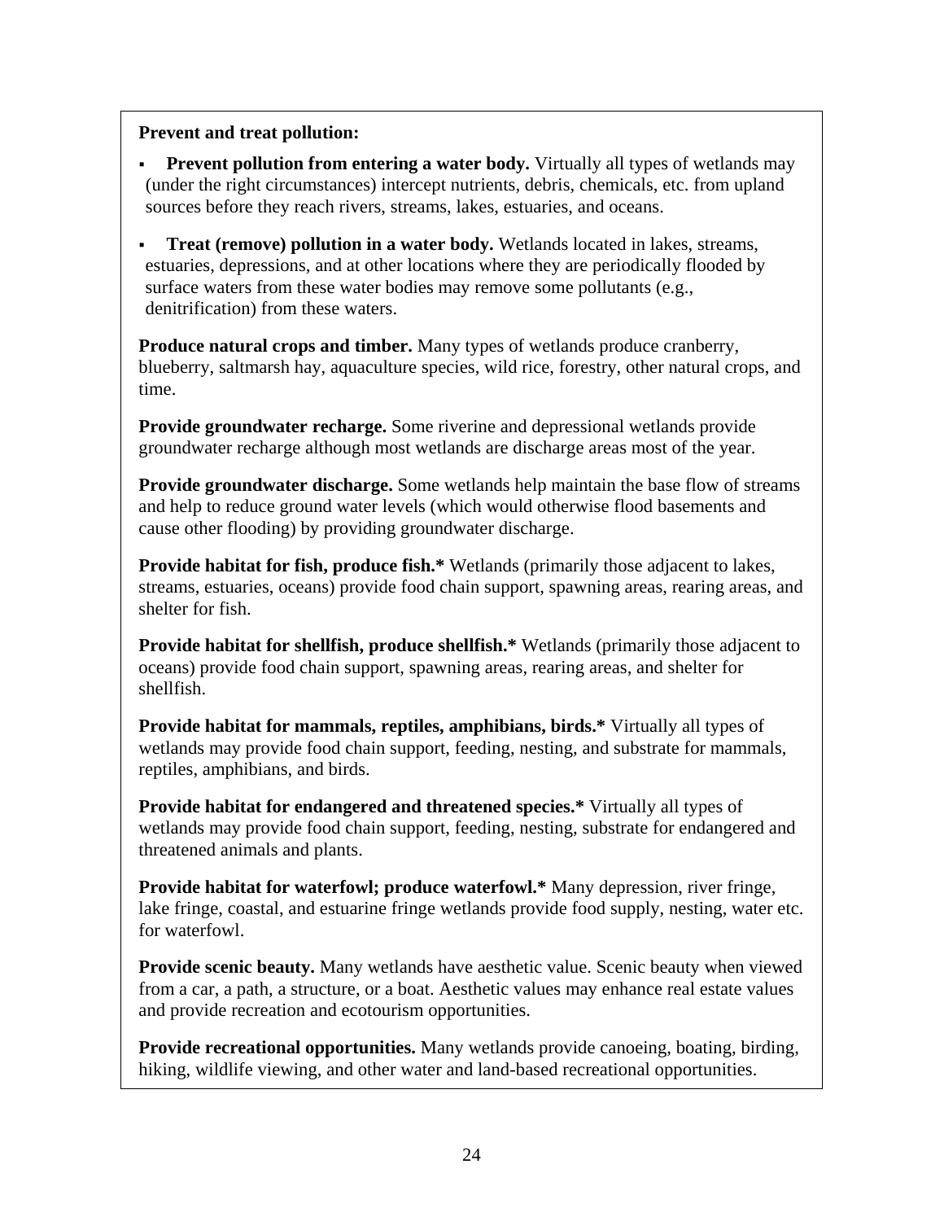**Prevent and treat pollution:**

- **Prevent pollution from entering a water body.** Virtually all types of wetlands may (under the right circumstances) intercept nutrients, debris, chemicals, etc. from upland sources before they reach rivers, streams, lakes, estuaries, and oceans.
- **Treat (remove) pollution in a water body.** Wetlands located in lakes, streams, estuaries, depressions, and at other locations where they are periodically flooded by surface waters from these water bodies may remove some pollutants (e.g., denitrification) from these waters.

**Produce natural crops and timber.** Many types of wetlands produce cranberry, blueberry, saltmarsh hay, aquaculture species, wild rice, forestry, other natural crops, and time.

**Provide groundwater recharge.** Some riverine and depressional wetlands provide groundwater recharge although most wetlands are discharge areas most of the year.

**Provide groundwater discharge.** Some wetlands help maintain the base flow of streams and help to reduce ground water levels (which would otherwise flood basements and cause other flooding) by providing groundwater discharge.

**Provide habitat for fish, produce fish.*** Wetlands (primarily those adjacent to lakes, streams, estuaries, oceans) provide food chain support, spawning areas, rearing areas, and shelter for fish.

**Provide habitat for shellfish, produce shellfish.*** Wetlands (primarily those adjacent to oceans) provide food chain support, spawning areas, rearing areas, and shelter for shellfish.

**Provide habitat for mammals, reptiles, amphibians, birds.*** Virtually all types of wetlands may provide food chain support, feeding, nesting, and substrate for mammals, reptiles, amphibians, and birds.

**Provide habitat for endangered and threatened species.*** Virtually all types of wetlands may provide food chain support, feeding, nesting, substrate for endangered and threatened animals and plants.

**Provide habitat for waterfowl; produce waterfowl.*** Many depression, river fringe, lake fringe, coastal, and estuarine fringe wetlands provide food supply, nesting, water etc. for waterfowl.

**Provide scenic beauty.** Many wetlands have aesthetic value. Scenic beauty when viewed from a car, a path, a structure, or a boat. Aesthetic values may enhance real estate values and provide recreation and ecotourism opportunities.

**Provide recreational opportunities.** Many wetlands provide canoeing, boating, birding, hiking, wildlife viewing, and other water and land-based recreational opportunities.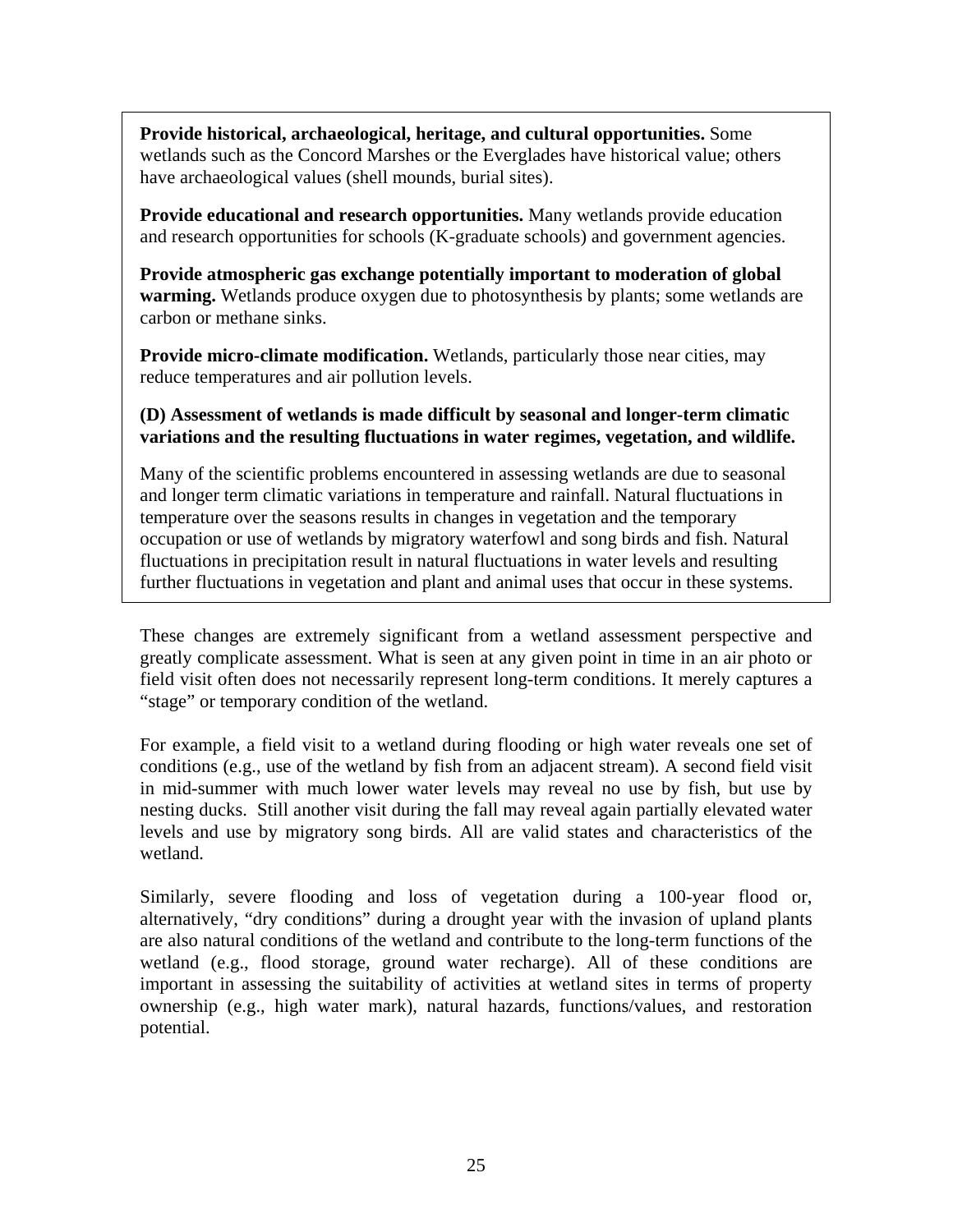**Provide historical, archaeological, heritage, and cultural opportunities.** Some wetlands such as the Concord Marshes or the Everglades have historical value; others have archaeological values (shell mounds, burial sites).

**Provide educational and research opportunities.** Many wetlands provide education and research opportunities for schools (K-graduate schools) and government agencies.

**Provide atmospheric gas exchange potentially important to moderation of global warming.** Wetlands produce oxygen due to photosynthesis by plants; some wetlands are carbon or methane sinks.

**Provide micro-climate modification.** Wetlands, particularly those near cities, may reduce temperatures and air pollution levels.

**(D) Assessment of wetlands is made difficult by seasonal and longer-term climatic variations and the resulting fluctuations in water regimes, vegetation, and wildlife.**

Many of the scientific problems encountered in assessing wetlands are due to seasonal and longer term climatic variations in temperature and rainfall. Natural fluctuations in temperature over the seasons results in changes in vegetation and the temporary occupation or use of wetlands by migratory waterfowl and song birds and fish. Natural fluctuations in precipitation result in natural fluctuations in water levels and resulting further fluctuations in vegetation and plant and animal uses that occur in these systems.

These changes are extremely significant from a wetland assessment perspective and greatly complicate assessment. What is seen at any given point in time in an air photo or field visit often does not necessarily represent long-term conditions. It merely captures a "stage" or temporary condition of the wetland.

For example, a field visit to a wetland during flooding or high water reveals one set of conditions (e.g., use of the wetland by fish from an adjacent stream). A second field visit in mid-summer with much lower water levels may reveal no use by fish, but use by nesting ducks. Still another visit during the fall may reveal again partially elevated water levels and use by migratory song birds. All are valid states and characteristics of the wetland.

Similarly, severe flooding and loss of vegetation during a 100-year flood or, alternatively, "dry conditions" during a drought year with the invasion of upland plants are also natural conditions of the wetland and contribute to the long-term functions of the wetland (e.g., flood storage, ground water recharge). All of these conditions are important in assessing the suitability of activities at wetland sites in terms of property ownership (e.g., high water mark), natural hazards, functions/values, and restoration potential.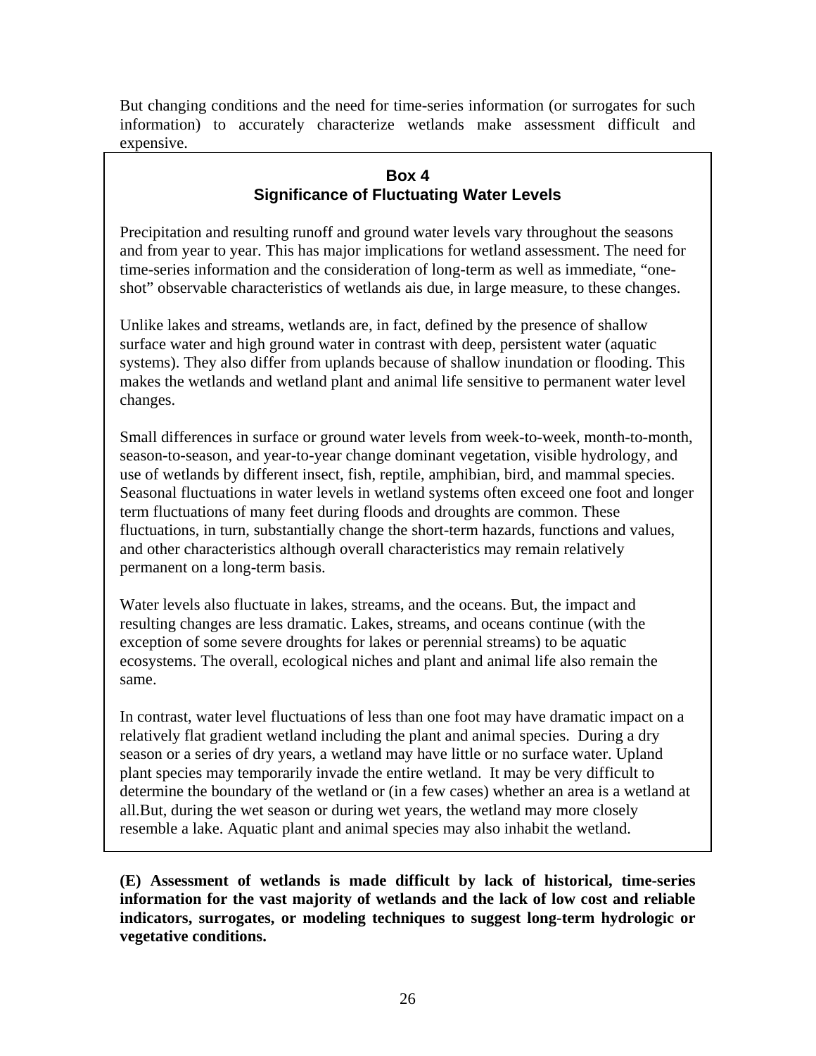But changing conditions and the need for time-series information (or surrogates for such information) to accurately characterize wetlands make assessment difficult and expensive.

**Box 4**
**Significance of Fluctuating Water Levels**

Precipitation and resulting runoff and ground water levels vary throughout the seasons and from year to year. This has major implications for wetland assessment. The need for time-series information and the consideration of long-term as well as immediate, "one-shot" observable characteristics of wetlands ais due, in large measure, to these changes.

Unlike lakes and streams, wetlands are, in fact, defined by the presence of shallow surface water and high ground water in contrast with deep, persistent water (aquatic systems). They also differ from uplands because of shallow inundation or flooding. This makes the wetlands and wetland plant and animal life sensitive to permanent water level changes.

Small differences in surface or ground water levels from week-to-week, month-to-month, season-to-season, and year-to-year change dominant vegetation, visible hydrology, and use of wetlands by different insect, fish, reptile, amphibian, bird, and mammal species. Seasonal fluctuations in water levels in wetland systems often exceed one foot and longer term fluctuations of many feet during floods and droughts are common. These fluctuations, in turn, substantially change the short-term hazards, functions and values, and other characteristics although overall characteristics may remain relatively permanent on a long-term basis.

Water levels also fluctuate in lakes, streams, and the oceans. But, the impact and resulting changes are less dramatic. Lakes, streams, and oceans continue (with the exception of some severe droughts for lakes or perennial streams) to be aquatic ecosystems. The overall, ecological niches and plant and animal life also remain the same.

In contrast, water level fluctuations of less than one foot may have dramatic impact on a relatively flat gradient wetland including the plant and animal species. During a dry season or a series of dry years, a wetland may have little or no surface water. Upland plant species may temporarily invade the entire wetland. It may be very difficult to determine the boundary of the wetland or (in a few cases) whether an area is a wetland at all.But, during the wet season or during wet years, the wetland may more closely resemble a lake. Aquatic plant and animal species may also inhabit the wetland.

**(E) Assessment of wetlands is made difficult by lack of historical, time-series information for the vast majority of wetlands and the lack of low cost and reliable indicators, surrogates, or modeling techniques to suggest long-term hydrologic or vegetative conditions.**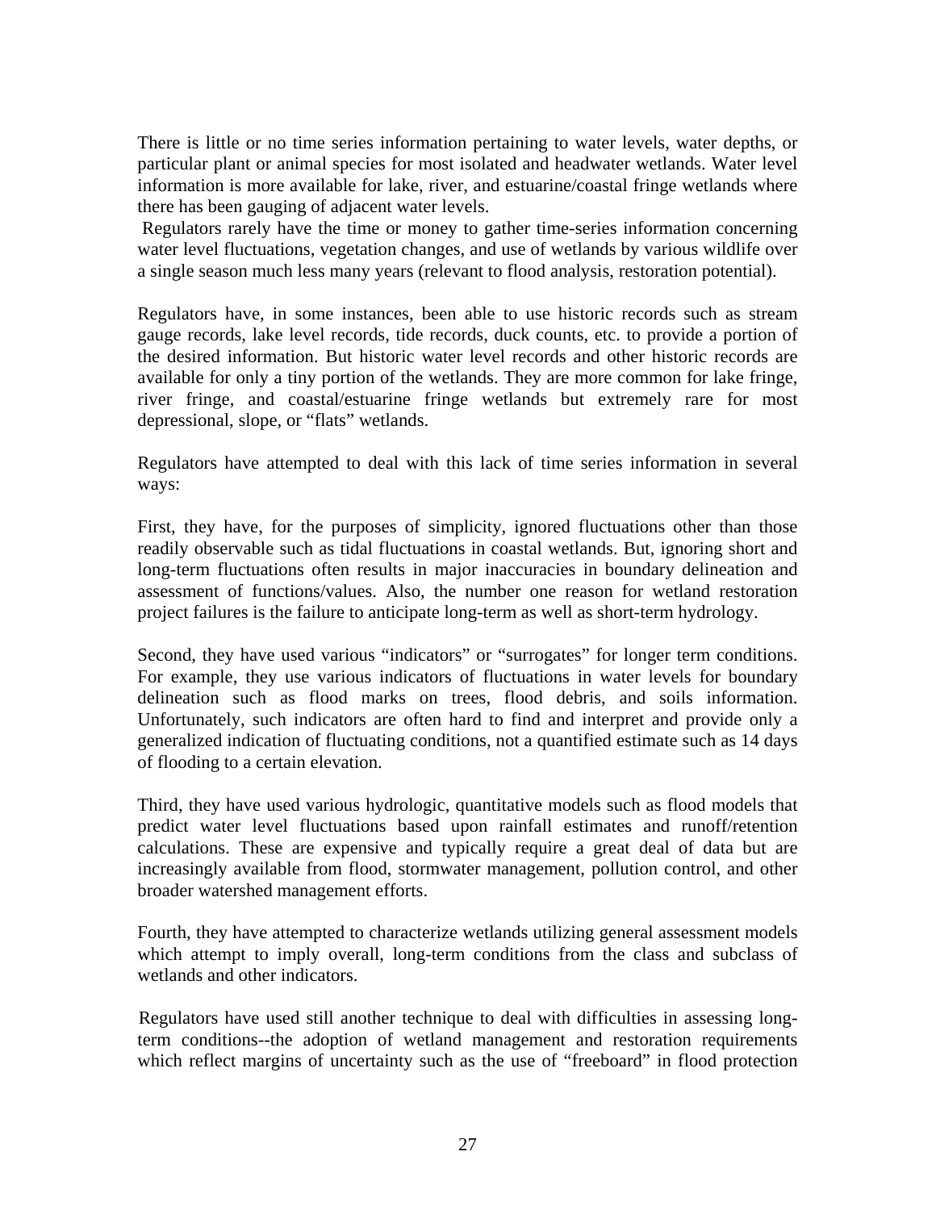There is little or no time series information pertaining to water levels, water depths, or particular plant or animal species for most isolated and headwater wetlands. Water level information is more available for lake, river, and estuarine/coastal fringe wetlands where there has been gauging of adjacent water levels.

Regulators rarely have the time or money to gather time-series information concerning water level fluctuations, vegetation changes, and use of wetlands by various wildlife over a single season much less many years (relevant to flood analysis, restoration potential).

Regulators have, in some instances, been able to use historic records such as stream gauge records, lake level records, tide records, duck counts, etc. to provide a portion of the desired information. But historic water level records and other historic records are available for only a tiny portion of the wetlands. They are more common for lake fringe, river fringe, and coastal/estuarine fringe wetlands but extremely rare for most depressional, slope, or "flats" wetlands.

Regulators have attempted to deal with this lack of time series information in several ways:

First, they have, for the purposes of simplicity, ignored fluctuations other than those readily observable such as tidal fluctuations in coastal wetlands. But, ignoring short and long-term fluctuations often results in major inaccuracies in boundary delineation and assessment of functions/values. Also, the number one reason for wetland restoration project failures is the failure to anticipate long-term as well as short-term hydrology.

Second, they have used various "indicators" or "surrogates" for longer term conditions. For example, they use various indicators of fluctuations in water levels for boundary delineation such as flood marks on trees, flood debris, and soils information. Unfortunately, such indicators are often hard to find and interpret and provide only a generalized indication of fluctuating conditions, not a quantified estimate such as 14 days of flooding to a certain elevation.

Third, they have used various hydrologic, quantitative models such as flood models that predict water level fluctuations based upon rainfall estimates and runoff/retention calculations. These are expensive and typically require a great deal of data but are increasingly available from flood, stormwater management, pollution control, and other broader watershed management efforts.

Fourth, they have attempted to characterize wetlands utilizing general assessment models which attempt to imply overall, long-term conditions from the class and subclass of wetlands and other indicators.

Regulators have used still another technique to deal with difficulties in assessing long-term conditions--the adoption of wetland management and restoration requirements which reflect margins of uncertainty such as the use of "freeboard" in flood protection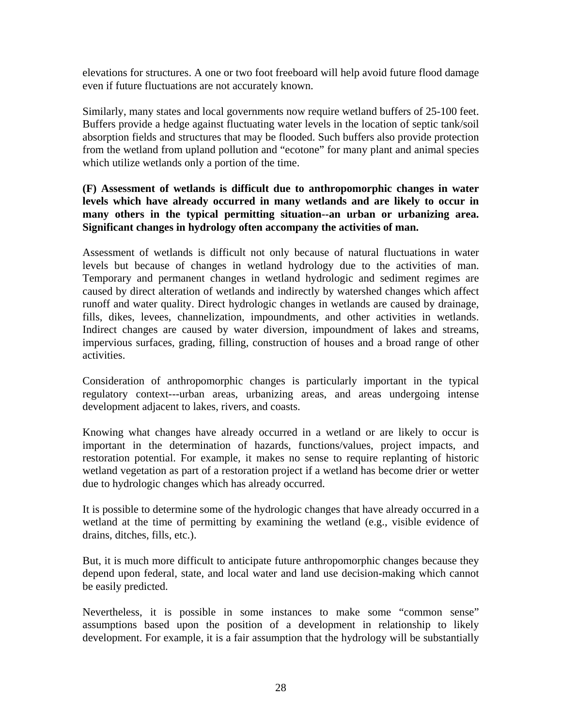elevations for structures. A one or two foot freeboard will help avoid future flood damage even if future fluctuations are not accurately known.

Similarly, many states and local governments now require wetland buffers of 25-100 feet. Buffers provide a hedge against fluctuating water levels in the location of septic tank/soil absorption fields and structures that may be flooded. Such buffers also provide protection from the wetland from upland pollution and "ecotone" for many plant and animal species which utilize wetlands only a portion of the time.

**(F) Assessment of wetlands is difficult due to anthropomorphic changes in water levels which have already occurred in many wetlands and are likely to occur in many others in the typical permitting situation--an urban or urbanizing area. Significant changes in hydrology often accompany the activities of man.**

Assessment of wetlands is difficult not only because of natural fluctuations in water levels but because of changes in wetland hydrology due to the activities of man. Temporary and permanent changes in wetland hydrologic and sediment regimes are caused by direct alteration of wetlands and indirectly by watershed changes which affect runoff and water quality. Direct hydrologic changes in wetlands are caused by drainage, fills, dikes, levees, channelization, impoundments, and other activities in wetlands. Indirect changes are caused by water diversion, impoundment of lakes and streams, impervious surfaces, grading, filling, construction of houses and a broad range of other activities.

Consideration of anthropomorphic changes is particularly important in the typical regulatory context---urban areas, urbanizing areas, and areas undergoing intense development adjacent to lakes, rivers, and coasts.

Knowing what changes have already occurred in a wetland or are likely to occur is important in the determination of hazards, functions/values, project impacts, and restoration potential. For example, it makes no sense to require replanting of historic wetland vegetation as part of a restoration project if a wetland has become drier or wetter due to hydrologic changes which has already occurred.

It is possible to determine some of the hydrologic changes that have already occurred in a wetland at the time of permitting by examining the wetland (e.g., visible evidence of drains, ditches, fills, etc.).

But, it is much more difficult to anticipate future anthropomorphic changes because they depend upon federal, state, and local water and land use decision-making which cannot be easily predicted.

Nevertheless, it is possible in some instances to make some "common sense" assumptions based upon the position of a development in relationship to likely development. For example, it is a fair assumption that the hydrology will be substantially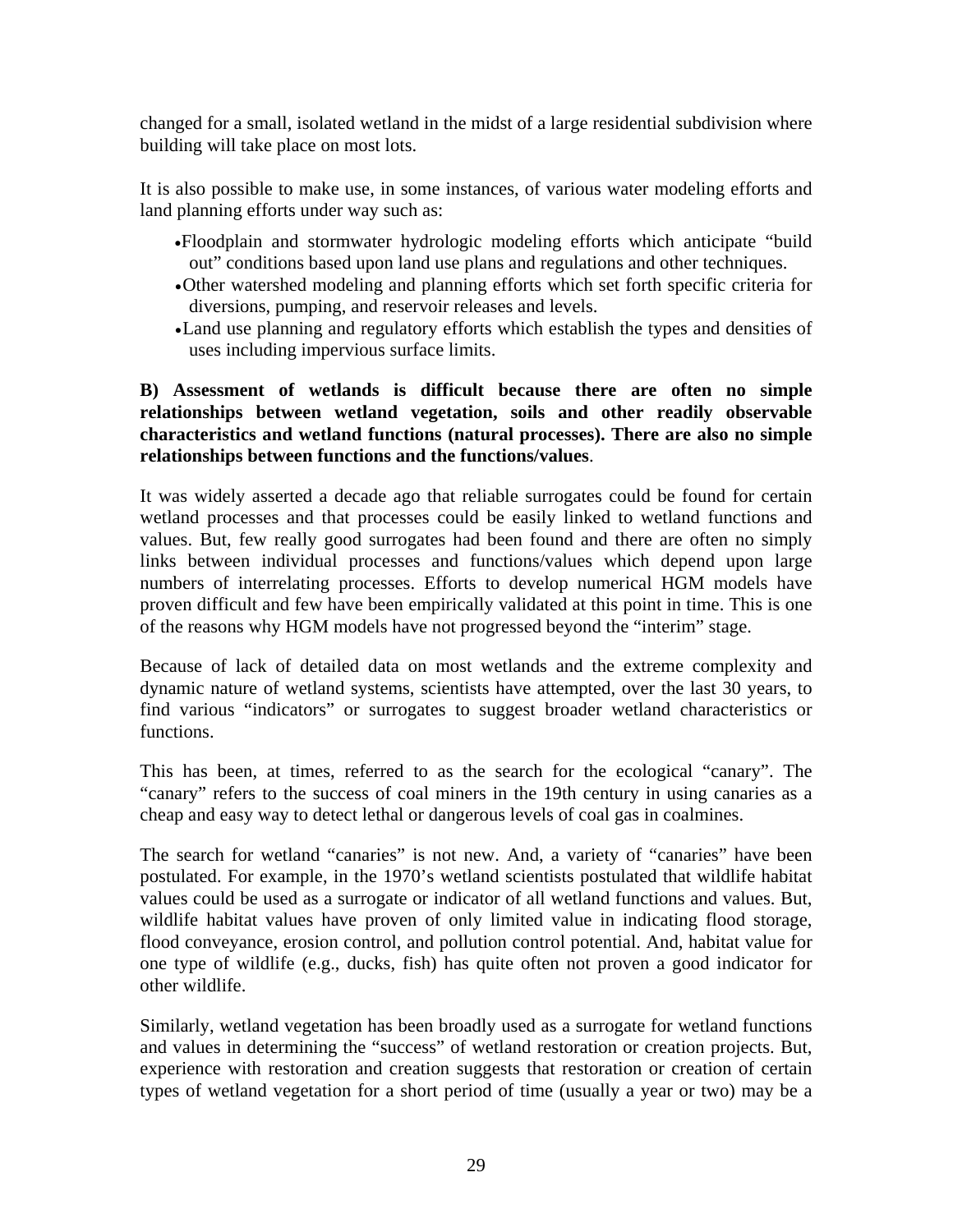changed for a small, isolated wetland in the midst of a large residential subdivision where building will take place on most lots.

It is also possible to make use, in some instances, of various water modeling efforts and land planning efforts under way such as:

- Floodplain and stormwater hydrologic modeling efforts which anticipate "build out" conditions based upon land use plans and regulations and other techniques.
- Other watershed modeling and planning efforts which set forth specific criteria for diversions, pumping, and reservoir releases and levels.
- Land use planning and regulatory efforts which establish the types and densities of uses including impervious surface limits.

**B) Assessment of wetlands is difficult because there are often no simple relationships between wetland vegetation, soils and other readily observable characteristics and wetland functions (natural processes). There are also no simple relationships between functions and the functions/values**.

It was widely asserted a decade ago that reliable surrogates could be found for certain wetland processes and that processes could be easily linked to wetland functions and values. But, few really good surrogates had been found and there are often no simply links between individual processes and functions/values which depend upon large numbers of interrelating processes. Efforts to develop numerical HGM models have proven difficult and few have been empirically validated at this point in time. This is one of the reasons why HGM models have not progressed beyond the "interim" stage.

Because of lack of detailed data on most wetlands and the extreme complexity and dynamic nature of wetland systems, scientists have attempted, over the last 30 years, to find various "indicators" or surrogates to suggest broader wetland characteristics or functions.

This has been, at times, referred to as the search for the ecological "canary". The "canary" refers to the success of coal miners in the 19th century in using canaries as a cheap and easy way to detect lethal or dangerous levels of coal gas in coalmines.

The search for wetland "canaries" is not new. And, a variety of "canaries" have been postulated. For example, in the 1970's wetland scientists postulated that wildlife habitat values could be used as a surrogate or indicator of all wetland functions and values. But, wildlife habitat values have proven of only limited value in indicating flood storage, flood conveyance, erosion control, and pollution control potential. And, habitat value for one type of wildlife (e.g., ducks, fish) has quite often not proven a good indicator for other wildlife.

Similarly, wetland vegetation has been broadly used as a surrogate for wetland functions and values in determining the "success" of wetland restoration or creation projects. But, experience with restoration and creation suggests that restoration or creation of certain types of wetland vegetation for a short period of time (usually a year or two) may be a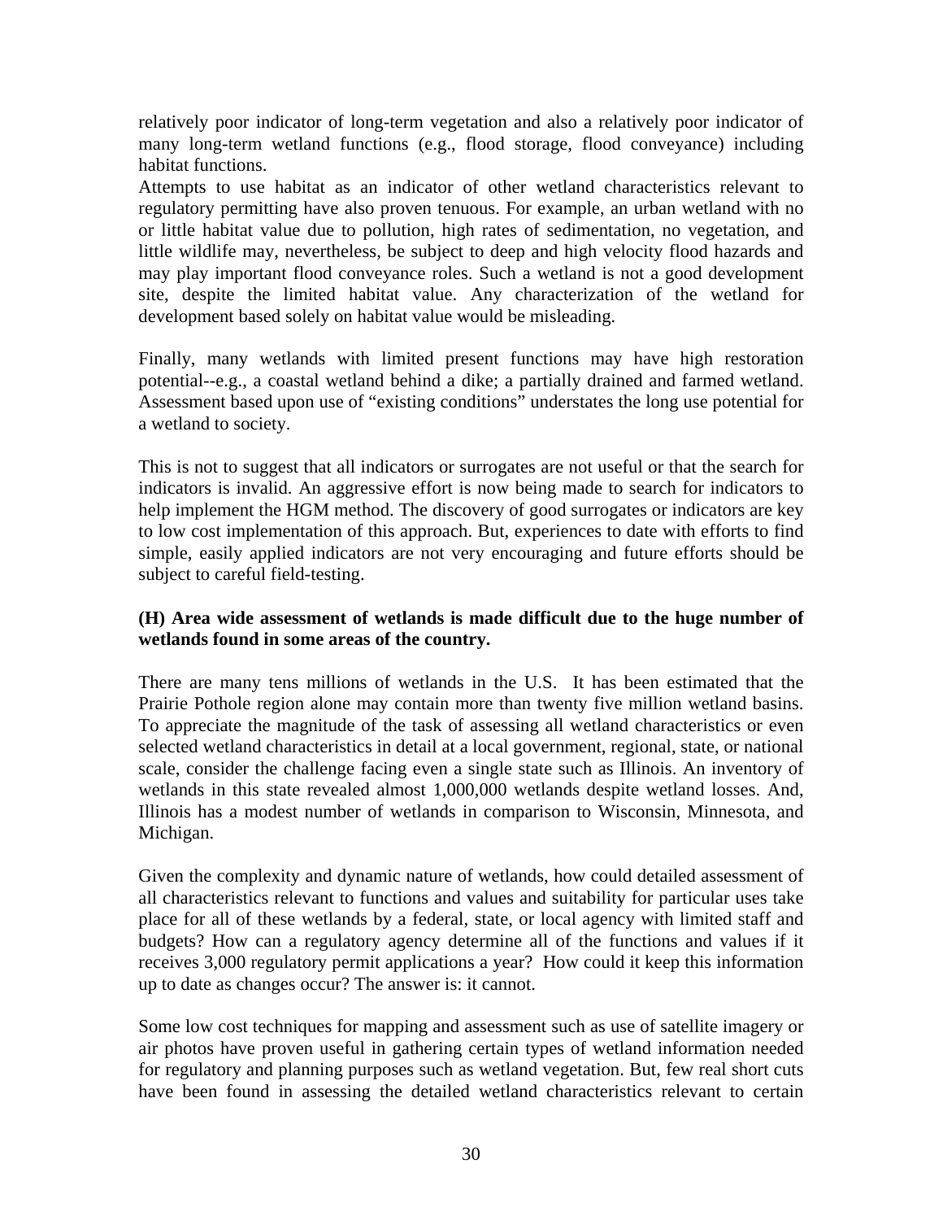relatively poor indicator of long-term vegetation and also a relatively poor indicator of many long-term wetland functions (e.g., flood storage, flood conveyance) including habitat functions.

Attempts to use habitat as an indicator of other wetland characteristics relevant to regulatory permitting have also proven tenuous. For example, an urban wetland with no or little habitat value due to pollution, high rates of sedimentation, no vegetation, and little wildlife may, nevertheless, be subject to deep and high velocity flood hazards and may play important flood conveyance roles. Such a wetland is not a good development site, despite the limited habitat value. Any characterization of the wetland for development based solely on habitat value would be misleading.

Finally, many wetlands with limited present functions may have high restoration potential--e.g., a coastal wetland behind a dike; a partially drained and farmed wetland. Assessment based upon use of "existing conditions" understates the long use potential for a wetland to society.

This is not to suggest that all indicators or surrogates are not useful or that the search for indicators is invalid. An aggressive effort is now being made to search for indicators to help implement the HGM method. The discovery of good surrogates or indicators are key to low cost implementation of this approach. But, experiences to date with efforts to find simple, easily applied indicators are not very encouraging and future efforts should be subject to careful field-testing.

**(H) Area wide assessment of wetlands is made difficult due to the huge number of wetlands found in some areas of the country.**

There are many tens millions of wetlands in the U.S. It has been estimated that the Prairie Pothole region alone may contain more than twenty five million wetland basins. To appreciate the magnitude of the task of assessing all wetland characteristics or even selected wetland characteristics in detail at a local government, regional, state, or national scale, consider the challenge facing even a single state such as Illinois. An inventory of wetlands in this state revealed almost 1,000,000 wetlands despite wetland losses. And, Illinois has a modest number of wetlands in comparison to Wisconsin, Minnesota, and Michigan.

Given the complexity and dynamic nature of wetlands, how could detailed assessment of all characteristics relevant to functions and values and suitability for particular uses take place for all of these wetlands by a federal, state, or local agency with limited staff and budgets? How can a regulatory agency determine all of the functions and values if it receives 3,000 regulatory permit applications a year? How could it keep this information up to date as changes occur? The answer is: it cannot.

Some low cost techniques for mapping and assessment such as use of satellite imagery or air photos have proven useful in gathering certain types of wetland information needed for regulatory and planning purposes such as wetland vegetation. But, few real short cuts have been found in assessing the detailed wetland characteristics relevant to certain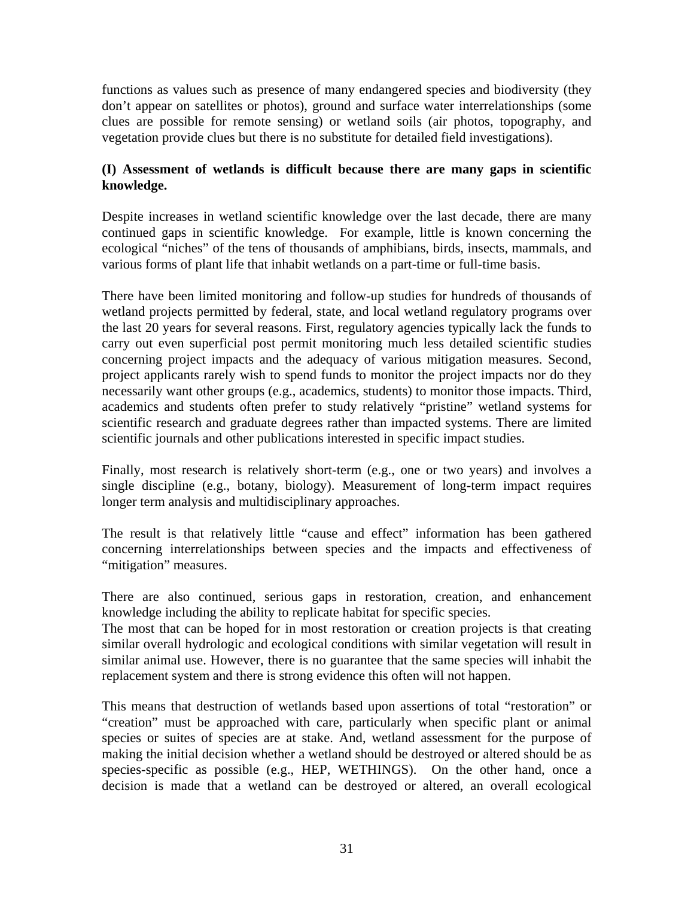functions as values such as presence of many endangered species and biodiversity (they don't appear on satellites or photos), ground and surface water interrelationships (some clues are possible for remote sensing) or wetland soils (air photos, topography, and vegetation provide clues but there is no substitute for detailed field investigations).

**(I) Assessment of wetlands is difficult because there are many gaps in scientific knowledge.**

Despite increases in wetland scientific knowledge over the last decade, there are many continued gaps in scientific knowledge. For example, little is known concerning the ecological "niches" of the tens of thousands of amphibians, birds, insects, mammals, and various forms of plant life that inhabit wetlands on a part-time or full-time basis.

There have been limited monitoring and follow-up studies for hundreds of thousands of wetland projects permitted by federal, state, and local wetland regulatory programs over the last 20 years for several reasons. First, regulatory agencies typically lack the funds to carry out even superficial post permit monitoring much less detailed scientific studies concerning project impacts and the adequacy of various mitigation measures. Second, project applicants rarely wish to spend funds to monitor the project impacts nor do they necessarily want other groups (e.g., academics, students) to monitor those impacts. Third, academics and students often prefer to study relatively "pristine" wetland systems for scientific research and graduate degrees rather than impacted systems. There are limited scientific journals and other publications interested in specific impact studies.

Finally, most research is relatively short-term (e.g., one or two years) and involves a single discipline (e.g., botany, biology). Measurement of long-term impact requires longer term analysis and multidisciplinary approaches.

The result is that relatively little "cause and effect" information has been gathered concerning interrelationships between species and the impacts and effectiveness of "mitigation" measures.

There are also continued, serious gaps in restoration, creation, and enhancement knowledge including the ability to replicate habitat for specific species.
The most that can be hoped for in most restoration or creation projects is that creating similar overall hydrologic and ecological conditions with similar vegetation will result in similar animal use. However, there is no guarantee that the same species will inhabit the replacement system and there is strong evidence this often will not happen.

This means that destruction of wetlands based upon assertions of total "restoration" or "creation" must be approached with care, particularly when specific plant or animal species or suites of species are at stake. And, wetland assessment for the purpose of making the initial decision whether a wetland should be destroyed or altered should be as species-specific as possible (e.g., HEP, WETHINGS). On the other hand, once a decision is made that a wetland can be destroyed or altered, an overall ecological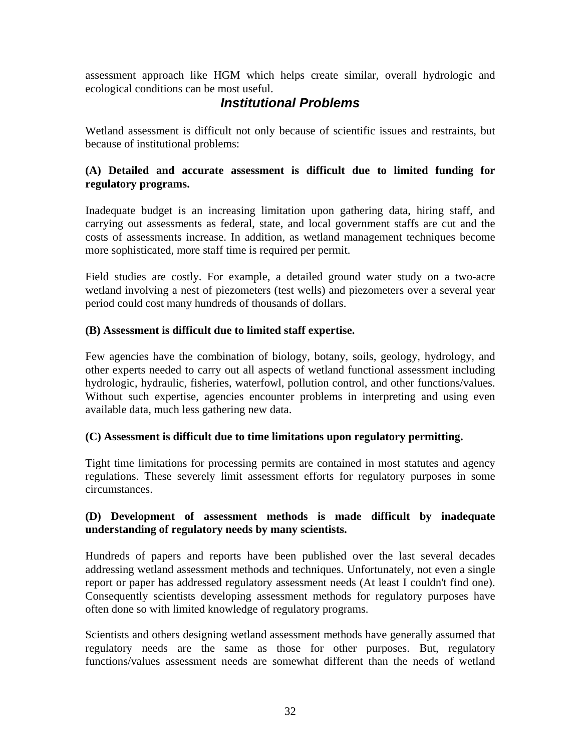assessment approach like HGM which helps create similar, overall hydrologic and ecological conditions can be most useful.

## *Institutional Problems*

Wetland assessment is difficult not only because of scientific issues and restraints, but because of institutional problems:

**(A) Detailed and accurate assessment is difficult due to limited funding for regulatory programs.**

Inadequate budget is an increasing limitation upon gathering data, hiring staff, and carrying out assessments as federal, state, and local government staffs are cut and the costs of assessments increase. In addition, as wetland management techniques become more sophisticated, more staff time is required per permit.

Field studies are costly. For example, a detailed ground water study on a two-acre wetland involving a nest of piezometers (test wells) and piezometers over a several year period could cost many hundreds of thousands of dollars.

**(B) Assessment is difficult due to limited staff expertise.**

Few agencies have the combination of biology, botany, soils, geology, hydrology, and other experts needed to carry out all aspects of wetland functional assessment including hydrologic, hydraulic, fisheries, waterfowl, pollution control, and other functions/values. Without such expertise, agencies encounter problems in interpreting and using even available data, much less gathering new data.

**(C) Assessment is difficult due to time limitations upon regulatory permitting.**

Tight time limitations for processing permits are contained in most statutes and agency regulations. These severely limit assessment efforts for regulatory purposes in some circumstances.

**(D) Development of assessment methods is made difficult by inadequate understanding of regulatory needs by many scientists.**

Hundreds of papers and reports have been published over the last several decades addressing wetland assessment methods and techniques. Unfortunately, not even a single report or paper has addressed regulatory assessment needs (At least I couldn't find one). Consequently scientists developing assessment methods for regulatory purposes have often done so with limited knowledge of regulatory programs.

Scientists and others designing wetland assessment methods have generally assumed that regulatory needs are the same as those for other purposes. But, regulatory functions/values assessment needs are somewhat different than the needs of wetland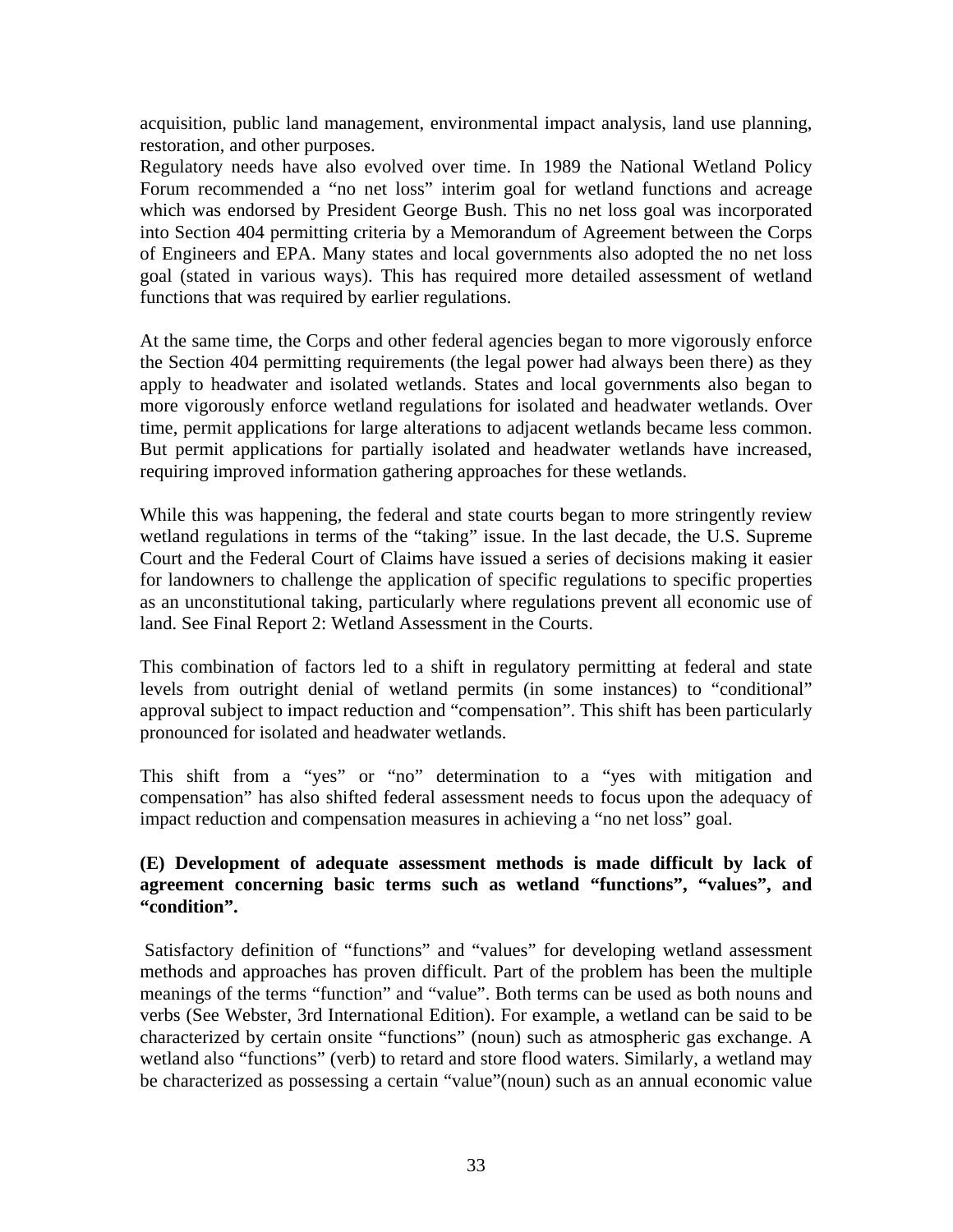acquisition, public land management, environmental impact analysis, land use planning, restoration, and other purposes.

Regulatory needs have also evolved over time. In 1989 the National Wetland Policy Forum recommended a "no net loss" interim goal for wetland functions and acreage which was endorsed by President George Bush. This no net loss goal was incorporated into Section 404 permitting criteria by a Memorandum of Agreement between the Corps of Engineers and EPA. Many states and local governments also adopted the no net loss goal (stated in various ways). This has required more detailed assessment of wetland functions that was required by earlier regulations.

At the same time, the Corps and other federal agencies began to more vigorously enforce the Section 404 permitting requirements (the legal power had always been there) as they apply to headwater and isolated wetlands. States and local governments also began to more vigorously enforce wetland regulations for isolated and headwater wetlands. Over time, permit applications for large alterations to adjacent wetlands became less common. But permit applications for partially isolated and headwater wetlands have increased, requiring improved information gathering approaches for these wetlands.

While this was happening, the federal and state courts began to more stringently review wetland regulations in terms of the "taking" issue. In the last decade, the U.S. Supreme Court and the Federal Court of Claims have issued a series of decisions making it easier for landowners to challenge the application of specific regulations to specific properties as an unconstitutional taking, particularly where regulations prevent all economic use of land. See Final Report 2: Wetland Assessment in the Courts.

This combination of factors led to a shift in regulatory permitting at federal and state levels from outright denial of wetland permits (in some instances) to "conditional" approval subject to impact reduction and "compensation". This shift has been particularly pronounced for isolated and headwater wetlands.

This shift from a "yes" or "no" determination to a "yes with mitigation and compensation" has also shifted federal assessment needs to focus upon the adequacy of impact reduction and compensation measures in achieving a "no net loss" goal.

**(E) Development of adequate assessment methods is made difficult by lack of agreement concerning basic terms such as wetland "functions", "values", and "condition".**

Satisfactory definition of "functions" and "values" for developing wetland assessment methods and approaches has proven difficult. Part of the problem has been the multiple meanings of the terms "function" and "value". Both terms can be used as both nouns and verbs (See Webster, 3rd International Edition). For example, a wetland can be said to be characterized by certain onsite "functions" (noun) such as atmospheric gas exchange. A wetland also "functions" (verb) to retard and store flood waters. Similarly, a wetland may be characterized as possessing a certain "value"(noun) such as an annual economic value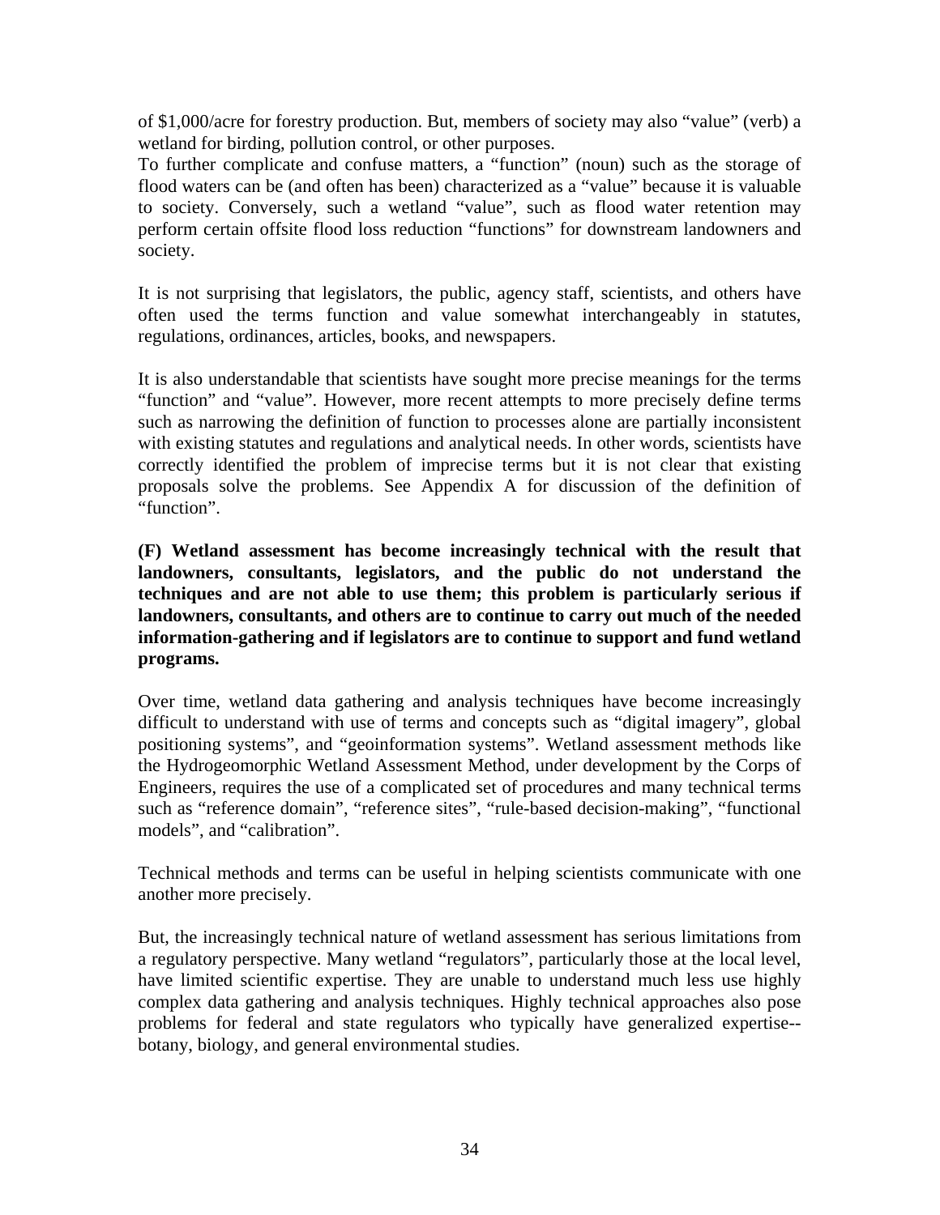of $1,000/acre for forestry production. But, members of society may also "value" (verb) a wetland for birding, pollution control, or other purposes.

To further complicate and confuse matters, a "function" (noun) such as the storage of flood waters can be (and often has been) characterized as a "value" because it is valuable to society. Conversely, such a wetland "value", such as flood water retention may perform certain offsite flood loss reduction "functions" for downstream landowners and society.

It is not surprising that legislators, the public, agency staff, scientists, and others have often used the terms function and value somewhat interchangeably in statutes, regulations, ordinances, articles, books, and newspapers.

It is also understandable that scientists have sought more precise meanings for the terms "function" and "value". However, more recent attempts to more precisely define terms such as narrowing the definition of function to processes alone are partially inconsistent with existing statutes and regulations and analytical needs. In other words, scientists have correctly identified the problem of imprecise terms but it is not clear that existing proposals solve the problems. See Appendix A for discussion of the definition of "function".

**(F) Wetland assessment has become increasingly technical with the result that landowners, consultants, legislators, and the public do not understand the techniques and are not able to use them; this problem is particularly serious if landowners, consultants, and others are to continue to carry out much of the needed information-gathering and if legislators are to continue to support and fund wetland programs.**

Over time, wetland data gathering and analysis techniques have become increasingly difficult to understand with use of terms and concepts such as "digital imagery", global positioning systems", and "geoinformation systems". Wetland assessment methods like the Hydrogeomorphic Wetland Assessment Method, under development by the Corps of Engineers, requires the use of a complicated set of procedures and many technical terms such as "reference domain", "reference sites", "rule-based decision-making", "functional models", and "calibration".

Technical methods and terms can be useful in helping scientists communicate with one another more precisely.

But, the increasingly technical nature of wetland assessment has serious limitations from a regulatory perspective. Many wetland "regulators", particularly those at the local level, have limited scientific expertise. They are unable to understand much less use highly complex data gathering and analysis techniques. Highly technical approaches also pose problems for federal and state regulators who typically have generalized expertise--botany, biology, and general environmental studies.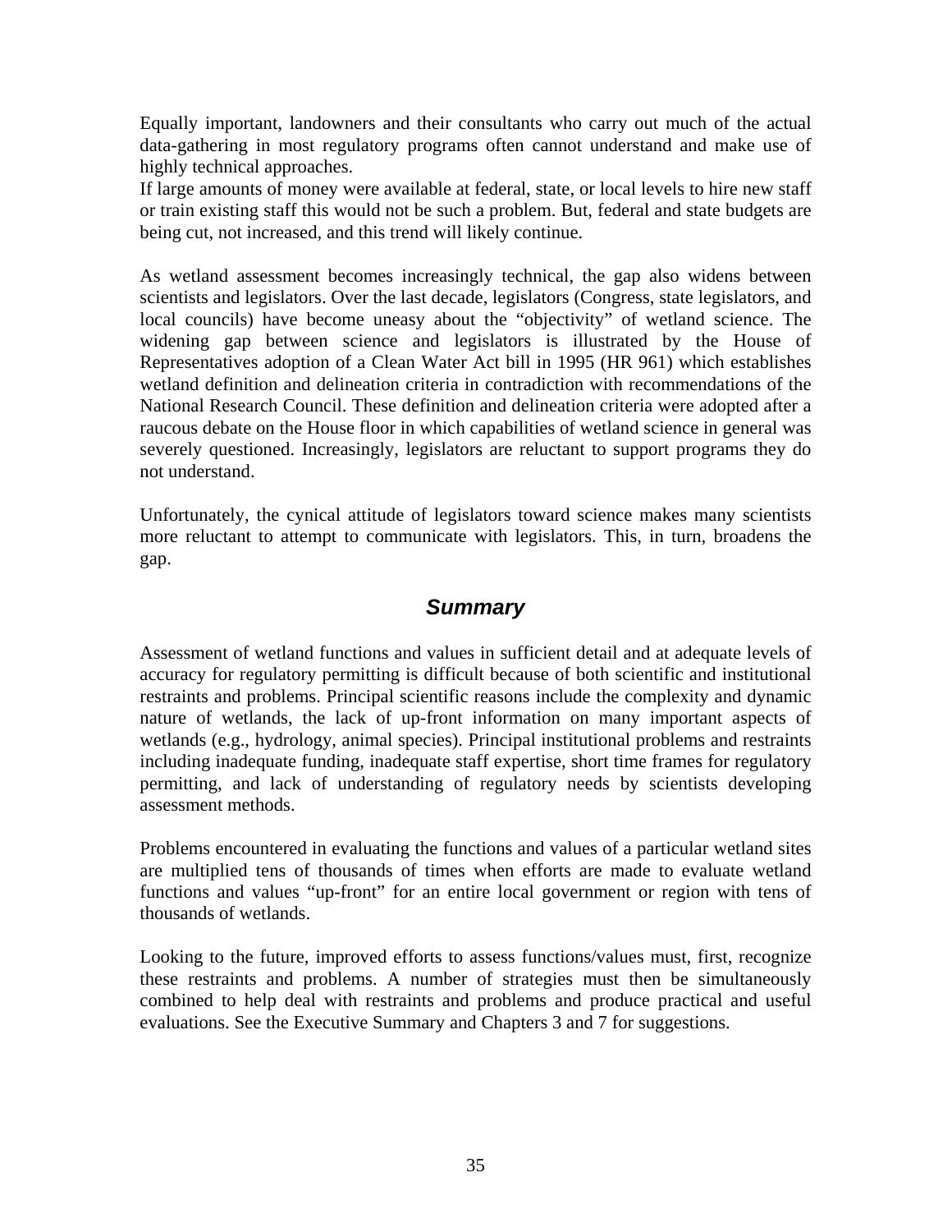Equally important, landowners and their consultants who carry out much of the actual data-gathering in most regulatory programs often cannot understand and make use of highly technical approaches.
If large amounts of money were available at federal, state, or local levels to hire new staff or train existing staff this would not be such a problem. But, federal and state budgets are being cut, not increased, and this trend will likely continue.

As wetland assessment becomes increasingly technical, the gap also widens between scientists and legislators. Over the last decade, legislators (Congress, state legislators, and local councils) have become uneasy about the "objectivity" of wetland science. The widening gap between science and legislators is illustrated by the House of Representatives adoption of a Clean Water Act bill in 1995 (HR 961) which establishes wetland definition and delineation criteria in contradiction with recommendations of the National Research Council. These definition and delineation criteria were adopted after a raucous debate on the House floor in which capabilities of wetland science in general was severely questioned. Increasingly, legislators are reluctant to support programs they do not understand.

Unfortunately, the cynical attitude of legislators toward science makes many scientists more reluctant to attempt to communicate with legislators. This, in turn, broadens the gap.

## *Summary*

Assessment of wetland functions and values in sufficient detail and at adequate levels of accuracy for regulatory permitting is difficult because of both scientific and institutional restraints and problems. Principal scientific reasons include the complexity and dynamic nature of wetlands, the lack of up-front information on many important aspects of wetlands (e.g., hydrology, animal species). Principal institutional problems and restraints including inadequate funding, inadequate staff expertise, short time frames for regulatory permitting, and lack of understanding of regulatory needs by scientists developing assessment methods.

Problems encountered in evaluating the functions and values of a particular wetland sites are multiplied tens of thousands of times when efforts are made to evaluate wetland functions and values "up-front" for an entire local government or region with tens of thousands of wetlands.

Looking to the future, improved efforts to assess functions/values must, first, recognize these restraints and problems. A number of strategies must then be simultaneously combined to help deal with restraints and problems and produce practical and useful evaluations. See the Executive Summary and Chapters 3 and 7 for suggestions.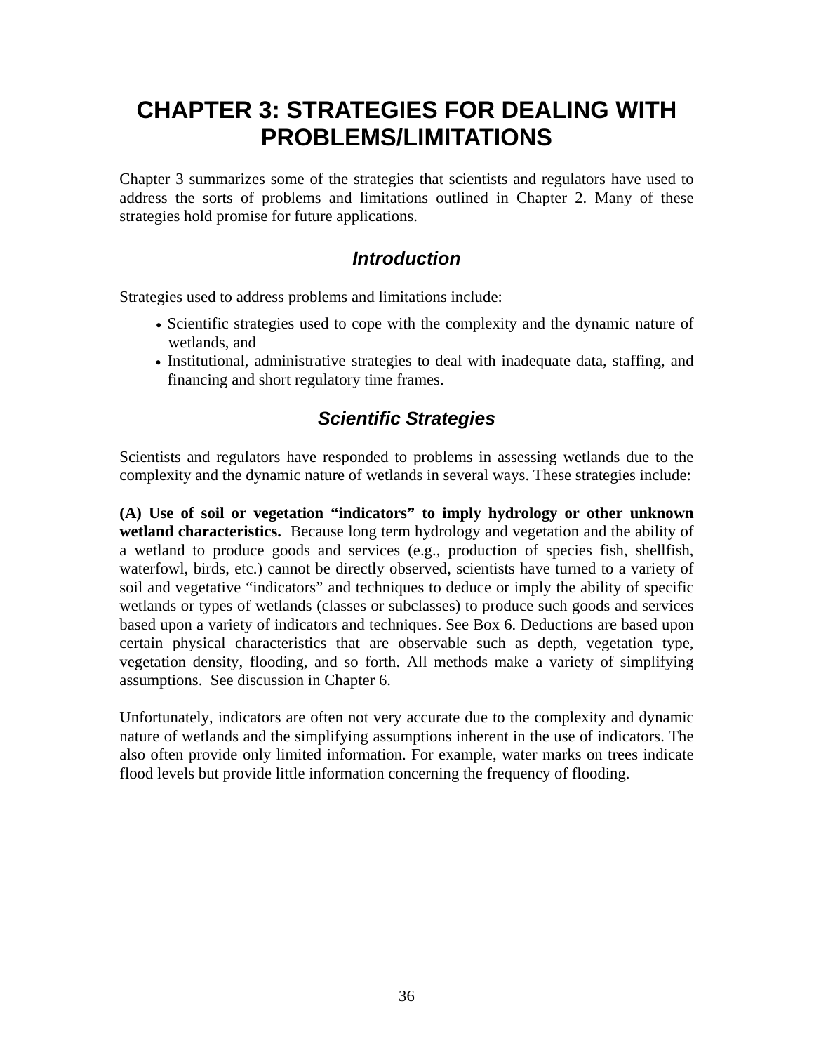# CHAPTER 3: STRATEGIES FOR DEALING WITH PROBLEMS/LIMITATIONS

Chapter 3 summarizes some of the strategies that scientists and regulators have used to address the sorts of problems and limitations outlined in Chapter 2. Many of these strategies hold promise for future applications.

## *Introduction*

Strategies used to address problems and limitations include:

- Scientific strategies used to cope with the complexity and the dynamic nature of wetlands, and
- Institutional, administrative strategies to deal with inadequate data, staffing, and financing and short regulatory time frames.

## *Scientific Strategies*

Scientists and regulators have responded to problems in assessing wetlands due to the complexity and the dynamic nature of wetlands in several ways. These strategies include:

**(A) Use of soil or vegetation "indicators" to imply hydrology or other unknown wetland characteristics.** Because long term hydrology and vegetation and the ability of a wetland to produce goods and services (e.g., production of species fish, shellfish, waterfowl, birds, etc.) cannot be directly observed, scientists have turned to a variety of soil and vegetative "indicators" and techniques to deduce or imply the ability of specific wetlands or types of wetlands (classes or subclasses) to produce such goods and services based upon a variety of indicators and techniques. See Box 6. Deductions are based upon certain physical characteristics that are observable such as depth, vegetation type, vegetation density, flooding, and so forth. All methods make a variety of simplifying assumptions. See discussion in Chapter 6.

Unfortunately, indicators are often not very accurate due to the complexity and dynamic nature of wetlands and the simplifying assumptions inherent in the use of indicators. The also often provide only limited information. For example, water marks on trees indicate flood levels but provide little information concerning the frequency of flooding.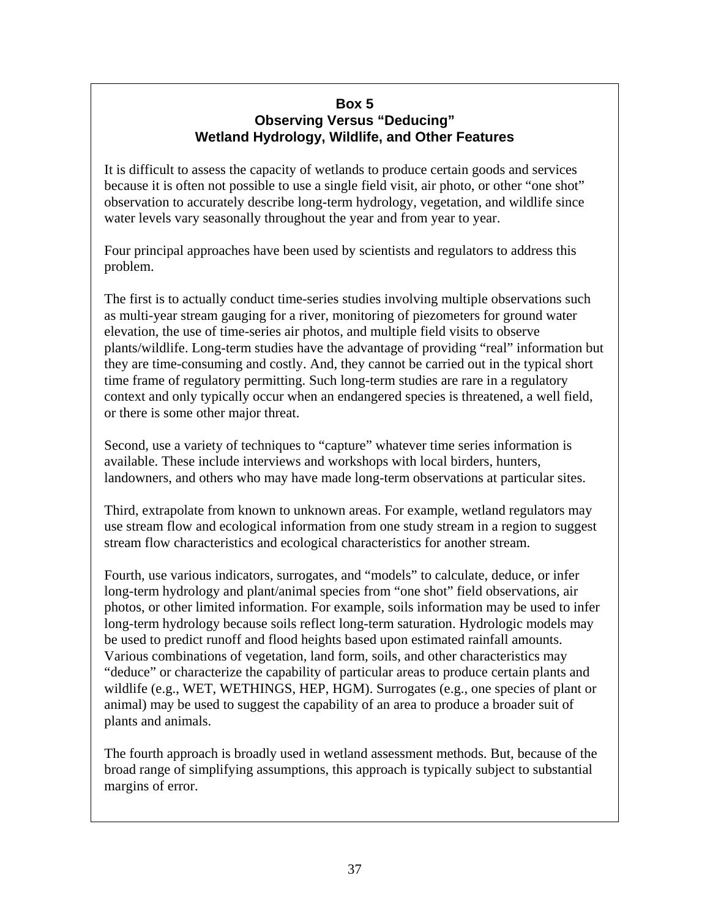**Box 5**
**Observing Versus "Deducing"**
**Wetland Hydrology, Wildlife, and Other Features**

It is difficult to assess the capacity of wetlands to produce certain goods and services because it is often not possible to use a single field visit, air photo, or other "one shot" observation to accurately describe long-term hydrology, vegetation, and wildlife since water levels vary seasonally throughout the year and from year to year.

Four principal approaches have been used by scientists and regulators to address this problem.

The first is to actually conduct time-series studies involving multiple observations such as multi-year stream gauging for a river, monitoring of piezometers for ground water elevation, the use of time-series air photos, and multiple field visits to observe plants/wildlife. Long-term studies have the advantage of providing "real" information but they are time-consuming and costly. And, they cannot be carried out in the typical short time frame of regulatory permitting. Such long-term studies are rare in a regulatory context and only typically occur when an endangered species is threatened, a well field, or there is some other major threat.

Second, use a variety of techniques to "capture" whatever time series information is available. These include interviews and workshops with local birders, hunters, landowners, and others who may have made long-term observations at particular sites.

Third, extrapolate from known to unknown areas. For example, wetland regulators may use stream flow and ecological information from one study stream in a region to suggest stream flow characteristics and ecological characteristics for another stream.

Fourth, use various indicators, surrogates, and "models" to calculate, deduce, or infer long-term hydrology and plant/animal species from "one shot" field observations, air photos, or other limited information. For example, soils information may be used to infer long-term hydrology because soils reflect long-term saturation. Hydrologic models may be used to predict runoff and flood heights based upon estimated rainfall amounts. Various combinations of vegetation, land form, soils, and other characteristics may "deduce" or characterize the capability of particular areas to produce certain plants and wildlife (e.g., WET, WETHINGS, HEP, HGM). Surrogates (e.g., one species of plant or animal) may be used to suggest the capability of an area to produce a broader suit of plants and animals.

The fourth approach is broadly used in wetland assessment methods. But, because of the broad range of simplifying assumptions, this approach is typically subject to substantial margins of error.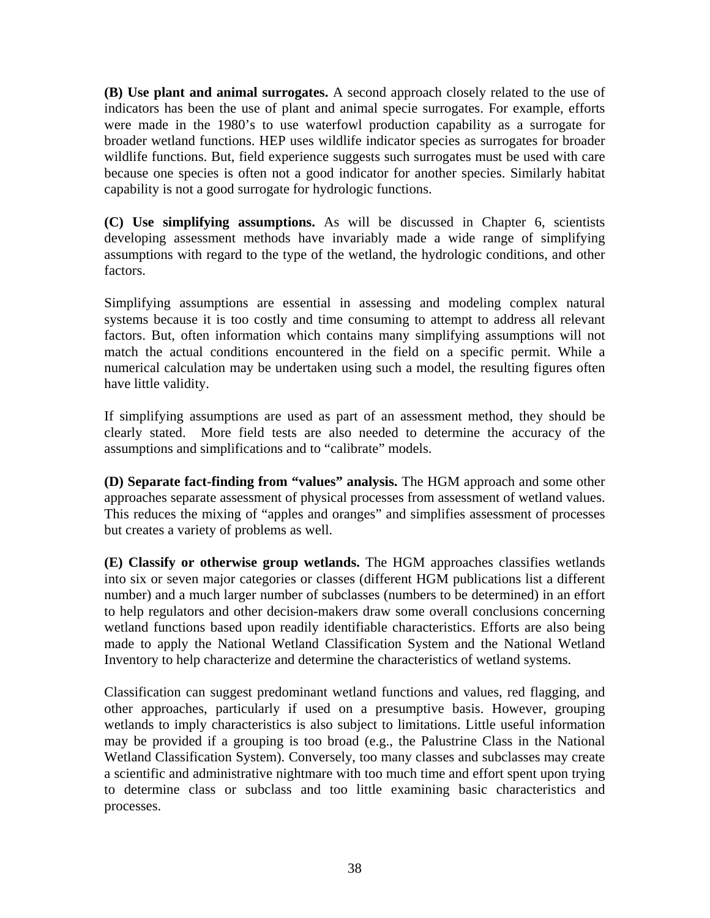**(B) Use plant and animal surrogates.** A second approach closely related to the use of indicators has been the use of plant and animal specie surrogates. For example, efforts were made in the 1980's to use waterfowl production capability as a surrogate for broader wetland functions. HEP uses wildlife indicator species as surrogates for broader wildlife functions. But, field experience suggests such surrogates must be used with care because one species is often not a good indicator for another species. Similarly habitat capability is not a good surrogate for hydrologic functions.

**(C) Use simplifying assumptions.** As will be discussed in Chapter 6, scientists developing assessment methods have invariably made a wide range of simplifying assumptions with regard to the type of the wetland, the hydrologic conditions, and other factors.

Simplifying assumptions are essential in assessing and modeling complex natural systems because it is too costly and time consuming to attempt to address all relevant factors. But, often information which contains many simplifying assumptions will not match the actual conditions encountered in the field on a specific permit. While a numerical calculation may be undertaken using such a model, the resulting figures often have little validity.

If simplifying assumptions are used as part of an assessment method, they should be clearly stated. More field tests are also needed to determine the accuracy of the assumptions and simplifications and to "calibrate" models.

**(D) Separate fact-finding from "values" analysis.** The HGM approach and some other approaches separate assessment of physical processes from assessment of wetland values. This reduces the mixing of "apples and oranges" and simplifies assessment of processes but creates a variety of problems as well.

**(E) Classify or otherwise group wetlands.** The HGM approaches classifies wetlands into six or seven major categories or classes (different HGM publications list a different number) and a much larger number of subclasses (numbers to be determined) in an effort to help regulators and other decision-makers draw some overall conclusions concerning wetland functions based upon readily identifiable characteristics. Efforts are also being made to apply the National Wetland Classification System and the National Wetland Inventory to help characterize and determine the characteristics of wetland systems.

Classification can suggest predominant wetland functions and values, red flagging, and other approaches, particularly if used on a presumptive basis. However, grouping wetlands to imply characteristics is also subject to limitations. Little useful information may be provided if a grouping is too broad (e.g., the Palustrine Class in the National Wetland Classification System). Conversely, too many classes and subclasses may create a scientific and administrative nightmare with too much time and effort spent upon trying to determine class or subclass and too little examining basic characteristics and processes.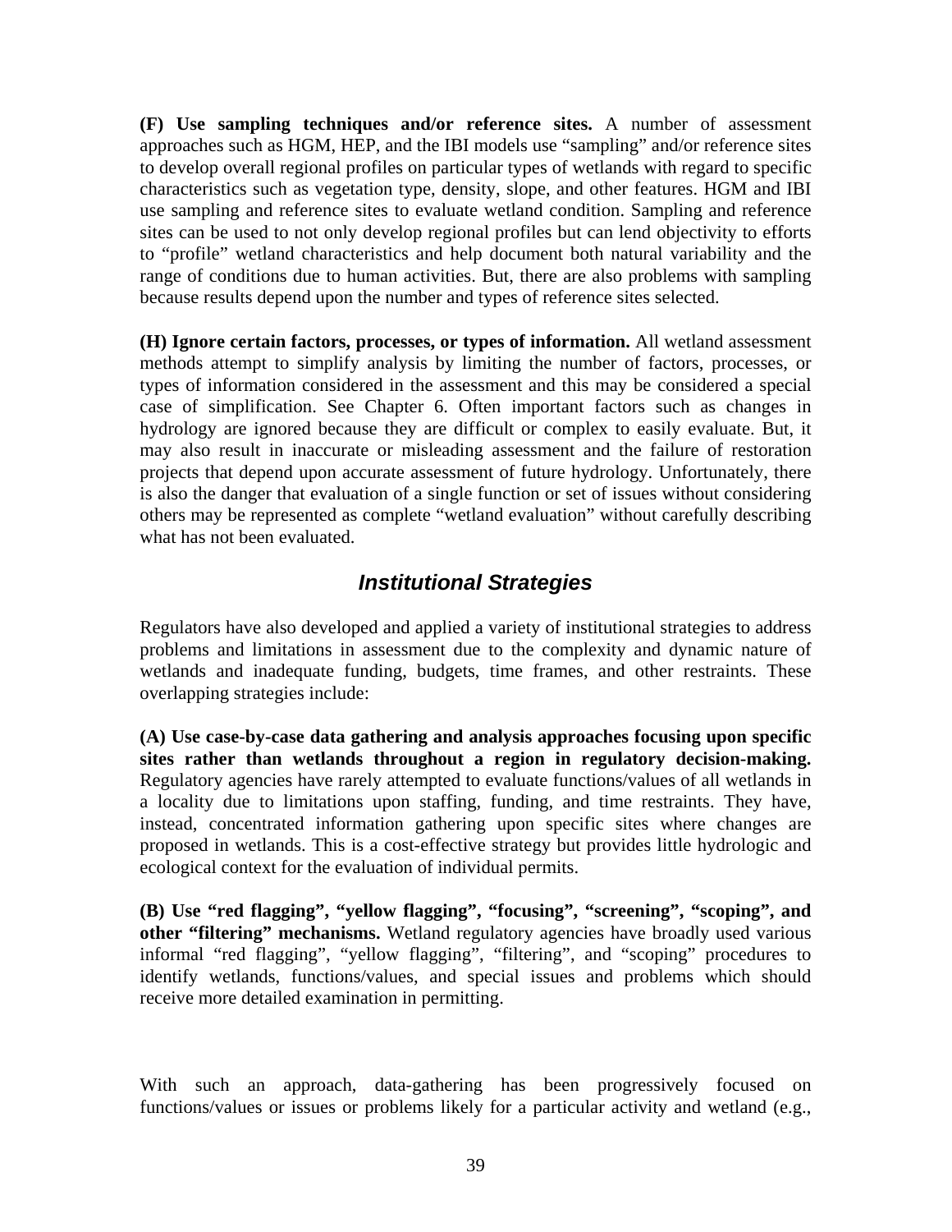**(F) Use sampling techniques and/or reference sites.** A number of assessment approaches such as HGM, HEP, and the IBI models use "sampling" and/or reference sites to develop overall regional profiles on particular types of wetlands with regard to specific characteristics such as vegetation type, density, slope, and other features. HGM and IBI use sampling and reference sites to evaluate wetland condition. Sampling and reference sites can be used to not only develop regional profiles but can lend objectivity to efforts to "profile" wetland characteristics and help document both natural variability and the range of conditions due to human activities. But, there are also problems with sampling because results depend upon the number and types of reference sites selected.

**(H) Ignore certain factors, processes, or types of information.** All wetland assessment methods attempt to simplify analysis by limiting the number of factors, processes, or types of information considered in the assessment and this may be considered a special case of simplification. See Chapter 6. Often important factors such as changes in hydrology are ignored because they are difficult or complex to easily evaluate. But, it may also result in inaccurate or misleading assessment and the failure of restoration projects that depend upon accurate assessment of future hydrology. Unfortunately, there is also the danger that evaluation of a single function or set of issues without considering others may be represented as complete "wetland evaluation" without carefully describing what has not been evaluated.

## *Institutional Strategies*

Regulators have also developed and applied a variety of institutional strategies to address problems and limitations in assessment due to the complexity and dynamic nature of wetlands and inadequate funding, budgets, time frames, and other restraints. These overlapping strategies include:

**(A) Use case-by-case data gathering and analysis approaches focusing upon specific sites rather than wetlands throughout a region in regulatory decision-making.** Regulatory agencies have rarely attempted to evaluate functions/values of all wetlands in a locality due to limitations upon staffing, funding, and time restraints. They have, instead, concentrated information gathering upon specific sites where changes are proposed in wetlands. This is a cost-effective strategy but provides little hydrologic and ecological context for the evaluation of individual permits.

**(B) Use "red flagging", "yellow flagging", "focusing", "screening", "scoping", and other "filtering" mechanisms.** Wetland regulatory agencies have broadly used various informal "red flagging", "yellow flagging", "filtering", and "scoping" procedures to identify wetlands, functions/values, and special issues and problems which should receive more detailed examination in permitting.

With such an approach, data-gathering has been progressively focused on functions/values or issues or problems likely for a particular activity and wetland (e.g.,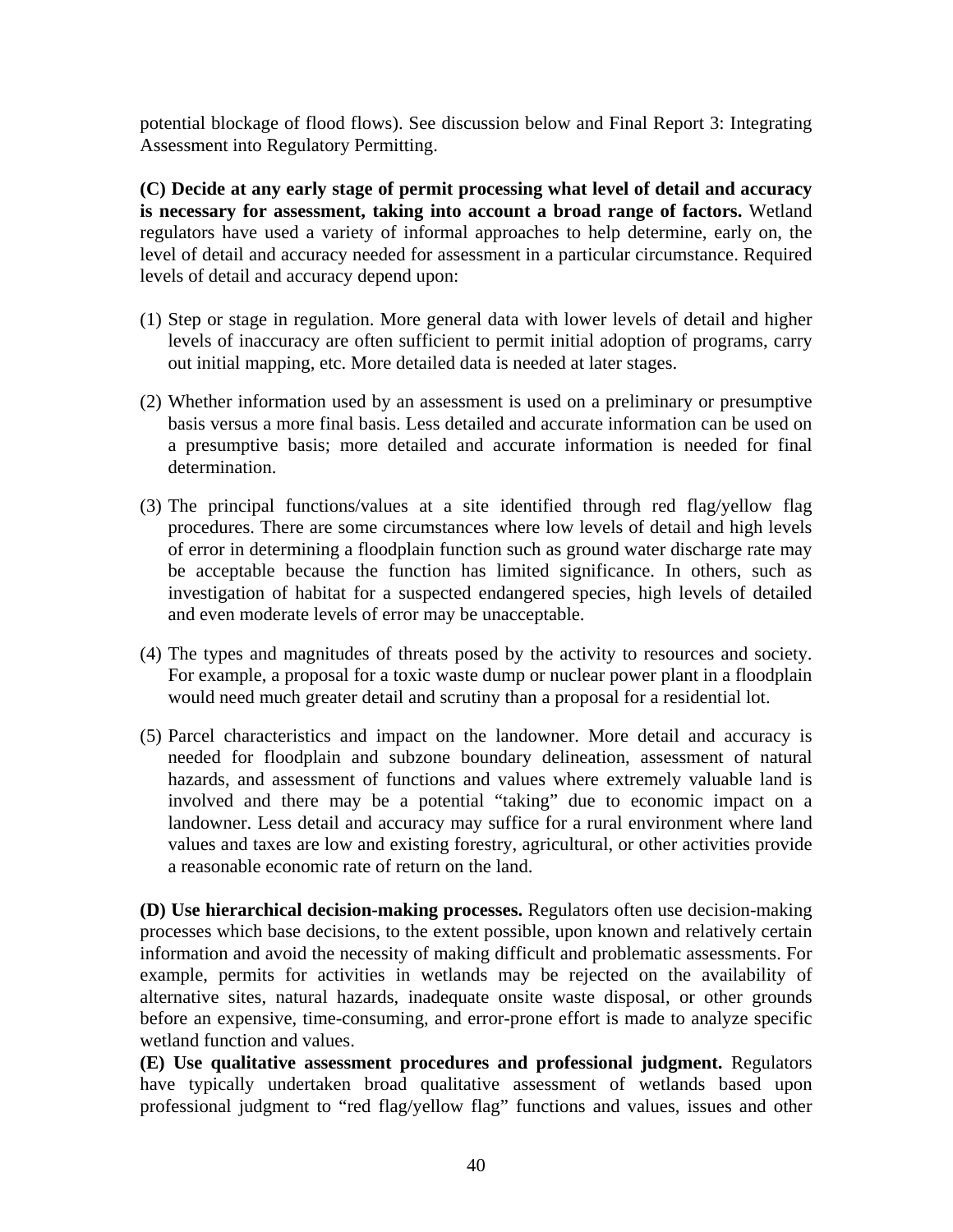potential blockage of flood flows). See discussion below and Final Report 3: Integrating Assessment into Regulatory Permitting.

**(C) Decide at any early stage of permit processing what level of detail and accuracy is necessary for assessment, taking into account a broad range of factors.** Wetland regulators have used a variety of informal approaches to help determine, early on, the level of detail and accuracy needed for assessment in a particular circumstance. Required levels of detail and accuracy depend upon:

(1) Step or stage in regulation. More general data with lower levels of detail and higher levels of inaccuracy are often sufficient to permit initial adoption of programs, carry out initial mapping, etc. More detailed data is needed at later stages.

(2) Whether information used by an assessment is used on a preliminary or presumptive basis versus a more final basis. Less detailed and accurate information can be used on a presumptive basis; more detailed and accurate information is needed for final determination.

(3) The principal functions/values at a site identified through red flag/yellow flag procedures. There are some circumstances where low levels of detail and high levels of error in determining a floodplain function such as ground water discharge rate may be acceptable because the function has limited significance. In others, such as investigation of habitat for a suspected endangered species, high levels of detailed and even moderate levels of error may be unacceptable.

(4) The types and magnitudes of threats posed by the activity to resources and society. For example, a proposal for a toxic waste dump or nuclear power plant in a floodplain would need much greater detail and scrutiny than a proposal for a residential lot.

(5) Parcel characteristics and impact on the landowner. More detail and accuracy is needed for floodplain and subzone boundary delineation, assessment of natural hazards, and assessment of functions and values where extremely valuable land is involved and there may be a potential "taking" due to economic impact on a landowner. Less detail and accuracy may suffice for a rural environment where land values and taxes are low and existing forestry, agricultural, or other activities provide a reasonable economic rate of return on the land.

**(D) Use hierarchical decision-making processes.** Regulators often use decision-making processes which base decisions, to the extent possible, upon known and relatively certain information and avoid the necessity of making difficult and problematic assessments. For example, permits for activities in wetlands may be rejected on the availability of alternative sites, natural hazards, inadequate onsite waste disposal, or other grounds before an expensive, time-consuming, and error-prone effort is made to analyze specific wetland function and values.

**(E) Use qualitative assessment procedures and professional judgment.** Regulators have typically undertaken broad qualitative assessment of wetlands based upon professional judgment to "red flag/yellow flag" functions and values, issues and other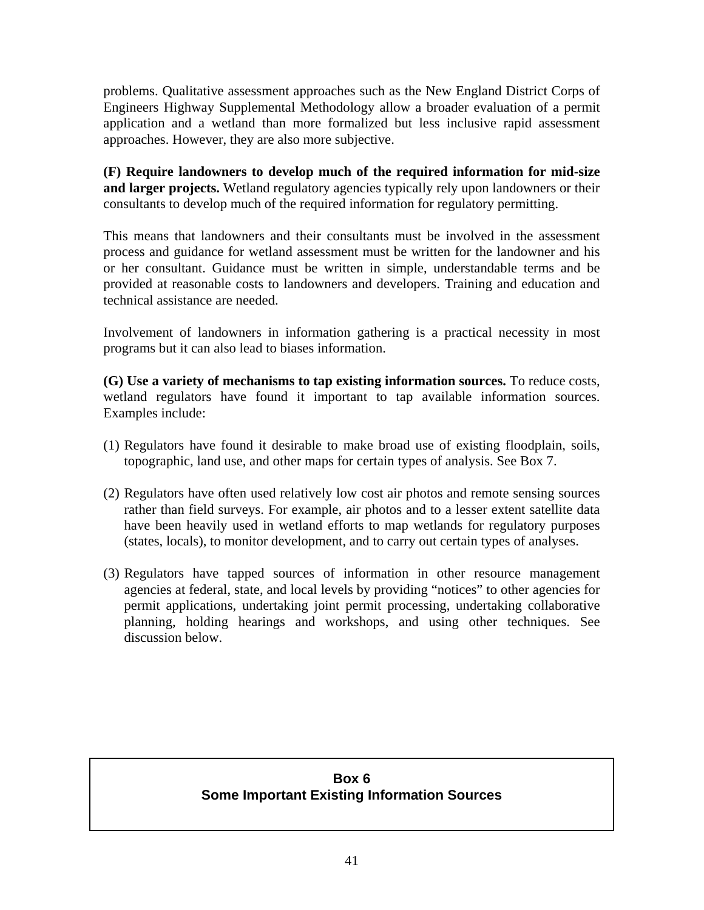problems. Qualitative assessment approaches such as the New England District Corps of Engineers Highway Supplemental Methodology allow a broader evaluation of a permit application and a wetland than more formalized but less inclusive rapid assessment approaches. However, they are also more subjective.

**(F) Require landowners to develop much of the required information for mid-size and larger projects.** Wetland regulatory agencies typically rely upon landowners or their consultants to develop much of the required information for regulatory permitting.

This means that landowners and their consultants must be involved in the assessment process and guidance for wetland assessment must be written for the landowner and his or her consultant. Guidance must be written in simple, understandable terms and be provided at reasonable costs to landowners and developers. Training and education and technical assistance are needed.

Involvement of landowners in information gathering is a practical necessity in most programs but it can also lead to biases information.

**(G) Use a variety of mechanisms to tap existing information sources.** To reduce costs, wetland regulators have found it important to tap available information sources. Examples include:

(1) Regulators have found it desirable to make broad use of existing floodplain, soils, topographic, land use, and other maps for certain types of analysis. See Box 7.

(2) Regulators have often used relatively low cost air photos and remote sensing sources rather than field surveys. For example, air photos and to a lesser extent satellite data have been heavily used in wetland efforts to map wetlands for regulatory purposes (states, locals), to monitor development, and to carry out certain types of analyses.

(3) Regulators have tapped sources of information in other resource management agencies at federal, state, and local levels by providing "notices" to other agencies for permit applications, undertaking joint permit processing, undertaking collaborative planning, holding hearings and workshops, and using other techniques. See discussion below.

**Box 6**
**Some Important Existing Information Sources**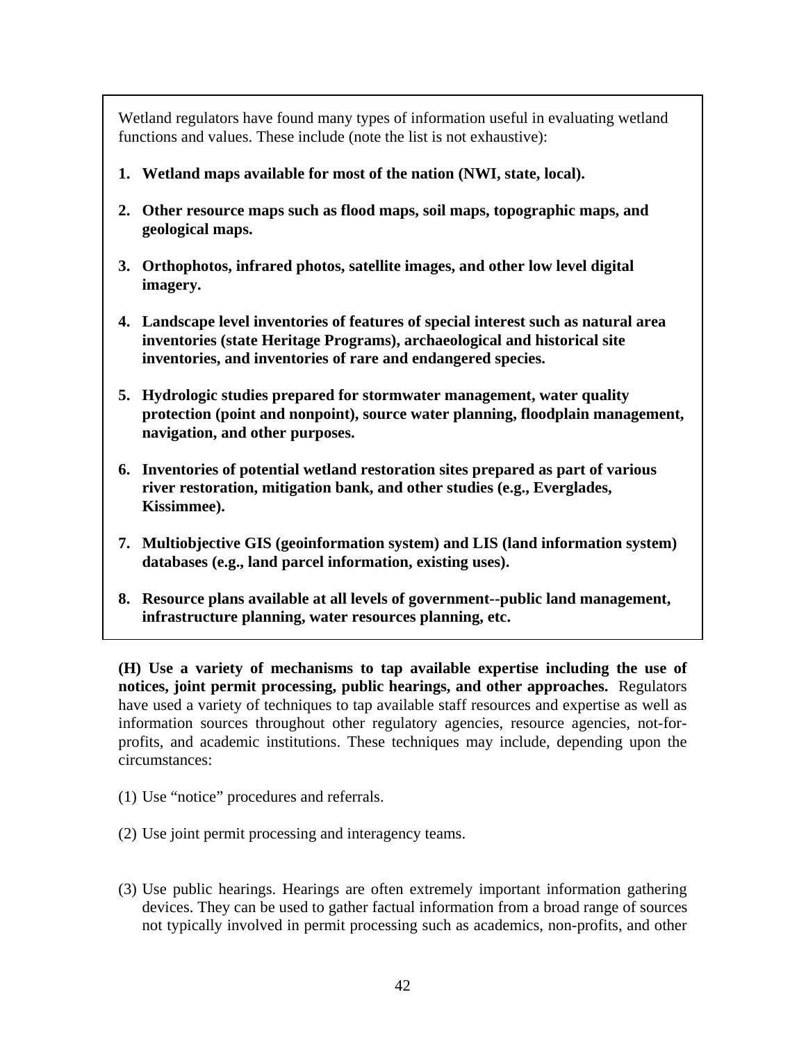Wetland regulators have found many types of information useful in evaluating wetland functions and values. These include (note the list is not exhaustive):

1. **Wetland maps available for most of the nation (NWI, state, local).**
2. **Other resource maps such as flood maps, soil maps, topographic maps, and geological maps.**
3. **Orthophotos, infrared photos, satellite images, and other low level digital imagery.**
4. **Landscape level inventories of features of special interest such as natural area inventories (state Heritage Programs), archaeological and historical site inventories, and inventories of rare and endangered species.**
5. **Hydrologic studies prepared for stormwater management, water quality protection (point and nonpoint), source water planning, floodplain management, navigation, and other purposes.**
6. **Inventories of potential wetland restoration sites prepared as part of various river restoration, mitigation bank, and other studies (e.g., Everglades, Kissimmee).**
7. **Multiobjective GIS (geoinformation system) and LIS (land information system) databases (e.g., land parcel information, existing uses).**
8. **Resource plans available at all levels of government--public land management, infrastructure planning, water resources planning, etc.**

**(H) Use a variety of mechanisms to tap available expertise including the use of notices, joint permit processing, public hearings, and other approaches.** Regulators have used a variety of techniques to tap available staff resources and expertise as well as information sources throughout other regulatory agencies, resource agencies, not-for-profits, and academic institutions. These techniques may include, depending upon the circumstances:

(1) Use "notice" procedures and referrals.

(2) Use joint permit processing and interagency teams.

(3) Use public hearings. Hearings are often extremely important information gathering devices. They can be used to gather factual information from a broad range of sources not typically involved in permit processing such as academics, non-profits, and other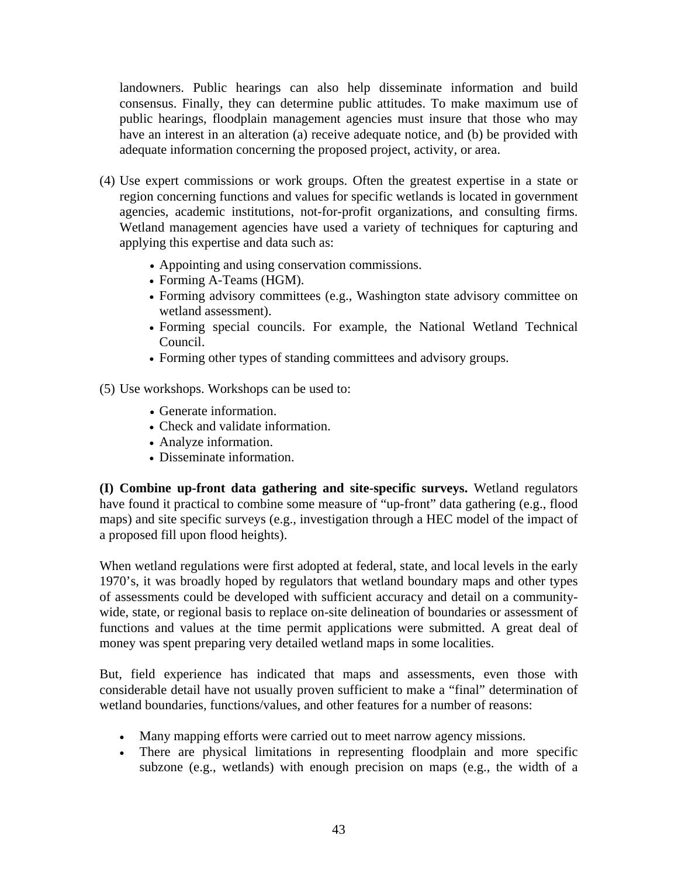landowners. Public hearings can also help disseminate information and build consensus. Finally, they can determine public attitudes. To make maximum use of public hearings, floodplain management agencies must insure that those who may have an interest in an alteration (a) receive adequate notice, and (b) be provided with adequate information concerning the proposed project, activity, or area.

(4) Use expert commissions or work groups. Often the greatest expertise in a state or region concerning functions and values for specific wetlands is located in government agencies, academic institutions, not-for-profit organizations, and consulting firms. Wetland management agencies have used a variety of techniques for capturing and applying this expertise and data such as:

- Appointing and using conservation commissions.
- Forming A-Teams (HGM).
- Forming advisory committees (e.g., Washington state advisory committee on wetland assessment).
- Forming special councils. For example, the National Wetland Technical Council.
- Forming other types of standing committees and advisory groups.

(5) Use workshops. Workshops can be used to:

- Generate information.
- Check and validate information.
- Analyze information.
- Disseminate information.

**(I) Combine up-front data gathering and site-specific surveys.** Wetland regulators have found it practical to combine some measure of "up-front" data gathering (e.g., flood maps) and site specific surveys (e.g., investigation through a HEC model of the impact of a proposed fill upon flood heights).

When wetland regulations were first adopted at federal, state, and local levels in the early 1970's, it was broadly hoped by regulators that wetland boundary maps and other types of assessments could be developed with sufficient accuracy and detail on a community-wide, state, or regional basis to replace on-site delineation of boundaries or assessment of functions and values at the time permit applications were submitted. A great deal of money was spent preparing very detailed wetland maps in some localities.

But, field experience has indicated that maps and assessments, even those with considerable detail have not usually proven sufficient to make a "final" determination of wetland boundaries, functions/values, and other features for a number of reasons:

- Many mapping efforts were carried out to meet narrow agency missions.
- There are physical limitations in representing floodplain and more specific subzone (e.g., wetlands) with enough precision on maps (e.g., the width of a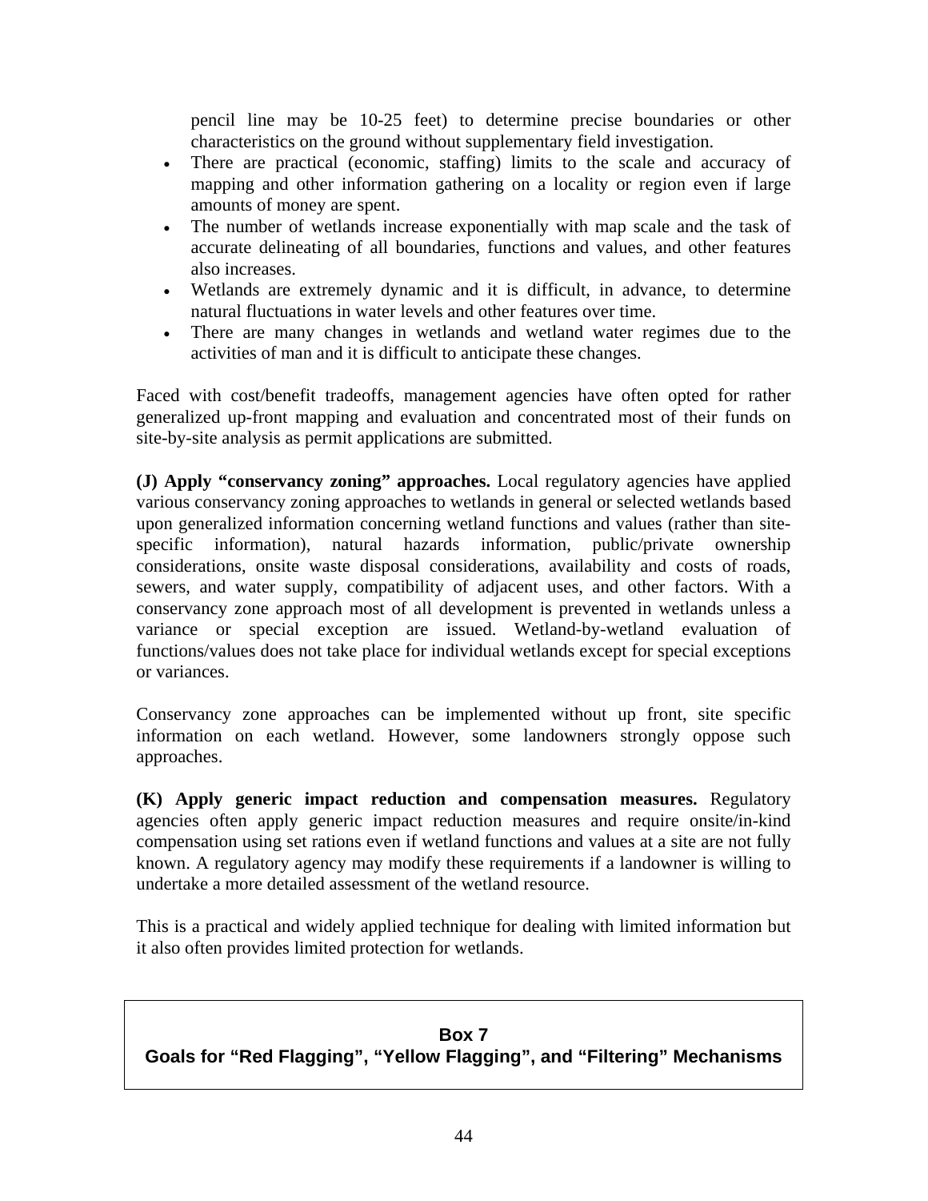pencil line may be 10-25 feet) to determine precise boundaries or other characteristics on the ground without supplementary field investigation.

- There are practical (economic, staffing) limits to the scale and accuracy of mapping and other information gathering on a locality or region even if large amounts of money are spent.
- The number of wetlands increase exponentially with map scale and the task of accurate delineating of all boundaries, functions and values, and other features also increases.
- Wetlands are extremely dynamic and it is difficult, in advance, to determine natural fluctuations in water levels and other features over time.
- There are many changes in wetlands and wetland water regimes due to the activities of man and it is difficult to anticipate these changes.

Faced with cost/benefit tradeoffs, management agencies have often opted for rather generalized up-front mapping and evaluation and concentrated most of their funds on site-by-site analysis as permit applications are submitted.

**(J) Apply "conservancy zoning" approaches.** Local regulatory agencies have applied various conservancy zoning approaches to wetlands in general or selected wetlands based upon generalized information concerning wetland functions and values (rather than site-specific information), natural hazards information, public/private ownership considerations, onsite waste disposal considerations, availability and costs of roads, sewers, and water supply, compatibility of adjacent uses, and other factors. With a conservancy zone approach most of all development is prevented in wetlands unless a variance or special exception are issued. Wetland-by-wetland evaluation of functions/values does not take place for individual wetlands except for special exceptions or variances.

Conservancy zone approaches can be implemented without up front, site specific information on each wetland. However, some landowners strongly oppose such approaches.

**(K) Apply generic impact reduction and compensation measures.** Regulatory agencies often apply generic impact reduction measures and require onsite/in-kind compensation using set rations even if wetland functions and values at a site are not fully known. A regulatory agency may modify these requirements if a landowner is willing to undertake a more detailed assessment of the wetland resource.

This is a practical and widely applied technique for dealing with limited information but it also often provides limited protection for wetlands.

**Box 7**
**Goals for "Red Flagging", "Yellow Flagging", and "Filtering" Mechanisms**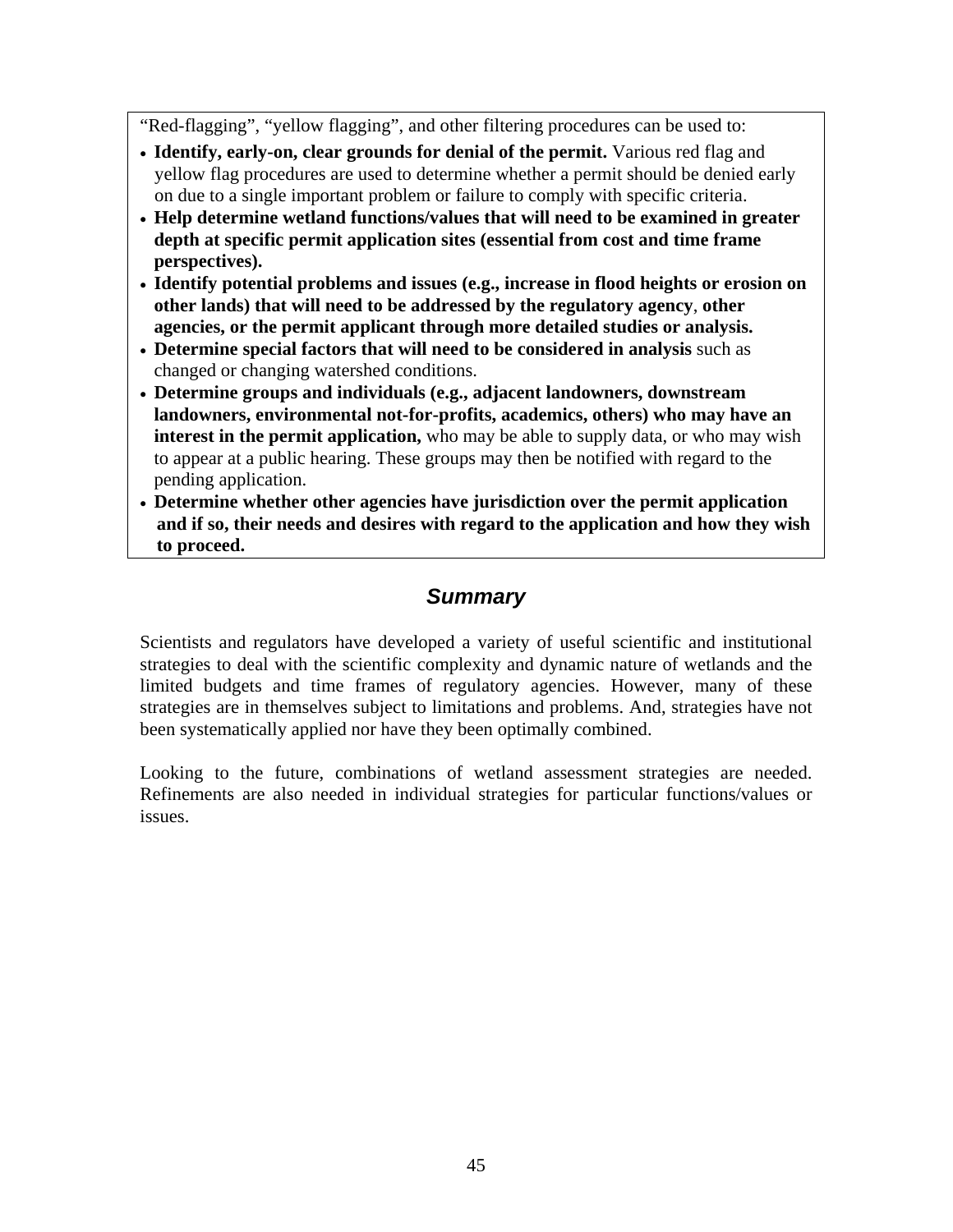"Red-flagging", "yellow flagging", and other filtering procedures can be used to:

- **Identify, early-on, clear grounds for denial of the permit.** Various red flag and yellow flag procedures are used to determine whether a permit should be denied early on due to a single important problem or failure to comply with specific criteria.
- **Help determine wetland functions/values that will need to be examined in greater depth at specific permit application sites (essential from cost and time frame perspectives).**
- **Identify potential problems and issues (e.g., increase in flood heights or erosion on other lands) that will need to be addressed by the regulatory agency**, **other agencies, or the permit applicant through more detailed studies or analysis.**
- **Determine special factors that will need to be considered in analysis** such as changed or changing watershed conditions.
- **Determine groups and individuals (e.g., adjacent landowners, downstream landowners, environmental not-for-profits, academics, others) who may have an interest in the permit application,** who may be able to supply data, or who may wish to appear at a public hearing. These groups may then be notified with regard to the pending application.
- **Determine whether other agencies have jurisdiction over the permit application and if so, their needs and desires with regard to the application and how they wish to proceed.**

## *Summary*

Scientists and regulators have developed a variety of useful scientific and institutional strategies to deal with the scientific complexity and dynamic nature of wetlands and the limited budgets and time frames of regulatory agencies. However, many of these strategies are in themselves subject to limitations and problems. And, strategies have not been systematically applied nor have they been optimally combined.

Looking to the future, combinations of wetland assessment strategies are needed. Refinements are also needed in individual strategies for particular functions/values or issues.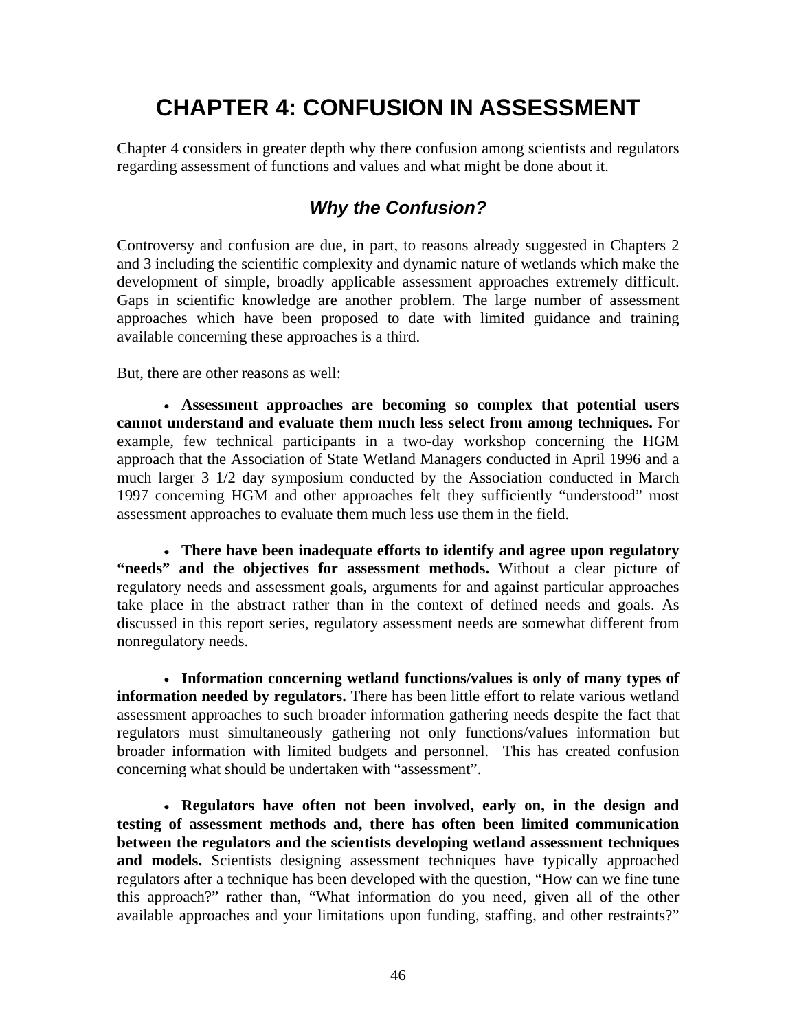# CHAPTER 4: CONFUSION IN ASSESSMENT

Chapter 4 considers in greater depth why there confusion among scientists and regulators regarding assessment of functions and values and what might be done about it.

## *Why the Confusion?*

Controversy and confusion are due, in part, to reasons already suggested in Chapters 2 and 3 including the scientific complexity and dynamic nature of wetlands which make the development of simple, broadly applicable assessment approaches extremely difficult. Gaps in scientific knowledge are another problem. The large number of assessment approaches which have been proposed to date with limited guidance and training available concerning these approaches is a third.

But, there are other reasons as well:

- **Assessment approaches are becoming so complex that potential users cannot understand and evaluate them much less select from among techniques.** For example, few technical participants in a two-day workshop concerning the HGM approach that the Association of State Wetland Managers conducted in April 1996 and a much larger 3 1/2 day symposium conducted by the Association conducted in March 1997 concerning HGM and other approaches felt they sufficiently "understood" most assessment approaches to evaluate them much less use them in the field.

- **There have been inadequate efforts to identify and agree upon regulatory "needs" and the objectives for assessment methods.** Without a clear picture of regulatory needs and assessment goals, arguments for and against particular approaches take place in the abstract rather than in the context of defined needs and goals. As discussed in this report series, regulatory assessment needs are somewhat different from nonregulatory needs.

- **Information concerning wetland functions/values is only of many types of information needed by regulators.** There has been little effort to relate various wetland assessment approaches to such broader information gathering needs despite the fact that regulators must simultaneously gathering not only functions/values information but broader information with limited budgets and personnel. This has created confusion concerning what should be undertaken with "assessment".

- **Regulators have often not been involved, early on, in the design and testing of assessment methods and, there has often been limited communication between the regulators and the scientists developing wetland assessment techniques and models.** Scientists designing assessment techniques have typically approached regulators after a technique has been developed with the question, "How can we fine tune this approach?" rather than, "What information do you need, given all of the other available approaches and your limitations upon funding, staffing, and other restraints?"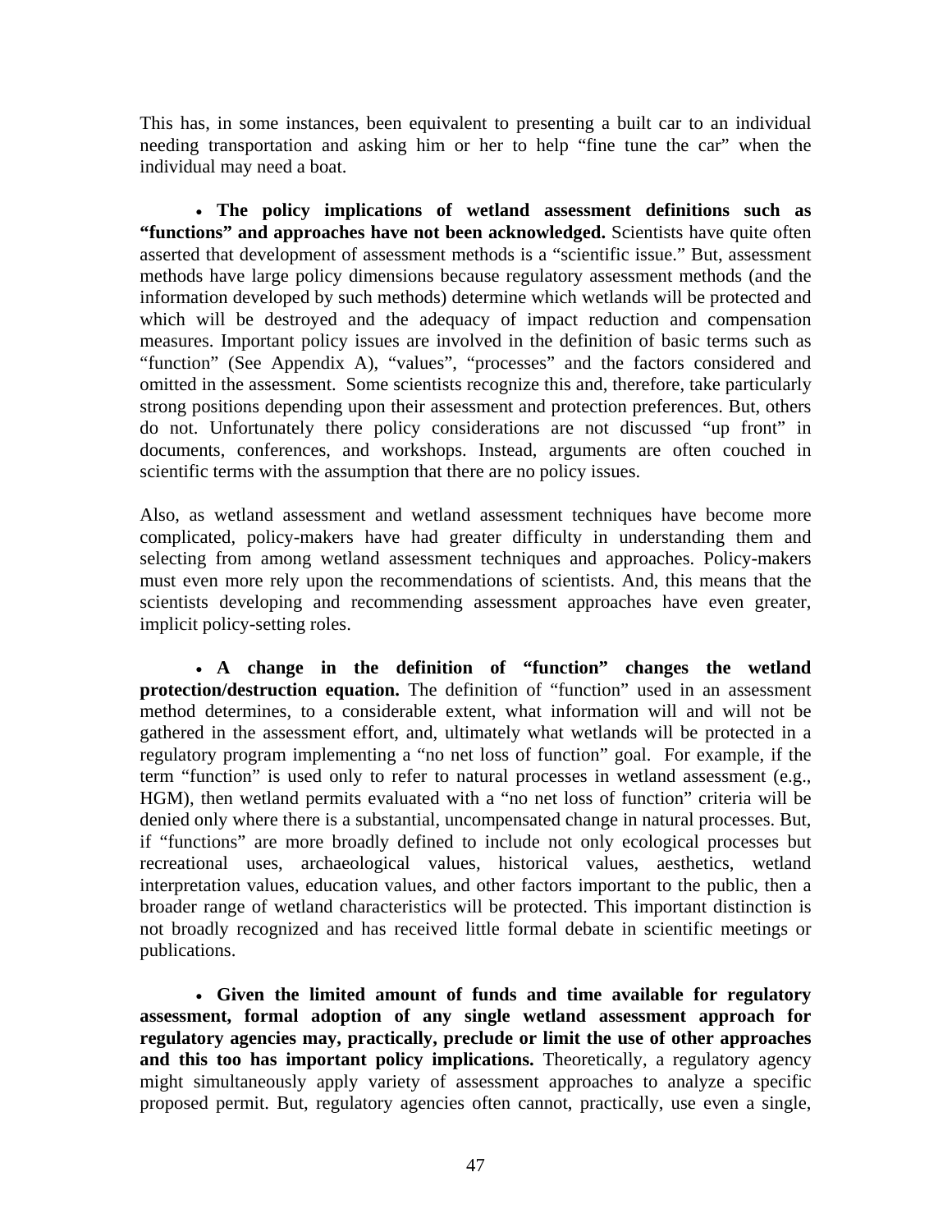This has, in some instances, been equivalent to presenting a built car to an individual needing transportation and asking him or her to help "fine tune the car" when the individual may need a boat.

- **The policy implications of wetland assessment definitions such as "functions" and approaches have not been acknowledged.** Scientists have quite often asserted that development of assessment methods is a "scientific issue." But, assessment methods have large policy dimensions because regulatory assessment methods (and the information developed by such methods) determine which wetlands will be protected and which will be destroyed and the adequacy of impact reduction and compensation measures. Important policy issues are involved in the definition of basic terms such as "function" (See Appendix A), "values", "processes" and the factors considered and omitted in the assessment. Some scientists recognize this and, therefore, take particularly strong positions depending upon their assessment and protection preferences. But, others do not. Unfortunately there policy considerations are not discussed "up front" in documents, conferences, and workshops. Instead, arguments are often couched in scientific terms with the assumption that there are no policy issues.

Also, as wetland assessment and wetland assessment techniques have become more complicated, policy-makers have had greater difficulty in understanding them and selecting from among wetland assessment techniques and approaches. Policy-makers must even more rely upon the recommendations of scientists. And, this means that the scientists developing and recommending assessment approaches have even greater, implicit policy-setting roles.

- **A change in the definition of "function" changes the wetland protection/destruction equation.** The definition of "function" used in an assessment method determines, to a considerable extent, what information will and will not be gathered in the assessment effort, and, ultimately what wetlands will be protected in a regulatory program implementing a "no net loss of function" goal. For example, if the term "function" is used only to refer to natural processes in wetland assessment (e.g., HGM), then wetland permits evaluated with a "no net loss of function" criteria will be denied only where there is a substantial, uncompensated change in natural processes. But, if "functions" are more broadly defined to include not only ecological processes but recreational uses, archaeological values, historical values, aesthetics, wetland interpretation values, education values, and other factors important to the public, then a broader range of wetland characteristics will be protected. This important distinction is not broadly recognized and has received little formal debate in scientific meetings or publications.

- **Given the limited amount of funds and time available for regulatory assessment, formal adoption of any single wetland assessment approach for regulatory agencies may, practically, preclude or limit the use of other approaches and this too has important policy implications.** Theoretically, a regulatory agency might simultaneously apply variety of assessment approaches to analyze a specific proposed permit. But, regulatory agencies often cannot, practically, use even a single,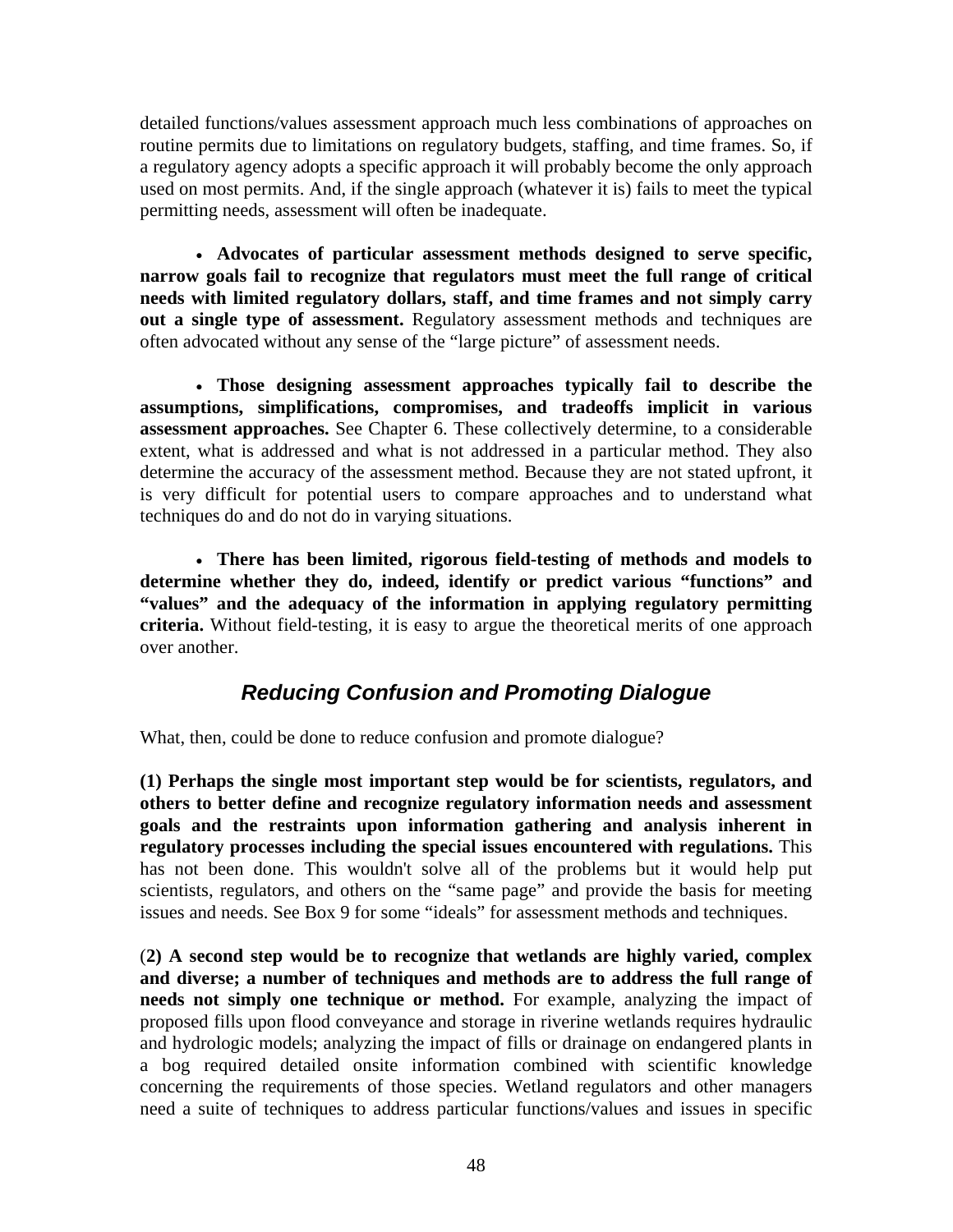detailed functions/values assessment approach much less combinations of approaches on routine permits due to limitations on regulatory budgets, staffing, and time frames. So, if a regulatory agency adopts a specific approach it will probably become the only approach used on most permits. And, if the single approach (whatever it is) fails to meet the typical permitting needs, assessment will often be inadequate.

- **Advocates of particular assessment methods designed to serve specific, narrow goals fail to recognize that regulators must meet the full range of critical needs with limited regulatory dollars, staff, and time frames and not simply carry out a single type of assessment.** Regulatory assessment methods and techniques are often advocated without any sense of the "large picture" of assessment needs.

- **Those designing assessment approaches typically fail to describe the assumptions, simplifications, compromises, and tradeoffs implicit in various assessment approaches.** See Chapter 6. These collectively determine, to a considerable extent, what is addressed and what is not addressed in a particular method. They also determine the accuracy of the assessment method. Because they are not stated upfront, it is very difficult for potential users to compare approaches and to understand what techniques do and do not do in varying situations.

- **There has been limited, rigorous field-testing of methods and models to determine whether they do, indeed, identify or predict various "functions" and "values" and the adequacy of the information in applying regulatory permitting criteria.** Without field-testing, it is easy to argue the theoretical merits of one approach over another.

## *Reducing Confusion and Promoting Dialogue*

What, then, could be done to reduce confusion and promote dialogue?

**(1) Perhaps the single most important step would be for scientists, regulators, and others to better define and recognize regulatory information needs and assessment goals and the restraints upon information gathering and analysis inherent in regulatory processes including the special issues encountered with regulations.** This has not been done. This wouldn't solve all of the problems but it would help put scientists, regulators, and others on the "same page" and provide the basis for meeting issues and needs. See Box 9 for some "ideals" for assessment methods and techniques.

(**2) A second step would be to recognize that wetlands are highly varied, complex and diverse; a number of techniques and methods are to address the full range of needs not simply one technique or method.** For example, analyzing the impact of proposed fills upon flood conveyance and storage in riverine wetlands requires hydraulic and hydrologic models; analyzing the impact of fills or drainage on endangered plants in a bog required detailed onsite information combined with scientific knowledge concerning the requirements of those species. Wetland regulators and other managers need a suite of techniques to address particular functions/values and issues in specific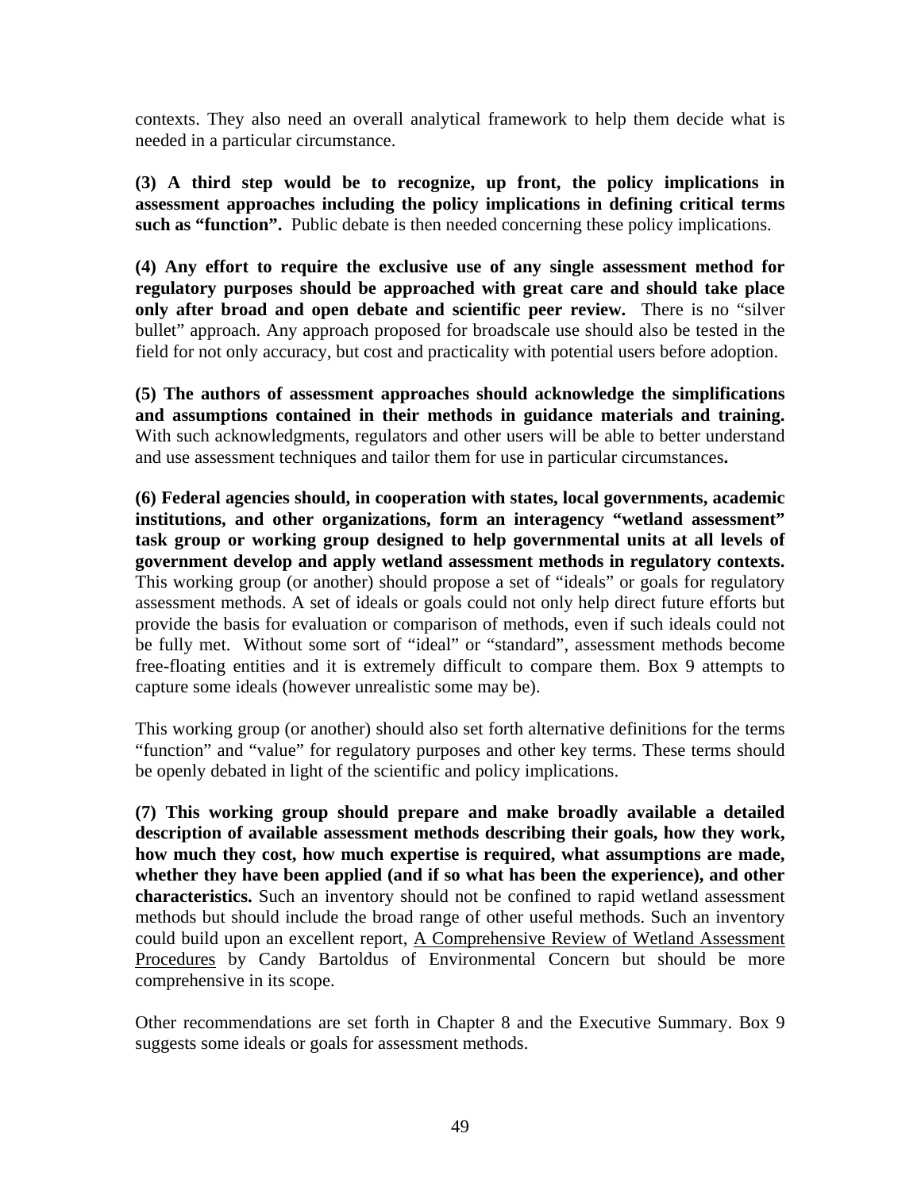contexts. They also need an overall analytical framework to help them decide what is needed in a particular circumstance.

**(3) A third step would be to recognize, up front, the policy implications in assessment approaches including the policy implications in defining critical terms such as "function".** Public debate is then needed concerning these policy implications.

**(4) Any effort to require the exclusive use of any single assessment method for regulatory purposes should be approached with great care and should take place only after broad and open debate and scientific peer review.** There is no "silver bullet" approach. Any approach proposed for broadscale use should also be tested in the field for not only accuracy, but cost and practicality with potential users before adoption.

**(5) The authors of assessment approaches should acknowledge the simplifications and assumptions contained in their methods in guidance materials and training.** With such acknowledgments, regulators and other users will be able to better understand and use assessment techniques and tailor them for use in particular circumstances**.**

**(6) Federal agencies should, in cooperation with states, local governments, academic institutions, and other organizations, form an interagency "wetland assessment" task group or working group designed to help governmental units at all levels of government develop and apply wetland assessment methods in regulatory contexts.** This working group (or another) should propose a set of "ideals" or goals for regulatory assessment methods. A set of ideals or goals could not only help direct future efforts but provide the basis for evaluation or comparison of methods, even if such ideals could not be fully met. Without some sort of "ideal" or "standard", assessment methods become free-floating entities and it is extremely difficult to compare them. Box 9 attempts to capture some ideals (however unrealistic some may be).

This working group (or another) should also set forth alternative definitions for the terms "function" and "value" for regulatory purposes and other key terms. These terms should be openly debated in light of the scientific and policy implications.

**(7) This working group should prepare and make broadly available a detailed description of available assessment methods describing their goals, how they work, how much they cost, how much expertise is required, what assumptions are made, whether they have been applied (and if so what has been the experience), and other characteristics.** Such an inventory should not be confined to rapid wetland assessment methods but should include the broad range of other useful methods. Such an inventory could build upon an excellent report, A Comprehensive Review of Wetland Assessment Procedures by Candy Bartoldus of Environmental Concern but should be more comprehensive in its scope.

Other recommendations are set forth in Chapter 8 and the Executive Summary. Box 9 suggests some ideals or goals for assessment methods.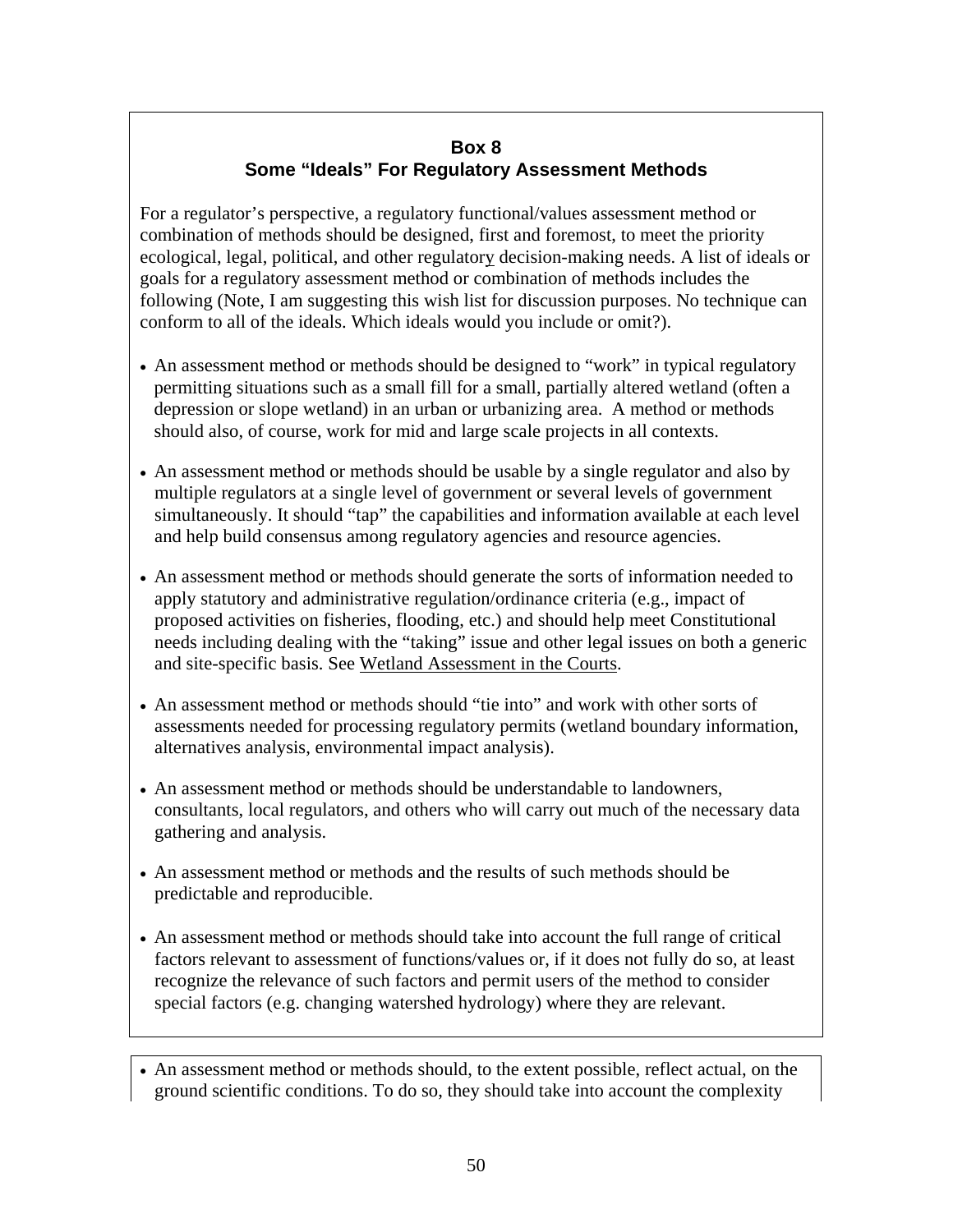**Box 8**
**Some "Ideals" For Regulatory Assessment Methods**

For a regulator's perspective, a regulatory functional/values assessment method or combination of methods should be designed, first and foremost, to meet the priority ecological, legal, political, and other regulatory decision-making needs. A list of ideals or goals for a regulatory assessment method or combination of methods includes the following (Note, I am suggesting this wish list for discussion purposes. No technique can conform to all of the ideals. Which ideals would you include or omit?).

- An assessment method or methods should be designed to "work" in typical regulatory permitting situations such as a small fill for a small, partially altered wetland (often a depression or slope wetland) in an urban or urbanizing area. A method or methods should also, of course, work for mid and large scale projects in all contexts.
- An assessment method or methods should be usable by a single regulator and also by multiple regulators at a single level of government or several levels of government simultaneously. It should "tap" the capabilities and information available at each level and help build consensus among regulatory agencies and resource agencies.
- An assessment method or methods should generate the sorts of information needed to apply statutory and administrative regulation/ordinance criteria (e.g., impact of proposed activities on fisheries, flooding, etc.) and should help meet Constitutional needs including dealing with the "taking" issue and other legal issues on both a generic and site-specific basis. See Wetland Assessment in the Courts.
- An assessment method or methods should "tie into" and work with other sorts of assessments needed for processing regulatory permits (wetland boundary information, alternatives analysis, environmental impact analysis).
- An assessment method or methods should be understandable to landowners, consultants, local regulators, and others who will carry out much of the necessary data gathering and analysis.
- An assessment method or methods and the results of such methods should be predictable and reproducible.
- An assessment method or methods should take into account the full range of critical factors relevant to assessment of functions/values or, if it does not fully do so, at least recognize the relevance of such factors and permit users of the method to consider special factors (e.g. changing watershed hydrology) where they are relevant.
- An assessment method or methods should, to the extent possible, reflect actual, on the ground scientific conditions. To do so, they should take into account the complexity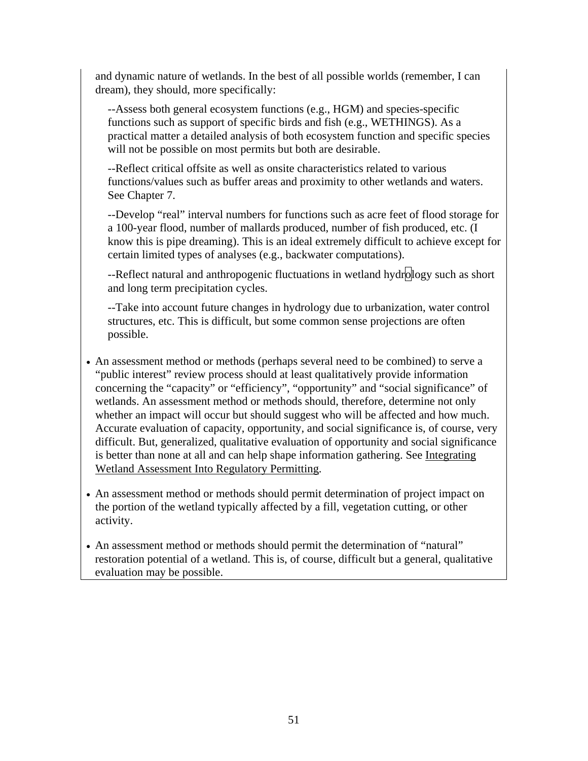and dynamic nature of wetlands. In the best of all possible worlds (remember, I can dream), they should, more specifically:

--Assess both general ecosystem functions (e.g., HGM) and species-specific functions such as support of specific birds and fish (e.g., WETHINGS). As a practical matter a detailed analysis of both ecosystem function and specific species will not be possible on most permits but both are desirable.

--Reflect critical offsite as well as onsite characteristics related to various functions/values such as buffer areas and proximity to other wetlands and waters. See Chapter 7.

--Develop "real" interval numbers for functions such as acre feet of flood storage for a 100-year flood, number of mallards produced, number of fish produced, etc. (I know this is pipe dreaming). This is an ideal extremely difficult to achieve except for certain limited types of analyses (e.g., backwater computations).

--Reflect natural and anthropogenic fluctuations in wetland hydrology such as short and long term precipitation cycles.

--Take into account future changes in hydrology due to urbanization, water control structures, etc. This is difficult, but some common sense projections are often possible.

- An assessment method or methods (perhaps several need to be combined) to serve a "public interest" review process should at least qualitatively provide information concerning the "capacity" or "efficiency", "opportunity" and "social significance" of wetlands. An assessment method or methods should, therefore, determine not only whether an impact will occur but should suggest who will be affected and how much. Accurate evaluation of capacity, opportunity, and social significance is, of course, very difficult. But, generalized, qualitative evaluation of opportunity and social significance is better than none at all and can help shape information gathering. See Integrating Wetland Assessment Into Regulatory Permitting.
- An assessment method or methods should permit determination of project impact on the portion of the wetland typically affected by a fill, vegetation cutting, or other activity.
- An assessment method or methods should permit the determination of "natural" restoration potential of a wetland. This is, of course, difficult but a general, qualitative evaluation may be possible.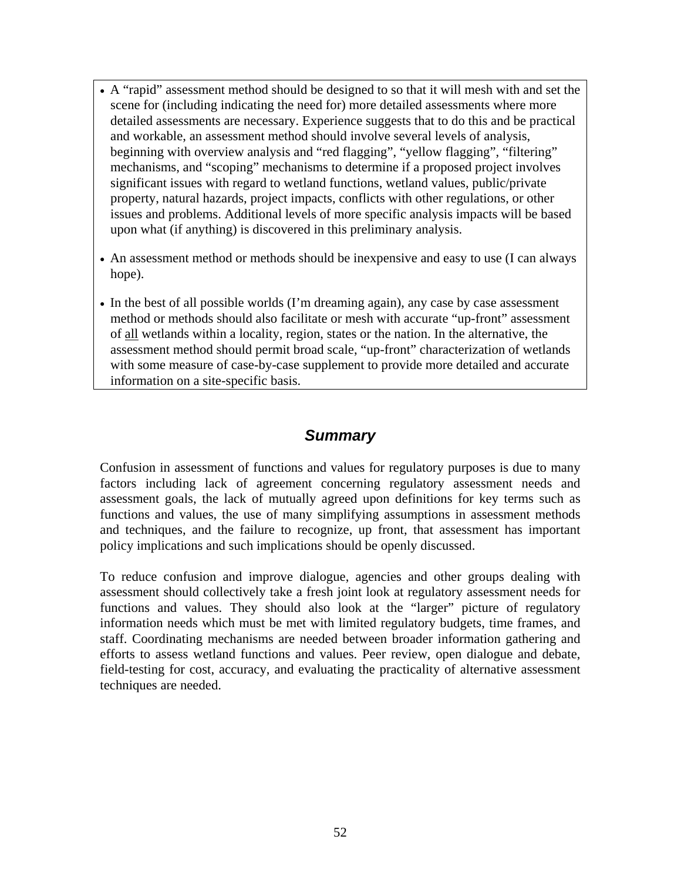- A "rapid" assessment method should be designed to so that it will mesh with and set the scene for (including indicating the need for) more detailed assessments where more detailed assessments are necessary. Experience suggests that to do this and be practical and workable, an assessment method should involve several levels of analysis, beginning with overview analysis and "red flagging", "yellow flagging", "filtering" mechanisms, and "scoping" mechanisms to determine if a proposed project involves significant issues with regard to wetland functions, wetland values, public/private property, natural hazards, project impacts, conflicts with other regulations, or other issues and problems. Additional levels of more specific analysis impacts will be based upon what (if anything) is discovered in this preliminary analysis.

- An assessment method or methods should be inexpensive and easy to use (I can always hope).

- In the best of all possible worlds (I'm dreaming again), any case by case assessment method or methods should also facilitate or mesh with accurate "up-front" assessment of <u>all</u> wetlands within a locality, region, states or the nation. In the alternative, the assessment method should permit broad scale, "up-front" characterization of wetlands with some measure of case-by-case supplement to provide more detailed and accurate information on a site-specific basis.

## *Summary*

Confusion in assessment of functions and values for regulatory purposes is due to many factors including lack of agreement concerning regulatory assessment needs and assessment goals, the lack of mutually agreed upon definitions for key terms such as functions and values, the use of many simplifying assumptions in assessment methods and techniques, and the failure to recognize, up front, that assessment has important policy implications and such implications should be openly discussed.

To reduce confusion and improve dialogue, agencies and other groups dealing with assessment should collectively take a fresh joint look at regulatory assessment needs for functions and values. They should also look at the "larger" picture of regulatory information needs which must be met with limited regulatory budgets, time frames, and staff. Coordinating mechanisms are needed between broader information gathering and efforts to assess wetland functions and values. Peer review, open dialogue and debate, field-testing for cost, accuracy, and evaluating the practicality of alternative assessment techniques are needed.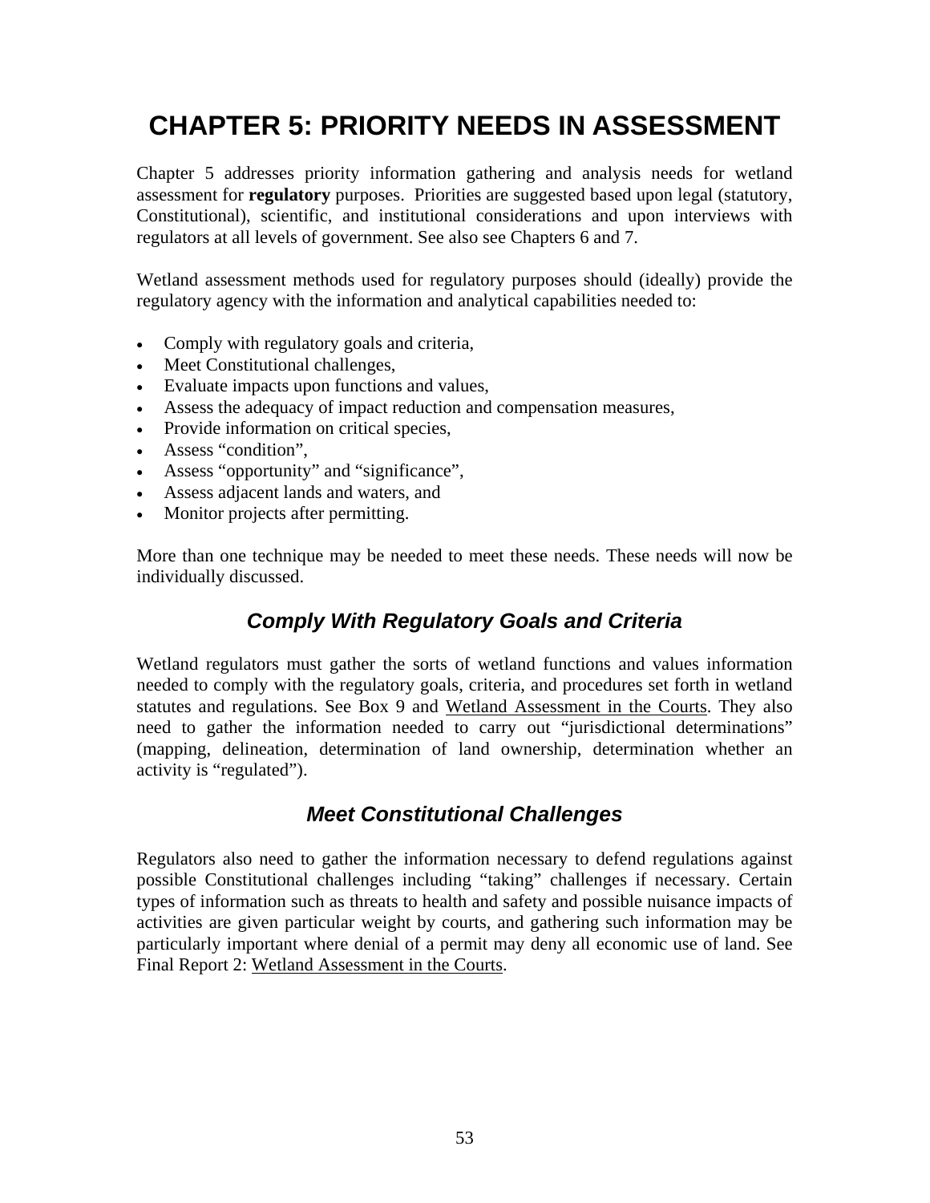# CHAPTER 5: PRIORITY NEEDS IN ASSESSMENT

Chapter 5 addresses priority information gathering and analysis needs for wetland assessment for **regulatory** purposes. Priorities are suggested based upon legal (statutory, Constitutional), scientific, and institutional considerations and upon interviews with regulators at all levels of government. See also see Chapters 6 and 7.

Wetland assessment methods used for regulatory purposes should (ideally) provide the regulatory agency with the information and analytical capabilities needed to:

- Comply with regulatory goals and criteria,
- Meet Constitutional challenges,
- Evaluate impacts upon functions and values,
- Assess the adequacy of impact reduction and compensation measures,
- Provide information on critical species,
- Assess "condition",
- Assess "opportunity" and "significance",
- Assess adjacent lands and waters, and
- Monitor projects after permitting.

More than one technique may be needed to meet these needs. These needs will now be individually discussed.

## *Comply With Regulatory Goals and Criteria*

Wetland regulators must gather the sorts of wetland functions and values information needed to comply with the regulatory goals, criteria, and procedures set forth in wetland statutes and regulations. See Box 9 and <u>Wetland Assessment in the Courts</u>. They also need to gather the information needed to carry out "jurisdictional determinations" (mapping, delineation, determination of land ownership, determination whether an activity is "regulated").

## *Meet Constitutional Challenges*

Regulators also need to gather the information necessary to defend regulations against possible Constitutional challenges including "taking" challenges if necessary. Certain types of information such as threats to health and safety and possible nuisance impacts of activities are given particular weight by courts, and gathering such information may be particularly important where denial of a permit may deny all economic use of land. See Final Report 2: <u>Wetland Assessment in the Courts</u>.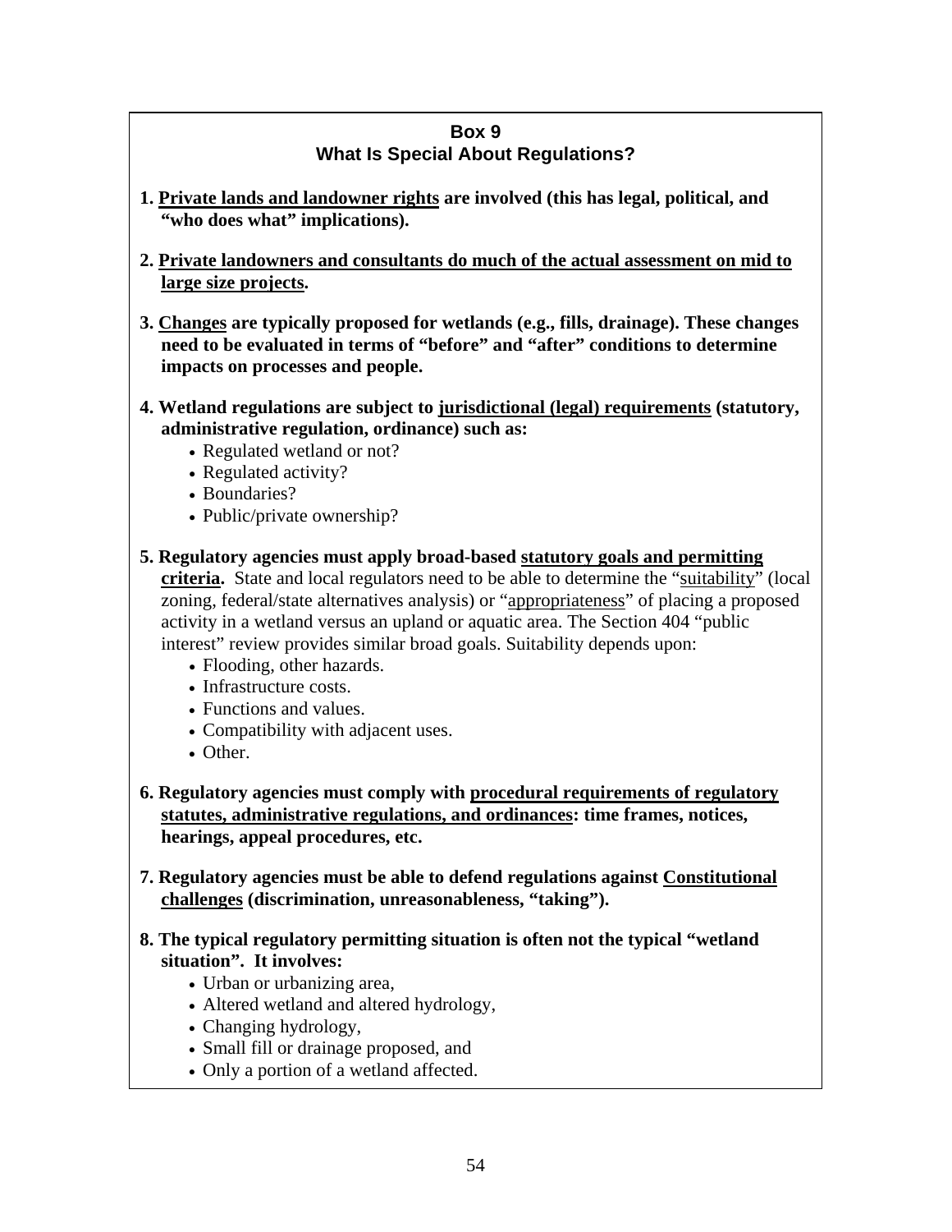## Box 9
## What Is Special About Regulations?

**1. Private lands and landowner rights are involved (this has legal, political, and "who does what" implications).**

**2. Private landowners and consultants do much of the actual assessment on mid to large size projects.**

**3. Changes are typically proposed for wetlands (e.g., fills, drainage). These changes need to be evaluated in terms of "before" and "after" conditions to determine impacts on processes and people.**

**4. Wetland regulations are subject to jurisdictional (legal) requirements (statutory, administrative regulation, ordinance) such as:**

- Regulated wetland or not?
- Regulated activity?
- Boundaries?
- Public/private ownership?

**5. Regulatory agencies must apply broad-based statutory goals and permitting criteria.** State and local regulators need to be able to determine the "suitability" (local zoning, federal/state alternatives analysis) or "appropriateness" of placing a proposed activity in a wetland versus an upland or aquatic area. The Section 404 "public interest" review provides similar broad goals. Suitability depends upon:

- Flooding, other hazards.
- Infrastructure costs.
- Functions and values.
- Compatibility with adjacent uses.
- Other.

**6. Regulatory agencies must comply with procedural requirements of regulatory statutes, administrative regulations, and ordinances: time frames, notices, hearings, appeal procedures, etc.**

**7. Regulatory agencies must be able to defend regulations against Constitutional challenges (discrimination, unreasonableness, "taking").**

**8. The typical regulatory permitting situation is often not the typical "wetland situation". It involves:**

- Urban or urbanizing area,
- Altered wetland and altered hydrology,
- Changing hydrology,
- Small fill or drainage proposed, and
- Only a portion of a wetland affected.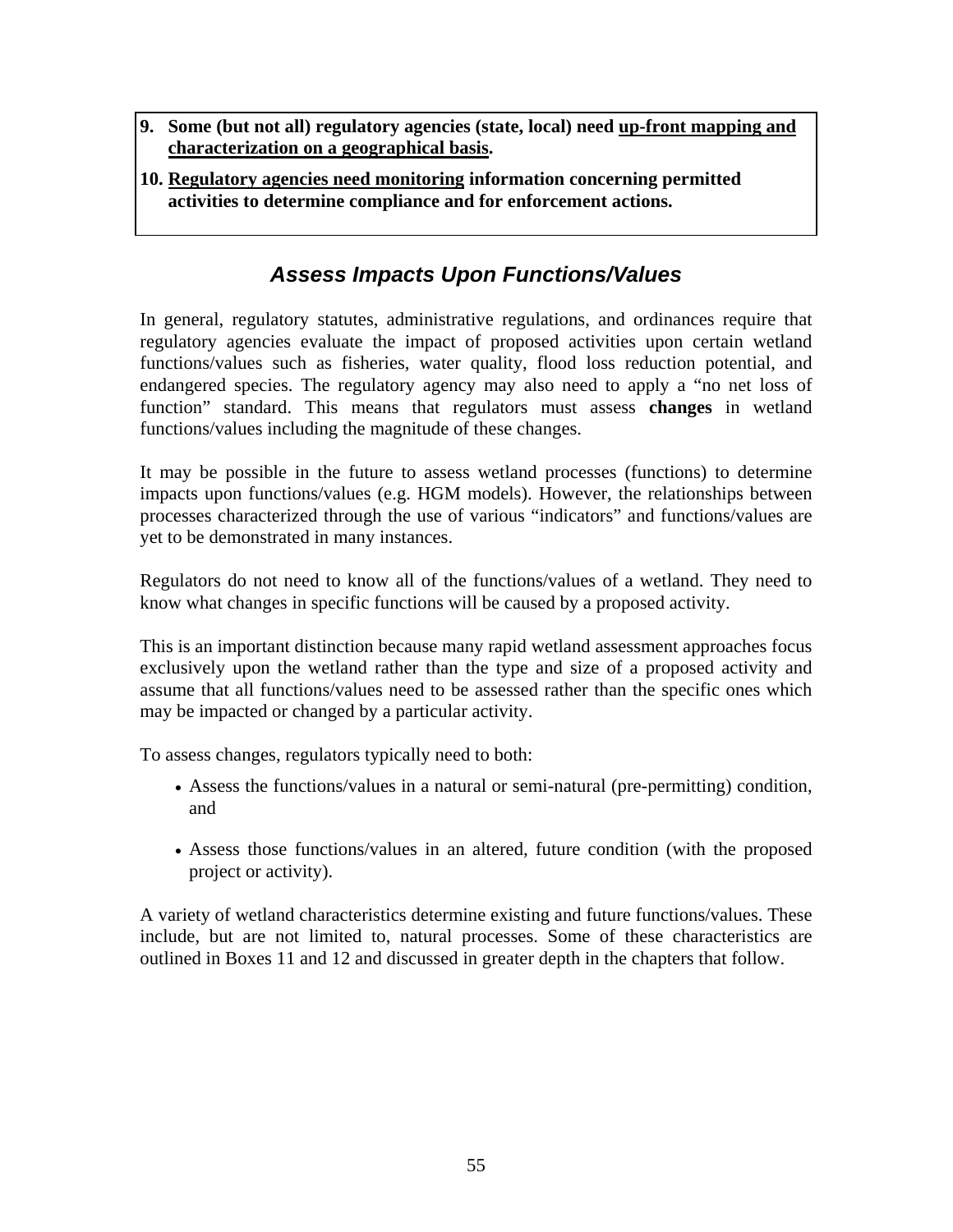9. **Some (but not all) regulatory agencies (state, local) need <u>up-front mapping and characterization on a geographical basis</u>.**

10. **<u>Regulatory agencies need monitoring</u> information concerning permitted activities to determine compliance and for enforcement actions.**

## *Assess Impacts Upon Functions/Values*

In general, regulatory statutes, administrative regulations, and ordinances require that regulatory agencies evaluate the impact of proposed activities upon certain wetland functions/values such as fisheries, water quality, flood loss reduction potential, and endangered species. The regulatory agency may also need to apply a "no net loss of function" standard. This means that regulators must assess **changes** in wetland functions/values including the magnitude of these changes.

It may be possible in the future to assess wetland processes (functions) to determine impacts upon functions/values (e.g. HGM models). However, the relationships between processes characterized through the use of various "indicators" and functions/values are yet to be demonstrated in many instances.

Regulators do not need to know all of the functions/values of a wetland. They need to know what changes in specific functions will be caused by a proposed activity.

This is an important distinction because many rapid wetland assessment approaches focus exclusively upon the wetland rather than the type and size of a proposed activity and assume that all functions/values need to be assessed rather than the specific ones which may be impacted or changed by a particular activity.

To assess changes, regulators typically need to both:

- Assess the functions/values in a natural or semi-natural (pre-permitting) condition, and
- Assess those functions/values in an altered, future condition (with the proposed project or activity).

A variety of wetland characteristics determine existing and future functions/values. These include, but are not limited to, natural processes. Some of these characteristics are outlined in Boxes 11 and 12 and discussed in greater depth in the chapters that follow.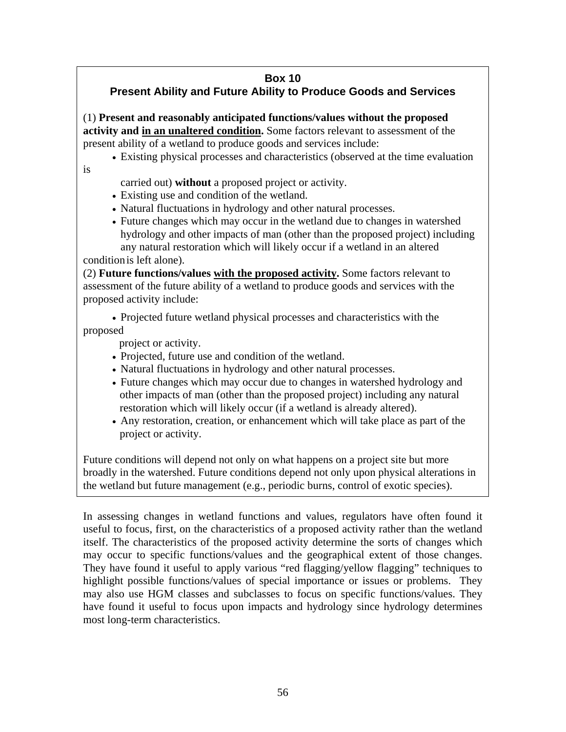**Box 10**

**Present Ability and Future Ability to Produce Goods and Services**

(1) **Present and reasonably anticipated functions/values without the proposed activity and <u>in an unaltered condition</u>.** Some factors relevant to assessment of the present ability of a wetland to produce goods and services include:

- Existing physical processes and characteristics (observed at the time evaluation is carried out) **without** a proposed project or activity.
- Existing use and condition of the wetland.
- Natural fluctuations in hydrology and other natural processes.
- Future changes which may occur in the wetland due to changes in watershed hydrology and other impacts of man (other than the proposed project) including any natural restoration which will likely occur if a wetland in an altered condition is left alone).

(2) **Future functions/values <u>with the proposed activity</u>.** Some factors relevant to assessment of the future ability of a wetland to produce goods and services with the proposed activity include:

- Projected future wetland physical processes and characteristics with the proposed project or activity.
- Projected, future use and condition of the wetland.
- Natural fluctuations in hydrology and other natural processes.
- Future changes which may occur due to changes in watershed hydrology and other impacts of man (other than the proposed project) including any natural restoration which will likely occur (if a wetland is already altered).
- Any restoration, creation, or enhancement which will take place as part of the project or activity.

Future conditions will depend not only on what happens on a project site but more broadly in the watershed. Future conditions depend not only upon physical alterations in the wetland but future management (e.g., periodic burns, control of exotic species).

In assessing changes in wetland functions and values, regulators have often found it useful to focus, first, on the characteristics of a proposed activity rather than the wetland itself. The characteristics of the proposed activity determine the sorts of changes which may occur to specific functions/values and the geographical extent of those changes. They have found it useful to apply various "red flagging/yellow flagging" techniques to highlight possible functions/values of special importance or issues or problems. They may also use HGM classes and subclasses to focus on specific functions/values. They have found it useful to focus upon impacts and hydrology since hydrology determines most long-term characteristics.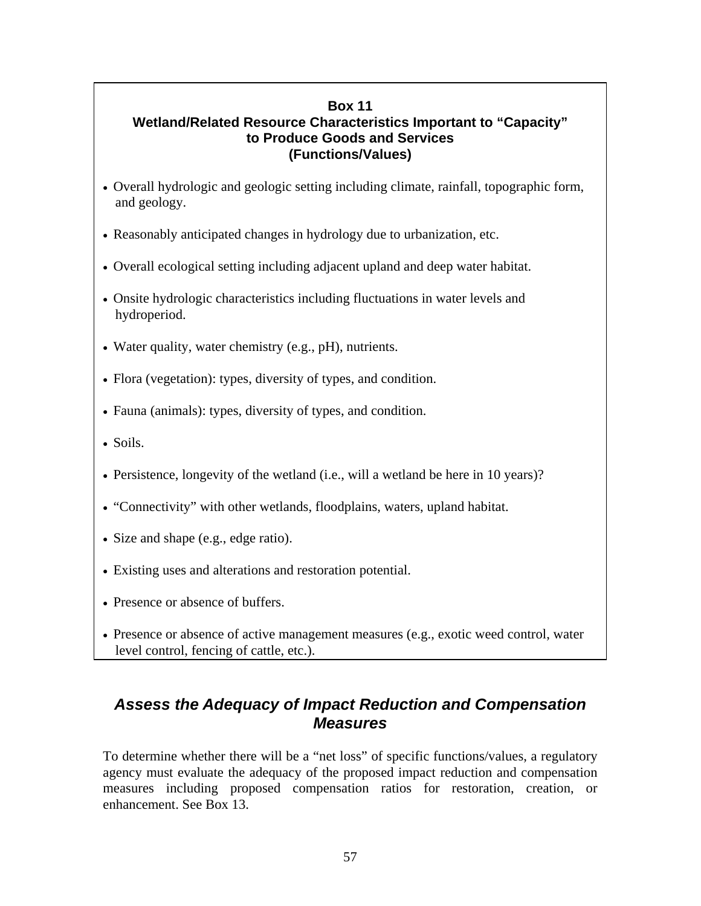**Box 11**
**Wetland/Related Resource Characteristics Important to "Capacity" to Produce Goods and Services (Functions/Values)**

- Overall hydrologic and geologic setting including climate, rainfall, topographic form, and geology.
- Reasonably anticipated changes in hydrology due to urbanization, etc.
- Overall ecological setting including adjacent upland and deep water habitat.
- Onsite hydrologic characteristics including fluctuations in water levels and hydroperiod.
- Water quality, water chemistry (e.g., pH), nutrients.
- Flora (vegetation): types, diversity of types, and condition.
- Fauna (animals): types, diversity of types, and condition.
- Soils.
- Persistence, longevity of the wetland (i.e., will a wetland be here in 10 years)?
- "Connectivity" with other wetlands, floodplains, waters, upland habitat.
- Size and shape (e.g., edge ratio).
- Existing uses and alterations and restoration potential.
- Presence or absence of buffers.
- Presence or absence of active management measures (e.g., exotic weed control, water level control, fencing of cattle, etc.).

## *Assess the Adequacy of Impact Reduction and Compensation Measures*

To determine whether there will be a "net loss" of specific functions/values, a regulatory agency must evaluate the adequacy of the proposed impact reduction and compensation measures including proposed compensation ratios for restoration, creation, or enhancement. See Box 13.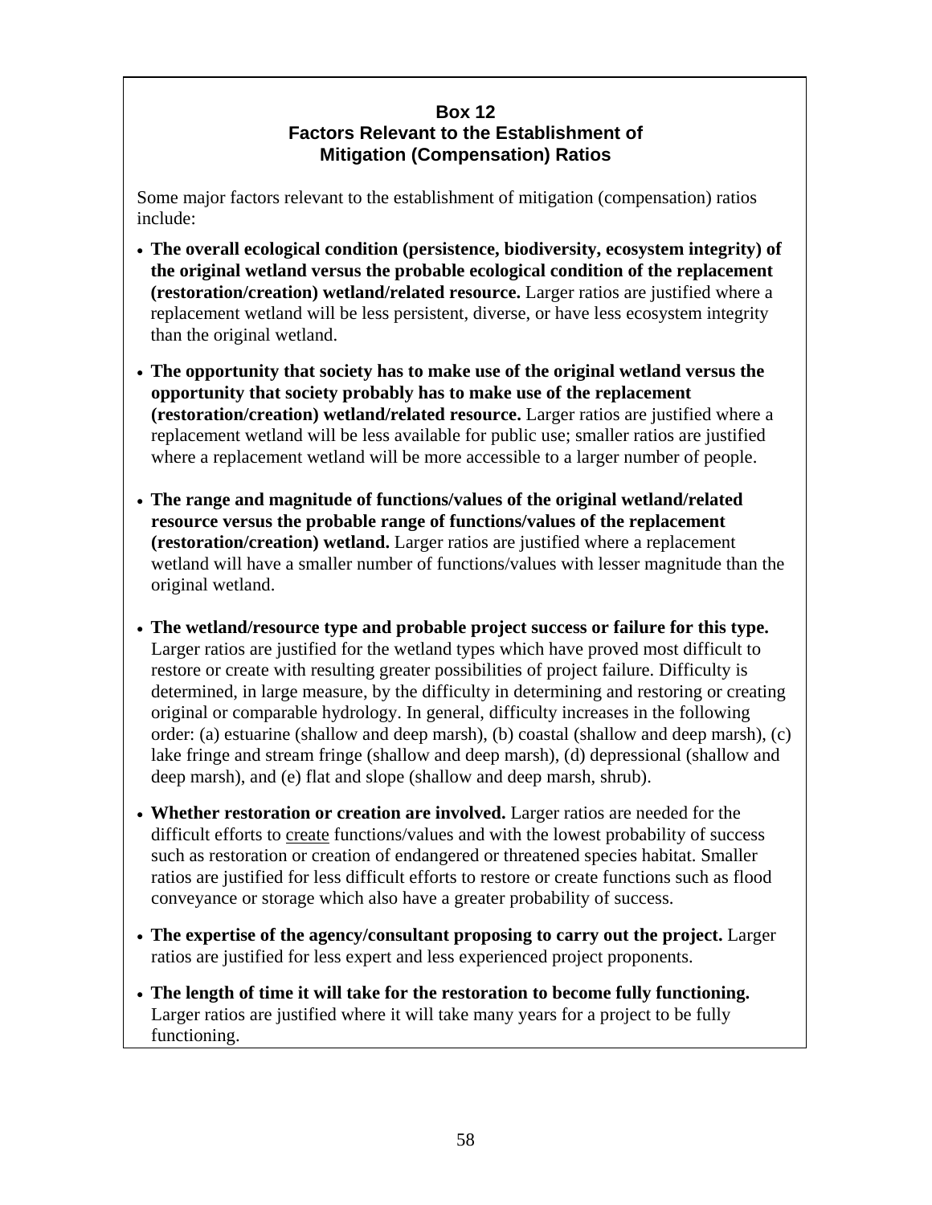### Box 12
### Factors Relevant to the Establishment of Mitigation (Compensation) Ratios

Some major factors relevant to the establishment of mitigation (compensation) ratios include:

- **The overall ecological condition (persistence, biodiversity, ecosystem integrity) of the original wetland versus the probable ecological condition of the replacement (restoration/creation) wetland/related resource.** Larger ratios are justified where a replacement wetland will be less persistent, diverse, or have less ecosystem integrity than the original wetland.
- **The opportunity that society has to make use of the original wetland versus the opportunity that society probably has to make use of the replacement (restoration/creation) wetland/related resource.** Larger ratios are justified where a replacement wetland will be less available for public use; smaller ratios are justified where a replacement wetland will be more accessible to a larger number of people.
- **The range and magnitude of functions/values of the original wetland/related resource versus the probable range of functions/values of the replacement (restoration/creation) wetland.** Larger ratios are justified where a replacement wetland will have a smaller number of functions/values with lesser magnitude than the original wetland.
- **The wetland/resource type and probable project success or failure for this type.** Larger ratios are justified for the wetland types which have proved most difficult to restore or create with resulting greater possibilities of project failure. Difficulty is determined, in large measure, by the difficulty in determining and restoring or creating original or comparable hydrology. In general, difficulty increases in the following order: (a) estuarine (shallow and deep marsh), (b) coastal (shallow and deep marsh), (c) lake fringe and stream fringe (shallow and deep marsh), (d) depressional (shallow and deep marsh), and (e) flat and slope (shallow and deep marsh, shrub).
- **Whether restoration or creation are involved.** Larger ratios are needed for the difficult efforts to <u>create</u> functions/values and with the lowest probability of success such as restoration or creation of endangered or threatened species habitat. Smaller ratios are justified for less difficult efforts to restore or create functions such as flood conveyance or storage which also have a greater probability of success.
- **The expertise of the agency/consultant proposing to carry out the project.** Larger ratios are justified for less expert and less experienced project proponents.
- **The length of time it will take for the restoration to become fully functioning.** Larger ratios are justified where it will take many years for a project to be fully functioning.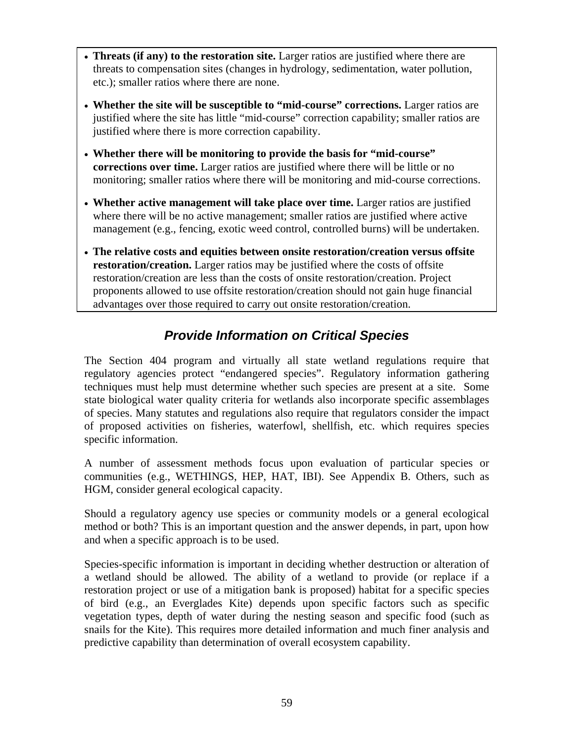- **Threats (if any) to the restoration site.** Larger ratios are justified where there are threats to compensation sites (changes in hydrology, sedimentation, water pollution, etc.); smaller ratios where there are none.
- **Whether the site will be susceptible to "mid-course" corrections.** Larger ratios are justified where the site has little "mid-course" correction capability; smaller ratios are justified where there is more correction capability.
- **Whether there will be monitoring to provide the basis for "mid-course" corrections over time.** Larger ratios are justified where there will be little or no monitoring; smaller ratios where there will be monitoring and mid-course corrections.
- **Whether active management will take place over time.** Larger ratios are justified where there will be no active management; smaller ratios are justified where active management (e.g., fencing, exotic weed control, controlled burns) will be undertaken.
- **The relative costs and equities between onsite restoration/creation versus offsite restoration/creation.** Larger ratios may be justified where the costs of offsite restoration/creation are less than the costs of onsite restoration/creation. Project proponents allowed to use offsite restoration/creation should not gain huge financial advantages over those required to carry out onsite restoration/creation.

## *Provide Information on Critical Species*

The Section 404 program and virtually all state wetland regulations require that regulatory agencies protect "endangered species". Regulatory information gathering techniques must help must determine whether such species are present at a site. Some state biological water quality criteria for wetlands also incorporate specific assemblages of species. Many statutes and regulations also require that regulators consider the impact of proposed activities on fisheries, waterfowl, shellfish, etc. which requires species specific information.

A number of assessment methods focus upon evaluation of particular species or communities (e.g., WETHINGS, HEP, HAT, IBI). See Appendix B. Others, such as HGM, consider general ecological capacity.

Should a regulatory agency use species or community models or a general ecological method or both? This is an important question and the answer depends, in part, upon how and when a specific approach is to be used.

Species-specific information is important in deciding whether destruction or alteration of a wetland should be allowed. The ability of a wetland to provide (or replace if a restoration project or use of a mitigation bank is proposed) habitat for a specific species of bird (e.g., an Everglades Kite) depends upon specific factors such as specific vegetation types, depth of water during the nesting season and specific food (such as snails for the Kite). This requires more detailed information and much finer analysis and predictive capability than determination of overall ecosystem capability.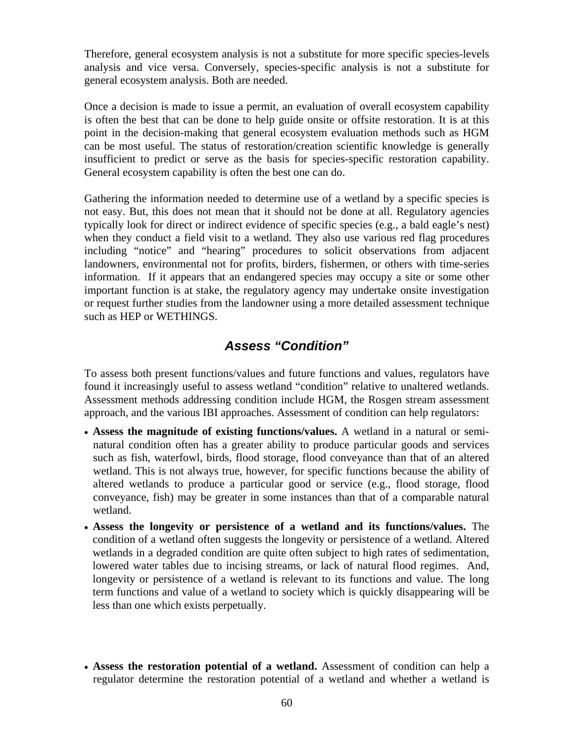Therefore, general ecosystem analysis is not a substitute for more specific species-levels analysis and vice versa. Conversely, species-specific analysis is not a substitute for general ecosystem analysis. Both are needed.

Once a decision is made to issue a permit, an evaluation of overall ecosystem capability is often the best that can be done to help guide onsite or offsite restoration. It is at this point in the decision-making that general ecosystem evaluation methods such as HGM can be most useful. The status of restoration/creation scientific knowledge is generally insufficient to predict or serve as the basis for species-specific restoration capability. General ecosystem capability is often the best one can do.

Gathering the information needed to determine use of a wetland by a specific species is not easy. But, this does not mean that it should not be done at all. Regulatory agencies typically look for direct or indirect evidence of specific species (e.g., a bald eagle's nest) when they conduct a field visit to a wetland. They also use various red flag procedures including "notice" and "hearing" procedures to solicit observations from adjacent landowners, environmental not for profits, birders, fishermen, or others with time-series information. If it appears that an endangered species may occupy a site or some other important function is at stake, the regulatory agency may undertake onsite investigation or request further studies from the landowner using a more detailed assessment technique such as HEP or WETHINGS.

## *Assess "Condition"*

To assess both present functions/values and future functions and values, regulators have found it increasingly useful to assess wetland "condition" relative to unaltered wetlands. Assessment methods addressing condition include HGM, the Rosgen stream assessment approach, and the various IBI approaches. Assessment of condition can help regulators:

- **Assess the magnitude of existing functions/values.** A wetland in a natural or semi-natural condition often has a greater ability to produce particular goods and services such as fish, waterfowl, birds, flood storage, flood conveyance than that of an altered wetland. This is not always true, however, for specific functions because the ability of altered wetlands to produce a particular good or service (e.g., flood storage, flood conveyance, fish) may be greater in some instances than that of a comparable natural wetland.
- **Assess the longevity or persistence of a wetland and its functions/values.** The condition of a wetland often suggests the longevity or persistence of a wetland. Altered wetlands in a degraded condition are quite often subject to high rates of sedimentation, lowered water tables due to incising streams, or lack of natural flood regimes. And, longevity or persistence of a wetland is relevant to its functions and value. The long term functions and value of a wetland to society which is quickly disappearing will be less than one which exists perpetually.
- **Assess the restoration potential of a wetland.** Assessment of condition can help a regulator determine the restoration potential of a wetland and whether a wetland is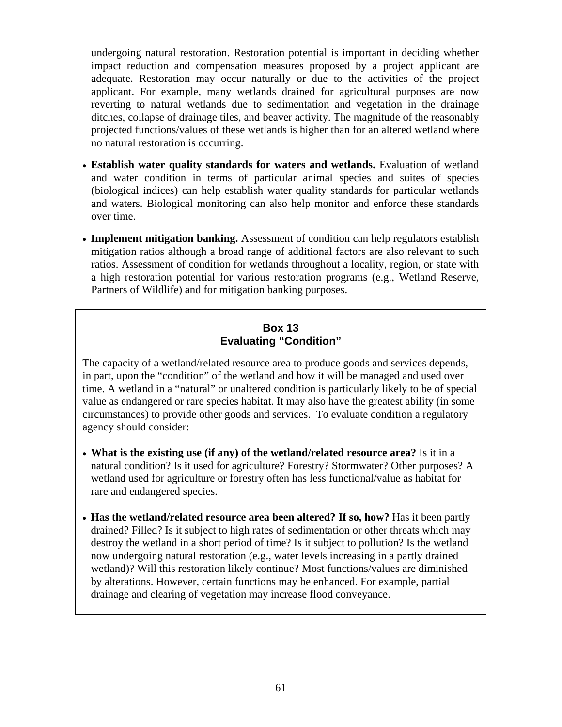undergoing natural restoration. Restoration potential is important in deciding whether impact reduction and compensation measures proposed by a project applicant are adequate. Restoration may occur naturally or due to the activities of the project applicant. For example, many wetlands drained for agricultural purposes are now reverting to natural wetlands due to sedimentation and vegetation in the drainage ditches, collapse of drainage tiles, and beaver activity. The magnitude of the reasonably projected functions/values of these wetlands is higher than for an altered wetland where no natural restoration is occurring.

- **Establish water quality standards for waters and wetlands.** Evaluation of wetland and water condition in terms of particular animal species and suites of species (biological indices) can help establish water quality standards for particular wetlands and waters. Biological monitoring can also help monitor and enforce these standards over time.

- **Implement mitigation banking.** Assessment of condition can help regulators establish mitigation ratios although a broad range of additional factors are also relevant to such ratios. Assessment of condition for wetlands throughout a locality, region, or state with a high restoration potential for various restoration programs (e.g., Wetland Reserve, Partners of Wildlife) and for mitigation banking purposes.

**Box 13**
**Evaluating "Condition"**

The capacity of a wetland/related resource area to produce goods and services depends, in part, upon the "condition" of the wetland and how it will be managed and used over time. A wetland in a "natural" or unaltered condition is particularly likely to be of special value as endangered or rare species habitat. It may also have the greatest ability (in some circumstances) to provide other goods and services. To evaluate condition a regulatory agency should consider:

- **What is the existing use (if any) of the wetland/related resource area?** Is it in a natural condition? Is it used for agriculture? Forestry? Stormwater? Other purposes? A wetland used for agriculture or forestry often has less functional/value as habitat for rare and endangered species.

- **Has the wetland/related resource area been altered? If so, how?** Has it been partly drained? Filled? Is it subject to high rates of sedimentation or other threats which may destroy the wetland in a short period of time? Is it subject to pollution? Is the wetland now undergoing natural restoration (e.g., water levels increasing in a partly drained wetland)? Will this restoration likely continue? Most functions/values are diminished by alterations. However, certain functions may be enhanced. For example, partial drainage and clearing of vegetation may increase flood conveyance.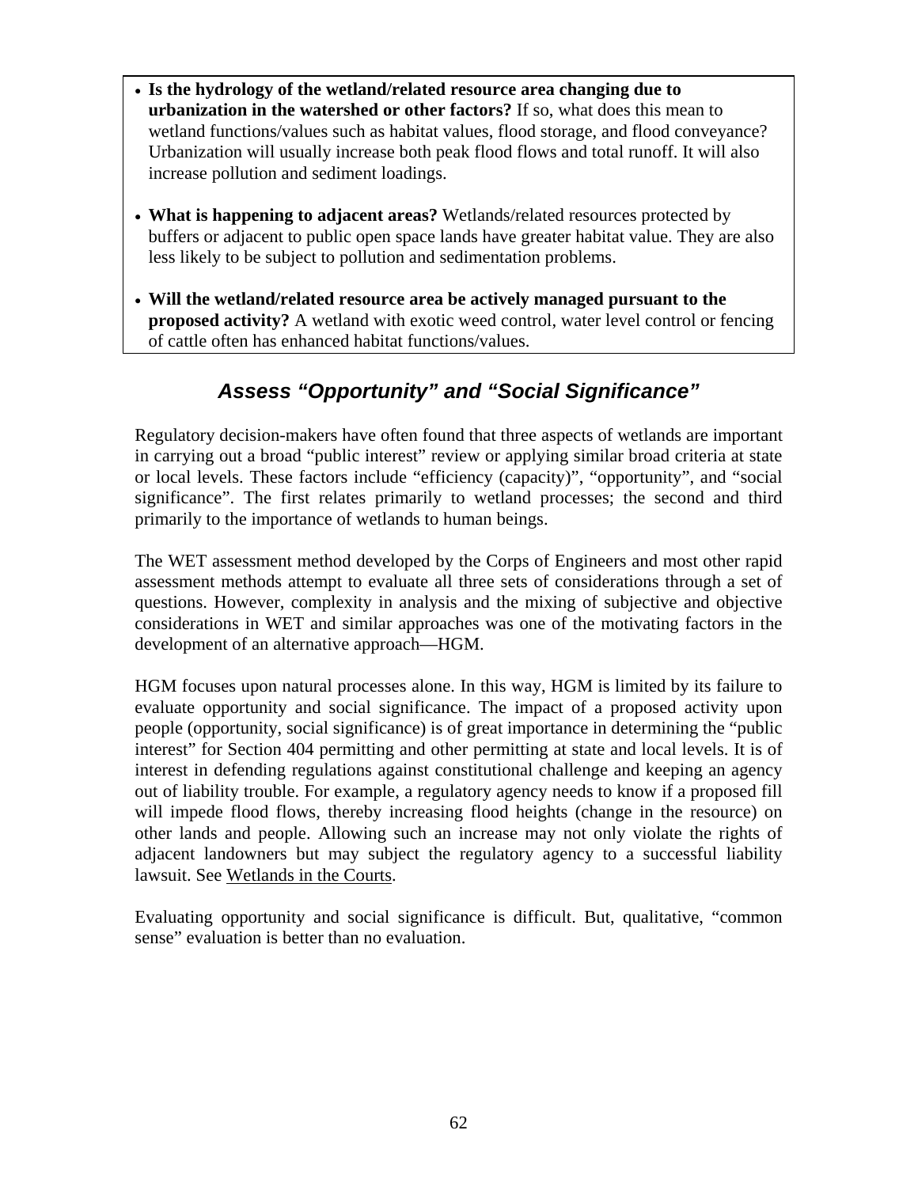- **Is the hydrology of the wetland/related resource area changing due to urbanization in the watershed or other factors?** If so, what does this mean to wetland functions/values such as habitat values, flood storage, and flood conveyance? Urbanization will usually increase both peak flood flows and total runoff. It will also increase pollution and sediment loadings.

- **What is happening to adjacent areas?** Wetlands/related resources protected by buffers or adjacent to public open space lands have greater habitat value. They are also less likely to be subject to pollution and sedimentation problems.

- **Will the wetland/related resource area be actively managed pursuant to the proposed activity?** A wetland with exotic weed control, water level control or fencing of cattle often has enhanced habitat functions/values.

## *Assess "Opportunity" and "Social Significance"*

Regulatory decision-makers have often found that three aspects of wetlands are important in carrying out a broad "public interest" review or applying similar broad criteria at state or local levels. These factors include "efficiency (capacity)", "opportunity", and "social significance". The first relates primarily to wetland processes; the second and third primarily to the importance of wetlands to human beings.

The WET assessment method developed by the Corps of Engineers and most other rapid assessment methods attempt to evaluate all three sets of considerations through a set of questions. However, complexity in analysis and the mixing of subjective and objective considerations in WET and similar approaches was one of the motivating factors in the development of an alternative approach—HGM.

HGM focuses upon natural processes alone. In this way, HGM is limited by its failure to evaluate opportunity and social significance. The impact of a proposed activity upon people (opportunity, social significance) is of great importance in determining the "public interest" for Section 404 permitting and other permitting at state and local levels. It is of interest in defending regulations against constitutional challenge and keeping an agency out of liability trouble. For example, a regulatory agency needs to know if a proposed fill will impede flood flows, thereby increasing flood heights (change in the resource) on other lands and people. Allowing such an increase may not only violate the rights of adjacent landowners but may subject the regulatory agency to a successful liability lawsuit. See Wetlands in the Courts.

Evaluating opportunity and social significance is difficult. But, qualitative, "common sense" evaluation is better than no evaluation.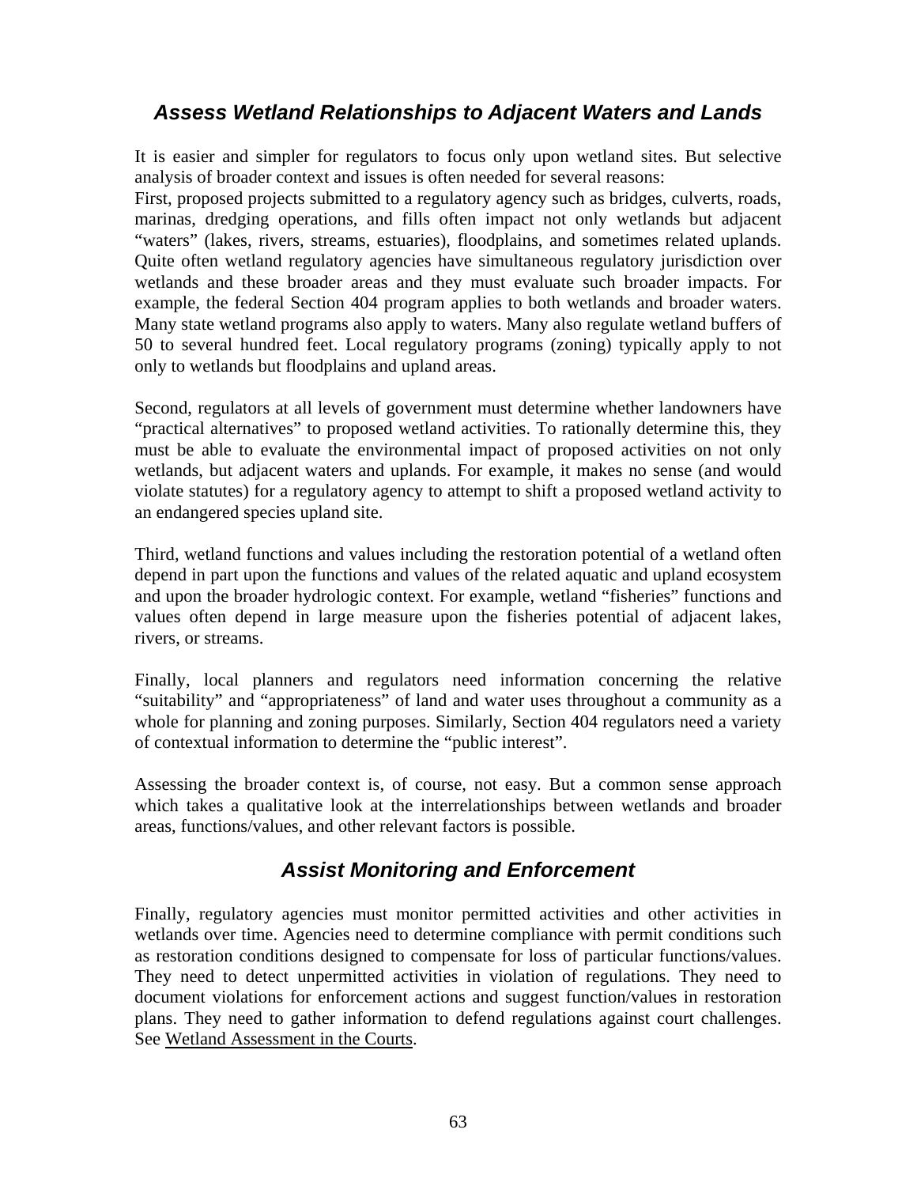## *Assess Wetland Relationships to Adjacent Waters and Lands*

It is easier and simpler for regulators to focus only upon wetland sites. But selective analysis of broader context and issues is often needed for several reasons:
First, proposed projects submitted to a regulatory agency such as bridges, culverts, roads, marinas, dredging operations, and fills often impact not only wetlands but adjacent "waters" (lakes, rivers, streams, estuaries), floodplains, and sometimes related uplands. Quite often wetland regulatory agencies have simultaneous regulatory jurisdiction over wetlands and these broader areas and they must evaluate such broader impacts. For example, the federal Section 404 program applies to both wetlands and broader waters. Many state wetland programs also apply to waters. Many also regulate wetland buffers of 50 to several hundred feet. Local regulatory programs (zoning) typically apply to not only to wetlands but floodplains and upland areas.

Second, regulators at all levels of government must determine whether landowners have "practical alternatives" to proposed wetland activities. To rationally determine this, they must be able to evaluate the environmental impact of proposed activities on not only wetlands, but adjacent waters and uplands. For example, it makes no sense (and would violate statutes) for a regulatory agency to attempt to shift a proposed wetland activity to an endangered species upland site.

Third, wetland functions and values including the restoration potential of a wetland often depend in part upon the functions and values of the related aquatic and upland ecosystem and upon the broader hydrologic context. For example, wetland "fisheries" functions and values often depend in large measure upon the fisheries potential of adjacent lakes, rivers, or streams.

Finally, local planners and regulators need information concerning the relative "suitability" and "appropriateness" of land and water uses throughout a community as a whole for planning and zoning purposes. Similarly, Section 404 regulators need a variety of contextual information to determine the "public interest".

Assessing the broader context is, of course, not easy. But a common sense approach which takes a qualitative look at the interrelationships between wetlands and broader areas, functions/values, and other relevant factors is possible.

## *Assist Monitoring and Enforcement*

Finally, regulatory agencies must monitor permitted activities and other activities in wetlands over time. Agencies need to determine compliance with permit conditions such as restoration conditions designed to compensate for loss of particular functions/values. They need to detect unpermitted activities in violation of regulations. They need to document violations for enforcement actions and suggest function/values in restoration plans. They need to gather information to defend regulations against court challenges. See Wetland Assessment in the Courts.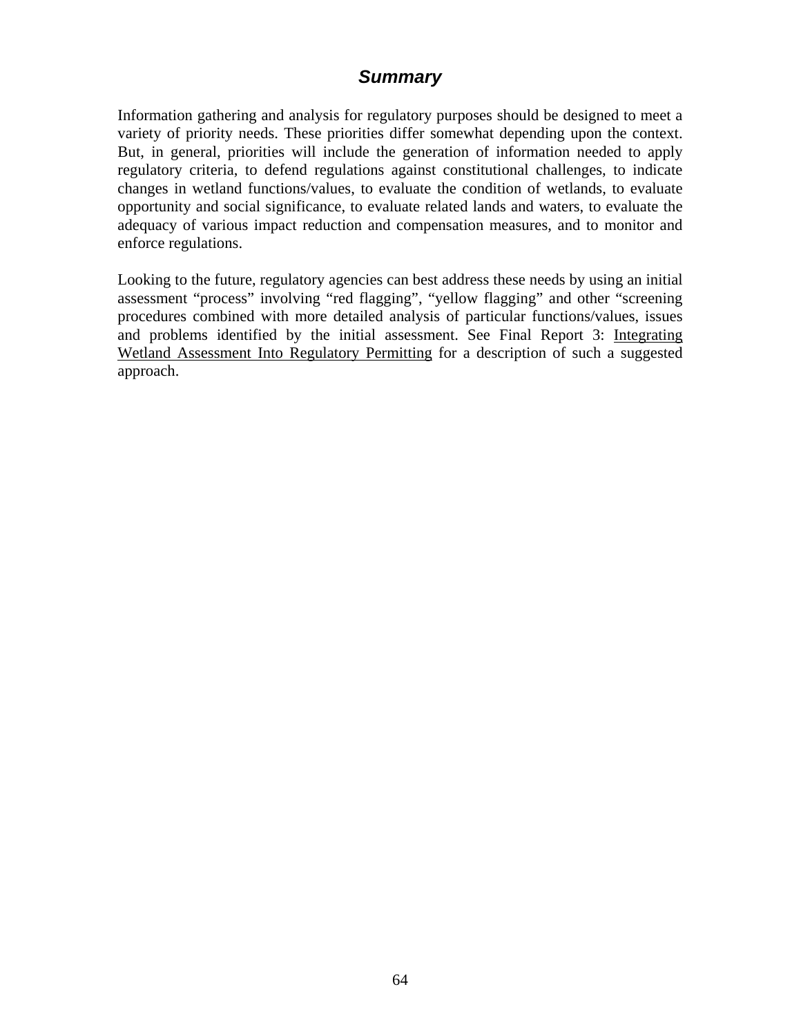## ***Summary***

Information gathering and analysis for regulatory purposes should be designed to meet a variety of priority needs. These priorities differ somewhat depending upon the context. But, in general, priorities will include the generation of information needed to apply regulatory criteria, to defend regulations against constitutional challenges, to indicate changes in wetland functions/values, to evaluate the condition of wetlands, to evaluate opportunity and social significance, to evaluate related lands and waters, to evaluate the adequacy of various impact reduction and compensation measures, and to monitor and enforce regulations.

Looking to the future, regulatory agencies can best address these needs by using an initial assessment "process" involving "red flagging", "yellow flagging" and other "screening procedures combined with more detailed analysis of particular functions/values, issues and problems identified by the initial assessment. See Final Report 3: <u>Integrating Wetland Assessment Into Regulatory Permitting</u> for a description of such a suggested approach.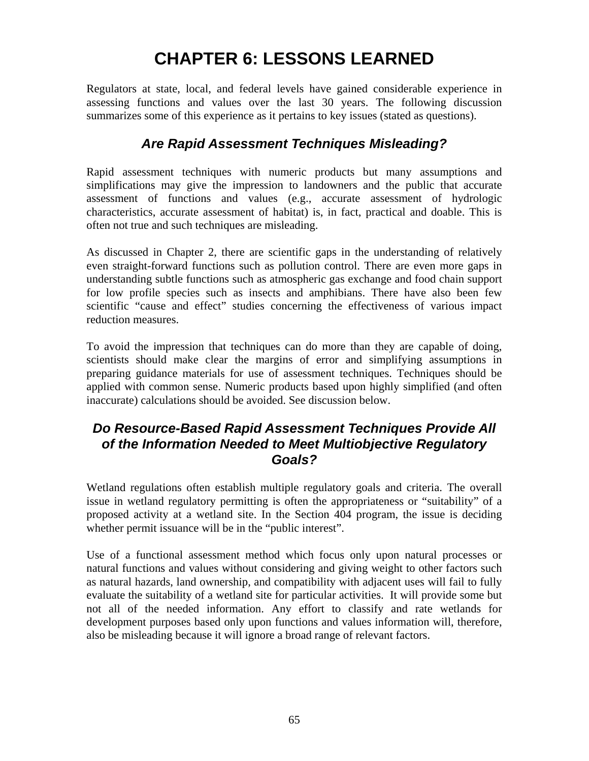# CHAPTER 6: LESSONS LEARNED

Regulators at state, local, and federal levels have gained considerable experience in assessing functions and values over the last 30 years. The following discussion summarizes some of this experience as it pertains to key issues (stated as questions).

## *Are Rapid Assessment Techniques Misleading?*

Rapid assessment techniques with numeric products but many assumptions and simplifications may give the impression to landowners and the public that accurate assessment of functions and values (e.g., accurate assessment of hydrologic characteristics, accurate assessment of habitat) is, in fact, practical and doable. This is often not true and such techniques are misleading.

As discussed in Chapter 2, there are scientific gaps in the understanding of relatively even straight-forward functions such as pollution control. There are even more gaps in understanding subtle functions such as atmospheric gas exchange and food chain support for low profile species such as insects and amphibians. There have also been few scientific "cause and effect" studies concerning the effectiveness of various impact reduction measures.

To avoid the impression that techniques can do more than they are capable of doing, scientists should make clear the margins of error and simplifying assumptions in preparing guidance materials for use of assessment techniques. Techniques should be applied with common sense. Numeric products based upon highly simplified (and often inaccurate) calculations should be avoided. See discussion below.

## *Do Resource-Based Rapid Assessment Techniques Provide All of the Information Needed to Meet Multiobjective Regulatory Goals?*

Wetland regulations often establish multiple regulatory goals and criteria. The overall issue in wetland regulatory permitting is often the appropriateness or "suitability" of a proposed activity at a wetland site. In the Section 404 program, the issue is deciding whether permit issuance will be in the "public interest".

Use of a functional assessment method which focus only upon natural processes or natural functions and values without considering and giving weight to other factors such as natural hazards, land ownership, and compatibility with adjacent uses will fail to fully evaluate the suitability of a wetland site for particular activities. It will provide some but not all of the needed information. Any effort to classify and rate wetlands for development purposes based only upon functions and values information will, therefore, also be misleading because it will ignore a broad range of relevant factors.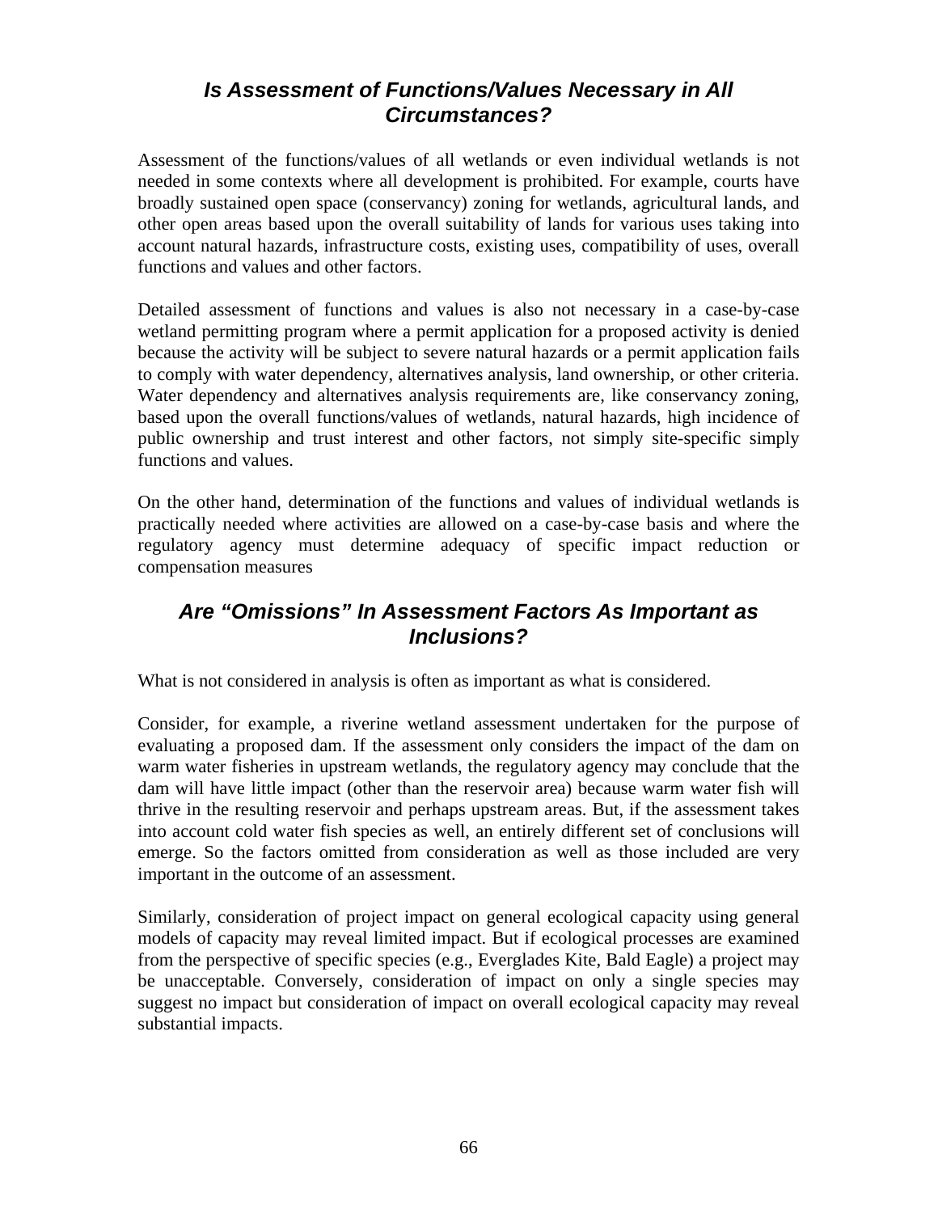## *Is Assessment of Functions/Values Necessary in All Circumstances?*

Assessment of the functions/values of all wetlands or even individual wetlands is not needed in some contexts where all development is prohibited. For example, courts have broadly sustained open space (conservancy) zoning for wetlands, agricultural lands, and other open areas based upon the overall suitability of lands for various uses taking into account natural hazards, infrastructure costs, existing uses, compatibility of uses, overall functions and values and other factors.

Detailed assessment of functions and values is also not necessary in a case-by-case wetland permitting program where a permit application for a proposed activity is denied because the activity will be subject to severe natural hazards or a permit application fails to comply with water dependency, alternatives analysis, land ownership, or other criteria. Water dependency and alternatives analysis requirements are, like conservancy zoning, based upon the overall functions/values of wetlands, natural hazards, high incidence of public ownership and trust interest and other factors, not simply site-specific simply functions and values.

On the other hand, determination of the functions and values of individual wetlands is practically needed where activities are allowed on a case-by-case basis and where the regulatory agency must determine adequacy of specific impact reduction or compensation measures

## *Are "Omissions" In Assessment Factors As Important as Inclusions?*

What is not considered in analysis is often as important as what is considered.

Consider, for example, a riverine wetland assessment undertaken for the purpose of evaluating a proposed dam. If the assessment only considers the impact of the dam on warm water fisheries in upstream wetlands, the regulatory agency may conclude that the dam will have little impact (other than the reservoir area) because warm water fish will thrive in the resulting reservoir and perhaps upstream areas. But, if the assessment takes into account cold water fish species as well, an entirely different set of conclusions will emerge. So the factors omitted from consideration as well as those included are very important in the outcome of an assessment.

Similarly, consideration of project impact on general ecological capacity using general models of capacity may reveal limited impact. But if ecological processes are examined from the perspective of specific species (e.g., Everglades Kite, Bald Eagle) a project may be unacceptable. Conversely, consideration of impact on only a single species may suggest no impact but consideration of impact on overall ecological capacity may reveal substantial impacts.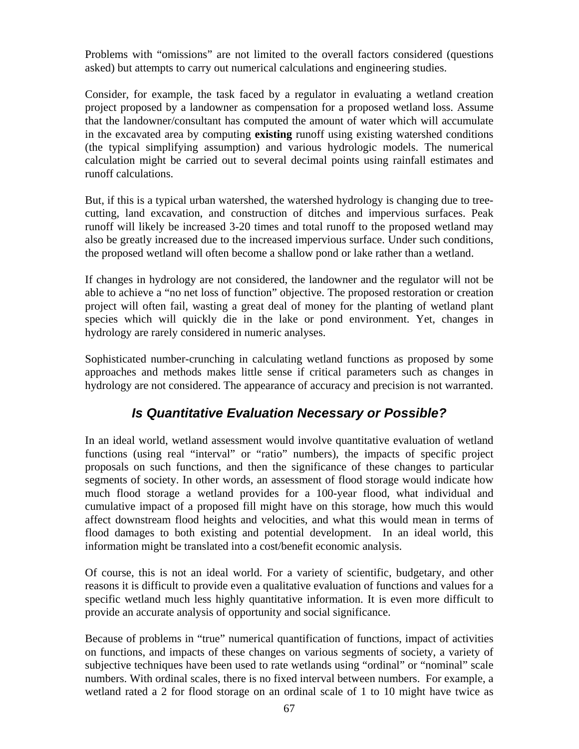Problems with "omissions" are not limited to the overall factors considered (questions asked) but attempts to carry out numerical calculations and engineering studies.

Consider, for example, the task faced by a regulator in evaluating a wetland creation project proposed by a landowner as compensation for a proposed wetland loss. Assume that the landowner/consultant has computed the amount of water which will accumulate in the excavated area by computing **existing** runoff using existing watershed conditions (the typical simplifying assumption) and various hydrologic models. The numerical calculation might be carried out to several decimal points using rainfall estimates and runoff calculations.

But, if this is a typical urban watershed, the watershed hydrology is changing due to tree-cutting, land excavation, and construction of ditches and impervious surfaces. Peak runoff will likely be increased 3-20 times and total runoff to the proposed wetland may also be greatly increased due to the increased impervious surface. Under such conditions, the proposed wetland will often become a shallow pond or lake rather than a wetland.

If changes in hydrology are not considered, the landowner and the regulator will not be able to achieve a "no net loss of function" objective. The proposed restoration or creation project will often fail, wasting a great deal of money for the planting of wetland plant species which will quickly die in the lake or pond environment. Yet, changes in hydrology are rarely considered in numeric analyses.

Sophisticated number-crunching in calculating wetland functions as proposed by some approaches and methods makes little sense if critical parameters such as changes in hydrology are not considered. The appearance of accuracy and precision is not warranted.

## *Is Quantitative Evaluation Necessary or Possible?*

In an ideal world, wetland assessment would involve quantitative evaluation of wetland functions (using real "interval" or "ratio" numbers), the impacts of specific project proposals on such functions, and then the significance of these changes to particular segments of society. In other words, an assessment of flood storage would indicate how much flood storage a wetland provides for a 100-year flood, what individual and cumulative impact of a proposed fill might have on this storage, how much this would affect downstream flood heights and velocities, and what this would mean in terms of flood damages to both existing and potential development. In an ideal world, this information might be translated into a cost/benefit economic analysis.

Of course, this is not an ideal world. For a variety of scientific, budgetary, and other reasons it is difficult to provide even a qualitative evaluation of functions and values for a specific wetland much less highly quantitative information. It is even more difficult to provide an accurate analysis of opportunity and social significance.

Because of problems in "true" numerical quantification of functions, impact of activities on functions, and impacts of these changes on various segments of society, a variety of subjective techniques have been used to rate wetlands using "ordinal" or "nominal" scale numbers. With ordinal scales, there is no fixed interval between numbers. For example, a wetland rated a 2 for flood storage on an ordinal scale of 1 to 10 might have twice as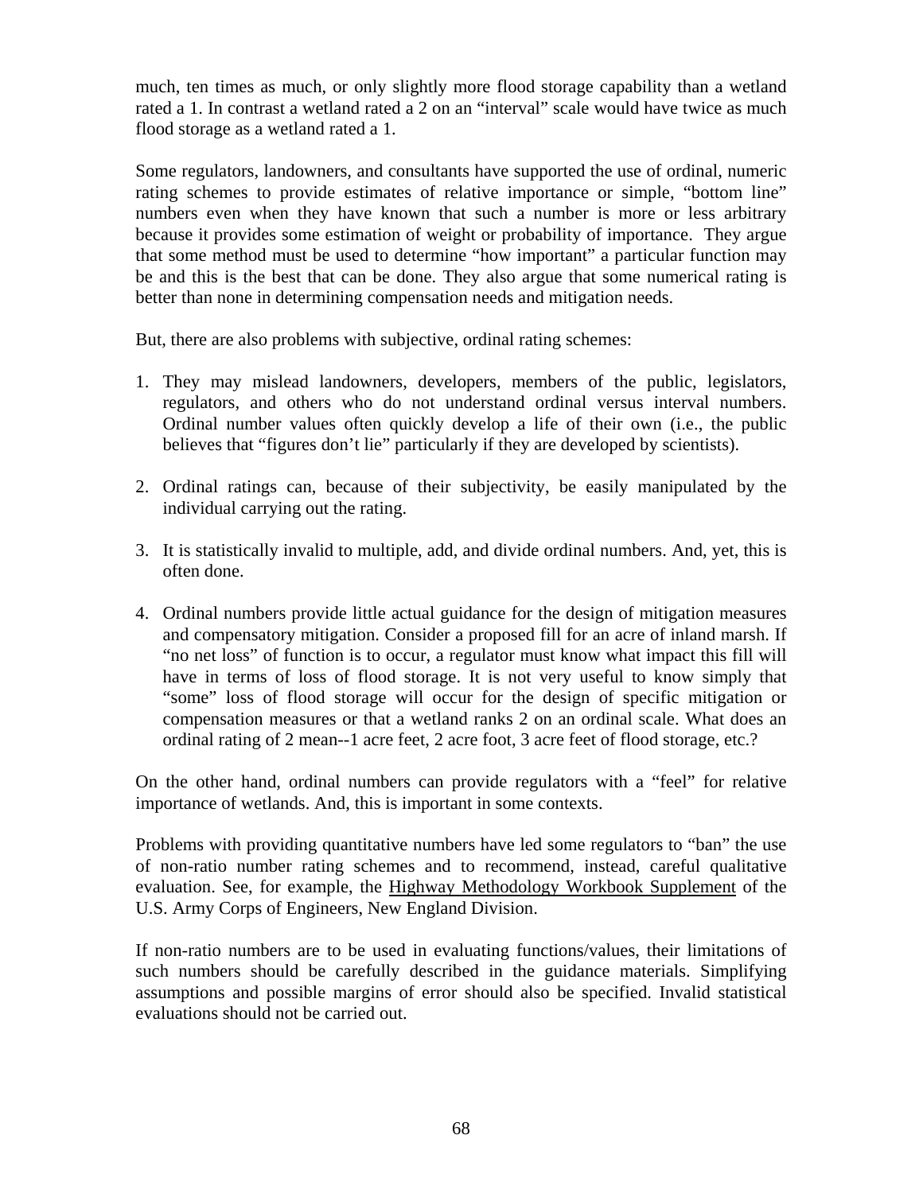much, ten times as much, or only slightly more flood storage capability than a wetland rated a 1. In contrast a wetland rated a 2 on an "interval" scale would have twice as much flood storage as a wetland rated a 1.

Some regulators, landowners, and consultants have supported the use of ordinal, numeric rating schemes to provide estimates of relative importance or simple, "bottom line" numbers even when they have known that such a number is more or less arbitrary because it provides some estimation of weight or probability of importance. They argue that some method must be used to determine "how important" a particular function may be and this is the best that can be done. They also argue that some numerical rating is better than none in determining compensation needs and mitigation needs.

But, there are also problems with subjective, ordinal rating schemes:

1. They may mislead landowners, developers, members of the public, legislators, regulators, and others who do not understand ordinal versus interval numbers. Ordinal number values often quickly develop a life of their own (i.e., the public believes that "figures don't lie" particularly if they are developed by scientists).

2. Ordinal ratings can, because of their subjectivity, be easily manipulated by the individual carrying out the rating.

3. It is statistically invalid to multiple, add, and divide ordinal numbers. And, yet, this is often done.

4. Ordinal numbers provide little actual guidance for the design of mitigation measures and compensatory mitigation. Consider a proposed fill for an acre of inland marsh. If "no net loss" of function is to occur, a regulator must know what impact this fill will have in terms of loss of flood storage. It is not very useful to know simply that "some" loss of flood storage will occur for the design of specific mitigation or compensation measures or that a wetland ranks 2 on an ordinal scale. What does an ordinal rating of 2 mean--1 acre feet, 2 acre foot, 3 acre feet of flood storage, etc.?

On the other hand, ordinal numbers can provide regulators with a "feel" for relative importance of wetlands. And, this is important in some contexts.

Problems with providing quantitative numbers have led some regulators to "ban" the use of non-ratio number rating schemes and to recommend, instead, careful qualitative evaluation. See, for example, the Highway Methodology Workbook Supplement of the U.S. Army Corps of Engineers, New England Division.

If non-ratio numbers are to be used in evaluating functions/values, their limitations of such numbers should be carefully described in the guidance materials. Simplifying assumptions and possible margins of error should also be specified. Invalid statistical evaluations should not be carried out.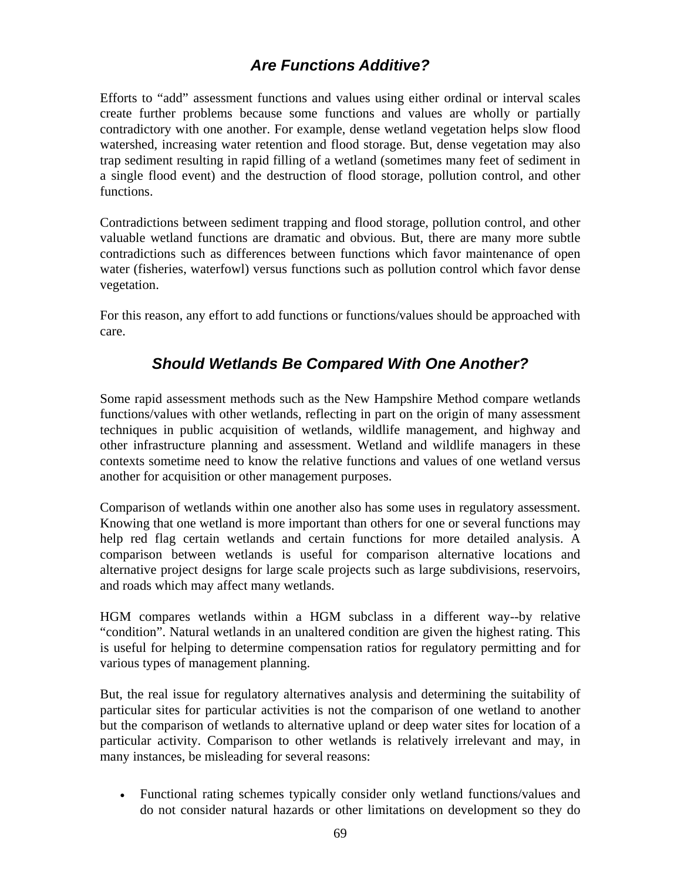## *Are Functions Additive?*

Efforts to "add" assessment functions and values using either ordinal or interval scales create further problems because some functions and values are wholly or partially contradictory with one another. For example, dense wetland vegetation helps slow flood watershed, increasing water retention and flood storage. But, dense vegetation may also trap sediment resulting in rapid filling of a wetland (sometimes many feet of sediment in a single flood event) and the destruction of flood storage, pollution control, and other functions.

Contradictions between sediment trapping and flood storage, pollution control, and other valuable wetland functions are dramatic and obvious. But, there are many more subtle contradictions such as differences between functions which favor maintenance of open water (fisheries, waterfowl) versus functions such as pollution control which favor dense vegetation.

For this reason, any effort to add functions or functions/values should be approached with care.

## *Should Wetlands Be Compared With One Another?*

Some rapid assessment methods such as the New Hampshire Method compare wetlands functions/values with other wetlands, reflecting in part on the origin of many assessment techniques in public acquisition of wetlands, wildlife management, and highway and other infrastructure planning and assessment. Wetland and wildlife managers in these contexts sometime need to know the relative functions and values of one wetland versus another for acquisition or other management purposes.

Comparison of wetlands within one another also has some uses in regulatory assessment. Knowing that one wetland is more important than others for one or several functions may help red flag certain wetlands and certain functions for more detailed analysis. A comparison between wetlands is useful for comparison alternative locations and alternative project designs for large scale projects such as large subdivisions, reservoirs, and roads which may affect many wetlands.

HGM compares wetlands within a HGM subclass in a different way--by relative "condition". Natural wetlands in an unaltered condition are given the highest rating. This is useful for helping to determine compensation ratios for regulatory permitting and for various types of management planning.

But, the real issue for regulatory alternatives analysis and determining the suitability of particular sites for particular activities is not the comparison of one wetland to another but the comparison of wetlands to alternative upland or deep water sites for location of a particular activity. Comparison to other wetlands is relatively irrelevant and may, in many instances, be misleading for several reasons:

- Functional rating schemes typically consider only wetland functions/values and do not consider natural hazards or other limitations on development so they do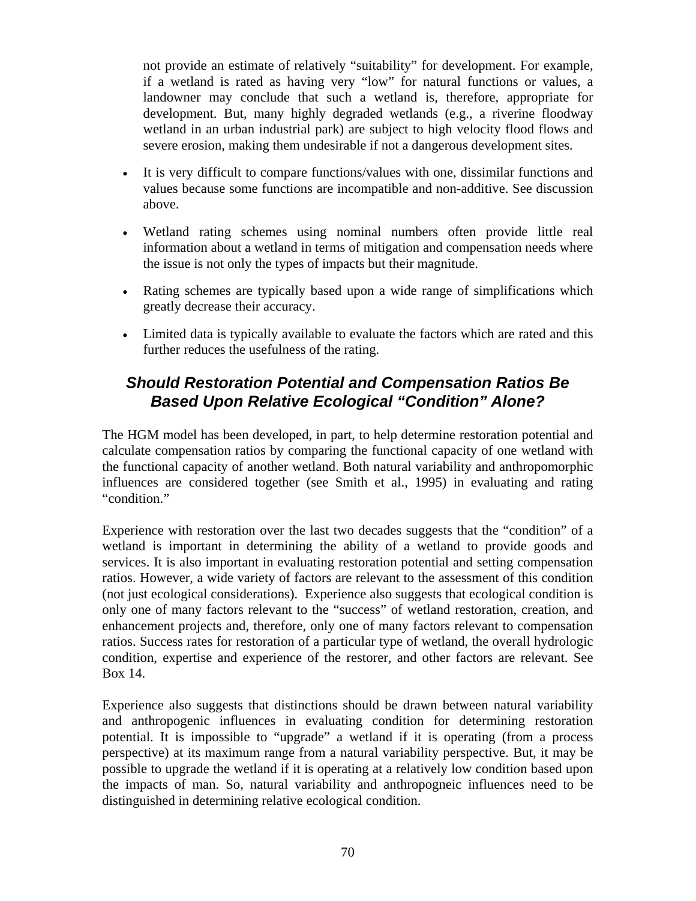not provide an estimate of relatively "suitability" for development. For example, if a wetland is rated as having very "low" for natural functions or values, a landowner may conclude that such a wetland is, therefore, appropriate for development. But, many highly degraded wetlands (e.g., a riverine floodway wetland in an urban industrial park) are subject to high velocity flood flows and severe erosion, making them undesirable if not a dangerous development sites.

- It is very difficult to compare functions/values with one, dissimilar functions and values because some functions are incompatible and non-additive. See discussion above.
- Wetland rating schemes using nominal numbers often provide little real information about a wetland in terms of mitigation and compensation needs where the issue is not only the types of impacts but their magnitude.
- Rating schemes are typically based upon a wide range of simplifications which greatly decrease their accuracy.
- Limited data is typically available to evaluate the factors which are rated and this further reduces the usefulness of the rating.

## *Should Restoration Potential and Compensation Ratios Be Based Upon Relative Ecological "Condition" Alone?*

The HGM model has been developed, in part, to help determine restoration potential and calculate compensation ratios by comparing the functional capacity of one wetland with the functional capacity of another wetland. Both natural variability and anthropomorphic influences are considered together (see Smith et al., 1995) in evaluating and rating "condition."

Experience with restoration over the last two decades suggests that the "condition" of a wetland is important in determining the ability of a wetland to provide goods and services. It is also important in evaluating restoration potential and setting compensation ratios. However, a wide variety of factors are relevant to the assessment of this condition (not just ecological considerations). Experience also suggests that ecological condition is only one of many factors relevant to the "success" of wetland restoration, creation, and enhancement projects and, therefore, only one of many factors relevant to compensation ratios. Success rates for restoration of a particular type of wetland, the overall hydrologic condition, expertise and experience of the restorer, and other factors are relevant. See Box 14.

Experience also suggests that distinctions should be drawn between natural variability and anthropogenic influences in evaluating condition for determining restoration potential. It is impossible to "upgrade" a wetland if it is operating (from a process perspective) at its maximum range from a natural variability perspective. But, it may be possible to upgrade the wetland if it is operating at a relatively low condition based upon the impacts of man. So, natural variability and anthropogneic influences need to be distinguished in determining relative ecological condition.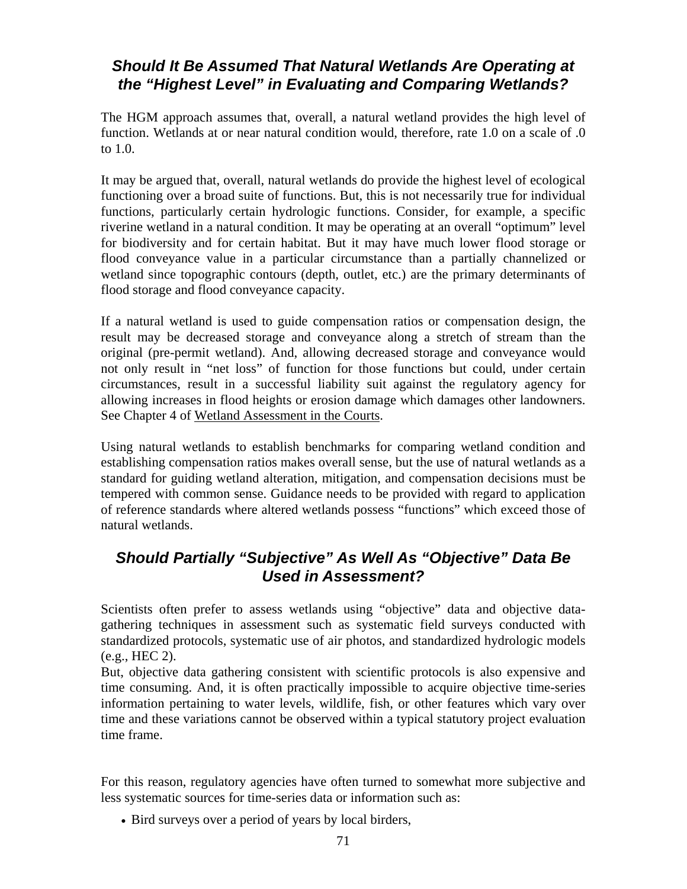## *Should It Be Assumed That Natural Wetlands Are Operating at the "Highest Level" in Evaluating and Comparing Wetlands?*

The HGM approach assumes that, overall, a natural wetland provides the high level of function. Wetlands at or near natural condition would, therefore, rate 1.0 on a scale of .0 to 1.0.

It may be argued that, overall, natural wetlands do provide the highest level of ecological functioning over a broad suite of functions. But, this is not necessarily true for individual functions, particularly certain hydrologic functions. Consider, for example, a specific riverine wetland in a natural condition. It may be operating at an overall "optimum" level for biodiversity and for certain habitat. But it may have much lower flood storage or flood conveyance value in a particular circumstance than a partially channelized or wetland since topographic contours (depth, outlet, etc.) are the primary determinants of flood storage and flood conveyance capacity.

If a natural wetland is used to guide compensation ratios or compensation design, the result may be decreased storage and conveyance along a stretch of stream than the original (pre-permit wetland). And, allowing decreased storage and conveyance would not only result in "net loss" of function for those functions but could, under certain circumstances, result in a successful liability suit against the regulatory agency for allowing increases in flood heights or erosion damage which damages other landowners. See Chapter 4 of Wetland Assessment in the Courts.

Using natural wetlands to establish benchmarks for comparing wetland condition and establishing compensation ratios makes overall sense, but the use of natural wetlands as a standard for guiding wetland alteration, mitigation, and compensation decisions must be tempered with common sense. Guidance needs to be provided with regard to application of reference standards where altered wetlands possess "functions" which exceed those of natural wetlands.

## *Should Partially "Subjective" As Well As "Objective" Data Be Used in Assessment?*

Scientists often prefer to assess wetlands using "objective" data and objective data-gathering techniques in assessment such as systematic field surveys conducted with standardized protocols, systematic use of air photos, and standardized hydrologic models (e.g., HEC 2).

But, objective data gathering consistent with scientific protocols is also expensive and time consuming. And, it is often practically impossible to acquire objective time-series information pertaining to water levels, wildlife, fish, or other features which vary over time and these variations cannot be observed within a typical statutory project evaluation time frame.

For this reason, regulatory agencies have often turned to somewhat more subjective and less systematic sources for time-series data or information such as:

- Bird surveys over a period of years by local birders,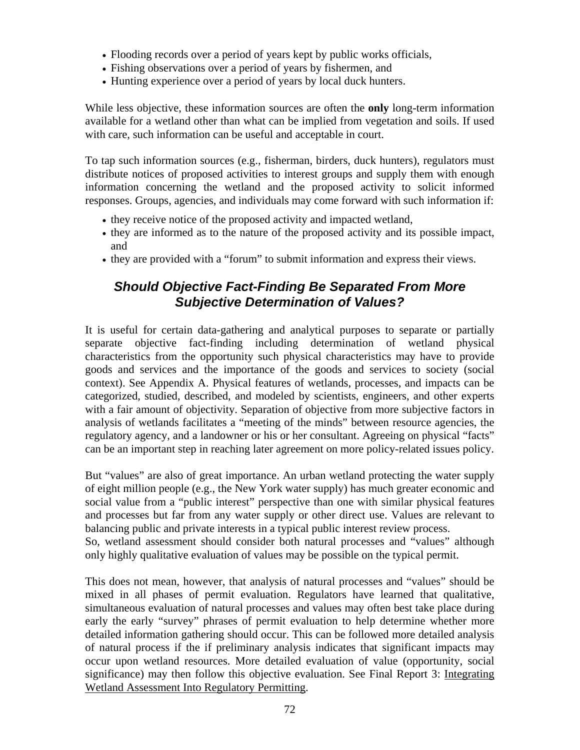- Flooding records over a period of years kept by public works officials,
- Fishing observations over a period of years by fishermen, and
- Hunting experience over a period of years by local duck hunters.

While less objective, these information sources are often the **only** long-term information available for a wetland other than what can be implied from vegetation and soils. If used with care, such information can be useful and acceptable in court.

To tap such information sources (e.g., fisherman, birders, duck hunters), regulators must distribute notices of proposed activities to interest groups and supply them with enough information concerning the wetland and the proposed activity to solicit informed responses. Groups, agencies, and individuals may come forward with such information if:

- they receive notice of the proposed activity and impacted wetland,
- they are informed as to the nature of the proposed activity and its possible impact, and
- they are provided with a "forum" to submit information and express their views.

## *Should Objective Fact-Finding Be Separated From More Subjective Determination of Values?*

It is useful for certain data-gathering and analytical purposes to separate or partially separate objective fact-finding including determination of wetland physical characteristics from the opportunity such physical characteristics may have to provide goods and services and the importance of the goods and services to society (social context). See Appendix A. Physical features of wetlands, processes, and impacts can be categorized, studied, described, and modeled by scientists, engineers, and other experts with a fair amount of objectivity. Separation of objective from more subjective factors in analysis of wetlands facilitates a "meeting of the minds" between resource agencies, the regulatory agency, and a landowner or his or her consultant. Agreeing on physical "facts" can be an important step in reaching later agreement on more policy-related issues policy.

But "values" are also of great importance. An urban wetland protecting the water supply of eight million people (e.g., the New York water supply) has much greater economic and social value from a "public interest" perspective than one with similar physical features and processes but far from any water supply or other direct use. Values are relevant to balancing public and private interests in a typical public interest review process.
So, wetland assessment should consider both natural processes and "values" although only highly qualitative evaluation of values may be possible on the typical permit.

This does not mean, however, that analysis of natural processes and "values" should be mixed in all phases of permit evaluation. Regulators have learned that qualitative, simultaneous evaluation of natural processes and values may often best take place during early the early "survey" phrases of permit evaluation to help determine whether more detailed information gathering should occur. This can be followed more detailed analysis of natural process if the if preliminary analysis indicates that significant impacts may occur upon wetland resources. More detailed evaluation of value (opportunity, social significance) may then follow this objective evaluation. See Final Report 3: Integrating Wetland Assessment Into Regulatory Permitting.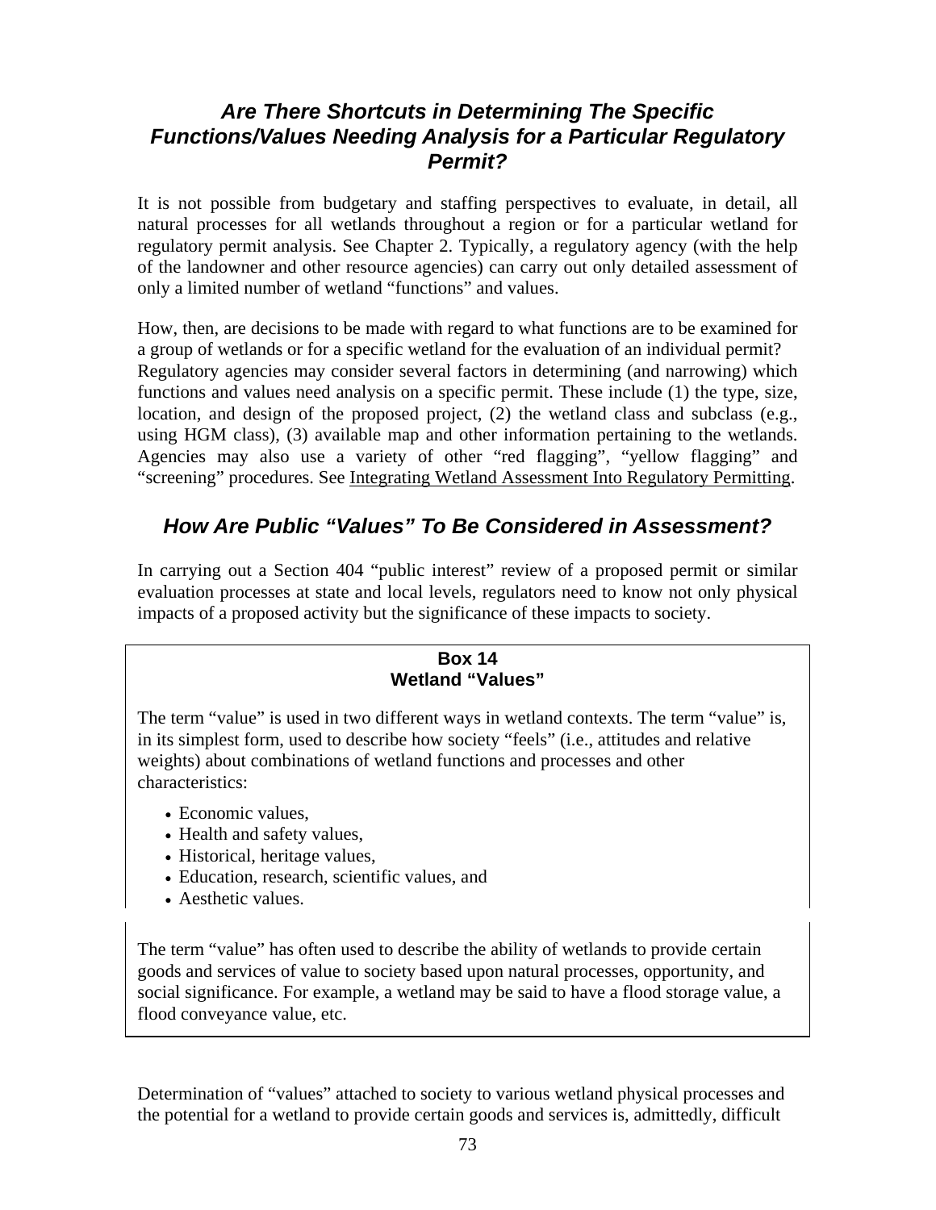### *Are There Shortcuts in Determining The Specific Functions/Values Needing Analysis for a Particular Regulatory Permit?*

It is not possible from budgetary and staffing perspectives to evaluate, in detail, all natural processes for all wetlands throughout a region or for a particular wetland for regulatory permit analysis. See Chapter 2. Typically, a regulatory agency (with the help of the landowner and other resource agencies) can carry out only detailed assessment of only a limited number of wetland "functions" and values.

How, then, are decisions to be made with regard to what functions are to be examined for a group of wetlands or for a specific wetland for the evaluation of an individual permit? Regulatory agencies may consider several factors in determining (and narrowing) which functions and values need analysis on a specific permit. These include (1) the type, size, location, and design of the proposed project, (2) the wetland class and subclass (e.g., using HGM class), (3) available map and other information pertaining to the wetlands. Agencies may also use a variety of other "red flagging", "yellow flagging" and "screening" procedures. See Integrating Wetland Assessment Into Regulatory Permitting.

### *How Are Public "Values" To Be Considered in Assessment?*

In carrying out a Section 404 "public interest" review of a proposed permit or similar evaluation processes at state and local levels, regulators need to know not only physical impacts of a proposed activity but the significance of these impacts to society.

> **Box 14**
> **Wetland "Values"**
>
> The term "value" is used in two different ways in wetland contexts. The term "value" is, in its simplest form, used to describe how society "feels" (i.e., attitudes and relative weights) about combinations of wetland functions and processes and other characteristics:
>
> - Economic values,
> - Health and safety values,
> - Historical, heritage values,
> - Education, research, scientific values, and
> - Aesthetic values.
>
> The term "value" has often used to describe the ability of wetlands to provide certain goods and services of value to society based upon natural processes, opportunity, and social significance. For example, a wetland may be said to have a flood storage value, a flood conveyance value, etc.

Determination of "values" attached to society to various wetland physical processes and the potential for a wetland to provide certain goods and services is, admittedly, difficult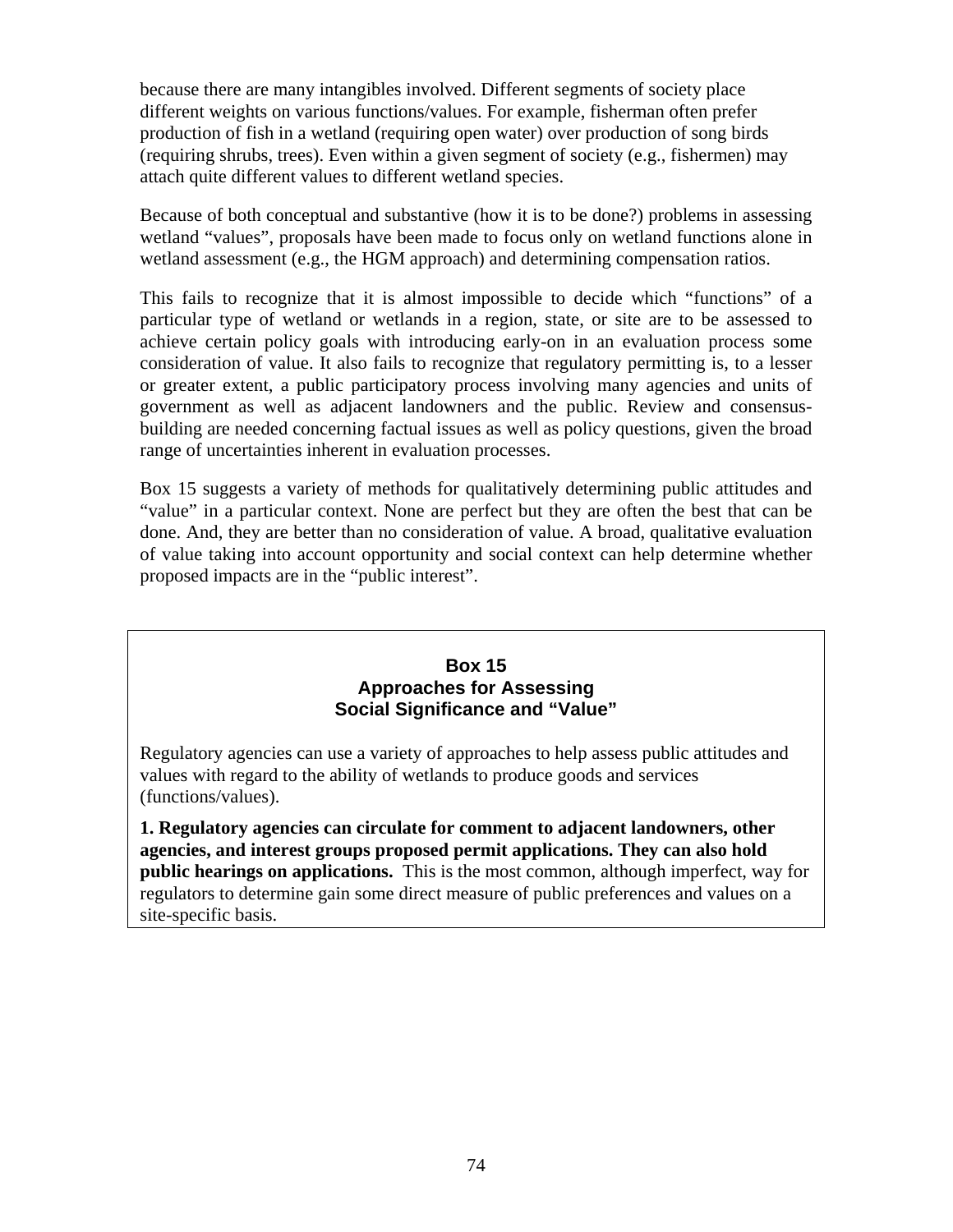because there are many intangibles involved. Different segments of society place different weights on various functions/values. For example, fisherman often prefer production of fish in a wetland (requiring open water) over production of song birds (requiring shrubs, trees). Even within a given segment of society (e.g., fishermen) may attach quite different values to different wetland species.

Because of both conceptual and substantive (how it is to be done?) problems in assessing wetland "values", proposals have been made to focus only on wetland functions alone in wetland assessment (e.g., the HGM approach) and determining compensation ratios.

This fails to recognize that it is almost impossible to decide which "functions" of a particular type of wetland or wetlands in a region, state, or site are to be assessed to achieve certain policy goals with introducing early-on in an evaluation process some consideration of value. It also fails to recognize that regulatory permitting is, to a lesser or greater extent, a public participatory process involving many agencies and units of government as well as adjacent landowners and the public. Review and consensus-building are needed concerning factual issues as well as policy questions, given the broad range of uncertainties inherent in evaluation processes.

Box 15 suggests a variety of methods for qualitatively determining public attitudes and "value" in a particular context. None are perfect but they are often the best that can be done. And, they are better than no consideration of value. A broad, qualitative evaluation of value taking into account opportunity and social context can help determine whether proposed impacts are in the "public interest".

**Box 15**
**Approaches for Assessing**
**Social Significance and "Value"**

Regulatory agencies can use a variety of approaches to help assess public attitudes and values with regard to the ability of wetlands to produce goods and services (functions/values).

**1. Regulatory agencies can circulate for comment to adjacent landowners, other agencies, and interest groups proposed permit applications. They can also hold public hearings on applications.** This is the most common, although imperfect, way for regulators to determine gain some direct measure of public preferences and values on a site-specific basis.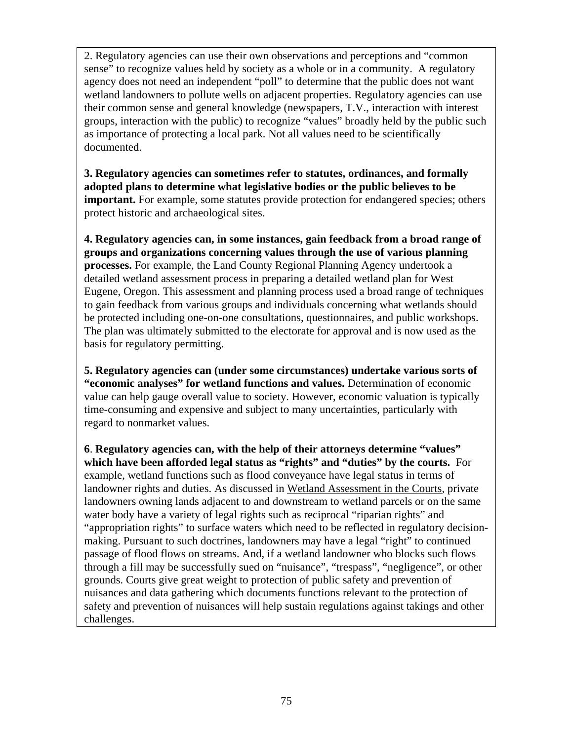2. Regulatory agencies can use their own observations and perceptions and "common sense" to recognize values held by society as a whole or in a community.  A regulatory agency does not need an independent "poll" to determine that the public does not want wetland landowners to pollute wells on adjacent properties. Regulatory agencies can use their common sense and general knowledge (newspapers, T.V., interaction with interest groups, interaction with the public) to recognize "values" broadly held by the public such as importance of protecting a local park. Not all values need to be scientifically documented.

**3. Regulatory agencies can sometimes refer to statutes, ordinances, and formally adopted plans to determine what legislative bodies or the public believes to be important.** For example, some statutes provide protection for endangered species; others protect historic and archaeological sites.

**4. Regulatory agencies can, in some instances, gain feedback from a broad range of groups and organizations concerning values through the use of various planning processes.** For example, the Land County Regional Planning Agency undertook a detailed wetland assessment process in preparing a detailed wetland plan for West Eugene, Oregon. This assessment and planning process used a broad range of techniques to gain feedback from various groups and individuals concerning what wetlands should be protected including one-on-one consultations, questionnaires, and public workshops. The plan was ultimately submitted to the electorate for approval and is now used as the basis for regulatory permitting.

**5. Regulatory agencies can (under some circumstances) undertake various sorts of "economic analyses" for wetland functions and values.** Determination of economic value can help gauge overall value to society. However, economic valuation is typically time-consuming and expensive and subject to many uncertainties, particularly with regard to nonmarket values.

**6**. **Regulatory agencies can, with the help of their attorneys determine "values" which have been afforded legal status as "rights" and "duties" by the courts.** For example, wetland functions such as flood conveyance have legal status in terms of landowner rights and duties. As discussed in Wetland Assessment in the Courts, private landowners owning lands adjacent to and downstream to wetland parcels or on the same water body have a variety of legal rights such as reciprocal "riparian rights" and "appropriation rights" to surface waters which need to be reflected in regulatory decision-making. Pursuant to such doctrines, landowners may have a legal "right" to continued passage of flood flows on streams. And, if a wetland landowner who blocks such flows through a fill may be successfully sued on "nuisance", "trespass", "negligence", or other grounds. Courts give great weight to protection of public safety and prevention of nuisances and data gathering which documents functions relevant to the protection of safety and prevention of nuisances will help sustain regulations against takings and other challenges.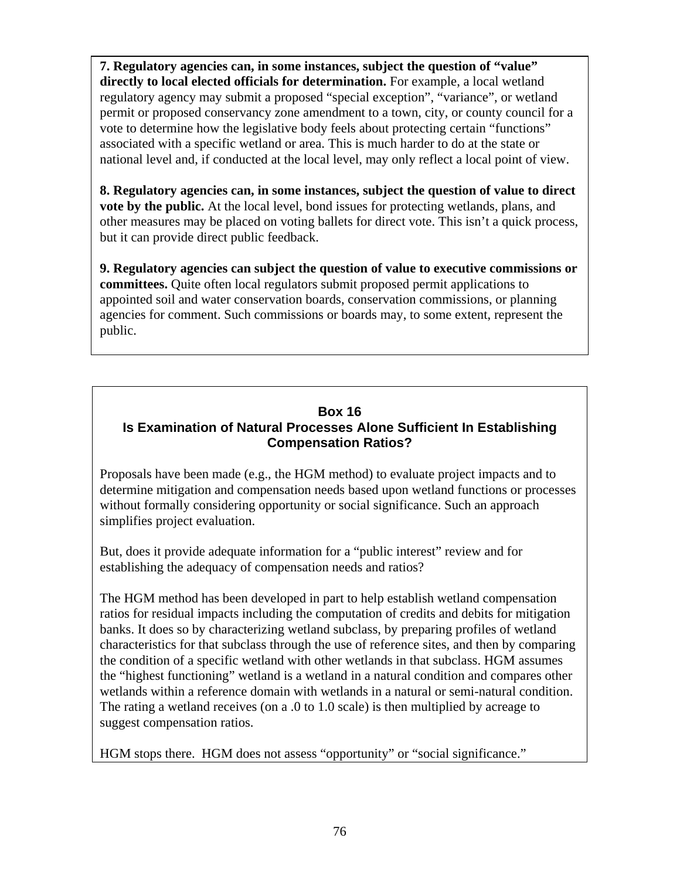**7. Regulatory agencies can, in some instances, subject the question of "value" directly to local elected officials for determination.** For example, a local wetland regulatory agency may submit a proposed "special exception", "variance", or wetland permit or proposed conservancy zone amendment to a town, city, or county council for a vote to determine how the legislative body feels about protecting certain "functions" associated with a specific wetland or area. This is much harder to do at the state or national level and, if conducted at the local level, may only reflect a local point of view.

**8. Regulatory agencies can, in some instances, subject the question of value to direct vote by the public.** At the local level, bond issues for protecting wetlands, plans, and other measures may be placed on voting ballets for direct vote. This isn't a quick process, but it can provide direct public feedback.

**9. Regulatory agencies can subject the question of value to executive commissions or committees.** Quite often local regulators submit proposed permit applications to appointed soil and water conservation boards, conservation commissions, or planning agencies for comment. Such commissions or boards may, to some extent, represent the public.

## Box 16
## Is Examination of Natural Processes Alone Sufficient In Establishing Compensation Ratios?

Proposals have been made (e.g., the HGM method) to evaluate project impacts and to determine mitigation and compensation needs based upon wetland functions or processes without formally considering opportunity or social significance. Such an approach simplifies project evaluation.

But, does it provide adequate information for a "public interest" review and for establishing the adequacy of compensation needs and ratios?

The HGM method has been developed in part to help establish wetland compensation ratios for residual impacts including the computation of credits and debits for mitigation banks. It does so by characterizing wetland subclass, by preparing profiles of wetland characteristics for that subclass through the use of reference sites, and then by comparing the condition of a specific wetland with other wetlands in that subclass. HGM assumes the "highest functioning" wetland is a wetland in a natural condition and compares other wetlands within a reference domain with wetlands in a natural or semi-natural condition. The rating a wetland receives (on a .0 to 1.0 scale) is then multiplied by acreage to suggest compensation ratios.

HGM stops there. HGM does not assess "opportunity" or "social significance."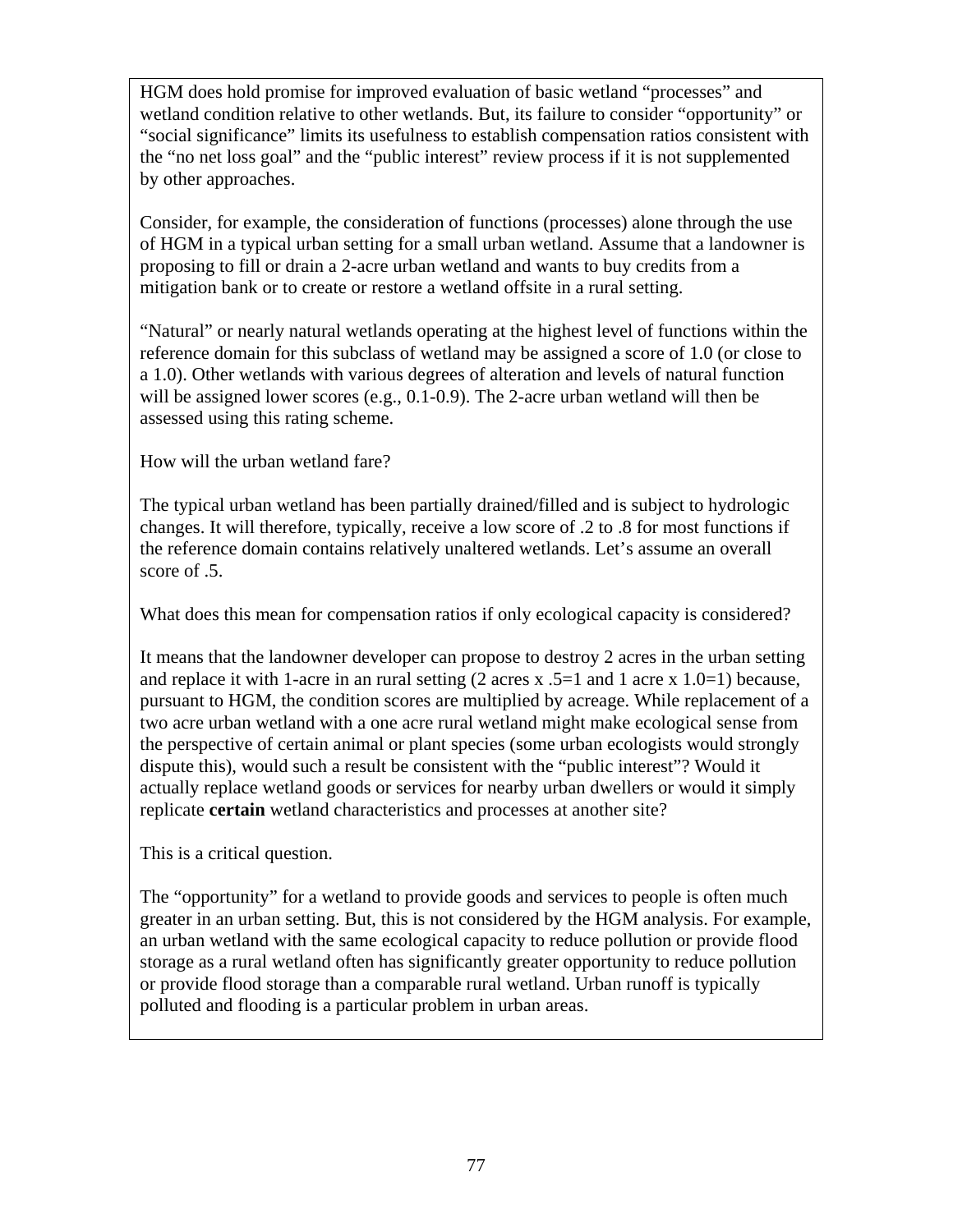HGM does hold promise for improved evaluation of basic wetland "processes" and wetland condition relative to other wetlands. But, its failure to consider "opportunity" or "social significance" limits its usefulness to establish compensation ratios consistent with the "no net loss goal" and the "public interest" review process if it is not supplemented by other approaches.

Consider, for example, the consideration of functions (processes) alone through the use of HGM in a typical urban setting for a small urban wetland. Assume that a landowner is proposing to fill or drain a 2-acre urban wetland and wants to buy credits from a mitigation bank or to create or restore a wetland offsite in a rural setting.

"Natural" or nearly natural wetlands operating at the highest level of functions within the reference domain for this subclass of wetland may be assigned a score of 1.0 (or close to a 1.0). Other wetlands with various degrees of alteration and levels of natural function will be assigned lower scores (e.g., 0.1-0.9). The 2-acre urban wetland will then be assessed using this rating scheme.

How will the urban wetland fare?

The typical urban wetland has been partially drained/filled and is subject to hydrologic changes. It will therefore, typically, receive a low score of .2 to .8 for most functions if the reference domain contains relatively unaltered wetlands. Let's assume an overall score of .5.

What does this mean for compensation ratios if only ecological capacity is considered?

It means that the landowner developer can propose to destroy 2 acres in the urban setting and replace it with 1-acre in an rural setting (2 acres x .5=1 and 1 acre x 1.0=1) because, pursuant to HGM, the condition scores are multiplied by acreage. While replacement of a two acre urban wetland with a one acre rural wetland might make ecological sense from the perspective of certain animal or plant species (some urban ecologists would strongly dispute this), would such a result be consistent with the "public interest"? Would it actually replace wetland goods or services for nearby urban dwellers or would it simply replicate **certain** wetland characteristics and processes at another site?

This is a critical question.

The "opportunity" for a wetland to provide goods and services to people is often much greater in an urban setting. But, this is not considered by the HGM analysis. For example, an urban wetland with the same ecological capacity to reduce pollution or provide flood storage as a rural wetland often has significantly greater opportunity to reduce pollution or provide flood storage than a comparable rural wetland. Urban runoff is typically polluted and flooding is a particular problem in urban areas.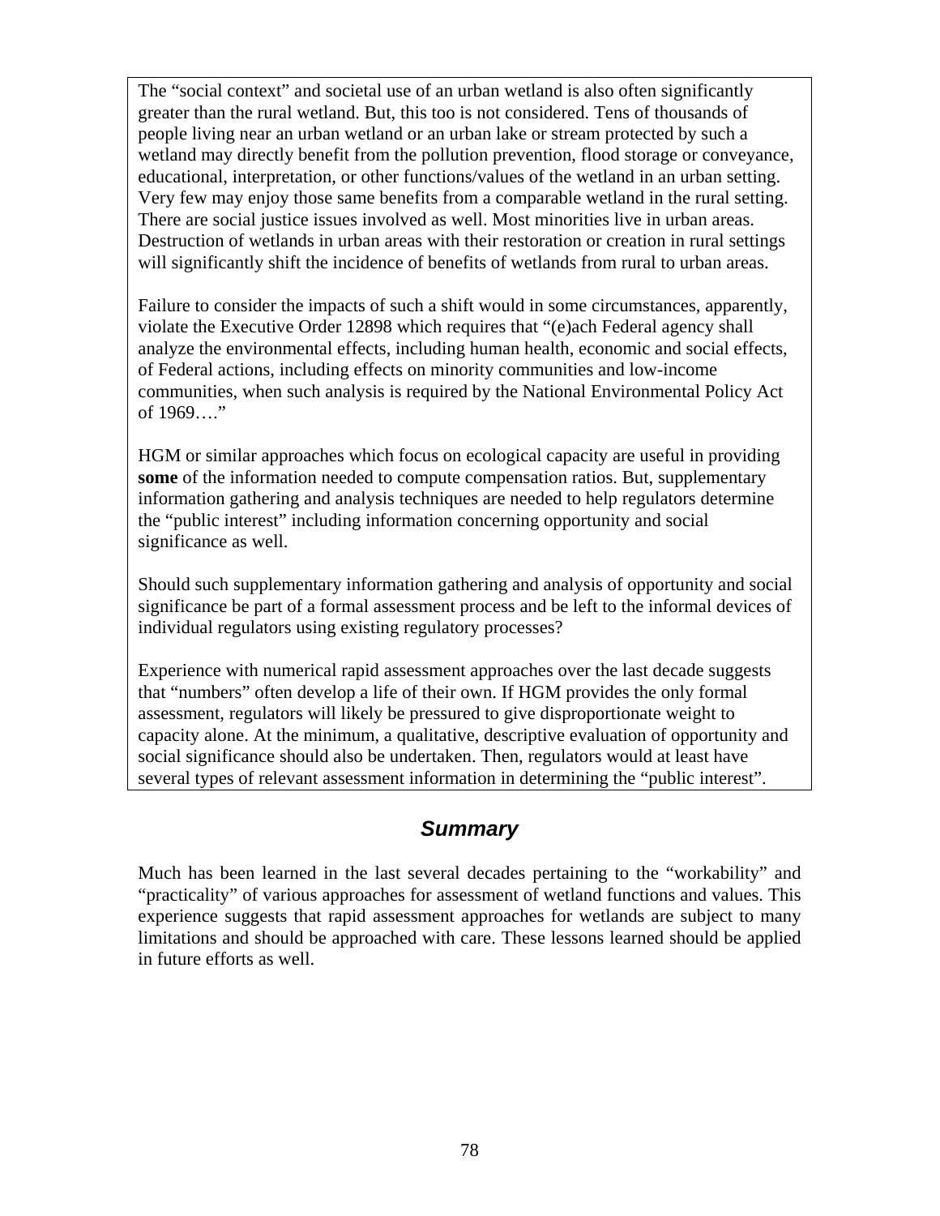The “social context” and societal use of an urban wetland is also often significantly greater than the rural wetland. But, this too is not considered. Tens of thousands of people living near an urban wetland or an urban lake or stream protected by such a wetland may directly benefit from the pollution prevention, flood storage or conveyance, educational, interpretation, or other functions/values of the wetland in an urban setting. Very few may enjoy those same benefits from a comparable wetland in the rural setting. There are social justice issues involved as well. Most minorities live in urban areas. Destruction of wetlands in urban areas with their restoration or creation in rural settings will significantly shift the incidence of benefits of wetlands from rural to urban areas.

Failure to consider the impacts of such a shift would in some circumstances, apparently, violate the Executive Order 12898 which requires that “(e)ach Federal agency shall analyze the environmental effects, including human health, economic and social effects, of Federal actions, including effects on minority communities and low-income communities, when such analysis is required by the National Environmental Policy Act of 1969….”

HGM or similar approaches which focus on ecological capacity are useful in providing **some** of the information needed to compute compensation ratios. But, supplementary information gathering and analysis techniques are needed to help regulators determine the “public interest” including information concerning opportunity and social significance as well.

Should such supplementary information gathering and analysis of opportunity and social significance be part of a formal assessment process and be left to the informal devices of individual regulators using existing regulatory processes?

Experience with numerical rapid assessment approaches over the last decade suggests that “numbers” often develop a life of their own. If HGM provides the only formal assessment, regulators will likely be pressured to give disproportionate weight to capacity alone. At the minimum, a qualitative, descriptive evaluation of opportunity and social significance should also be undertaken. Then, regulators would at least have several types of relevant assessment information in determining the “public interest”.

## *Summary*

Much has been learned in the last several decades pertaining to the “workability” and “practicality” of various approaches for assessment of wetland functions and values. This experience suggests that rapid assessment approaches for wetlands are subject to many limitations and should be approached with care. These lessons learned should be applied in future efforts as well.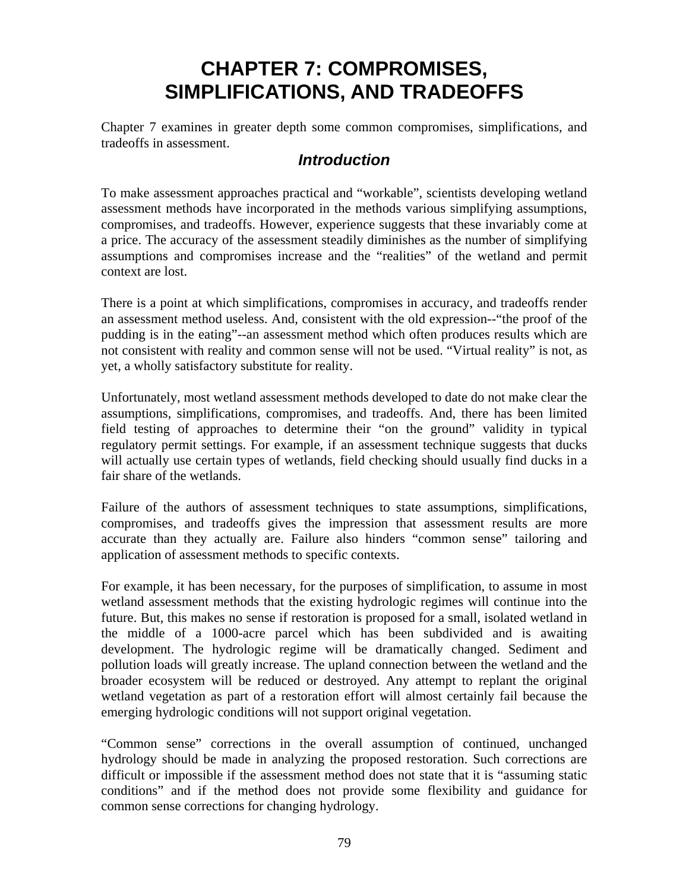# CHAPTER 7: COMPROMISES, SIMPLIFICATIONS, AND TRADEOFFS

Chapter 7 examines in greater depth some common compromises, simplifications, and tradeoffs in assessment.

## *Introduction*

To make assessment approaches practical and "workable", scientists developing wetland assessment methods have incorporated in the methods various simplifying assumptions, compromises, and tradeoffs. However, experience suggests that these invariably come at a price. The accuracy of the assessment steadily diminishes as the number of simplifying assumptions and compromises increase and the "realities" of the wetland and permit context are lost.

There is a point at which simplifications, compromises in accuracy, and tradeoffs render an assessment method useless. And, consistent with the old expression--"the proof of the pudding is in the eating"--an assessment method which often produces results which are not consistent with reality and common sense will not be used. "Virtual reality" is not, as yet, a wholly satisfactory substitute for reality.

Unfortunately, most wetland assessment methods developed to date do not make clear the assumptions, simplifications, compromises, and tradeoffs. And, there has been limited field testing of approaches to determine their "on the ground" validity in typical regulatory permit settings. For example, if an assessment technique suggests that ducks will actually use certain types of wetlands, field checking should usually find ducks in a fair share of the wetlands.

Failure of the authors of assessment techniques to state assumptions, simplifications, compromises, and tradeoffs gives the impression that assessment results are more accurate than they actually are. Failure also hinders "common sense" tailoring and application of assessment methods to specific contexts.

For example, it has been necessary, for the purposes of simplification, to assume in most wetland assessment methods that the existing hydrologic regimes will continue into the future. But, this makes no sense if restoration is proposed for a small, isolated wetland in the middle of a 1000-acre parcel which has been subdivided and is awaiting development. The hydrologic regime will be dramatically changed. Sediment and pollution loads will greatly increase. The upland connection between the wetland and the broader ecosystem will be reduced or destroyed. Any attempt to replant the original wetland vegetation as part of a restoration effort will almost certainly fail because the emerging hydrologic conditions will not support original vegetation.

"Common sense" corrections in the overall assumption of continued, unchanged hydrology should be made in analyzing the proposed restoration. Such corrections are difficult or impossible if the assessment method does not state that it is "assuming static conditions" and if the method does not provide some flexibility and guidance for common sense corrections for changing hydrology.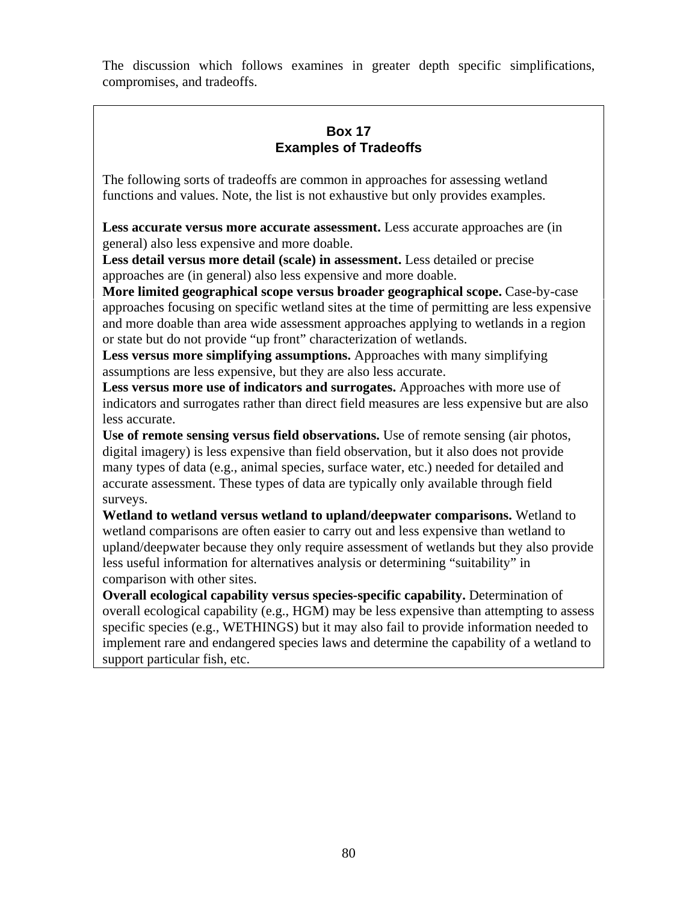The discussion which follows examines in greater depth specific simplifications, compromises, and tradeoffs.

### Box 17
### Examples of Tradeoffs

The following sorts of tradeoffs are common in approaches for assessing wetland functions and values. Note, the list is not exhaustive but only provides examples.

**Less accurate versus more accurate assessment.** Less accurate approaches are (in general) also less expensive and more doable.

**Less detail versus more detail (scale) in assessment.** Less detailed or precise approaches are (in general) also less expensive and more doable.

**More limited geographical scope versus broader geographical scope.** Case-by-case approaches focusing on specific wetland sites at the time of permitting are less expensive and more doable than area wide assessment approaches applying to wetlands in a region or state but do not provide "up front" characterization of wetlands.

**Less versus more simplifying assumptions.** Approaches with many simplifying assumptions are less expensive, but they are also less accurate.

**Less versus more use of indicators and surrogates.** Approaches with more use of indicators and surrogates rather than direct field measures are less expensive but are also less accurate.

**Use of remote sensing versus field observations.** Use of remote sensing (air photos, digital imagery) is less expensive than field observation, but it also does not provide many types of data (e.g., animal species, surface water, etc.) needed for detailed and accurate assessment. These types of data are typically only available through field surveys.

**Wetland to wetland versus wetland to upland/deepwater comparisons.** Wetland to wetland comparisons are often easier to carry out and less expensive than wetland to upland/deepwater because they only require assessment of wetlands but they also provide less useful information for alternatives analysis or determining "suitability" in comparison with other sites.

**Overall ecological capability versus species-specific capability.** Determination of overall ecological capability (e.g., HGM) may be less expensive than attempting to assess specific species (e.g., WETHINGS) but it may also fail to provide information needed to implement rare and endangered species laws and determine the capability of a wetland to support particular fish, etc.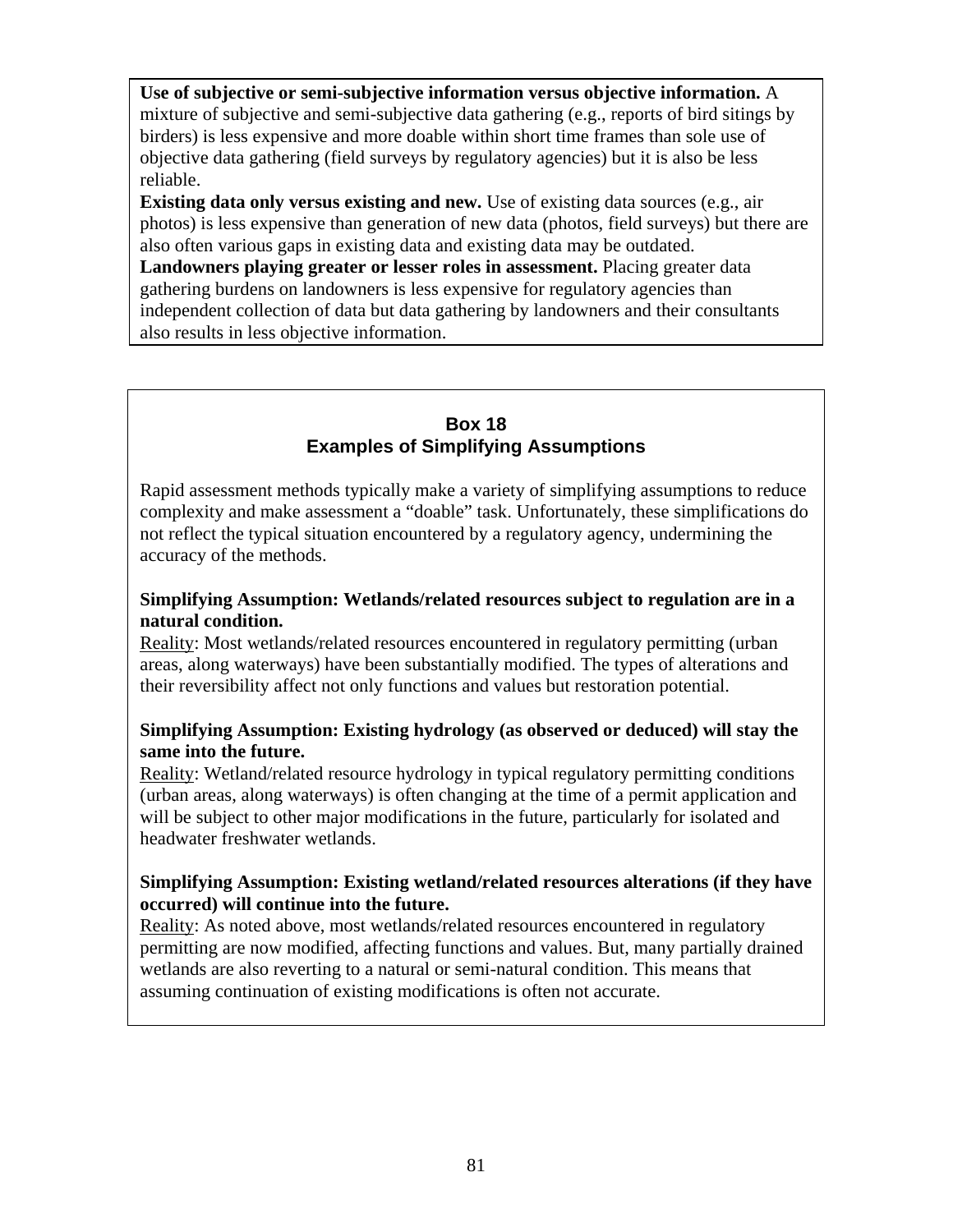**Use of subjective or semi-subjective information versus objective information.** A mixture of subjective and semi-subjective data gathering (e.g., reports of bird sitings by birders) is less expensive and more doable within short time frames than sole use of objective data gathering (field surveys by regulatory agencies) but it is also be less reliable.

**Existing data only versus existing and new.** Use of existing data sources (e.g., air photos) is less expensive than generation of new data (photos, field surveys) but there are also often various gaps in existing data and existing data may be outdated.

**Landowners playing greater or lesser roles in assessment.** Placing greater data gathering burdens on landowners is less expensive for regulatory agencies than independent collection of data but data gathering by landowners and their consultants also results in less objective information.

## Box 18
## Examples of Simplifying Assumptions

Rapid assessment methods typically make a variety of simplifying assumptions to reduce complexity and make assessment a “doable” task. Unfortunately, these simplifications do not reflect the typical situation encountered by a regulatory agency, undermining the accuracy of the methods.

**Simplifying Assumption: Wetlands/related resources subject to regulation are in a natural condition.**

Reality: Most wetlands/related resources encountered in regulatory permitting (urban areas, along waterways) have been substantially modified. The types of alterations and their reversibility affect not only functions and values but restoration potential.

**Simplifying Assumption: Existing hydrology (as observed or deduced) will stay the same into the future.**

Reality: Wetland/related resource hydrology in typical regulatory permitting conditions (urban areas, along waterways) is often changing at the time of a permit application and will be subject to other major modifications in the future, particularly for isolated and headwater freshwater wetlands.

**Simplifying Assumption: Existing wetland/related resources alterations (if they have occurred) will continue into the future.**

Reality: As noted above, most wetlands/related resources encountered in regulatory permitting are now modified, affecting functions and values. But, many partially drained wetlands are also reverting to a natural or semi-natural condition. This means that assuming continuation of existing modifications is often not accurate.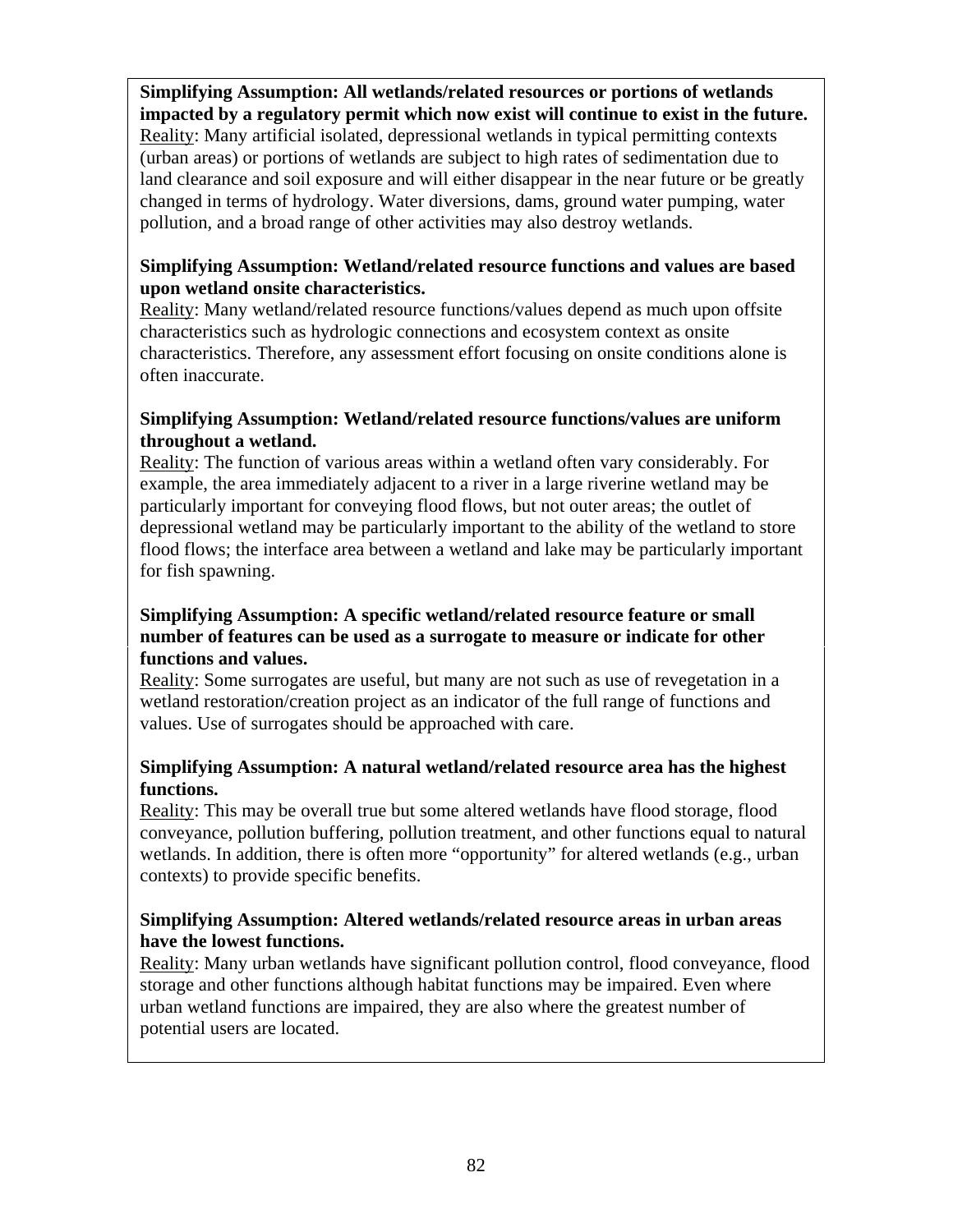**Simplifying Assumption: All wetlands/related resources or portions of wetlands impacted by a regulatory permit which now exist will continue to exist in the future.**
Reality: Many artificial isolated, depressional wetlands in typical permitting contexts (urban areas) or portions of wetlands are subject to high rates of sedimentation due to land clearance and soil exposure and will either disappear in the near future or be greatly changed in terms of hydrology. Water diversions, dams, ground water pumping, water pollution, and a broad range of other activities may also destroy wetlands.

**Simplifying Assumption: Wetland/related resource functions and values are based upon wetland onsite characteristics.**
Reality: Many wetland/related resource functions/values depend as much upon offsite characteristics such as hydrologic connections and ecosystem context as onsite characteristics. Therefore, any assessment effort focusing on onsite conditions alone is often inaccurate.

**Simplifying Assumption: Wetland/related resource functions/values are uniform throughout a wetland.**
Reality: The function of various areas within a wetland often vary considerably. For example, the area immediately adjacent to a river in a large riverine wetland may be particularly important for conveying flood flows, but not outer areas; the outlet of depressional wetland may be particularly important to the ability of the wetland to store flood flows; the interface area between a wetland and lake may be particularly important for fish spawning.

**Simplifying Assumption: A specific wetland/related resource feature or small number of features can be used as a surrogate to measure or indicate for other functions and values.**
Reality: Some surrogates are useful, but many are not such as use of revegetation in a wetland restoration/creation project as an indicator of the full range of functions and values. Use of surrogates should be approached with care.

**Simplifying Assumption: A natural wetland/related resource area has the highest functions.**
Reality: This may be overall true but some altered wetlands have flood storage, flood conveyance, pollution buffering, pollution treatment, and other functions equal to natural wetlands. In addition, there is often more "opportunity" for altered wetlands (e.g., urban contexts) to provide specific benefits.

**Simplifying Assumption: Altered wetlands/related resource areas in urban areas have the lowest functions.**
Reality: Many urban wetlands have significant pollution control, flood conveyance, flood storage and other functions although habitat functions may be impaired. Even where urban wetland functions are impaired, they are also where the greatest number of potential users are located.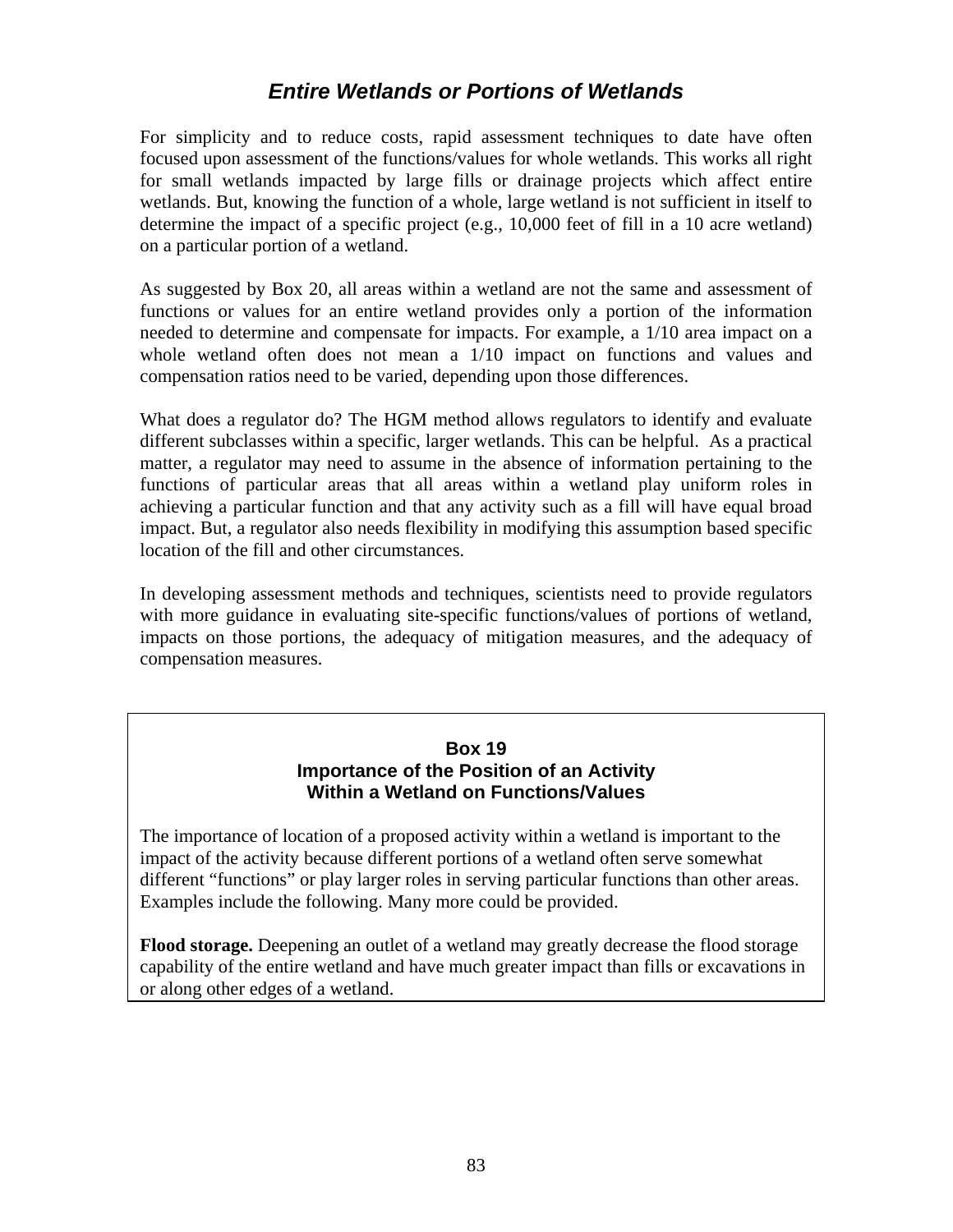## *Entire Wetlands or Portions of Wetlands*

For simplicity and to reduce costs, rapid assessment techniques to date have often focused upon assessment of the functions/values for whole wetlands. This works all right for small wetlands impacted by large fills or drainage projects which affect entire wetlands. But, knowing the function of a whole, large wetland is not sufficient in itself to determine the impact of a specific project (e.g., 10,000 feet of fill in a 10 acre wetland) on a particular portion of a wetland.

As suggested by Box 20, all areas within a wetland are not the same and assessment of functions or values for an entire wetland provides only a portion of the information needed to determine and compensate for impacts. For example, a 1/10 area impact on a whole wetland often does not mean a 1/10 impact on functions and values and compensation ratios need to be varied, depending upon those differences.

What does a regulator do? The HGM method allows regulators to identify and evaluate different subclasses within a specific, larger wetlands. This can be helpful. As a practical matter, a regulator may need to assume in the absence of information pertaining to the functions of particular areas that all areas within a wetland play uniform roles in achieving a particular function and that any activity such as a fill will have equal broad impact. But, a regulator also needs flexibility in modifying this assumption based specific location of the fill and other circumstances.

In developing assessment methods and techniques, scientists need to provide regulators with more guidance in evaluating site-specific functions/values of portions of wetland, impacts on those portions, the adequacy of mitigation measures, and the adequacy of compensation measures.

**Box 19**
**Importance of the Position of an Activity Within a Wetland on Functions/Values**

The importance of location of a proposed activity within a wetland is important to the impact of the activity because different portions of a wetland often serve somewhat different "functions" or play larger roles in serving particular functions than other areas. Examples include the following. Many more could be provided.

**Flood storage.** Deepening an outlet of a wetland may greatly decrease the flood storage capability of the entire wetland and have much greater impact than fills or excavations in or along other edges of a wetland.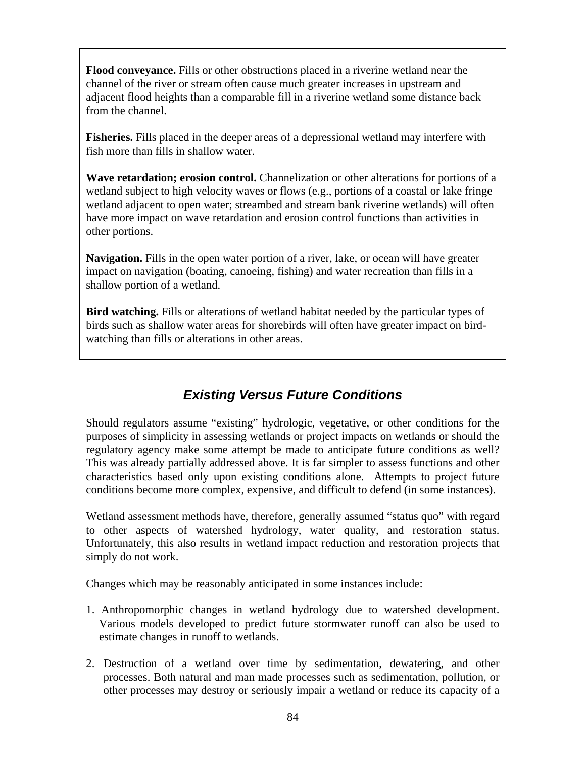**Flood conveyance.** Fills or other obstructions placed in a riverine wetland near the channel of the river or stream often cause much greater increases in upstream and adjacent flood heights than a comparable fill in a riverine wetland some distance back from the channel.

**Fisheries.** Fills placed in the deeper areas of a depressional wetland may interfere with fish more than fills in shallow water.

**Wave retardation; erosion control.** Channelization or other alterations for portions of a wetland subject to high velocity waves or flows (e.g., portions of a coastal or lake fringe wetland adjacent to open water; streambed and stream bank riverine wetlands) will often have more impact on wave retardation and erosion control functions than activities in other portions.

**Navigation.** Fills in the open water portion of a river, lake, or ocean will have greater impact on navigation (boating, canoeing, fishing) and water recreation than fills in a shallow portion of a wetland.

**Bird watching.** Fills or alterations of wetland habitat needed by the particular types of birds such as shallow water areas for shorebirds will often have greater impact on bird-watching than fills or alterations in other areas.

## *Existing Versus Future Conditions*

Should regulators assume “existing” hydrologic, vegetative, or other conditions for the purposes of simplicity in assessing wetlands or project impacts on wetlands or should the regulatory agency make some attempt be made to anticipate future conditions as well? This was already partially addressed above. It is far simpler to assess functions and other characteristics based only upon existing conditions alone. Attempts to project future conditions become more complex, expensive, and difficult to defend (in some instances).

Wetland assessment methods have, therefore, generally assumed “status quo” with regard to other aspects of watershed hydrology, water quality, and restoration status. Unfortunately, this also results in wetland impact reduction and restoration projects that simply do not work.

Changes which may be reasonably anticipated in some instances include:

1. Anthropomorphic changes in wetland hydrology due to watershed development. Various models developed to predict future stormwater runoff can also be used to estimate changes in runoff to wetlands.

2. Destruction of a wetland over time by sedimentation, dewatering, and other processes. Both natural and man made processes such as sedimentation, pollution, or other processes may destroy or seriously impair a wetland or reduce its capacity of a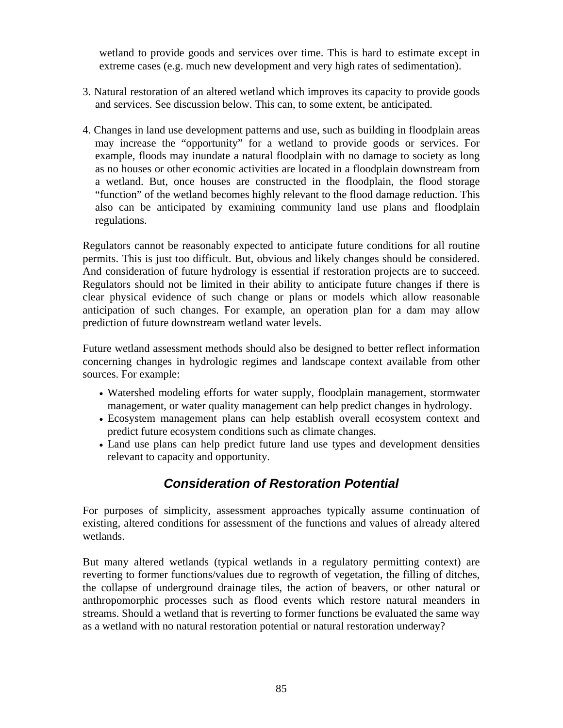wetland to provide goods and services over time. This is hard to estimate except in extreme cases (e.g. much new development and very high rates of sedimentation).

3. Natural restoration of an altered wetland which improves its capacity to provide goods and services. See discussion below. This can, to some extent, be anticipated.

4. Changes in land use development patterns and use, such as building in floodplain areas may increase the "opportunity" for a wetland to provide goods or services. For example, floods may inundate a natural floodplain with no damage to society as long as no houses or other economic activities are located in a floodplain downstream from a wetland. But, once houses are constructed in the floodplain, the flood storage "function" of the wetland becomes highly relevant to the flood damage reduction. This also can be anticipated by examining community land use plans and floodplain regulations.

Regulators cannot be reasonably expected to anticipate future conditions for all routine permits. This is just too difficult. But, obvious and likely changes should be considered. And consideration of future hydrology is essential if restoration projects are to succeed. Regulators should not be limited in their ability to anticipate future changes if there is clear physical evidence of such change or plans or models which allow reasonable anticipation of such changes. For example, an operation plan for a dam may allow prediction of future downstream wetland water levels.

Future wetland assessment methods should also be designed to better reflect information concerning changes in hydrologic regimes and landscape context available from other sources. For example:

- Watershed modeling efforts for water supply, floodplain management, stormwater management, or water quality management can help predict changes in hydrology.
- Ecosystem management plans can help establish overall ecosystem context and predict future ecosystem conditions such as climate changes.
- Land use plans can help predict future land use types and development densities relevant to capacity and opportunity.

## *Consideration of Restoration Potential*

For purposes of simplicity, assessment approaches typically assume continuation of existing, altered conditions for assessment of the functions and values of already altered wetlands.

But many altered wetlands (typical wetlands in a regulatory permitting context) are reverting to former functions/values due to regrowth of vegetation, the filling of ditches, the collapse of underground drainage tiles, the action of beavers, or other natural or anthropomorphic processes such as flood events which restore natural meanders in streams. Should a wetland that is reverting to former functions be evaluated the same way as a wetland with no natural restoration potential or natural restoration underway?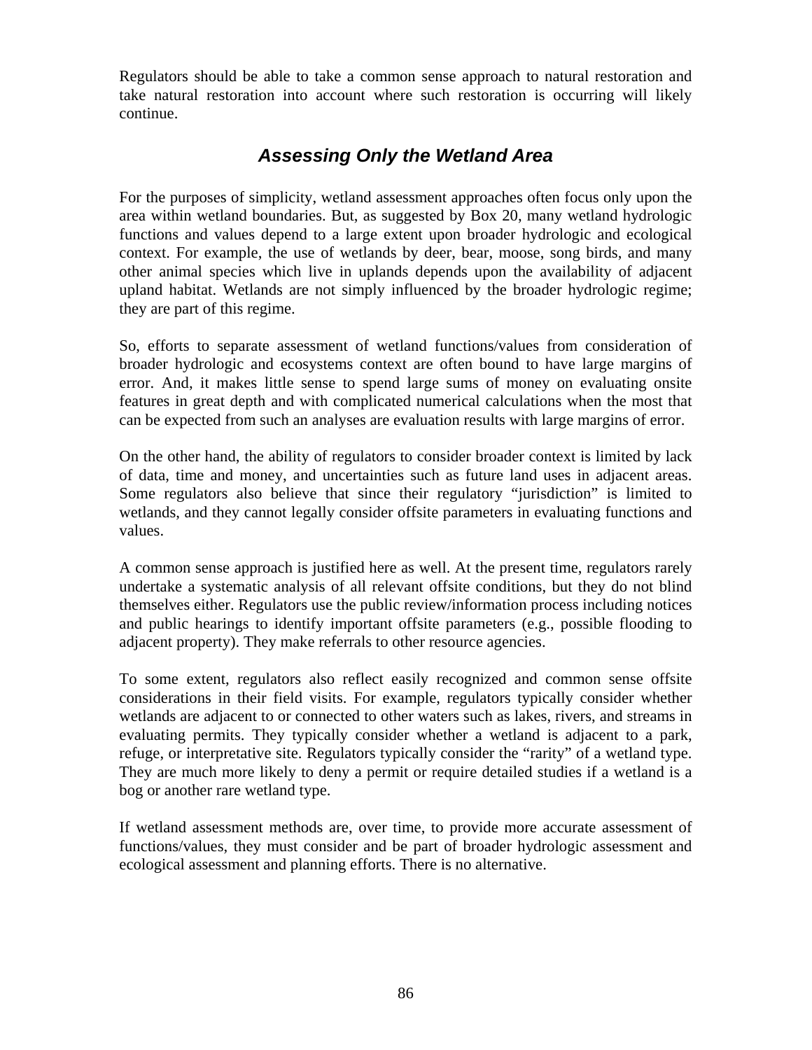Regulators should be able to take a common sense approach to natural restoration and take natural restoration into account where such restoration is occurring will likely continue.

## *Assessing Only the Wetland Area*

For the purposes of simplicity, wetland assessment approaches often focus only upon the area within wetland boundaries. But, as suggested by Box 20, many wetland hydrologic functions and values depend to a large extent upon broader hydrologic and ecological context. For example, the use of wetlands by deer, bear, moose, song birds, and many other animal species which live in uplands depends upon the availability of adjacent upland habitat. Wetlands are not simply influenced by the broader hydrologic regime; they are part of this regime.

So, efforts to separate assessment of wetland functions/values from consideration of broader hydrologic and ecosystems context are often bound to have large margins of error. And, it makes little sense to spend large sums of money on evaluating onsite features in great depth and with complicated numerical calculations when the most that can be expected from such an analyses are evaluation results with large margins of error.

On the other hand, the ability of regulators to consider broader context is limited by lack of data, time and money, and uncertainties such as future land uses in adjacent areas. Some regulators also believe that since their regulatory "jurisdiction" is limited to wetlands, and they cannot legally consider offsite parameters in evaluating functions and values.

A common sense approach is justified here as well. At the present time, regulators rarely undertake a systematic analysis of all relevant offsite conditions, but they do not blind themselves either. Regulators use the public review/information process including notices and public hearings to identify important offsite parameters (e.g., possible flooding to adjacent property). They make referrals to other resource agencies.

To some extent, regulators also reflect easily recognized and common sense offsite considerations in their field visits. For example, regulators typically consider whether wetlands are adjacent to or connected to other waters such as lakes, rivers, and streams in evaluating permits. They typically consider whether a wetland is adjacent to a park, refuge, or interpretative site. Regulators typically consider the "rarity" of a wetland type. They are much more likely to deny a permit or require detailed studies if a wetland is a bog or another rare wetland type.

If wetland assessment methods are, over time, to provide more accurate assessment of functions/values, they must consider and be part of broader hydrologic assessment and ecological assessment and planning efforts. There is no alternative.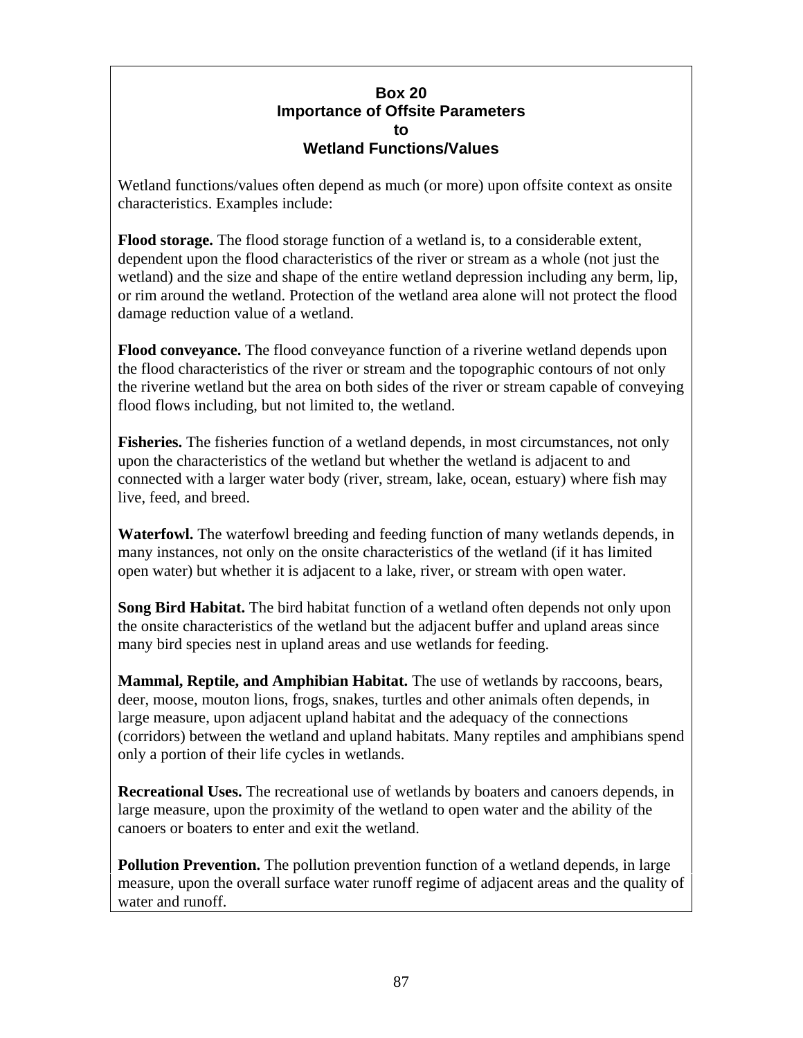## Box 20
## Importance of Offsite Parameters to Wetland Functions/Values

Wetland functions/values often depend as much (or more) upon offsite context as onsite characteristics. Examples include:

**Flood storage.** The flood storage function of a wetland is, to a considerable extent, dependent upon the flood characteristics of the river or stream as a whole (not just the wetland) and the size and shape of the entire wetland depression including any berm, lip, or rim around the wetland. Protection of the wetland area alone will not protect the flood damage reduction value of a wetland.

**Flood conveyance.** The flood conveyance function of a riverine wetland depends upon the flood characteristics of the river or stream and the topographic contours of not only the riverine wetland but the area on both sides of the river or stream capable of conveying flood flows including, but not limited to, the wetland.

**Fisheries.** The fisheries function of a wetland depends, in most circumstances, not only upon the characteristics of the wetland but whether the wetland is adjacent to and connected with a larger water body (river, stream, lake, ocean, estuary) where fish may live, feed, and breed.

**Waterfowl.** The waterfowl breeding and feeding function of many wetlands depends, in many instances, not only on the onsite characteristics of the wetland (if it has limited open water) but whether it is adjacent to a lake, river, or stream with open water.

**Song Bird Habitat.** The bird habitat function of a wetland often depends not only upon the onsite characteristics of the wetland but the adjacent buffer and upland areas since many bird species nest in upland areas and use wetlands for feeding.

**Mammal, Reptile, and Amphibian Habitat.** The use of wetlands by raccoons, bears, deer, moose, mouton lions, frogs, snakes, turtles and other animals often depends, in large measure, upon adjacent upland habitat and the adequacy of the connections (corridors) between the wetland and upland habitats. Many reptiles and amphibians spend only a portion of their life cycles in wetlands.

**Recreational Uses.** The recreational use of wetlands by boaters and canoers depends, in large measure, upon the proximity of the wetland to open water and the ability of the canoers or boaters to enter and exit the wetland.

**Pollution Prevention.** The pollution prevention function of a wetland depends, in large measure, upon the overall surface water runoff regime of adjacent areas and the quality of water and runoff.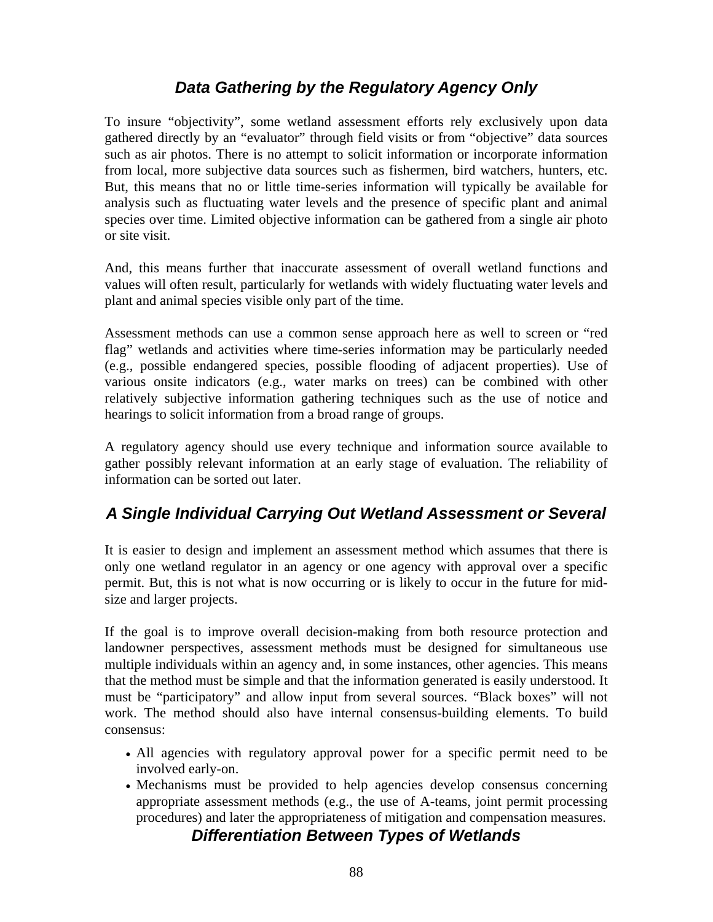## *Data Gathering by the Regulatory Agency Only*

To insure "objectivity", some wetland assessment efforts rely exclusively upon data gathered directly by an "evaluator" through field visits or from "objective" data sources such as air photos. There is no attempt to solicit information or incorporate information from local, more subjective data sources such as fishermen, bird watchers, hunters, etc. But, this means that no or little time-series information will typically be available for analysis such as fluctuating water levels and the presence of specific plant and animal species over time. Limited objective information can be gathered from a single air photo or site visit.

And, this means further that inaccurate assessment of overall wetland functions and values will often result, particularly for wetlands with widely fluctuating water levels and plant and animal species visible only part of the time.

Assessment methods can use a common sense approach here as well to screen or "red flag" wetlands and activities where time-series information may be particularly needed (e.g., possible endangered species, possible flooding of adjacent properties). Use of various onsite indicators (e.g., water marks on trees) can be combined with other relatively subjective information gathering techniques such as the use of notice and hearings to solicit information from a broad range of groups.

A regulatory agency should use every technique and information source available to gather possibly relevant information at an early stage of evaluation. The reliability of information can be sorted out later.

## *A Single Individual Carrying Out Wetland Assessment or Several*

It is easier to design and implement an assessment method which assumes that there is only one wetland regulator in an agency or one agency with approval over a specific permit. But, this is not what is now occurring or is likely to occur in the future for mid-size and larger projects.

If the goal is to improve overall decision-making from both resource protection and landowner perspectives, assessment methods must be designed for simultaneous use multiple individuals within an agency and, in some instances, other agencies. This means that the method must be simple and that the information generated is easily understood. It must be "participatory" and allow input from several sources. "Black boxes" will not work. The method should also have internal consensus-building elements. To build consensus:

- All agencies with regulatory approval power for a specific permit need to be involved early-on.
- Mechanisms must be provided to help agencies develop consensus concerning appropriate assessment methods (e.g., the use of A-teams, joint permit processing procedures) and later the appropriateness of mitigation and compensation measures.

## *Differentiation Between Types of Wetlands*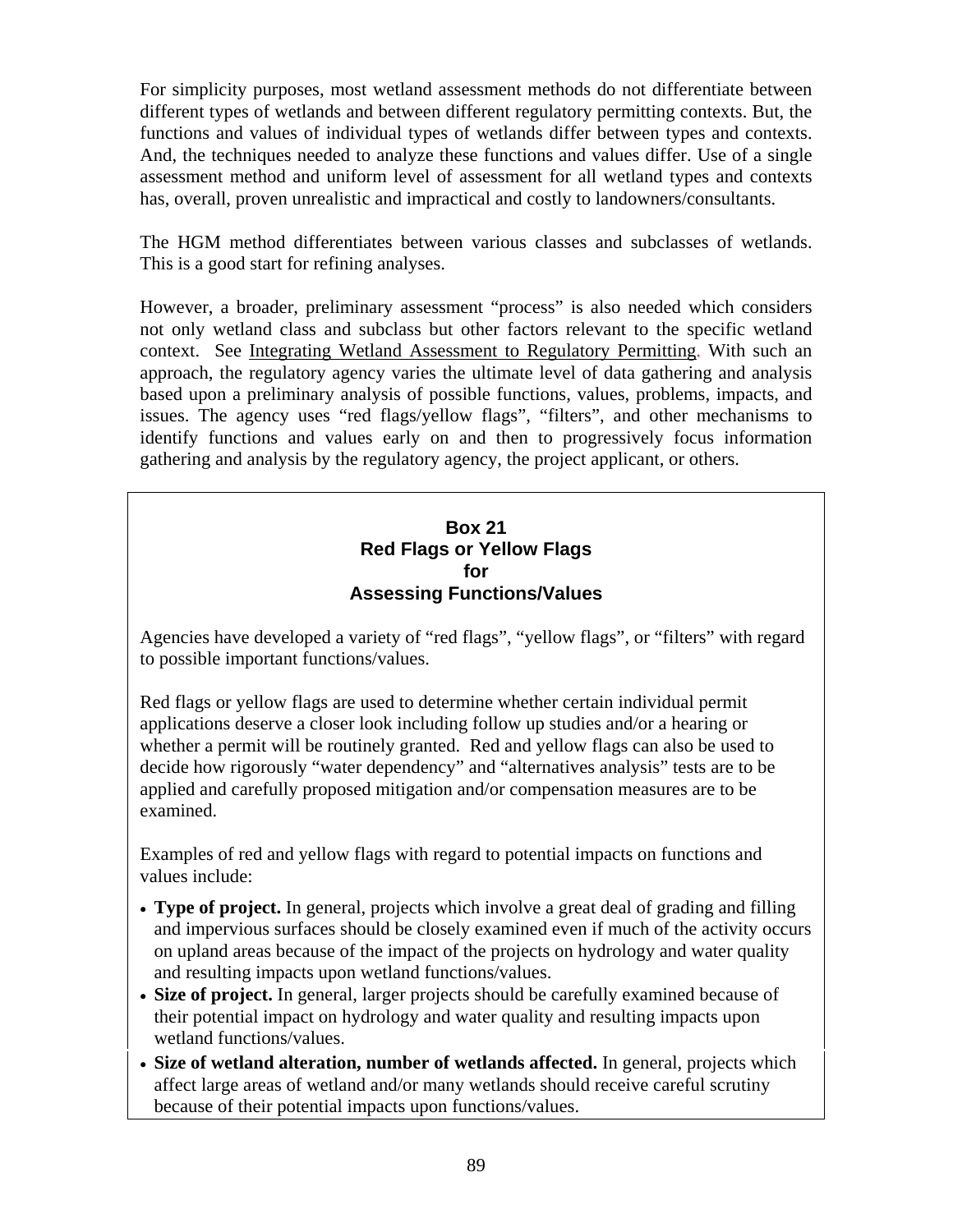For simplicity purposes, most wetland assessment methods do not differentiate between different types of wetlands and between different regulatory permitting contexts. But, the functions and values of individual types of wetlands differ between types and contexts. And, the techniques needed to analyze these functions and values differ. Use of a single assessment method and uniform level of assessment for all wetland types and contexts has, overall, proven unrealistic and impractical and costly to landowners/consultants.

The HGM method differentiates between various classes and subclasses of wetlands. This is a good start for refining analyses.

However, a broader, preliminary assessment "process" is also needed which considers not only wetland class and subclass but other factors relevant to the specific wetland context. See Integrating Wetland Assessment to Regulatory Permitting. With such an approach, the regulatory agency varies the ultimate level of data gathering and analysis based upon a preliminary analysis of possible functions, values, problems, impacts, and issues. The agency uses "red flags/yellow flags", "filters", and other mechanisms to identify functions and values early on and then to progressively focus information gathering and analysis by the regulatory agency, the project applicant, or others.

### Box 21
### Red Flags or Yellow Flags for Assessing Functions/Values

Agencies have developed a variety of "red flags", "yellow flags", or "filters" with regard to possible important functions/values.

Red flags or yellow flags are used to determine whether certain individual permit applications deserve a closer look including follow up studies and/or a hearing or whether a permit will be routinely granted. Red and yellow flags can also be used to decide how rigorously "water dependency" and "alternatives analysis" tests are to be applied and carefully proposed mitigation and/or compensation measures are to be examined.

Examples of red and yellow flags with regard to potential impacts on functions and values include:

- **Type of project.** In general, projects which involve a great deal of grading and filling and impervious surfaces should be closely examined even if much of the activity occurs on upland areas because of the impact of the projects on hydrology and water quality and resulting impacts upon wetland functions/values.
- **Size of project.** In general, larger projects should be carefully examined because of their potential impact on hydrology and water quality and resulting impacts upon wetland functions/values.
- **Size of wetland alteration, number of wetlands affected.** In general, projects which affect large areas of wetland and/or many wetlands should receive careful scrutiny because of their potential impacts upon functions/values.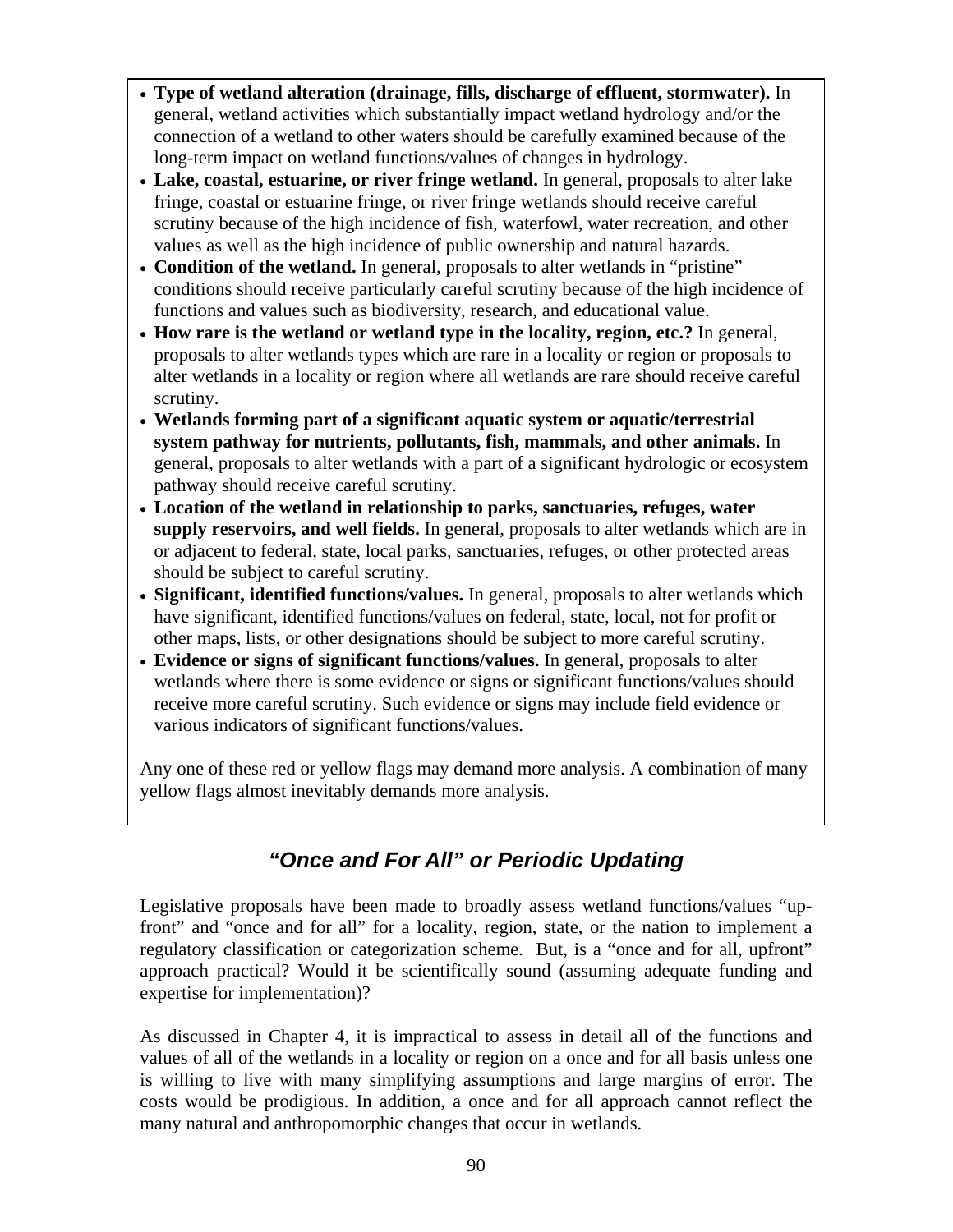- **Type of wetland alteration (drainage, fills, discharge of effluent, stormwater).** In general, wetland activities which substantially impact wetland hydrology and/or the connection of a wetland to other waters should be carefully examined because of the long-term impact on wetland functions/values of changes in hydrology.
- **Lake, coastal, estuarine, or river fringe wetland.** In general, proposals to alter lake fringe, coastal or estuarine fringe, or river fringe wetlands should receive careful scrutiny because of the high incidence of fish, waterfowl, water recreation, and other values as well as the high incidence of public ownership and natural hazards.
- **Condition of the wetland.** In general, proposals to alter wetlands in "pristine" conditions should receive particularly careful scrutiny because of the high incidence of functions and values such as biodiversity, research, and educational value.
- **How rare is the wetland or wetland type in the locality, region, etc.?** In general, proposals to alter wetlands types which are rare in a locality or region or proposals to alter wetlands in a locality or region where all wetlands are rare should receive careful scrutiny.
- **Wetlands forming part of a significant aquatic system or aquatic/terrestrial system pathway for nutrients, pollutants, fish, mammals, and other animals.** In general, proposals to alter wetlands with a part of a significant hydrologic or ecosystem pathway should receive careful scrutiny.
- **Location of the wetland in relationship to parks, sanctuaries, refuges, water supply reservoirs, and well fields.** In general, proposals to alter wetlands which are in or adjacent to federal, state, local parks, sanctuaries, refuges, or other protected areas should be subject to careful scrutiny.
- **Significant, identified functions/values.** In general, proposals to alter wetlands which have significant, identified functions/values on federal, state, local, not for profit or other maps, lists, or other designations should be subject to more careful scrutiny.
- **Evidence or signs of significant functions/values.** In general, proposals to alter wetlands where there is some evidence or signs or significant functions/values should receive more careful scrutiny. Such evidence or signs may include field evidence or various indicators of significant functions/values.

Any one of these red or yellow flags may demand more analysis. A combination of many yellow flags almost inevitably demands more analysis.

## *"Once and For All" or Periodic Updating*

Legislative proposals have been made to broadly assess wetland functions/values "up-front" and "once and for all" for a locality, region, state, or the nation to implement a regulatory classification or categorization scheme. But, is a "once and for all, upfront" approach practical? Would it be scientifically sound (assuming adequate funding and expertise for implementation)?

As discussed in Chapter 4, it is impractical to assess in detail all of the functions and values of all of the wetlands in a locality or region on a once and for all basis unless one is willing to live with many simplifying assumptions and large margins of error. The costs would be prodigious. In addition, a once and for all approach cannot reflect the many natural and anthropomorphic changes that occur in wetlands.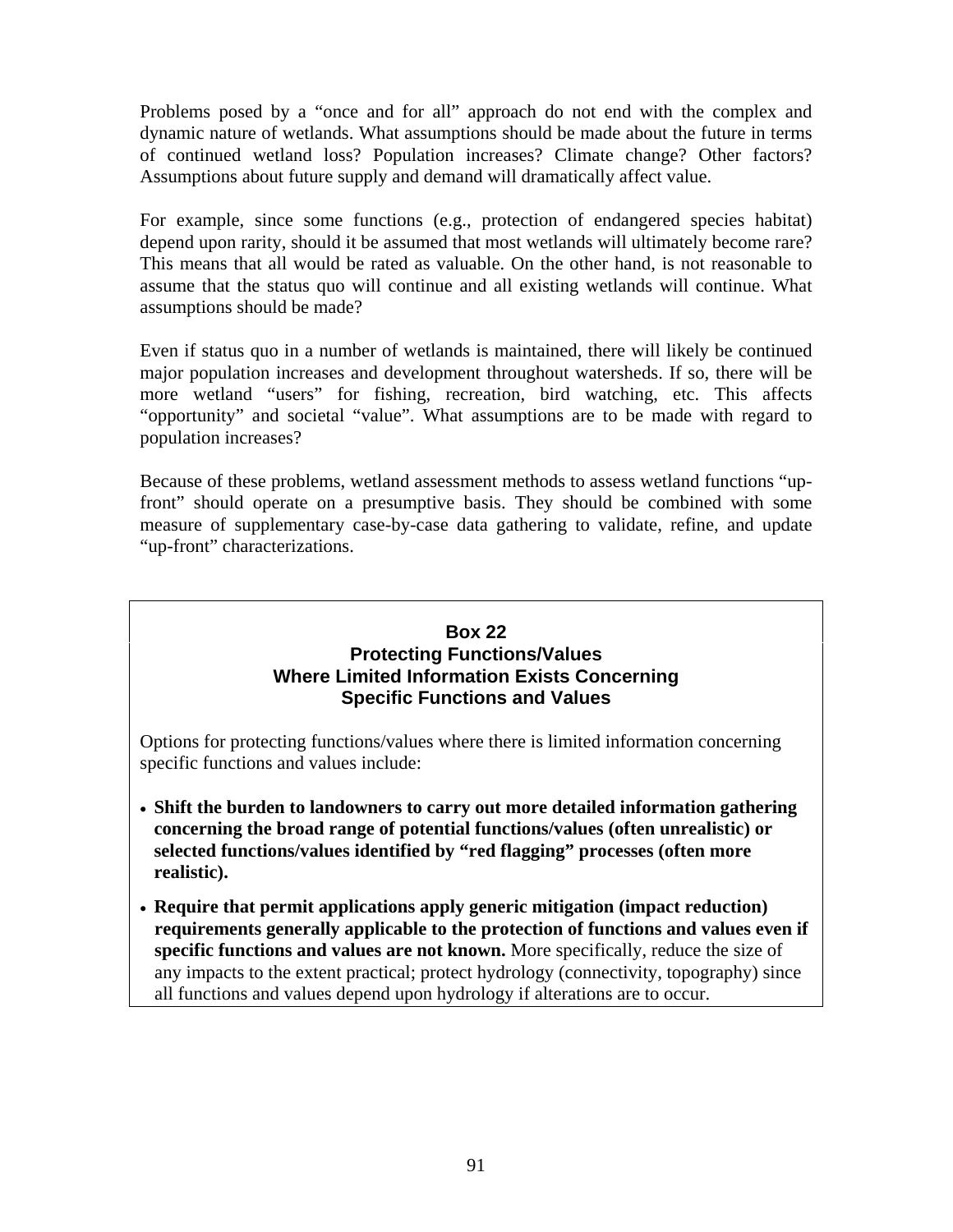Problems posed by a "once and for all" approach do not end with the complex and dynamic nature of wetlands. What assumptions should be made about the future in terms of continued wetland loss? Population increases? Climate change? Other factors? Assumptions about future supply and demand will dramatically affect value.

For example, since some functions (e.g., protection of endangered species habitat) depend upon rarity, should it be assumed that most wetlands will ultimately become rare? This means that all would be rated as valuable. On the other hand, is not reasonable to assume that the status quo will continue and all existing wetlands will continue. What assumptions should be made?

Even if status quo in a number of wetlands is maintained, there will likely be continued major population increases and development throughout watersheds. If so, there will be more wetland "users" for fishing, recreation, bird watching, etc. This affects "opportunity" and societal "value". What assumptions are to be made with regard to population increases?

Because of these problems, wetland assessment methods to assess wetland functions "up-front" should operate on a presumptive basis. They should be combined with some measure of supplementary case-by-case data gathering to validate, refine, and update "up-front" characterizations.

### Box 22
### Protecting Functions/Values Where Limited Information Exists Concerning Specific Functions and Values

Options for protecting functions/values where there is limited information concerning specific functions and values include:

- **Shift the burden to landowners to carry out more detailed information gathering concerning the broad range of potential functions/values (often unrealistic) or selected functions/values identified by "red flagging" processes (often more realistic).**
- **Require that permit applications apply generic mitigation (impact reduction) requirements generally applicable to the protection of functions and values even if specific functions and values are not known.** More specifically, reduce the size of any impacts to the extent practical; protect hydrology (connectivity, topography) since all functions and values depend upon hydrology if alterations are to occur.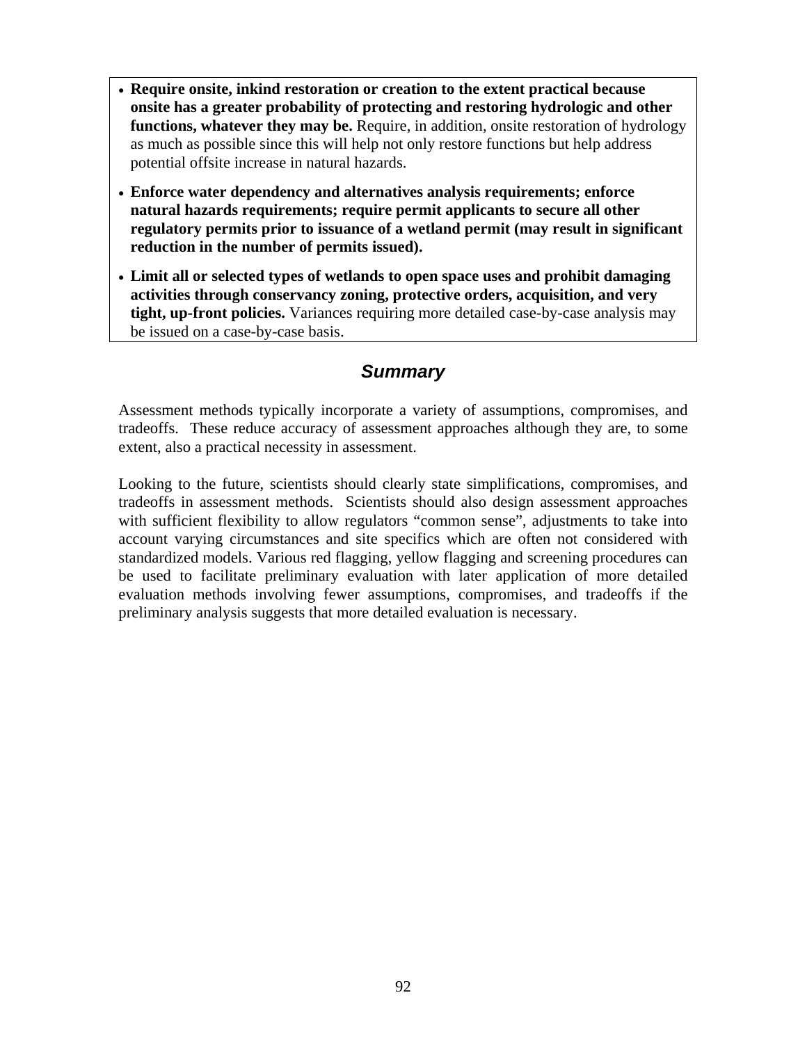- **Require onsite, inkind restoration or creation to the extent practical because onsite has a greater probability of protecting and restoring hydrologic and other functions, whatever they may be.** Require, in addition, onsite restoration of hydrology as much as possible since this will help not only restore functions but help address potential offsite increase in natural hazards.
- **Enforce water dependency and alternatives analysis requirements; enforce natural hazards requirements; require permit applicants to secure all other regulatory permits prior to issuance of a wetland permit (may result in significant reduction in the number of permits issued).**
- **Limit all or selected types of wetlands to open space uses and prohibit damaging activities through conservancy zoning, protective orders, acquisition, and very tight, up-front policies.** Variances requiring more detailed case-by-case analysis may be issued on a case-by-case basis.

## *Summary*

Assessment methods typically incorporate a variety of assumptions, compromises, and tradeoffs. These reduce accuracy of assessment approaches although they are, to some extent, also a practical necessity in assessment.

Looking to the future, scientists should clearly state simplifications, compromises, and tradeoffs in assessment methods. Scientists should also design assessment approaches with sufficient flexibility to allow regulators "common sense", adjustments to take into account varying circumstances and site specifics which are often not considered with standardized models. Various red flagging, yellow flagging and screening procedures can be used to facilitate preliminary evaluation with later application of more detailed evaluation methods involving fewer assumptions, compromises, and tradeoffs if the preliminary analysis suggests that more detailed evaluation is necessary.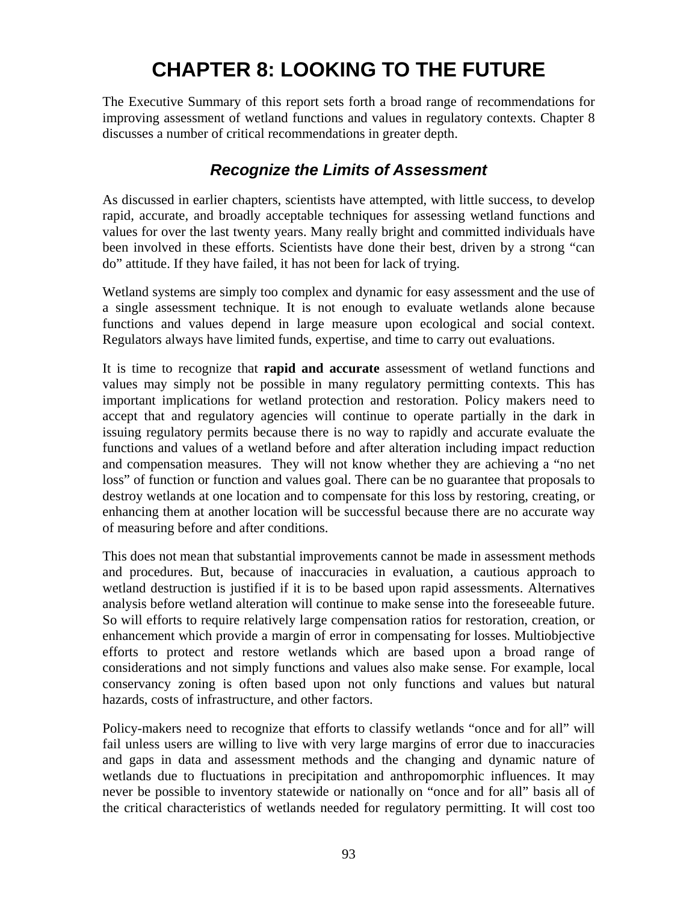# CHAPTER 8: LOOKING TO THE FUTURE

The Executive Summary of this report sets forth a broad range of recommendations for improving assessment of wetland functions and values in regulatory contexts. Chapter 8 discusses a number of critical recommendations in greater depth.

## *Recognize the Limits of Assessment*

As discussed in earlier chapters, scientists have attempted, with little success, to develop rapid, accurate, and broadly acceptable techniques for assessing wetland functions and values for over the last twenty years. Many really bright and committed individuals have been involved in these efforts. Scientists have done their best, driven by a strong "can do" attitude. If they have failed, it has not been for lack of trying.

Wetland systems are simply too complex and dynamic for easy assessment and the use of a single assessment technique. It is not enough to evaluate wetlands alone because functions and values depend in large measure upon ecological and social context. Regulators always have limited funds, expertise, and time to carry out evaluations.

It is time to recognize that **rapid and accurate** assessment of wetland functions and values may simply not be possible in many regulatory permitting contexts. This has important implications for wetland protection and restoration. Policy makers need to accept that and regulatory agencies will continue to operate partially in the dark in issuing regulatory permits because there is no way to rapidly and accurate evaluate the functions and values of a wetland before and after alteration including impact reduction and compensation measures. They will not know whether they are achieving a "no net loss" of function or function and values goal. There can be no guarantee that proposals to destroy wetlands at one location and to compensate for this loss by restoring, creating, or enhancing them at another location will be successful because there are no accurate way of measuring before and after conditions.

This does not mean that substantial improvements cannot be made in assessment methods and procedures. But, because of inaccuracies in evaluation, a cautious approach to wetland destruction is justified if it is to be based upon rapid assessments. Alternatives analysis before wetland alteration will continue to make sense into the foreseeable future. So will efforts to require relatively large compensation ratios for restoration, creation, or enhancement which provide a margin of error in compensating for losses. Multiobjective efforts to protect and restore wetlands which are based upon a broad range of considerations and not simply functions and values also make sense. For example, local conservancy zoning is often based upon not only functions and values but natural hazards, costs of infrastructure, and other factors.

Policy-makers need to recognize that efforts to classify wetlands "once and for all" will fail unless users are willing to live with very large margins of error due to inaccuracies and gaps in data and assessment methods and the changing and dynamic nature of wetlands due to fluctuations in precipitation and anthropomorphic influences. It may never be possible to inventory statewide or nationally on "once and for all" basis all of the critical characteristics of wetlands needed for regulatory permitting. It will cost too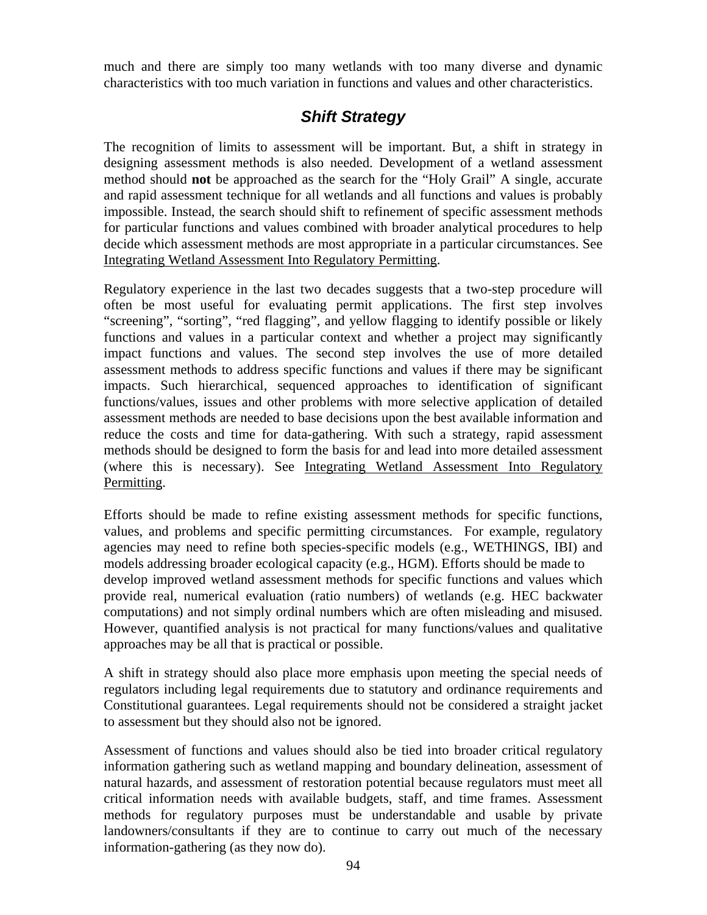much and there are simply too many wetlands with too many diverse and dynamic characteristics with too much variation in functions and values and other characteristics.

## *Shift Strategy*

The recognition of limits to assessment will be important. But, a shift in strategy in designing assessment methods is also needed. Development of a wetland assessment method should **not** be approached as the search for the "Holy Grail" A single, accurate and rapid assessment technique for all wetlands and all functions and values is probably impossible. Instead, the search should shift to refinement of specific assessment methods for particular functions and values combined with broader analytical procedures to help decide which assessment methods are most appropriate in a particular circumstances. See Integrating Wetland Assessment Into Regulatory Permitting.

Regulatory experience in the last two decades suggests that a two-step procedure will often be most useful for evaluating permit applications. The first step involves "screening", "sorting", "red flagging", and yellow flagging to identify possible or likely functions and values in a particular context and whether a project may significantly impact functions and values. The second step involves the use of more detailed assessment methods to address specific functions and values if there may be significant impacts. Such hierarchical, sequenced approaches to identification of significant functions/values, issues and other problems with more selective application of detailed assessment methods are needed to base decisions upon the best available information and reduce the costs and time for data-gathering. With such a strategy, rapid assessment methods should be designed to form the basis for and lead into more detailed assessment (where this is necessary). See Integrating Wetland Assessment Into Regulatory Permitting.

Efforts should be made to refine existing assessment methods for specific functions, values, and problems and specific permitting circumstances. For example, regulatory agencies may need to refine both species-specific models (e.g., WETHINGS, IBI) and models addressing broader ecological capacity (e.g., HGM). Efforts should be made to develop improved wetland assessment methods for specific functions and values which provide real, numerical evaluation (ratio numbers) of wetlands (e.g. HEC backwater computations) and not simply ordinal numbers which are often misleading and misused. However, quantified analysis is not practical for many functions/values and qualitative approaches may be all that is practical or possible.

A shift in strategy should also place more emphasis upon meeting the special needs of regulators including legal requirements due to statutory and ordinance requirements and Constitutional guarantees. Legal requirements should not be considered a straight jacket to assessment but they should also not be ignored.

Assessment of functions and values should also be tied into broader critical regulatory information gathering such as wetland mapping and boundary delineation, assessment of natural hazards, and assessment of restoration potential because regulators must meet all critical information needs with available budgets, staff, and time frames. Assessment methods for regulatory purposes must be understandable and usable by private landowners/consultants if they are to continue to carry out much of the necessary information-gathering (as they now do).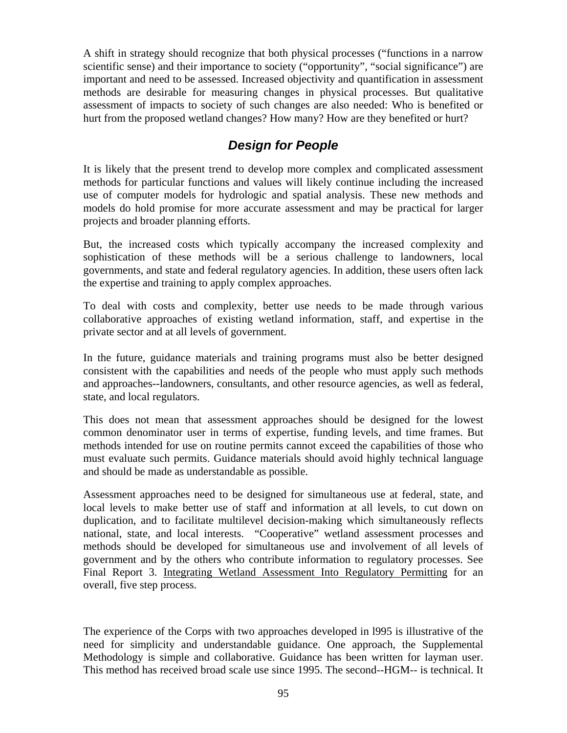A shift in strategy should recognize that both physical processes ("functions in a narrow scientific sense) and their importance to society ("opportunity", "social significance") are important and need to be assessed. Increased objectivity and quantification in assessment methods are desirable for measuring changes in physical processes. But qualitative assessment of impacts to society of such changes are also needed: Who is benefited or hurt from the proposed wetland changes? How many? How are they benefited or hurt?

## *Design for People*

It is likely that the present trend to develop more complex and complicated assessment methods for particular functions and values will likely continue including the increased use of computer models for hydrologic and spatial analysis. These new methods and models do hold promise for more accurate assessment and may be practical for larger projects and broader planning efforts.

But, the increased costs which typically accompany the increased complexity and sophistication of these methods will be a serious challenge to landowners, local governments, and state and federal regulatory agencies. In addition, these users often lack the expertise and training to apply complex approaches.

To deal with costs and complexity, better use needs to be made through various collaborative approaches of existing wetland information, staff, and expertise in the private sector and at all levels of government.

In the future, guidance materials and training programs must also be better designed consistent with the capabilities and needs of the people who must apply such methods and approaches--landowners, consultants, and other resource agencies, as well as federal, state, and local regulators.

This does not mean that assessment approaches should be designed for the lowest common denominator user in terms of expertise, funding levels, and time frames. But methods intended for use on routine permits cannot exceed the capabilities of those who must evaluate such permits. Guidance materials should avoid highly technical language and should be made as understandable as possible.

Assessment approaches need to be designed for simultaneous use at federal, state, and local levels to make better use of staff and information at all levels, to cut down on duplication, and to facilitate multilevel decision-making which simultaneously reflects national, state, and local interests. "Cooperative" wetland assessment processes and methods should be developed for simultaneous use and involvement of all levels of government and by the others who contribute information to regulatory processes. See Final Report 3. Integrating Wetland Assessment Into Regulatory Permitting for an overall, five step process.

The experience of the Corps with two approaches developed in l995 is illustrative of the need for simplicity and understandable guidance. One approach, the Supplemental Methodology is simple and collaborative. Guidance has been written for layman user. This method has received broad scale use since 1995. The second--HGM-- is technical. It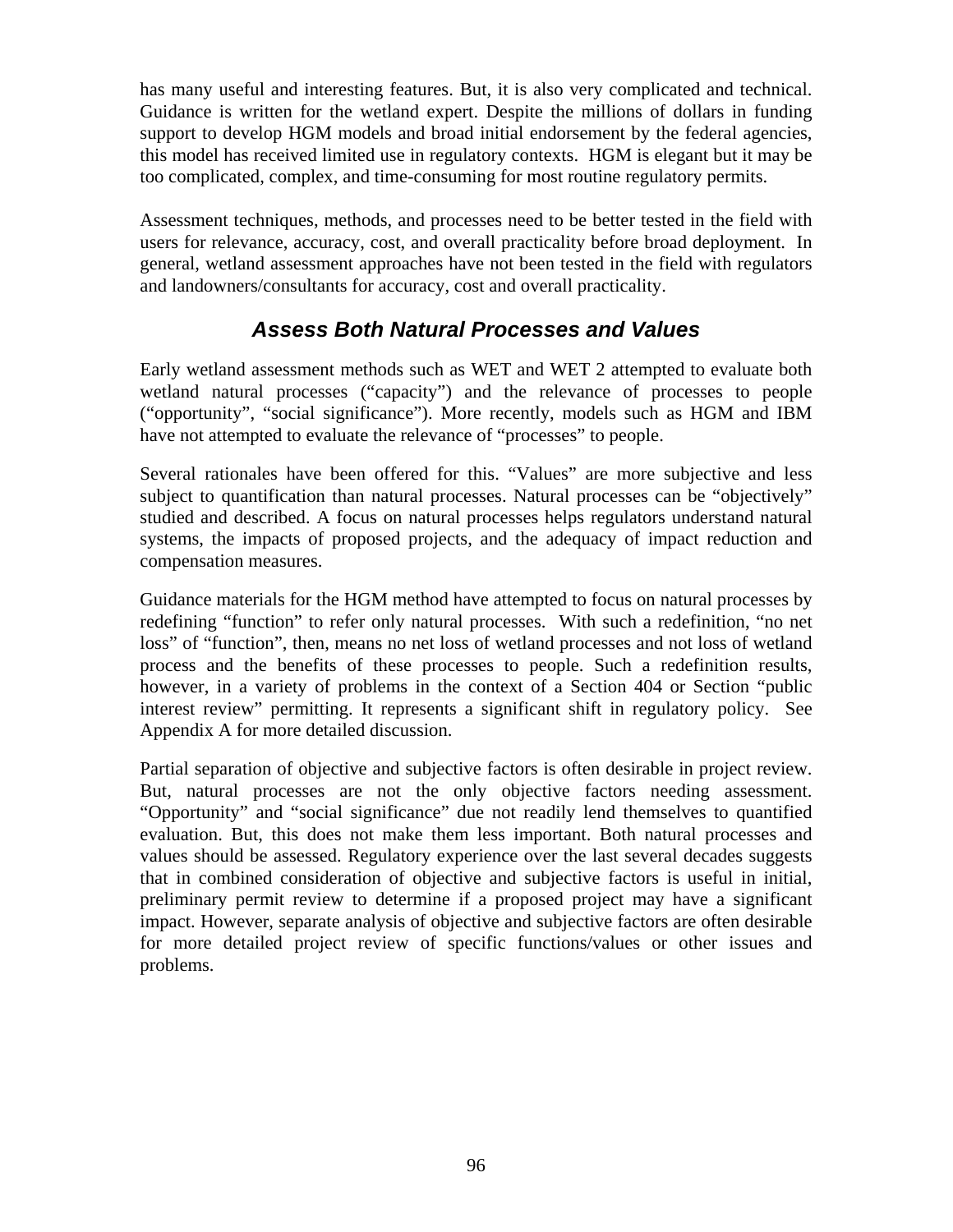has many useful and interesting features. But, it is also very complicated and technical. Guidance is written for the wetland expert. Despite the millions of dollars in funding support to develop HGM models and broad initial endorsement by the federal agencies, this model has received limited use in regulatory contexts. HGM is elegant but it may be too complicated, complex, and time-consuming for most routine regulatory permits.

Assessment techniques, methods, and processes need to be better tested in the field with users for relevance, accuracy, cost, and overall practicality before broad deployment. In general, wetland assessment approaches have not been tested in the field with regulators and landowners/consultants for accuracy, cost and overall practicality.

## *Assess Both Natural Processes and Values*

Early wetland assessment methods such as WET and WET 2 attempted to evaluate both wetland natural processes ("capacity") and the relevance of processes to people ("opportunity", "social significance"). More recently, models such as HGM and IBM have not attempted to evaluate the relevance of "processes" to people.

Several rationales have been offered for this. "Values" are more subjective and less subject to quantification than natural processes. Natural processes can be "objectively" studied and described. A focus on natural processes helps regulators understand natural systems, the impacts of proposed projects, and the adequacy of impact reduction and compensation measures.

Guidance materials for the HGM method have attempted to focus on natural processes by redefining "function" to refer only natural processes. With such a redefinition, "no net loss" of "function", then, means no net loss of wetland processes and not loss of wetland process and the benefits of these processes to people. Such a redefinition results, however, in a variety of problems in the context of a Section 404 or Section "public interest review" permitting. It represents a significant shift in regulatory policy. See Appendix A for more detailed discussion.

Partial separation of objective and subjective factors is often desirable in project review. But, natural processes are not the only objective factors needing assessment. "Opportunity" and "social significance" due not readily lend themselves to quantified evaluation. But, this does not make them less important. Both natural processes and values should be assessed. Regulatory experience over the last several decades suggests that in combined consideration of objective and subjective factors is useful in initial, preliminary permit review to determine if a proposed project may have a significant impact. However, separate analysis of objective and subjective factors are often desirable for more detailed project review of specific functions/values or other issues and problems.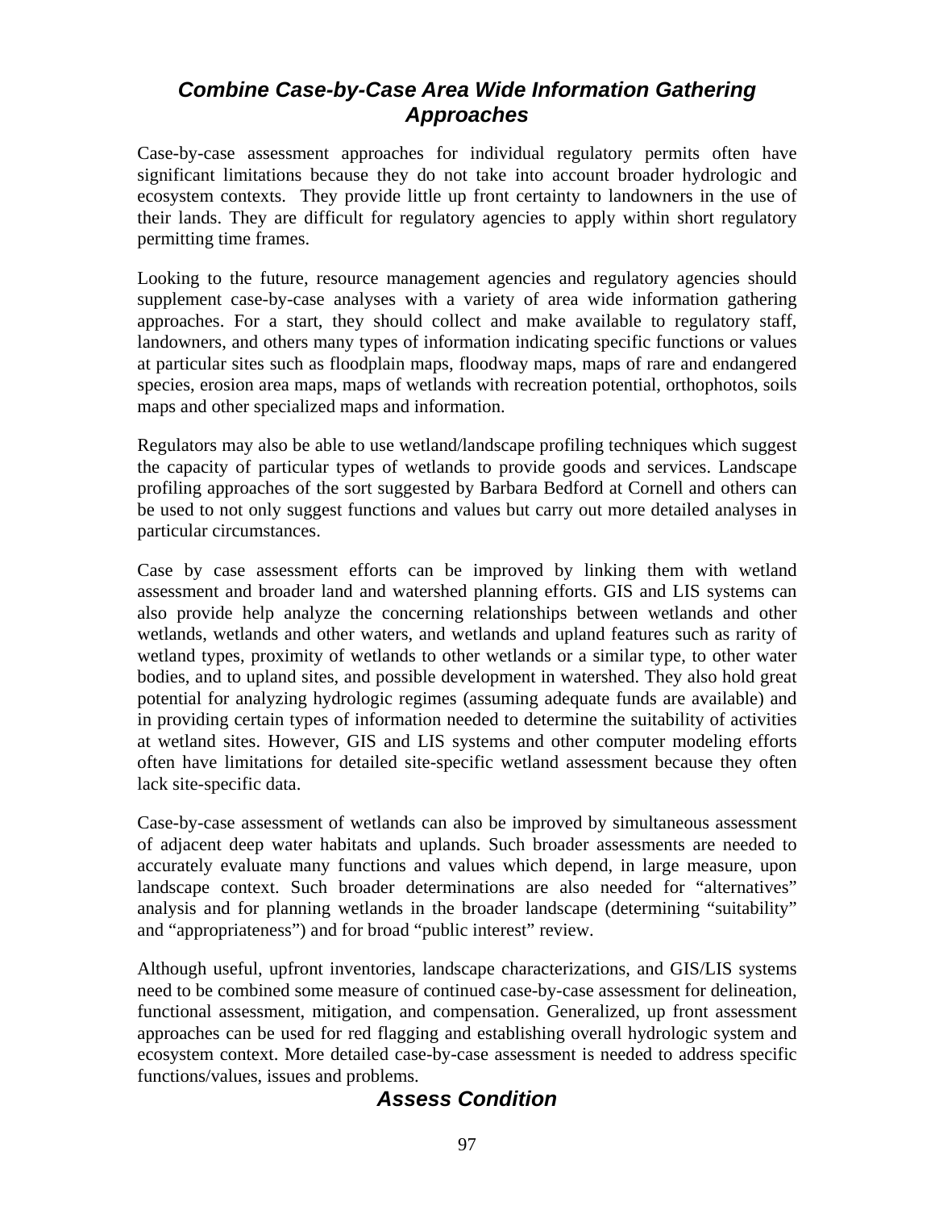## *Combine Case-by-Case Area Wide Information Gathering Approaches*

Case-by-case assessment approaches for individual regulatory permits often have significant limitations because they do not take into account broader hydrologic and ecosystem contexts. They provide little up front certainty to landowners in the use of their lands. They are difficult for regulatory agencies to apply within short regulatory permitting time frames.

Looking to the future, resource management agencies and regulatory agencies should supplement case-by-case analyses with a variety of area wide information gathering approaches. For a start, they should collect and make available to regulatory staff, landowners, and others many types of information indicating specific functions or values at particular sites such as floodplain maps, floodway maps, maps of rare and endangered species, erosion area maps, maps of wetlands with recreation potential, orthophotos, soils maps and other specialized maps and information.

Regulators may also be able to use wetland/landscape profiling techniques which suggest the capacity of particular types of wetlands to provide goods and services. Landscape profiling approaches of the sort suggested by Barbara Bedford at Cornell and others can be used to not only suggest functions and values but carry out more detailed analyses in particular circumstances.

Case by case assessment efforts can be improved by linking them with wetland assessment and broader land and watershed planning efforts. GIS and LIS systems can also provide help analyze the concerning relationships between wetlands and other wetlands, wetlands and other waters, and wetlands and upland features such as rarity of wetland types, proximity of wetlands to other wetlands or a similar type, to other water bodies, and to upland sites, and possible development in watershed. They also hold great potential for analyzing hydrologic regimes (assuming adequate funds are available) and in providing certain types of information needed to determine the suitability of activities at wetland sites. However, GIS and LIS systems and other computer modeling efforts often have limitations for detailed site-specific wetland assessment because they often lack site-specific data.

Case-by-case assessment of wetlands can also be improved by simultaneous assessment of adjacent deep water habitats and uplands. Such broader assessments are needed to accurately evaluate many functions and values which depend, in large measure, upon landscape context. Such broader determinations are also needed for "alternatives" analysis and for planning wetlands in the broader landscape (determining "suitability" and "appropriateness") and for broad "public interest" review.

Although useful, upfront inventories, landscape characterizations, and GIS/LIS systems need to be combined some measure of continued case-by-case assessment for delineation, functional assessment, mitigation, and compensation. Generalized, up front assessment approaches can be used for red flagging and establishing overall hydrologic system and ecosystem context. More detailed case-by-case assessment is needed to address specific functions/values, issues and problems.

## *Assess Condition*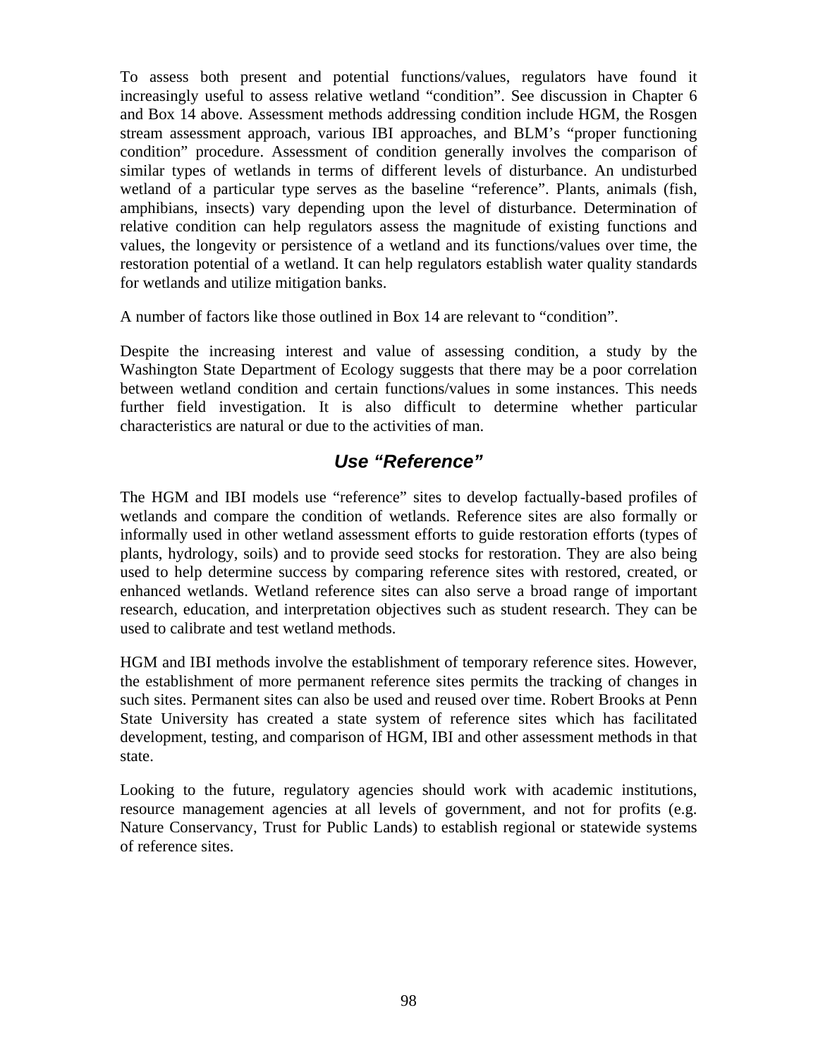To assess both present and potential functions/values, regulators have found it increasingly useful to assess relative wetland "condition". See discussion in Chapter 6 and Box 14 above. Assessment methods addressing condition include HGM, the Rosgen stream assessment approach, various IBI approaches, and BLM's "proper functioning condition" procedure. Assessment of condition generally involves the comparison of similar types of wetlands in terms of different levels of disturbance. An undisturbed wetland of a particular type serves as the baseline "reference". Plants, animals (fish, amphibians, insects) vary depending upon the level of disturbance. Determination of relative condition can help regulators assess the magnitude of existing functions and values, the longevity or persistence of a wetland and its functions/values over time, the restoration potential of a wetland. It can help regulators establish water quality standards for wetlands and utilize mitigation banks.

A number of factors like those outlined in Box 14 are relevant to "condition".

Despite the increasing interest and value of assessing condition, a study by the Washington State Department of Ecology suggests that there may be a poor correlation between wetland condition and certain functions/values in some instances. This needs further field investigation. It is also difficult to determine whether particular characteristics are natural or due to the activities of man.

## *Use "Reference"*

The HGM and IBI models use "reference" sites to develop factually-based profiles of wetlands and compare the condition of wetlands. Reference sites are also formally or informally used in other wetland assessment efforts to guide restoration efforts (types of plants, hydrology, soils) and to provide seed stocks for restoration. They are also being used to help determine success by comparing reference sites with restored, created, or enhanced wetlands. Wetland reference sites can also serve a broad range of important research, education, and interpretation objectives such as student research. They can be used to calibrate and test wetland methods.

HGM and IBI methods involve the establishment of temporary reference sites. However, the establishment of more permanent reference sites permits the tracking of changes in such sites. Permanent sites can also be used and reused over time. Robert Brooks at Penn State University has created a state system of reference sites which has facilitated development, testing, and comparison of HGM, IBI and other assessment methods in that state.

Looking to the future, regulatory agencies should work with academic institutions, resource management agencies at all levels of government, and not for profits (e.g. Nature Conservancy, Trust for Public Lands) to establish regional or statewide systems of reference sites.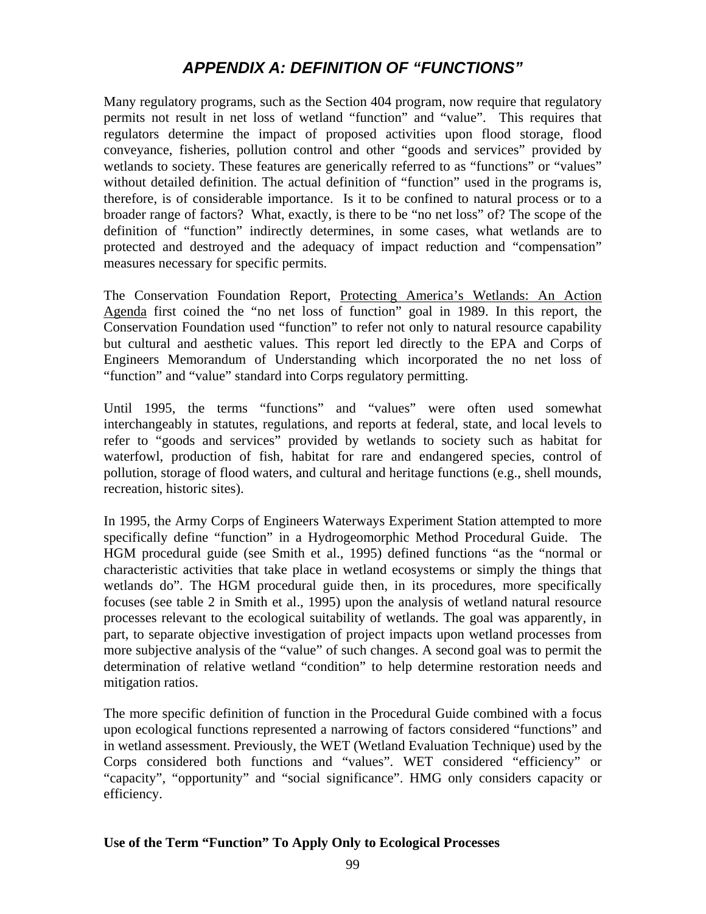# *APPENDIX A: DEFINITION OF "FUNCTIONS"*

Many regulatory programs, such as the Section 404 program, now require that regulatory permits not result in net loss of wetland "function" and "value". This requires that regulators determine the impact of proposed activities upon flood storage, flood conveyance, fisheries, pollution control and other "goods and services" provided by wetlands to society. These features are generically referred to as "functions" or "values" without detailed definition. The actual definition of "function" used in the programs is, therefore, is of considerable importance. Is it to be confined to natural process or to a broader range of factors? What, exactly, is there to be "no net loss" of? The scope of the definition of "function" indirectly determines, in some cases, what wetlands are to protected and destroyed and the adequacy of impact reduction and "compensation" measures necessary for specific permits.

The Conservation Foundation Report, Protecting America's Wetlands: An Action Agenda first coined the "no net loss of function" goal in 1989. In this report, the Conservation Foundation used "function" to refer not only to natural resource capability but cultural and aesthetic values. This report led directly to the EPA and Corps of Engineers Memorandum of Understanding which incorporated the no net loss of "function" and "value" standard into Corps regulatory permitting.

Until 1995, the terms "functions" and "values" were often used somewhat interchangeably in statutes, regulations, and reports at federal, state, and local levels to refer to "goods and services" provided by wetlands to society such as habitat for waterfowl, production of fish, habitat for rare and endangered species, control of pollution, storage of flood waters, and cultural and heritage functions (e.g., shell mounds, recreation, historic sites).

In 1995, the Army Corps of Engineers Waterways Experiment Station attempted to more specifically define "function" in a Hydrogeomorphic Method Procedural Guide. The HGM procedural guide (see Smith et al., 1995) defined functions "as the "normal or characteristic activities that take place in wetland ecosystems or simply the things that wetlands do". The HGM procedural guide then, in its procedures, more specifically focuses (see table 2 in Smith et al., 1995) upon the analysis of wetland natural resource processes relevant to the ecological suitability of wetlands. The goal was apparently, in part, to separate objective investigation of project impacts upon wetland processes from more subjective analysis of the "value" of such changes. A second goal was to permit the determination of relative wetland "condition" to help determine restoration needs and mitigation ratios.

The more specific definition of function in the Procedural Guide combined with a focus upon ecological functions represented a narrowing of factors considered "functions" and in wetland assessment. Previously, the WET (Wetland Evaluation Technique) used by the Corps considered both functions and "values". WET considered "efficiency" or "capacity", "opportunity" and "social significance". HMG only considers capacity or efficiency.

**Use of the Term "Function" To Apply Only to Ecological Processes**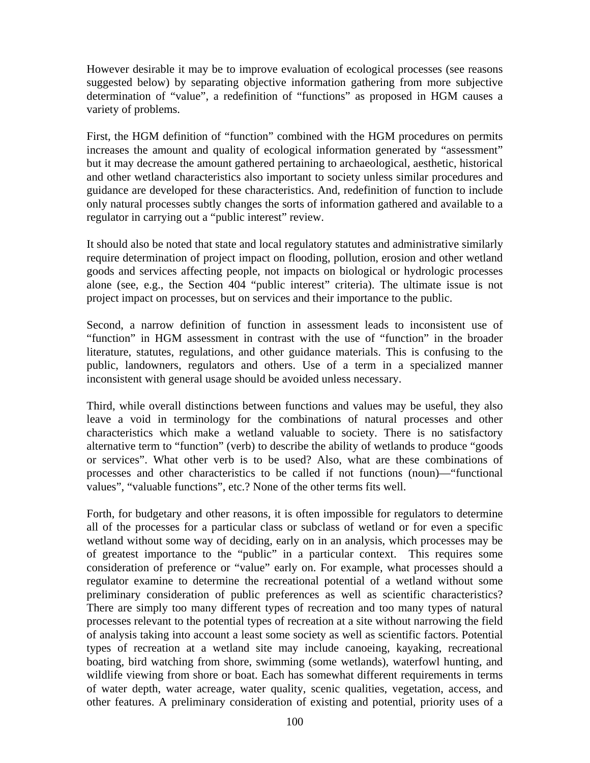However desirable it may be to improve evaluation of ecological processes (see reasons suggested below) by separating objective information gathering from more subjective determination of "value", a redefinition of "functions" as proposed in HGM causes a variety of problems.

First, the HGM definition of "function" combined with the HGM procedures on permits increases the amount and quality of ecological information generated by "assessment" but it may decrease the amount gathered pertaining to archaeological, aesthetic, historical and other wetland characteristics also important to society unless similar procedures and guidance are developed for these characteristics. And, redefinition of function to include only natural processes subtly changes the sorts of information gathered and available to a regulator in carrying out a "public interest" review.

It should also be noted that state and local regulatory statutes and administrative similarly require determination of project impact on flooding, pollution, erosion and other wetland goods and services affecting people, not impacts on biological or hydrologic processes alone (see, e.g., the Section 404 "public interest" criteria). The ultimate issue is not project impact on processes, but on services and their importance to the public.

Second, a narrow definition of function in assessment leads to inconsistent use of "function" in HGM assessment in contrast with the use of "function" in the broader literature, statutes, regulations, and other guidance materials. This is confusing to the public, landowners, regulators and others. Use of a term in a specialized manner inconsistent with general usage should be avoided unless necessary.

Third, while overall distinctions between functions and values may be useful, they also leave a void in terminology for the combinations of natural processes and other characteristics which make a wetland valuable to society. There is no satisfactory alternative term to "function" (verb) to describe the ability of wetlands to produce "goods or services". What other verb is to be used? Also, what are these combinations of processes and other characteristics to be called if not functions (noun)—"functional values", "valuable functions", etc.? None of the other terms fits well.

Forth, for budgetary and other reasons, it is often impossible for regulators to determine all of the processes for a particular class or subclass of wetland or for even a specific wetland without some way of deciding, early on in an analysis, which processes may be of greatest importance to the "public" in a particular context. This requires some consideration of preference or "value" early on. For example, what processes should a regulator examine to determine the recreational potential of a wetland without some preliminary consideration of public preferences as well as scientific characteristics? There are simply too many different types of recreation and too many types of natural processes relevant to the potential types of recreation at a site without narrowing the field of analysis taking into account a least some society as well as scientific factors. Potential types of recreation at a wetland site may include canoeing, kayaking, recreational boating, bird watching from shore, swimming (some wetlands), waterfowl hunting, and wildlife viewing from shore or boat. Each has somewhat different requirements in terms of water depth, water acreage, water quality, scenic qualities, vegetation, access, and other features. A preliminary consideration of existing and potential, priority uses of a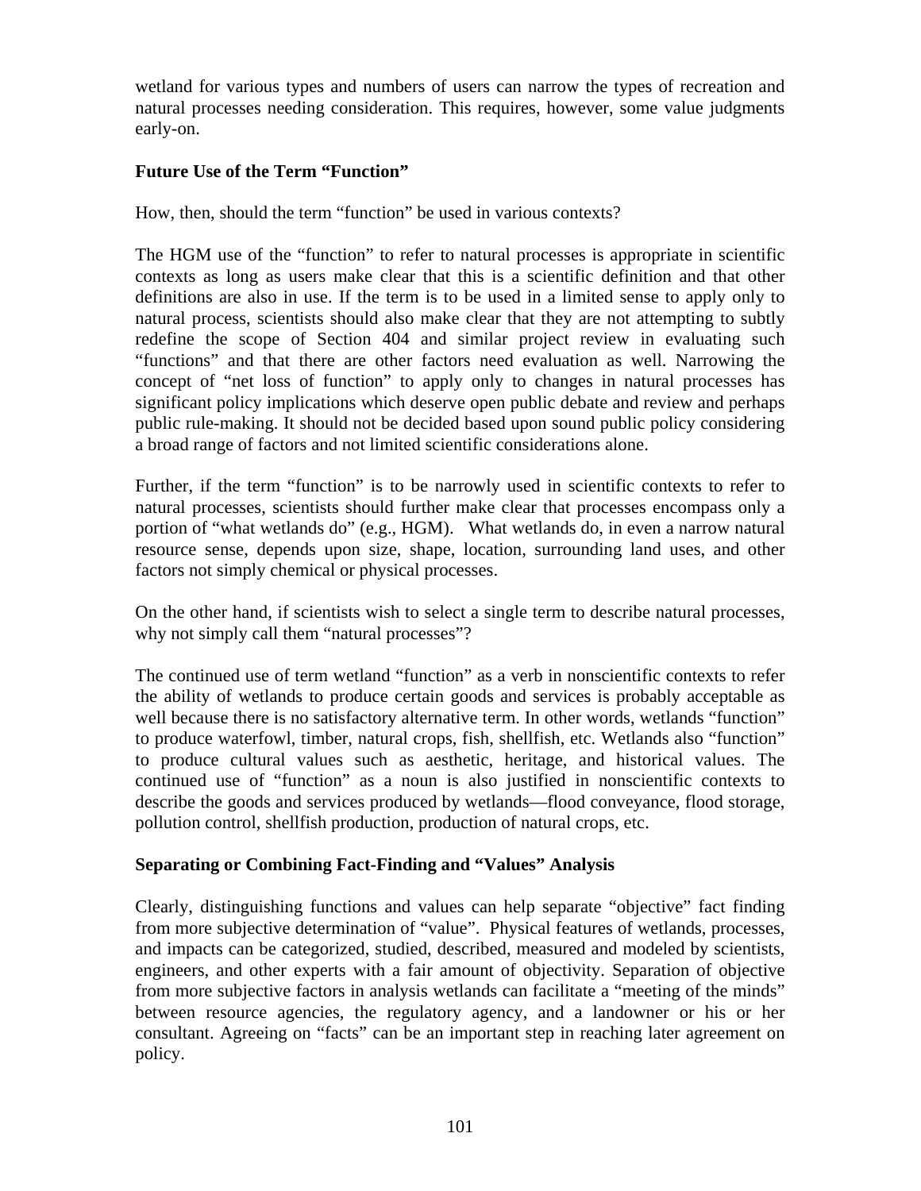wetland for various types and numbers of users can narrow the types of recreation and natural processes needing consideration. This requires, however, some value judgments early-on.

**Future Use of the Term "Function"**

How, then, should the term "function" be used in various contexts?

The HGM use of the "function" to refer to natural processes is appropriate in scientific contexts as long as users make clear that this is a scientific definition and that other definitions are also in use. If the term is to be used in a limited sense to apply only to natural process, scientists should also make clear that they are not attempting to subtly redefine the scope of Section 404 and similar project review in evaluating such "functions" and that there are other factors need evaluation as well. Narrowing the concept of "net loss of function" to apply only to changes in natural processes has significant policy implications which deserve open public debate and review and perhaps public rule-making. It should not be decided based upon sound public policy considering a broad range of factors and not limited scientific considerations alone.

Further, if the term "function" is to be narrowly used in scientific contexts to refer to natural processes, scientists should further make clear that processes encompass only a portion of "what wetlands do" (e.g., HGM). What wetlands do, in even a narrow natural resource sense, depends upon size, shape, location, surrounding land uses, and other factors not simply chemical or physical processes.

On the other hand, if scientists wish to select a single term to describe natural processes, why not simply call them "natural processes"?

The continued use of term wetland "function" as a verb in nonscientific contexts to refer the ability of wetlands to produce certain goods and services is probably acceptable as well because there is no satisfactory alternative term. In other words, wetlands "function" to produce waterfowl, timber, natural crops, fish, shellfish, etc. Wetlands also "function" to produce cultural values such as aesthetic, heritage, and historical values. The continued use of "function" as a noun is also justified in nonscientific contexts to describe the goods and services produced by wetlands—flood conveyance, flood storage, pollution control, shellfish production, production of natural crops, etc.

**Separating or Combining Fact-Finding and "Values" Analysis**

Clearly, distinguishing functions and values can help separate "objective" fact finding from more subjective determination of "value". Physical features of wetlands, processes, and impacts can be categorized, studied, described, measured and modeled by scientists, engineers, and other experts with a fair amount of objectivity. Separation of objective from more subjective factors in analysis wetlands can facilitate a "meeting of the minds" between resource agencies, the regulatory agency, and a landowner or his or her consultant. Agreeing on "facts" can be an important step in reaching later agreement on policy.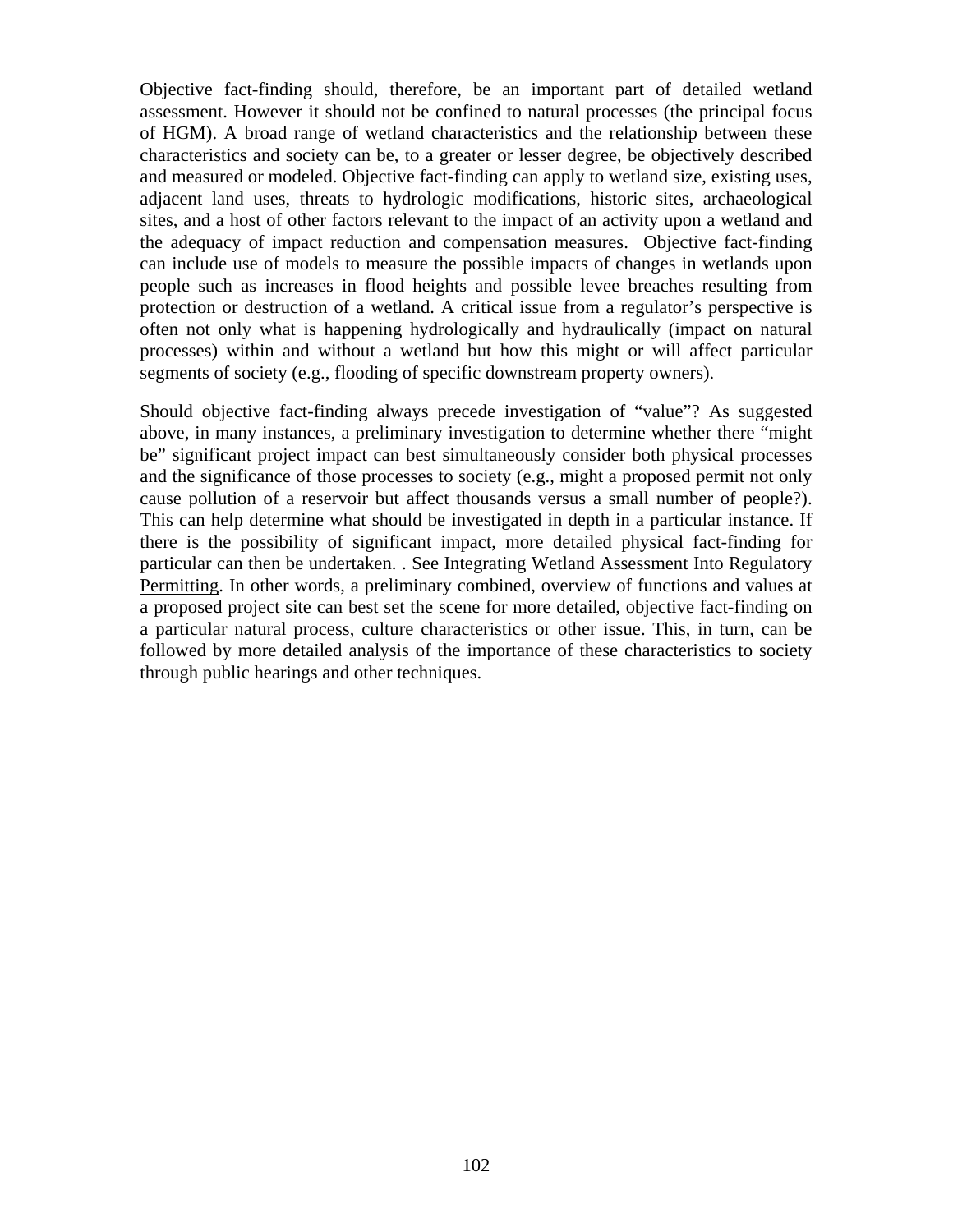Objective fact-finding should, therefore, be an important part of detailed wetland assessment. However it should not be confined to natural processes (the principal focus of HGM). A broad range of wetland characteristics and the relationship between these characteristics and society can be, to a greater or lesser degree, be objectively described and measured or modeled. Objective fact-finding can apply to wetland size, existing uses, adjacent land uses, threats to hydrologic modifications, historic sites, archaeological sites, and a host of other factors relevant to the impact of an activity upon a wetland and the adequacy of impact reduction and compensation measures. Objective fact-finding can include use of models to measure the possible impacts of changes in wetlands upon people such as increases in flood heights and possible levee breaches resulting from protection or destruction of a wetland. A critical issue from a regulator's perspective is often not only what is happening hydrologically and hydraulically (impact on natural processes) within and without a wetland but how this might or will affect particular segments of society (e.g., flooding of specific downstream property owners).

Should objective fact-finding always precede investigation of "value"? As suggested above, in many instances, a preliminary investigation to determine whether there "might be" significant project impact can best simultaneously consider both physical processes and the significance of those processes to society (e.g., might a proposed permit not only cause pollution of a reservoir but affect thousands versus a small number of people?). This can help determine what should be investigated in depth in a particular instance. If there is the possibility of significant impact, more detailed physical fact-finding for particular can then be undertaken. . See <u>Integrating Wetland Assessment Into Regulatory Permitting</u>. In other words, a preliminary combined, overview of functions and values at a proposed project site can best set the scene for more detailed, objective fact-finding on a particular natural process, culture characteristics or other issue. This, in turn, can be followed by more detailed analysis of the importance of these characteristics to society through public hearings and other techniques.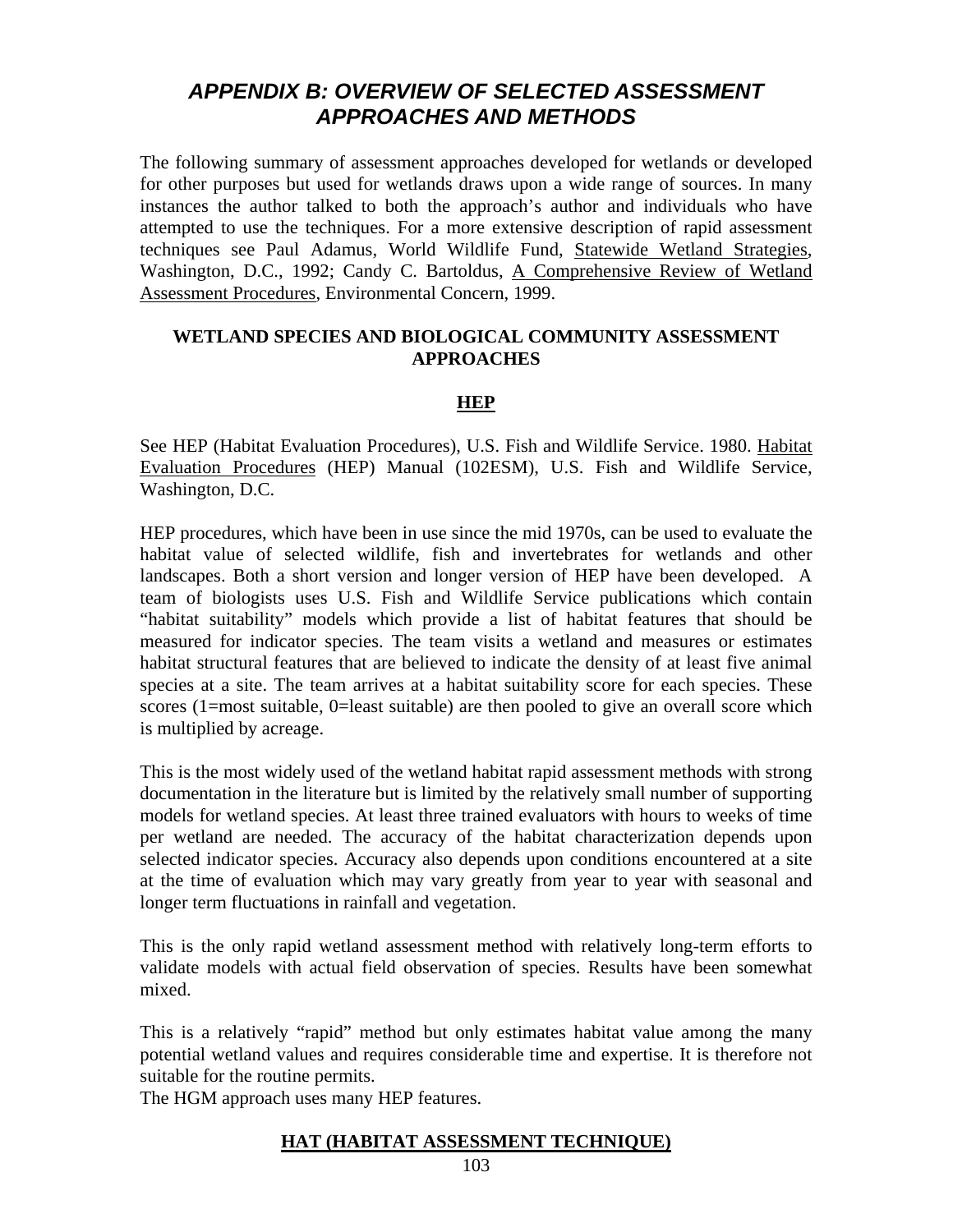# *APPENDIX B: OVERVIEW OF SELECTED ASSESSMENT APPROACHES AND METHODS*

The following summary of assessment approaches developed for wetlands or developed for other purposes but used for wetlands draws upon a wide range of sources. In many instances the author talked to both the approach's author and individuals who have attempted to use the techniques. For a more extensive description of rapid assessment techniques see Paul Adamus, World Wildlife Fund, Statewide Wetland Strategies, Washington, D.C., 1992; Candy C. Bartoldus, A Comprehensive Review of Wetland Assessment Procedures, Environmental Concern, 1999.

## WETLAND SPECIES AND BIOLOGICAL COMMUNITY ASSESSMENT APPROACHES

### HEP

See HEP (Habitat Evaluation Procedures), U.S. Fish and Wildlife Service. 1980. Habitat Evaluation Procedures (HEP) Manual (102ESM), U.S. Fish and Wildlife Service, Washington, D.C.

HEP procedures, which have been in use since the mid 1970s, can be used to evaluate the habitat value of selected wildlife, fish and invertebrates for wetlands and other landscapes. Both a short version and longer version of HEP have been developed. A team of biologists uses U.S. Fish and Wildlife Service publications which contain "habitat suitability" models which provide a list of habitat features that should be measured for indicator species. The team visits a wetland and measures or estimates habitat structural features that are believed to indicate the density of at least five animal species at a site. The team arrives at a habitat suitability score for each species. These scores (1=most suitable, 0=least suitable) are then pooled to give an overall score which is multiplied by acreage.

This is the most widely used of the wetland habitat rapid assessment methods with strong documentation in the literature but is limited by the relatively small number of supporting models for wetland species. At least three trained evaluators with hours to weeks of time per wetland are needed. The accuracy of the habitat characterization depends upon selected indicator species. Accuracy also depends upon conditions encountered at a site at the time of evaluation which may vary greatly from year to year with seasonal and longer term fluctuations in rainfall and vegetation.

This is the only rapid wetland assessment method with relatively long-term efforts to validate models with actual field observation of species. Results have been somewhat mixed.

This is a relatively "rapid" method but only estimates habitat value among the many potential wetland values and requires considerable time and expertise. It is therefore not suitable for the routine permits.

The HGM approach uses many HEP features.

### HAT (HABITAT ASSESSMENT TECHNIQUE)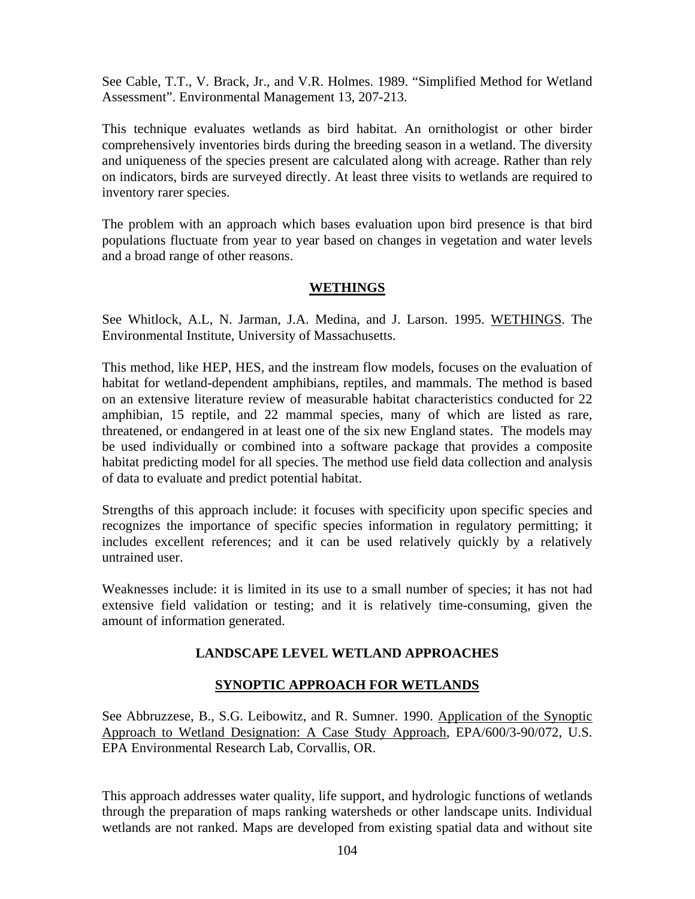See Cable, T.T., V. Brack, Jr., and V.R. Holmes. 1989. "Simplified Method for Wetland Assessment". Environmental Management 13, 207-213.

This technique evaluates wetlands as bird habitat. An ornithologist or other birder comprehensively inventories birds during the breeding season in a wetland. The diversity and uniqueness of the species present are calculated along with acreage. Rather than rely on indicators, birds are surveyed directly. At least three visits to wetlands are required to inventory rarer species.

The problem with an approach which bases evaluation upon bird presence is that bird populations fluctuate from year to year based on changes in vegetation and water levels and a broad range of other reasons.

## WETHINGS

See Whitlock, A.L, N. Jarman, J.A. Medina, and J. Larson. 1995. WETHINGS. The Environmental Institute, University of Massachusetts.

This method, like HEP, HES, and the instream flow models, focuses on the evaluation of habitat for wetland-dependent amphibians, reptiles, and mammals. The method is based on an extensive literature review of measurable habitat characteristics conducted for 22 amphibian, 15 reptile, and 22 mammal species, many of which are listed as rare, threatened, or endangered in at least one of the six new England states. The models may be used individually or combined into a software package that provides a composite habitat predicting model for all species. The method use field data collection and analysis of data to evaluate and predict potential habitat.

Strengths of this approach include: it focuses with specificity upon specific species and recognizes the importance of specific species information in regulatory permitting; it includes excellent references; and it can be used relatively quickly by a relatively untrained user.

Weaknesses include: it is limited in its use to a small number of species; it has not had extensive field validation or testing; and it is relatively time-consuming, given the amount of information generated.

# LANDSCAPE LEVEL WETLAND APPROACHES

## SYNOPTIC APPROACH FOR WETLANDS

See Abbruzzese, B., S.G. Leibowitz, and R. Sumner. 1990. Application of the Synoptic Approach to Wetland Designation: A Case Study Approach, EPA/600/3-90/072, U.S. EPA Environmental Research Lab, Corvallis, OR.

This approach addresses water quality, life support, and hydrologic functions of wetlands through the preparation of maps ranking watersheds or other landscape units. Individual wetlands are not ranked. Maps are developed from existing spatial data and without site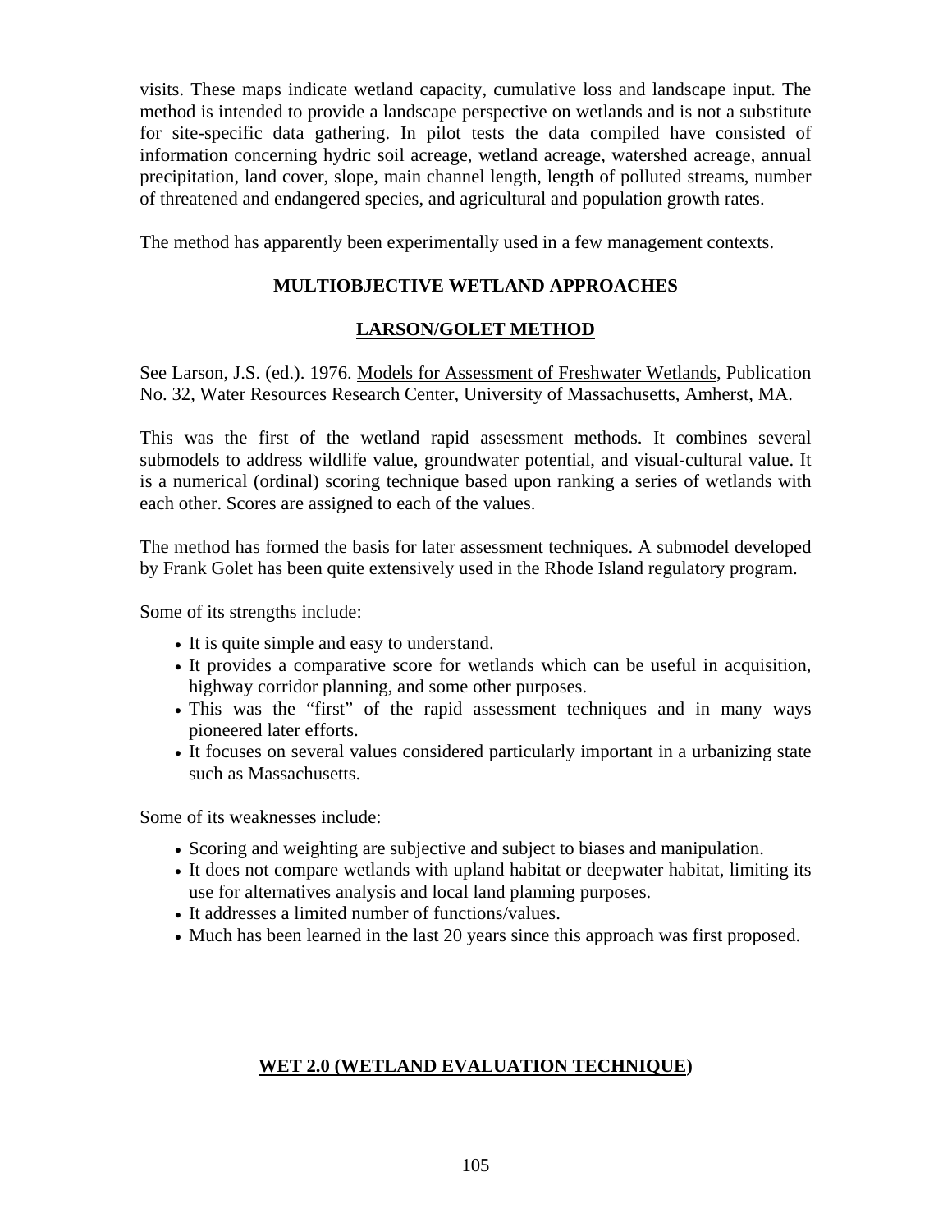visits. These maps indicate wetland capacity, cumulative loss and landscape input. The method is intended to provide a landscape perspective on wetlands and is not a substitute for site-specific data gathering. In pilot tests the data compiled have consisted of information concerning hydric soil acreage, wetland acreage, watershed acreage, annual precipitation, land cover, slope, main channel length, length of polluted streams, number of threatened and endangered species, and agricultural and population growth rates.

The method has apparently been experimentally used in a few management contexts.

## MULTIOBJECTIVE WETLAND APPROACHES

### LARSON/GOLET METHOD

See Larson, J.S. (ed.). 1976. Models for Assessment of Freshwater Wetlands, Publication No. 32, Water Resources Research Center, University of Massachusetts, Amherst, MA.

This was the first of the wetland rapid assessment methods. It combines several submodels to address wildlife value, groundwater potential, and visual-cultural value. It is a numerical (ordinal) scoring technique based upon ranking a series of wetlands with each other. Scores are assigned to each of the values.

The method has formed the basis for later assessment techniques. A submodel developed by Frank Golet has been quite extensively used in the Rhode Island regulatory program.

Some of its strengths include:

- It is quite simple and easy to understand.
- It provides a comparative score for wetlands which can be useful in acquisition, highway corridor planning, and some other purposes.
- This was the "first" of the rapid assessment techniques and in many ways pioneered later efforts.
- It focuses on several values considered particularly important in a urbanizing state such as Massachusetts.

Some of its weaknesses include:

- Scoring and weighting are subjective and subject to biases and manipulation.
- It does not compare wetlands with upland habitat or deepwater habitat, limiting its use for alternatives analysis and local land planning purposes.
- It addresses a limited number of functions/values.
- Much has been learned in the last 20 years since this approach was first proposed.

### WET 2.0 (WETLAND EVALUATION TECHNIQUE)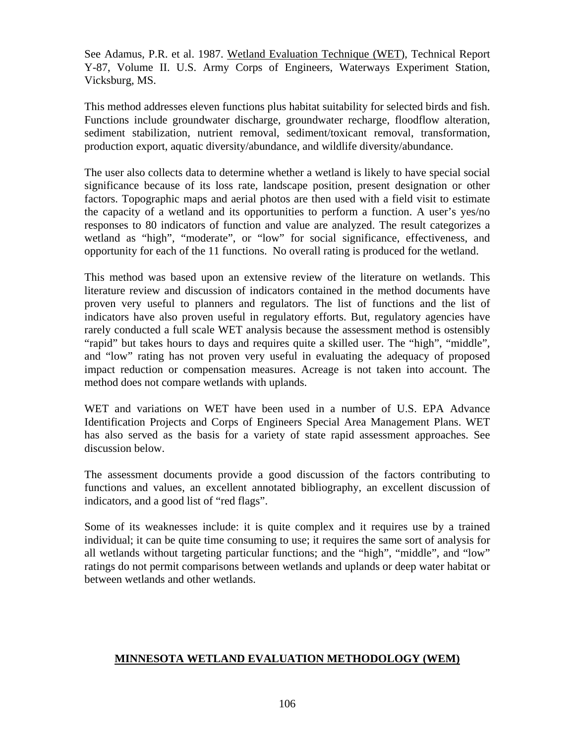See Adamus, P.R. et al. 1987. Wetland Evaluation Technique (WET), Technical Report Y-87, Volume II. U.S. Army Corps of Engineers, Waterways Experiment Station, Vicksburg, MS.

This method addresses eleven functions plus habitat suitability for selected birds and fish. Functions include groundwater discharge, groundwater recharge, floodflow alteration, sediment stabilization, nutrient removal, sediment/toxicant removal, transformation, production export, aquatic diversity/abundance, and wildlife diversity/abundance.

The user also collects data to determine whether a wetland is likely to have special social significance because of its loss rate, landscape position, present designation or other factors. Topographic maps and aerial photos are then used with a field visit to estimate the capacity of a wetland and its opportunities to perform a function. A user's yes/no responses to 80 indicators of function and value are analyzed. The result categorizes a wetland as "high", "moderate", or "low" for social significance, effectiveness, and opportunity for each of the 11 functions. No overall rating is produced for the wetland.

This method was based upon an extensive review of the literature on wetlands. This literature review and discussion of indicators contained in the method documents have proven very useful to planners and regulators. The list of functions and the list of indicators have also proven useful in regulatory efforts. But, regulatory agencies have rarely conducted a full scale WET analysis because the assessment method is ostensibly "rapid" but takes hours to days and requires quite a skilled user. The "high", "middle", and "low" rating has not proven very useful in evaluating the adequacy of proposed impact reduction or compensation measures. Acreage is not taken into account. The method does not compare wetlands with uplands.

WET and variations on WET have been used in a number of U.S. EPA Advance Identification Projects and Corps of Engineers Special Area Management Plans. WET has also served as the basis for a variety of state rapid assessment approaches. See discussion below.

The assessment documents provide a good discussion of the factors contributing to functions and values, an excellent annotated bibliography, an excellent discussion of indicators, and a good list of "red flags".

Some of its weaknesses include: it is quite complex and it requires use by a trained individual; it can be quite time consuming to use; it requires the same sort of analysis for all wetlands without targeting particular functions; and the "high", "middle", and "low" ratings do not permit comparisons between wetlands and uplands or deep water habitat or between wetlands and other wetlands.

## MINNESOTA WETLAND EVALUATION METHODOLOGY (WEM)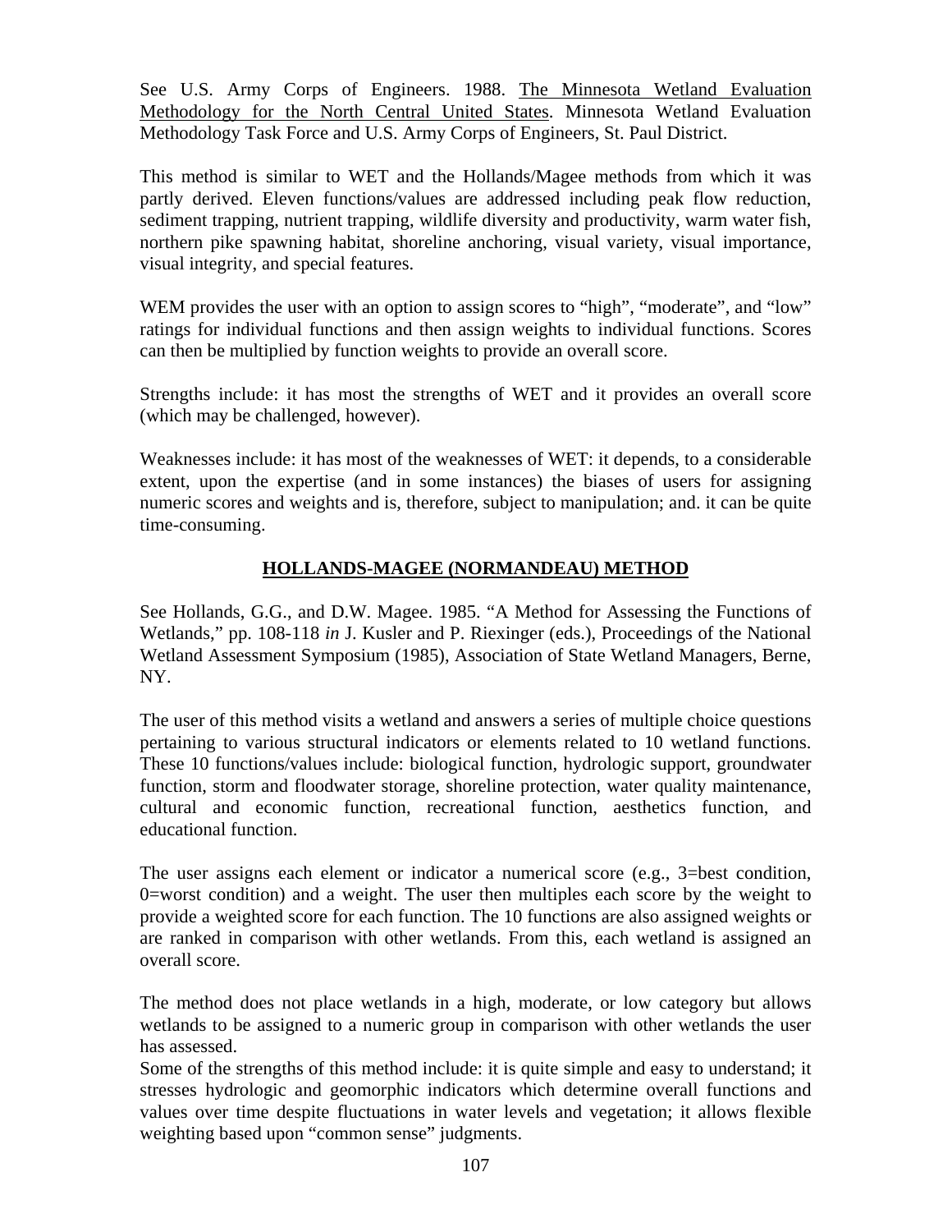See U.S. Army Corps of Engineers. 1988. The Minnesota Wetland Evaluation Methodology for the North Central United States. Minnesota Wetland Evaluation Methodology Task Force and U.S. Army Corps of Engineers, St. Paul District.

This method is similar to WET and the Hollands/Magee methods from which it was partly derived. Eleven functions/values are addressed including peak flow reduction, sediment trapping, nutrient trapping, wildlife diversity and productivity, warm water fish, northern pike spawning habitat, shoreline anchoring, visual variety, visual importance, visual integrity, and special features.

WEM provides the user with an option to assign scores to "high", "moderate", and "low" ratings for individual functions and then assign weights to individual functions. Scores can then be multiplied by function weights to provide an overall score.

Strengths include: it has most the strengths of WET and it provides an overall score (which may be challenged, however).

Weaknesses include: it has most of the weaknesses of WET: it depends, to a considerable extent, upon the expertise (and in some instances) the biases of users for assigning numeric scores and weights and is, therefore, subject to manipulation; and. it can be quite time-consuming.

## HOLLANDS-MAGEE (NORMANDEAU) METHOD

See Hollands, G.G., and D.W. Magee. 1985. "A Method for Assessing the Functions of Wetlands," pp. 108-118 *in* J. Kusler and P. Riexinger (eds.), Proceedings of the National Wetland Assessment Symposium (1985), Association of State Wetland Managers, Berne, NY.

The user of this method visits a wetland and answers a series of multiple choice questions pertaining to various structural indicators or elements related to 10 wetland functions. These 10 functions/values include: biological function, hydrologic support, groundwater function, storm and floodwater storage, shoreline protection, water quality maintenance, cultural and economic function, recreational function, aesthetics function, and educational function.

The user assigns each element or indicator a numerical score (e.g., 3=best condition, 0=worst condition) and a weight. The user then multiples each score by the weight to provide a weighted score for each function. The 10 functions are also assigned weights or are ranked in comparison with other wetlands. From this, each wetland is assigned an overall score.

The method does not place wetlands in a high, moderate, or low category but allows wetlands to be assigned to a numeric group in comparison with other wetlands the user has assessed.

Some of the strengths of this method include: it is quite simple and easy to understand; it stresses hydrologic and geomorphic indicators which determine overall functions and values over time despite fluctuations in water levels and vegetation; it allows flexible weighting based upon "common sense" judgments.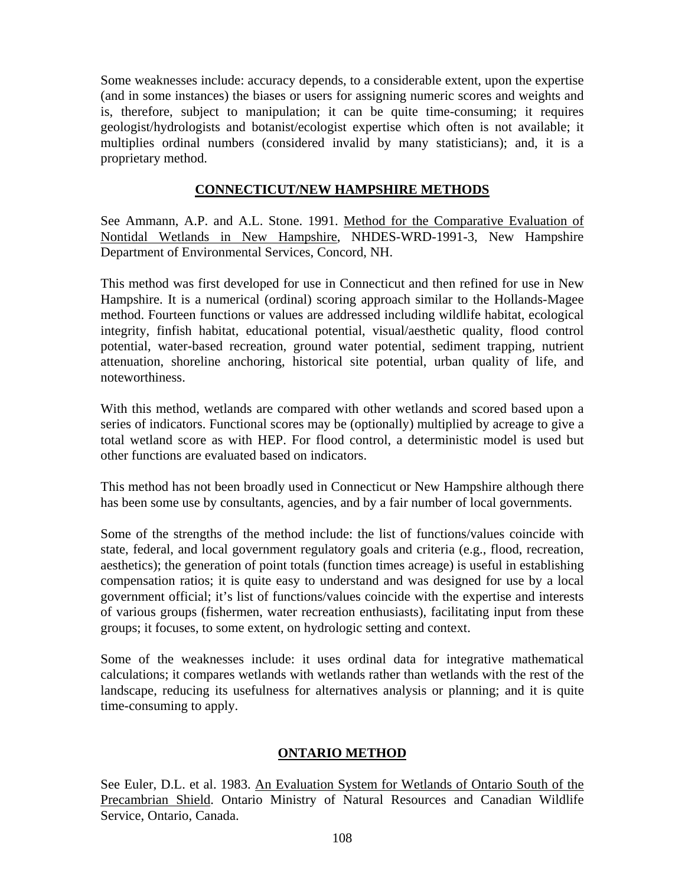Some weaknesses include: accuracy depends, to a considerable extent, upon the expertise (and in some instances) the biases or users for assigning numeric scores and weights and is, therefore, subject to manipulation; it can be quite time-consuming; it requires geologist/hydrologists and botanist/ecologist expertise which often is not available; it multiplies ordinal numbers (considered invalid by many statisticians); and, it is a proprietary method.

## CONNECTICUT/NEW HAMPSHIRE METHODS

See Ammann, A.P. and A.L. Stone. 1991. Method for the Comparative Evaluation of Nontidal Wetlands in New Hampshire, NHDES-WRD-1991-3, New Hampshire Department of Environmental Services, Concord, NH.

This method was first developed for use in Connecticut and then refined for use in New Hampshire. It is a numerical (ordinal) scoring approach similar to the Hollands-Magee method. Fourteen functions or values are addressed including wildlife habitat, ecological integrity, finfish habitat, educational potential, visual/aesthetic quality, flood control potential, water-based recreation, ground water potential, sediment trapping, nutrient attenuation, shoreline anchoring, historical site potential, urban quality of life, and noteworthiness.

With this method, wetlands are compared with other wetlands and scored based upon a series of indicators. Functional scores may be (optionally) multiplied by acreage to give a total wetland score as with HEP. For flood control, a deterministic model is used but other functions are evaluated based on indicators.

This method has not been broadly used in Connecticut or New Hampshire although there has been some use by consultants, agencies, and by a fair number of local governments.

Some of the strengths of the method include: the list of functions/values coincide with state, federal, and local government regulatory goals and criteria (e.g., flood, recreation, aesthetics); the generation of point totals (function times acreage) is useful in establishing compensation ratios; it is quite easy to understand and was designed for use by a local government official; it's list of functions/values coincide with the expertise and interests of various groups (fishermen, water recreation enthusiasts), facilitating input from these groups; it focuses, to some extent, on hydrologic setting and context.

Some of the weaknesses include: it uses ordinal data for integrative mathematical calculations; it compares wetlands with wetlands rather than wetlands with the rest of the landscape, reducing its usefulness for alternatives analysis or planning; and it is quite time-consuming to apply.

## ONTARIO METHOD

See Euler, D.L. et al. 1983. An Evaluation System for Wetlands of Ontario South of the Precambrian Shield. Ontario Ministry of Natural Resources and Canadian Wildlife Service, Ontario, Canada.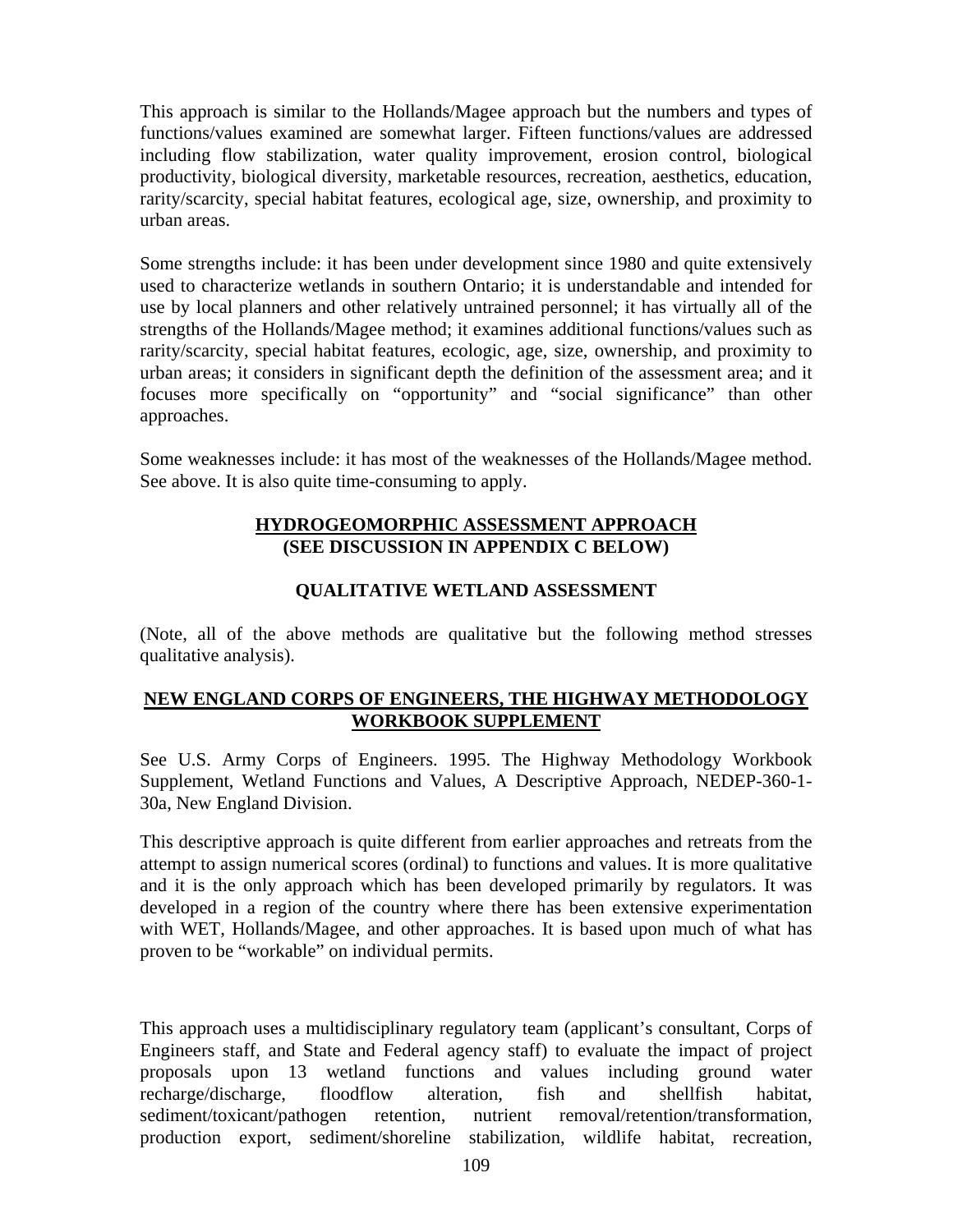This approach is similar to the Hollands/Magee approach but the numbers and types of functions/values examined are somewhat larger. Fifteen functions/values are addressed including flow stabilization, water quality improvement, erosion control, biological productivity, biological diversity, marketable resources, recreation, aesthetics, education, rarity/scarcity, special habitat features, ecological age, size, ownership, and proximity to urban areas.

Some strengths include: it has been under development since 1980 and quite extensively used to characterize wetlands in southern Ontario; it is understandable and intended for use by local planners and other relatively untrained personnel; it has virtually all of the strengths of the Hollands/Magee method; it examines additional functions/values such as rarity/scarcity, special habitat features, ecologic, age, size, ownership, and proximity to urban areas; it considers in significant depth the definition of the assessment area; and it focuses more specifically on "opportunity" and "social significance" than other approaches.

Some weaknesses include: it has most of the weaknesses of the Hollands/Magee method. See above. It is also quite time-consuming to apply.

## HYDROGEOMORPHIC ASSESSMENT APPROACH (SEE DISCUSSION IN APPENDIX C BELOW)

## QUALITATIVE WETLAND ASSESSMENT

(Note, all of the above methods are qualitative but the following method stresses qualitative analysis).

## NEW ENGLAND CORPS OF ENGINEERS, THE HIGHWAY METHODOLOGY WORKBOOK SUPPLEMENT

See U.S. Army Corps of Engineers. 1995. The Highway Methodology Workbook Supplement, Wetland Functions and Values, A Descriptive Approach, NEDEP-360-1-30a, New England Division.

This descriptive approach is quite different from earlier approaches and retreats from the attempt to assign numerical scores (ordinal) to functions and values. It is more qualitative and it is the only approach which has been developed primarily by regulators. It was developed in a region of the country where there has been extensive experimentation with WET, Hollands/Magee, and other approaches. It is based upon much of what has proven to be "workable" on individual permits.

This approach uses a multidisciplinary regulatory team (applicant's consultant, Corps of Engineers staff, and State and Federal agency staff) to evaluate the impact of project proposals upon 13 wetland functions and values including ground water recharge/discharge, floodflow alteration, fish and shellfish habitat, sediment/toxicant/pathogen retention, nutrient removal/retention/transformation, production export, sediment/shoreline stabilization, wildlife habitat, recreation,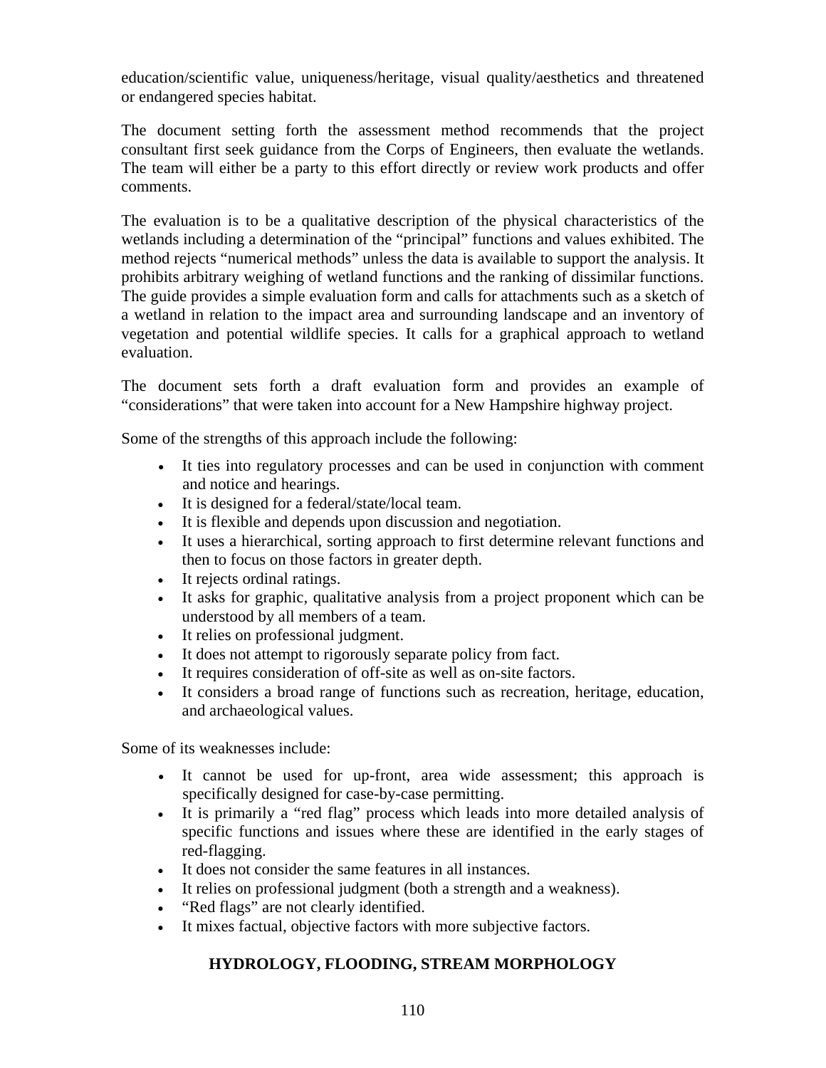education/scientific value, uniqueness/heritage, visual quality/aesthetics and threatened or endangered species habitat.

The document setting forth the assessment method recommends that the project consultant first seek guidance from the Corps of Engineers, then evaluate the wetlands. The team will either be a party to this effort directly or review work products and offer comments.

The evaluation is to be a qualitative description of the physical characteristics of the wetlands including a determination of the "principal" functions and values exhibited. The method rejects "numerical methods" unless the data is available to support the analysis. It prohibits arbitrary weighing of wetland functions and the ranking of dissimilar functions. The guide provides a simple evaluation form and calls for attachments such as a sketch of a wetland in relation to the impact area and surrounding landscape and an inventory of vegetation and potential wildlife species. It calls for a graphical approach to wetland evaluation.

The document sets forth a draft evaluation form and provides an example of "considerations" that were taken into account for a New Hampshire highway project.

Some of the strengths of this approach include the following:

- It ties into regulatory processes and can be used in conjunction with comment and notice and hearings.
- It is designed for a federal/state/local team.
- It is flexible and depends upon discussion and negotiation.
- It uses a hierarchical, sorting approach to first determine relevant functions and then to focus on those factors in greater depth.
- It rejects ordinal ratings.
- It asks for graphic, qualitative analysis from a project proponent which can be understood by all members of a team.
- It relies on professional judgment.
- It does not attempt to rigorously separate policy from fact.
- It requires consideration of off-site as well as on-site factors.
- It considers a broad range of functions such as recreation, heritage, education, and archaeological values.

Some of its weaknesses include:

- It cannot be used for up-front, area wide assessment; this approach is specifically designed for case-by-case permitting.
- It is primarily a "red flag" process which leads into more detailed analysis of specific functions and issues where these are identified in the early stages of red-flagging.
- It does not consider the same features in all instances.
- It relies on professional judgment (both a strength and a weakness).
- "Red flags" are not clearly identified.
- It mixes factual, objective factors with more subjective factors.

## HYDROLOGY, FLOODING, STREAM MORPHOLOGY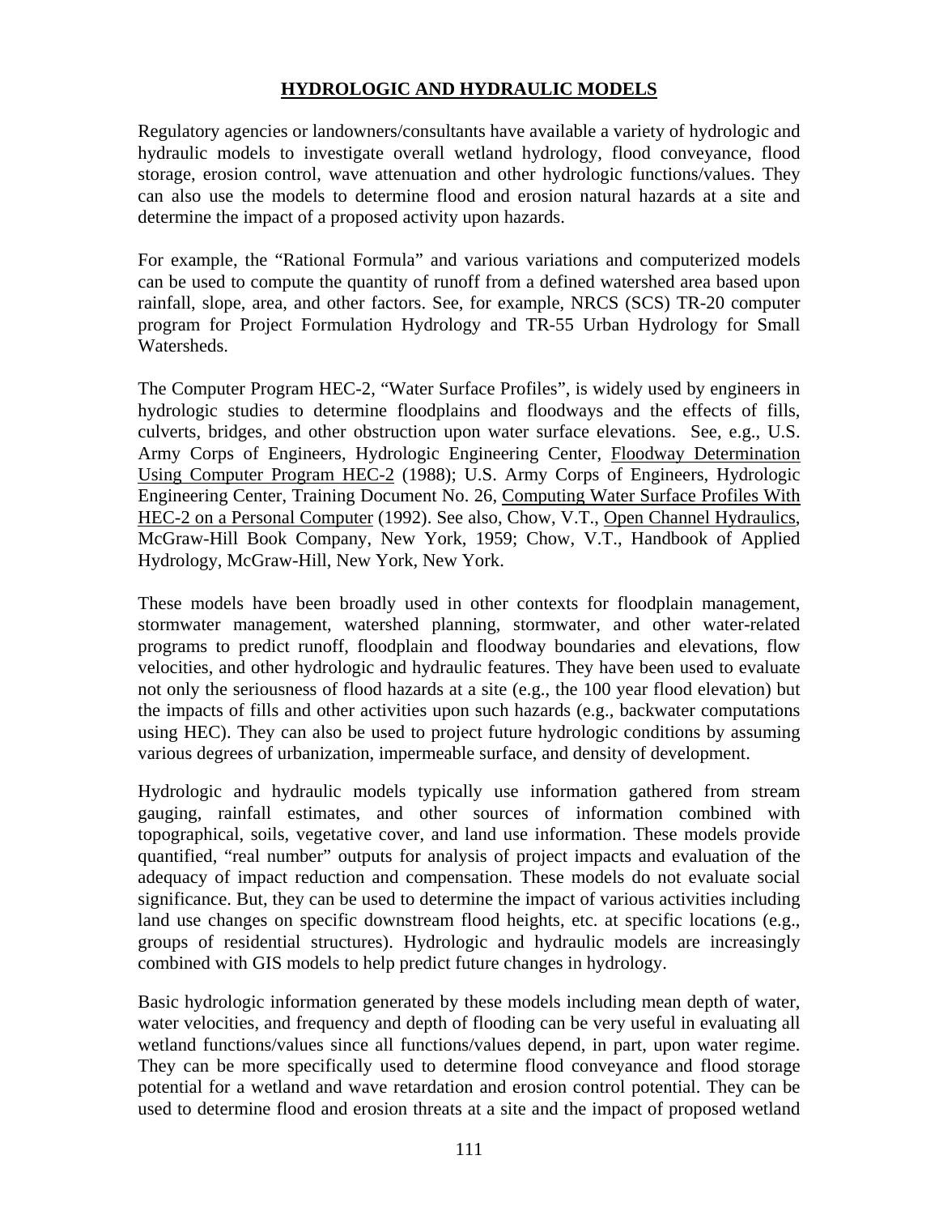## HYDROLOGIC AND HYDRAULIC MODELS

Regulatory agencies or landowners/consultants have available a variety of hydrologic and hydraulic models to investigate overall wetland hydrology, flood conveyance, flood storage, erosion control, wave attenuation and other hydrologic functions/values. They can also use the models to determine flood and erosion natural hazards at a site and determine the impact of a proposed activity upon hazards.

For example, the "Rational Formula" and various variations and computerized models can be used to compute the quantity of runoff from a defined watershed area based upon rainfall, slope, area, and other factors. See, for example, NRCS (SCS) TR-20 computer program for Project Formulation Hydrology and TR-55 Urban Hydrology for Small Watersheds.

The Computer Program HEC-2, "Water Surface Profiles", is widely used by engineers in hydrologic studies to determine floodplains and floodways and the effects of fills, culverts, bridges, and other obstruction upon water surface elevations. See, e.g., U.S. Army Corps of Engineers, Hydrologic Engineering Center, Floodway Determination Using Computer Program HEC-2 (1988); U.S. Army Corps of Engineers, Hydrologic Engineering Center, Training Document No. 26, Computing Water Surface Profiles With HEC-2 on a Personal Computer (1992). See also, Chow, V.T., Open Channel Hydraulics, McGraw-Hill Book Company, New York, 1959; Chow, V.T., Handbook of Applied Hydrology, McGraw-Hill, New York, New York.

These models have been broadly used in other contexts for floodplain management, stormwater management, watershed planning, stormwater, and other water-related programs to predict runoff, floodplain and floodway boundaries and elevations, flow velocities, and other hydrologic and hydraulic features. They have been used to evaluate not only the seriousness of flood hazards at a site (e.g., the 100 year flood elevation) but the impacts of fills and other activities upon such hazards (e.g., backwater computations using HEC). They can also be used to project future hydrologic conditions by assuming various degrees of urbanization, impermeable surface, and density of development.

Hydrologic and hydraulic models typically use information gathered from stream gauging, rainfall estimates, and other sources of information combined with topographical, soils, vegetative cover, and land use information. These models provide quantified, "real number" outputs for analysis of project impacts and evaluation of the adequacy of impact reduction and compensation. These models do not evaluate social significance. But, they can be used to determine the impact of various activities including land use changes on specific downstream flood heights, etc. at specific locations (e.g., groups of residential structures). Hydrologic and hydraulic models are increasingly combined with GIS models to help predict future changes in hydrology.

Basic hydrologic information generated by these models including mean depth of water, water velocities, and frequency and depth of flooding can be very useful in evaluating all wetland functions/values since all functions/values depend, in part, upon water regime. They can be more specifically used to determine flood conveyance and flood storage potential for a wetland and wave retardation and erosion control potential. They can be used to determine flood and erosion threats at a site and the impact of proposed wetland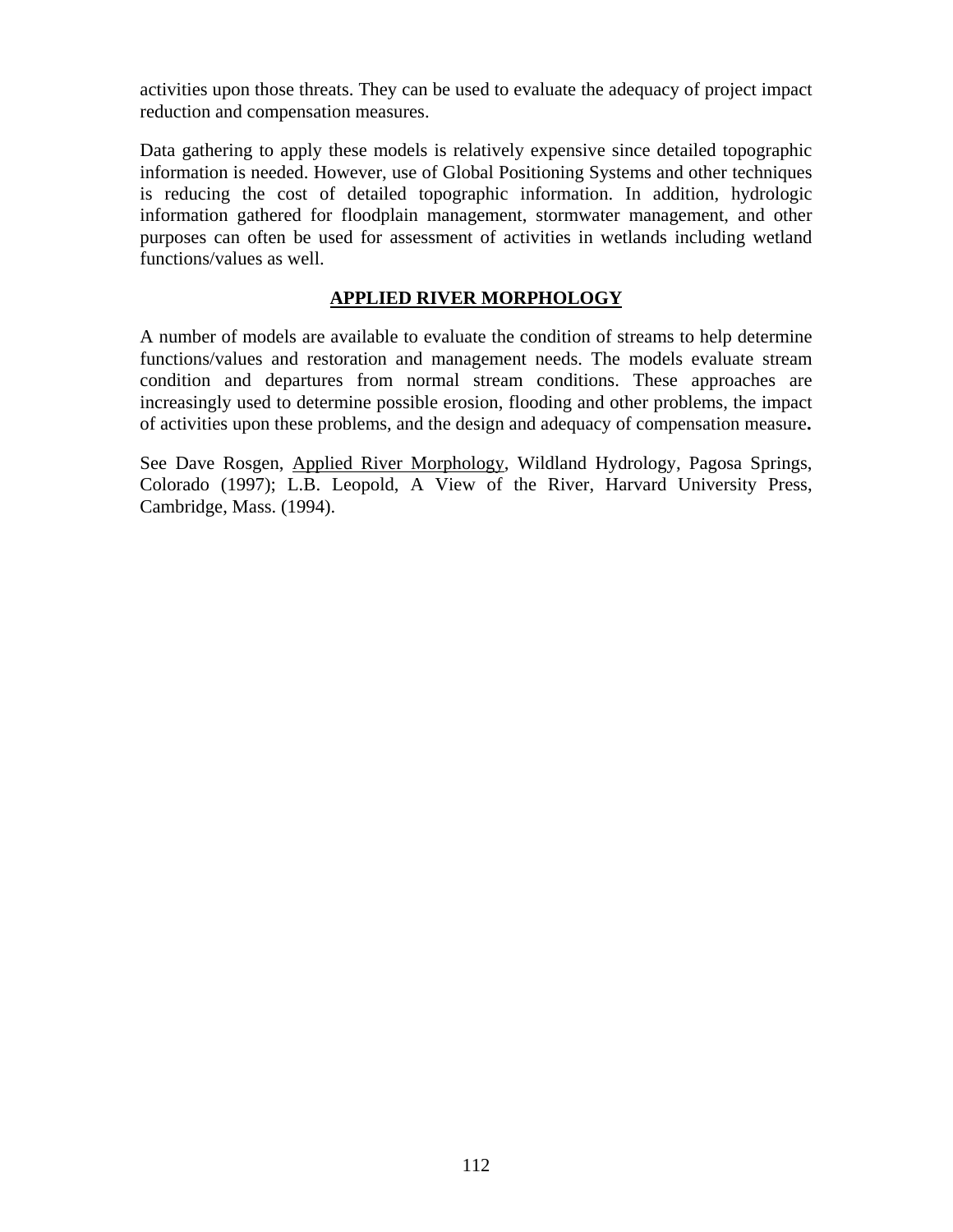activities upon those threats. They can be used to evaluate the adequacy of project impact reduction and compensation measures.

Data gathering to apply these models is relatively expensive since detailed topographic information is needed. However, use of Global Positioning Systems and other techniques is reducing the cost of detailed topographic information. In addition, hydrologic information gathered for floodplain management, stormwater management, and other purposes can often be used for assessment of activities in wetlands including wetland functions/values as well.

## APPLIED RIVER MORPHOLOGY

A number of models are available to evaluate the condition of streams to help determine functions/values and restoration and management needs. The models evaluate stream condition and departures from normal stream conditions. These approaches are increasingly used to determine possible erosion, flooding and other problems, the impact of activities upon these problems, and the design and adequacy of compensation measure**.**

See Dave Rosgen, Applied River Morphology, Wildland Hydrology, Pagosa Springs, Colorado (1997); L.B. Leopold, A View of the River, Harvard University Press, Cambridge, Mass. (1994).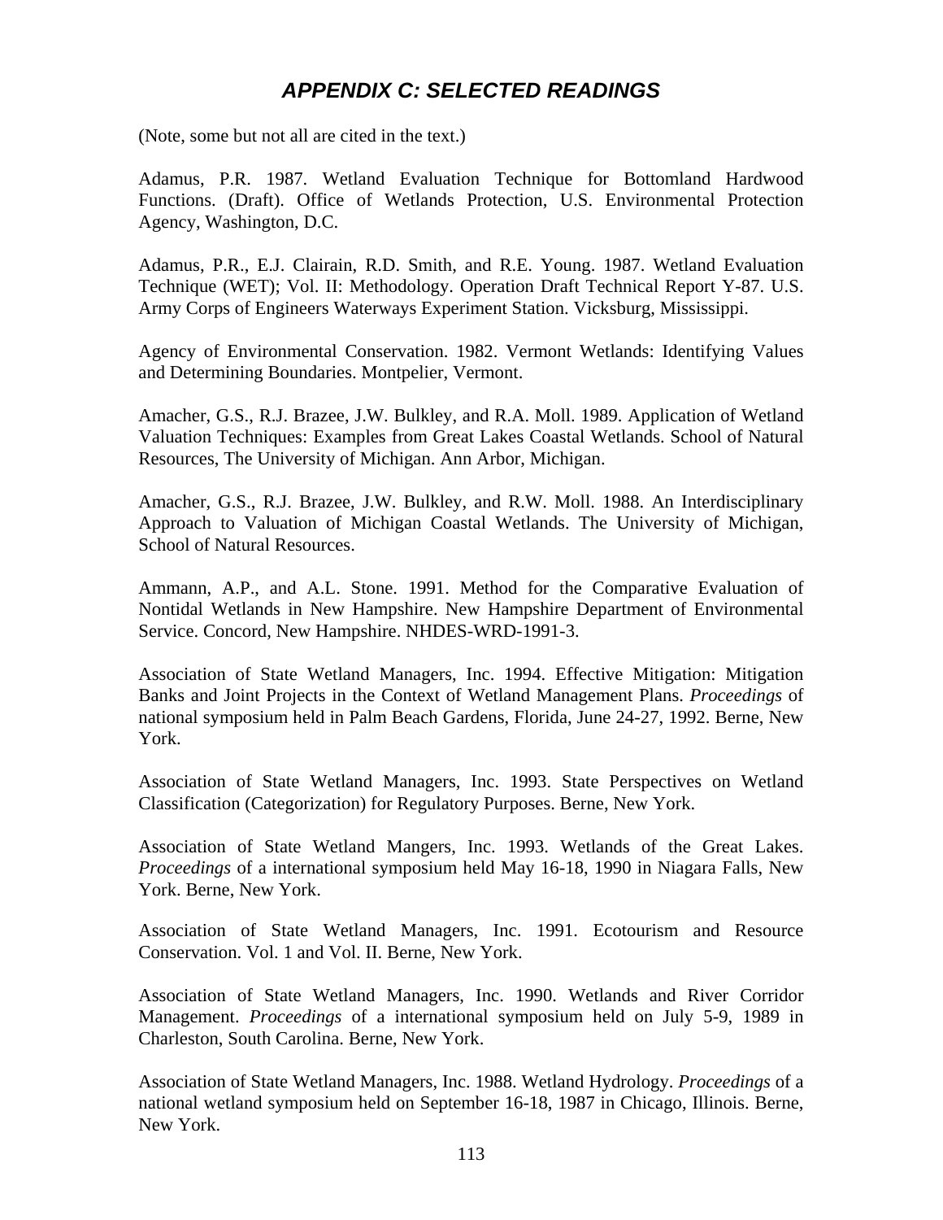# *APPENDIX C: SELECTED READINGS*

(Note, some but not all are cited in the text.)

Adamus, P.R. 1987. Wetland Evaluation Technique for Bottomland Hardwood Functions. (Draft). Office of Wetlands Protection, U.S. Environmental Protection Agency, Washington, D.C.

Adamus, P.R., E.J. Clairain, R.D. Smith, and R.E. Young. 1987. Wetland Evaluation Technique (WET); Vol. II: Methodology. Operation Draft Technical Report Y-87. U.S. Army Corps of Engineers Waterways Experiment Station. Vicksburg, Mississippi.

Agency of Environmental Conservation. 1982. Vermont Wetlands: Identifying Values and Determining Boundaries. Montpelier, Vermont.

Amacher, G.S., R.J. Brazee, J.W. Bulkley, and R.A. Moll. 1989. Application of Wetland Valuation Techniques: Examples from Great Lakes Coastal Wetlands. School of Natural Resources, The University of Michigan. Ann Arbor, Michigan.

Amacher, G.S., R.J. Brazee, J.W. Bulkley, and R.W. Moll. 1988. An Interdisciplinary Approach to Valuation of Michigan Coastal Wetlands. The University of Michigan, School of Natural Resources.

Ammann, A.P., and A.L. Stone. 1991. Method for the Comparative Evaluation of Nontidal Wetlands in New Hampshire. New Hampshire Department of Environmental Service. Concord, New Hampshire. NHDES-WRD-1991-3.

Association of State Wetland Managers, Inc. 1994. Effective Mitigation: Mitigation Banks and Joint Projects in the Context of Wetland Management Plans. *Proceedings* of national symposium held in Palm Beach Gardens, Florida, June 24-27, 1992. Berne, New York.

Association of State Wetland Managers, Inc. 1993. State Perspectives on Wetland Classification (Categorization) for Regulatory Purposes. Berne, New York.

Association of State Wetland Mangers, Inc. 1993. Wetlands of the Great Lakes. *Proceedings* of a international symposium held May 16-18, 1990 in Niagara Falls, New York. Berne, New York.

Association of State Wetland Managers, Inc. 1991. Ecotourism and Resource Conservation. Vol. 1 and Vol. II. Berne, New York.

Association of State Wetland Managers, Inc. 1990. Wetlands and River Corridor Management. *Proceedings* of a international symposium held on July 5-9, 1989 in Charleston, South Carolina. Berne, New York.

Association of State Wetland Managers, Inc. 1988. Wetland Hydrology. *Proceedings* of a national wetland symposium held on September 16-18, 1987 in Chicago, Illinois. Berne, New York.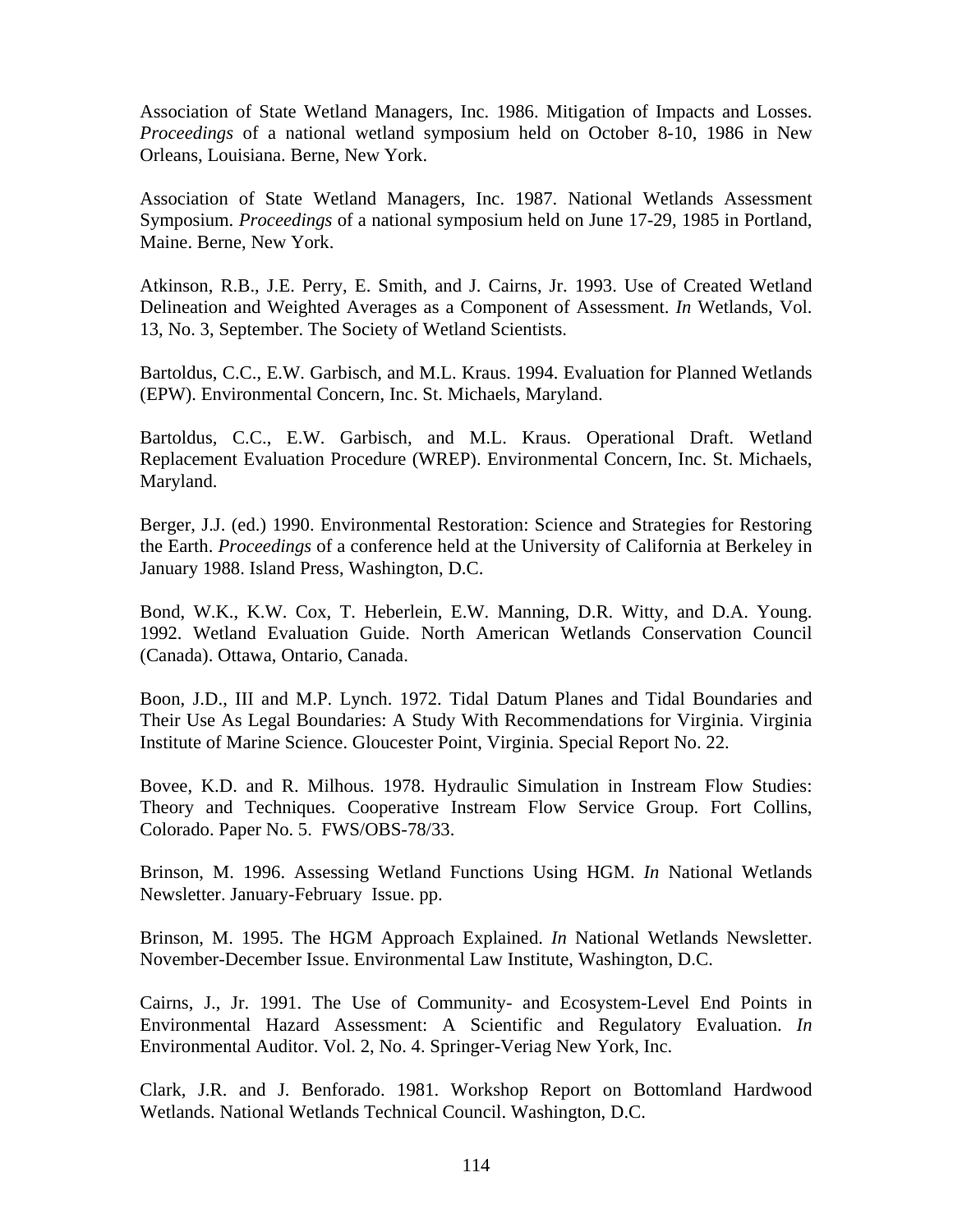Association of State Wetland Managers, Inc. 1986. Mitigation of Impacts and Losses. *Proceedings* of a national wetland symposium held on October 8-10, 1986 in New Orleans, Louisiana. Berne, New York.

Association of State Wetland Managers, Inc. 1987. National Wetlands Assessment Symposium. *Proceedings* of a national symposium held on June 17-29, 1985 in Portland, Maine. Berne, New York.

Atkinson, R.B., J.E. Perry, E. Smith, and J. Cairns, Jr. 1993. Use of Created Wetland Delineation and Weighted Averages as a Component of Assessment. *In* Wetlands, Vol. 13, No. 3, September. The Society of Wetland Scientists.

Bartoldus, C.C., E.W. Garbisch, and M.L. Kraus. 1994. Evaluation for Planned Wetlands (EPW). Environmental Concern, Inc. St. Michaels, Maryland.

Bartoldus, C.C., E.W. Garbisch, and M.L. Kraus. Operational Draft. Wetland Replacement Evaluation Procedure (WREP). Environmental Concern, Inc. St. Michaels, Maryland.

Berger, J.J. (ed.) 1990. Environmental Restoration: Science and Strategies for Restoring the Earth. *Proceedings* of a conference held at the University of California at Berkeley in January 1988. Island Press, Washington, D.C.

Bond, W.K., K.W. Cox, T. Heberlein, E.W. Manning, D.R. Witty, and D.A. Young. 1992. Wetland Evaluation Guide. North American Wetlands Conservation Council (Canada). Ottawa, Ontario, Canada.

Boon, J.D., III and M.P. Lynch. 1972. Tidal Datum Planes and Tidal Boundaries and Their Use As Legal Boundaries: A Study With Recommendations for Virginia. Virginia Institute of Marine Science. Gloucester Point, Virginia. Special Report No. 22.

Bovee, K.D. and R. Milhous. 1978. Hydraulic Simulation in Instream Flow Studies: Theory and Techniques. Cooperative Instream Flow Service Group. Fort Collins, Colorado. Paper No. 5. FWS/OBS-78/33.

Brinson, M. 1996. Assessing Wetland Functions Using HGM. *In* National Wetlands Newsletter. January-February Issue. pp.

Brinson, M. 1995. The HGM Approach Explained. *In* National Wetlands Newsletter. November-December Issue. Environmental Law Institute, Washington, D.C.

Cairns, J., Jr. 1991. The Use of Community- and Ecosystem-Level End Points in Environmental Hazard Assessment: A Scientific and Regulatory Evaluation. *In* Environmental Auditor. Vol. 2, No. 4. Springer-Veriag New York, Inc.

Clark, J.R. and J. Benforado. 1981. Workshop Report on Bottomland Hardwood Wetlands. National Wetlands Technical Council. Washington, D.C.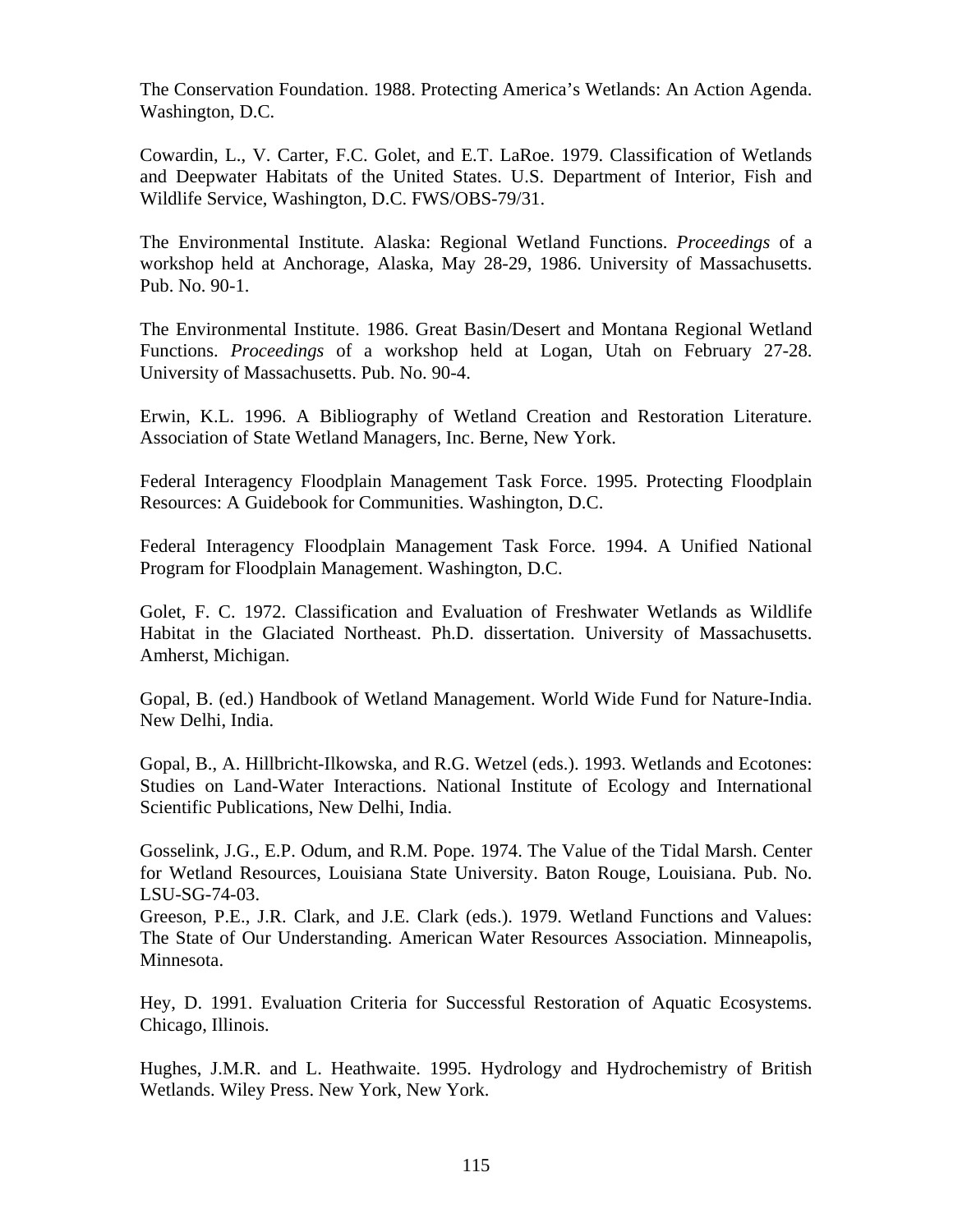The Conservation Foundation. 1988. Protecting America's Wetlands: An Action Agenda. Washington, D.C.

Cowardin, L., V. Carter, F.C. Golet, and E.T. LaRoe. 1979. Classification of Wetlands and Deepwater Habitats of the United States. U.S. Department of Interior, Fish and Wildlife Service, Washington, D.C. FWS/OBS-79/31.

The Environmental Institute. Alaska: Regional Wetland Functions. *Proceedings* of a workshop held at Anchorage, Alaska, May 28-29, 1986. University of Massachusetts. Pub. No. 90-1.

The Environmental Institute. 1986. Great Basin/Desert and Montana Regional Wetland Functions. *Proceedings* of a workshop held at Logan, Utah on February 27-28. University of Massachusetts. Pub. No. 90-4.

Erwin, K.L. 1996. A Bibliography of Wetland Creation and Restoration Literature. Association of State Wetland Managers, Inc. Berne, New York.

Federal Interagency Floodplain Management Task Force. 1995. Protecting Floodplain Resources: A Guidebook for Communities. Washington, D.C.

Federal Interagency Floodplain Management Task Force. 1994. A Unified National Program for Floodplain Management. Washington, D.C.

Golet, F. C. 1972. Classification and Evaluation of Freshwater Wetlands as Wildlife Habitat in the Glaciated Northeast. Ph.D. dissertation. University of Massachusetts. Amherst, Michigan.

Gopal, B. (ed.) Handbook of Wetland Management. World Wide Fund for Nature-India. New Delhi, India.

Gopal, B., A. Hillbricht-Ilkowska, and R.G. Wetzel (eds.). 1993. Wetlands and Ecotones: Studies on Land-Water Interactions. National Institute of Ecology and International Scientific Publications, New Delhi, India.

Gosselink, J.G., E.P. Odum, and R.M. Pope. 1974. The Value of the Tidal Marsh. Center for Wetland Resources, Louisiana State University. Baton Rouge, Louisiana. Pub. No. LSU-SG-74-03.

Greeson, P.E., J.R. Clark, and J.E. Clark (eds.). 1979. Wetland Functions and Values: The State of Our Understanding. American Water Resources Association. Minneapolis, Minnesota.

Hey, D. 1991. Evaluation Criteria for Successful Restoration of Aquatic Ecosystems. Chicago, Illinois.

Hughes, J.M.R. and L. Heathwaite. 1995. Hydrology and Hydrochemistry of British Wetlands. Wiley Press. New York, New York.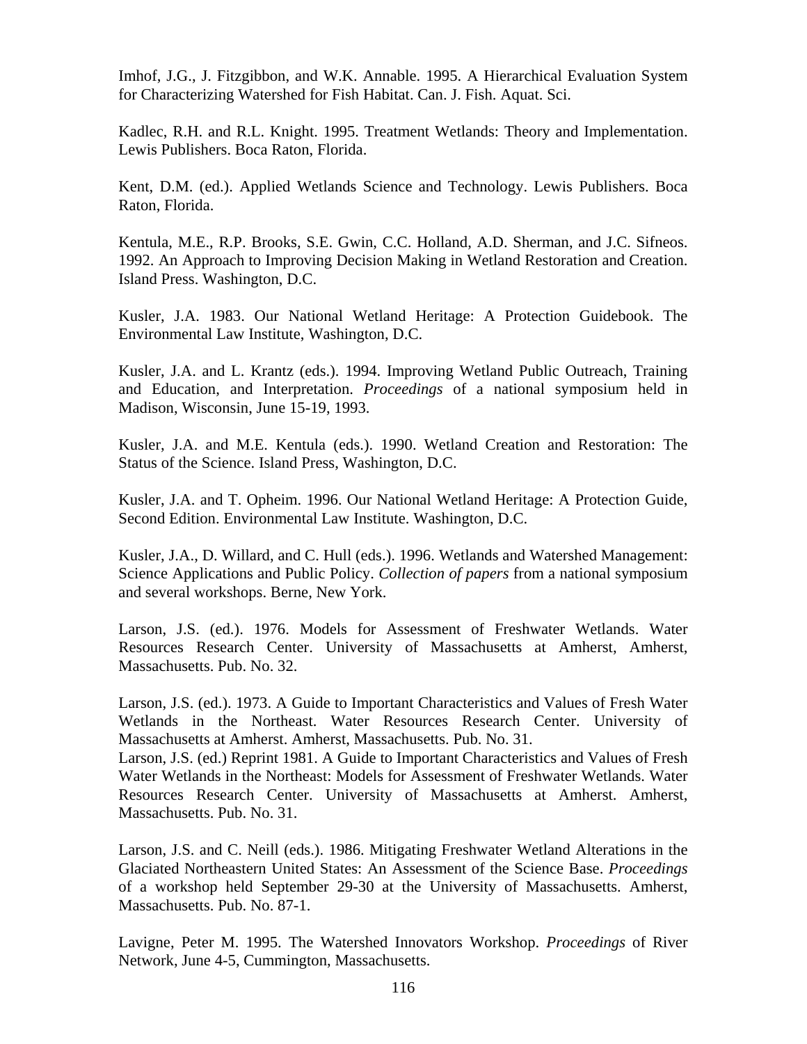Imhof, J.G., J. Fitzgibbon, and W.K. Annable. 1995. A Hierarchical Evaluation System for Characterizing Watershed for Fish Habitat. Can. J. Fish. Aquat. Sci.

Kadlec, R.H. and R.L. Knight. 1995. Treatment Wetlands: Theory and Implementation. Lewis Publishers. Boca Raton, Florida.

Kent, D.M. (ed.). Applied Wetlands Science and Technology. Lewis Publishers. Boca Raton, Florida.

Kentula, M.E., R.P. Brooks, S.E. Gwin, C.C. Holland, A.D. Sherman, and J.C. Sifneos. 1992. An Approach to Improving Decision Making in Wetland Restoration and Creation. Island Press. Washington, D.C.

Kusler, J.A. 1983. Our National Wetland Heritage: A Protection Guidebook. The Environmental Law Institute, Washington, D.C.

Kusler, J.A. and L. Krantz (eds.). 1994. Improving Wetland Public Outreach, Training and Education, and Interpretation. *Proceedings* of a national symposium held in Madison, Wisconsin, June 15-19, 1993.

Kusler, J.A. and M.E. Kentula (eds.). 1990. Wetland Creation and Restoration: The Status of the Science. Island Press, Washington, D.C.

Kusler, J.A. and T. Opheim. 1996. Our National Wetland Heritage: A Protection Guide, Second Edition. Environmental Law Institute. Washington, D.C.

Kusler, J.A., D. Willard, and C. Hull (eds.). 1996. Wetlands and Watershed Management: Science Applications and Public Policy. *Collection of papers* from a national symposium and several workshops. Berne, New York.

Larson, J.S. (ed.). 1976. Models for Assessment of Freshwater Wetlands. Water Resources Research Center. University of Massachusetts at Amherst, Amherst, Massachusetts. Pub. No. 32.

Larson, J.S. (ed.). 1973. A Guide to Important Characteristics and Values of Fresh Water Wetlands in the Northeast. Water Resources Research Center. University of Massachusetts at Amherst. Amherst, Massachusetts. Pub. No. 31.

Larson, J.S. (ed.) Reprint 1981. A Guide to Important Characteristics and Values of Fresh Water Wetlands in the Northeast: Models for Assessment of Freshwater Wetlands. Water Resources Research Center. University of Massachusetts at Amherst. Amherst, Massachusetts. Pub. No. 31.

Larson, J.S. and C. Neill (eds.). 1986. Mitigating Freshwater Wetland Alterations in the Glaciated Northeastern United States: An Assessment of the Science Base. *Proceedings* of a workshop held September 29-30 at the University of Massachusetts. Amherst, Massachusetts. Pub. No. 87-1.

Lavigne, Peter M. 1995. The Watershed Innovators Workshop. *Proceedings* of River Network, June 4-5, Cummington, Massachusetts.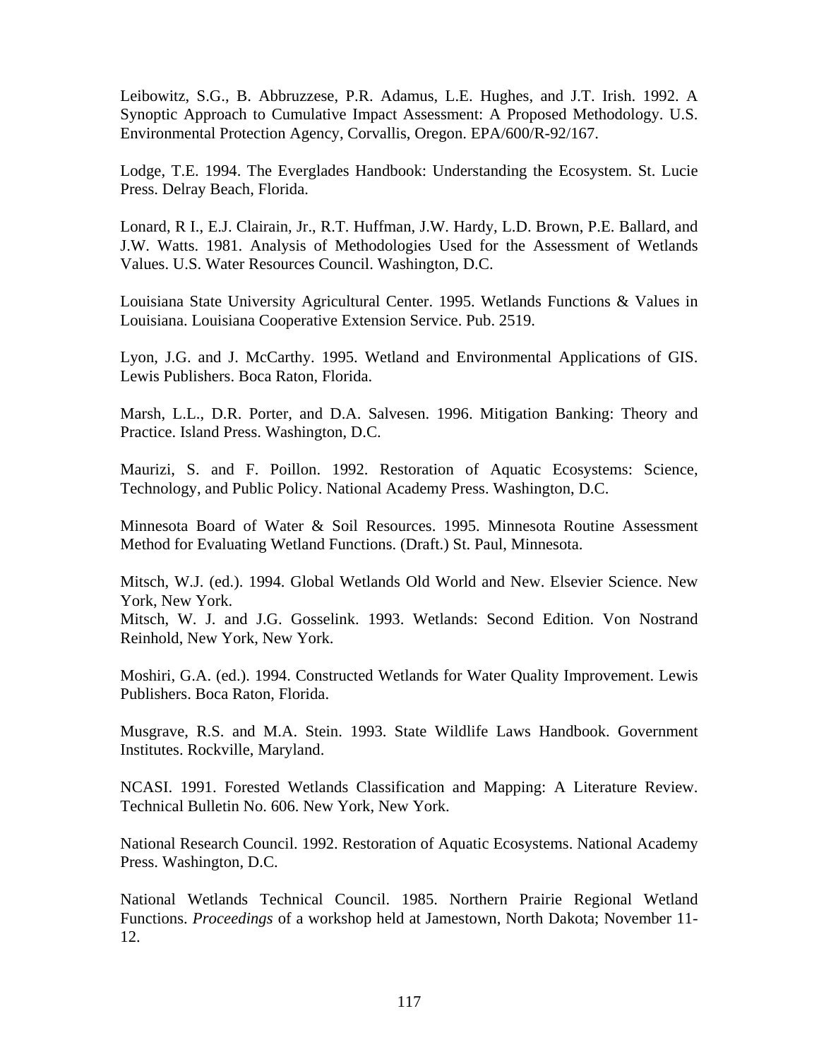Leibowitz, S.G., B. Abbruzzese, P.R. Adamus, L.E. Hughes, and J.T. Irish. 1992. A Synoptic Approach to Cumulative Impact Assessment: A Proposed Methodology. U.S. Environmental Protection Agency, Corvallis, Oregon. EPA/600/R-92/167.

Lodge, T.E. 1994. The Everglades Handbook: Understanding the Ecosystem. St. Lucie Press. Delray Beach, Florida.

Lonard, R I., E.J. Clairain, Jr., R.T. Huffman, J.W. Hardy, L.D. Brown, P.E. Ballard, and J.W. Watts. 1981. Analysis of Methodologies Used for the Assessment of Wetlands Values. U.S. Water Resources Council. Washington, D.C.

Louisiana State University Agricultural Center. 1995. Wetlands Functions & Values in Louisiana. Louisiana Cooperative Extension Service. Pub. 2519.

Lyon, J.G. and J. McCarthy. 1995. Wetland and Environmental Applications of GIS. Lewis Publishers. Boca Raton, Florida.

Marsh, L.L., D.R. Porter, and D.A. Salvesen. 1996. Mitigation Banking: Theory and Practice. Island Press. Washington, D.C.

Maurizi, S. and F. Poillon. 1992. Restoration of Aquatic Ecosystems: Science, Technology, and Public Policy. National Academy Press. Washington, D.C.

Minnesota Board of Water & Soil Resources. 1995. Minnesota Routine Assessment Method for Evaluating Wetland Functions. (Draft.) St. Paul, Minnesota.

Mitsch, W.J. (ed.). 1994. Global Wetlands Old World and New. Elsevier Science. New York, New York.

Mitsch, W. J. and J.G. Gosselink. 1993. Wetlands: Second Edition. Von Nostrand Reinhold, New York, New York.

Moshiri, G.A. (ed.). 1994. Constructed Wetlands for Water Quality Improvement. Lewis Publishers. Boca Raton, Florida.

Musgrave, R.S. and M.A. Stein. 1993. State Wildlife Laws Handbook. Government Institutes. Rockville, Maryland.

NCASI. 1991. Forested Wetlands Classification and Mapping: A Literature Review. Technical Bulletin No. 606. New York, New York.

National Research Council. 1992. Restoration of Aquatic Ecosystems. National Academy Press. Washington, D.C.

National Wetlands Technical Council. 1985. Northern Prairie Regional Wetland Functions. *Proceedings* of a workshop held at Jamestown, North Dakota; November 11-12.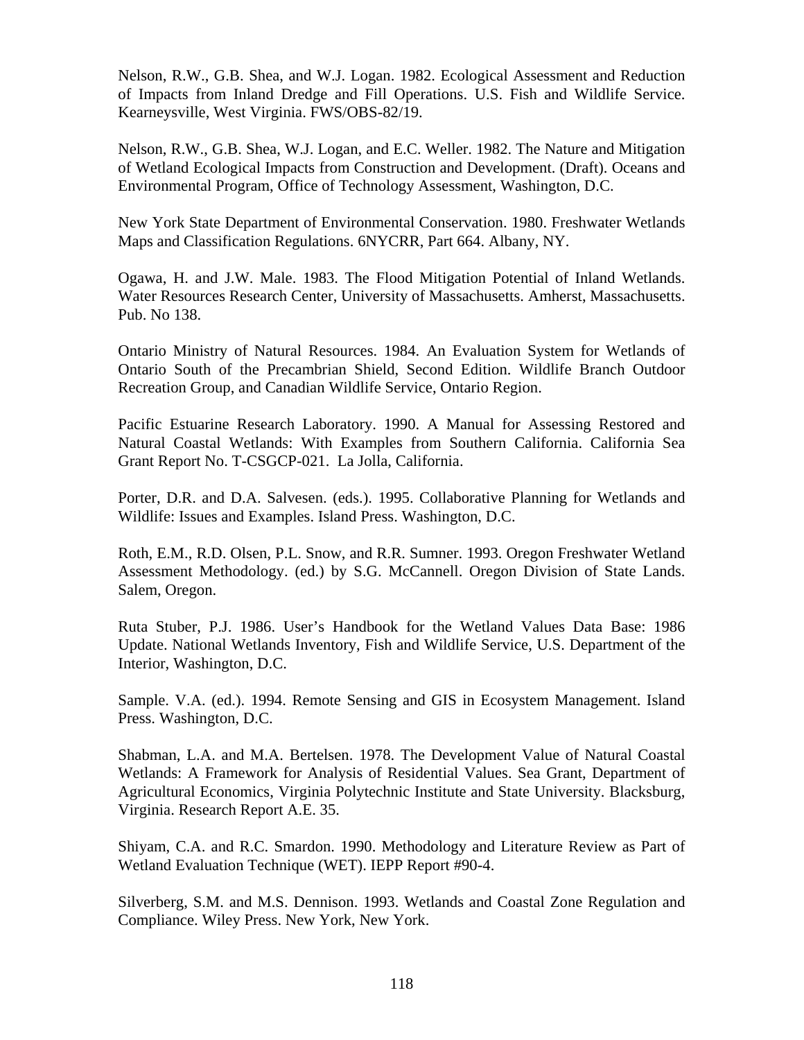Nelson, R.W., G.B. Shea, and W.J. Logan. 1982. Ecological Assessment and Reduction of Impacts from Inland Dredge and Fill Operations. U.S. Fish and Wildlife Service. Kearneysville, West Virginia. FWS/OBS-82/19.

Nelson, R.W., G.B. Shea, W.J. Logan, and E.C. Weller. 1982. The Nature and Mitigation of Wetland Ecological Impacts from Construction and Development. (Draft). Oceans and Environmental Program, Office of Technology Assessment, Washington, D.C.

New York State Department of Environmental Conservation. 1980. Freshwater Wetlands Maps and Classification Regulations. 6NYCRR, Part 664. Albany, NY.

Ogawa, H. and J.W. Male. 1983. The Flood Mitigation Potential of Inland Wetlands. Water Resources Research Center, University of Massachusetts. Amherst, Massachusetts. Pub. No 138.

Ontario Ministry of Natural Resources. 1984. An Evaluation System for Wetlands of Ontario South of the Precambrian Shield, Second Edition. Wildlife Branch Outdoor Recreation Group, and Canadian Wildlife Service, Ontario Region.

Pacific Estuarine Research Laboratory. 1990. A Manual for Assessing Restored and Natural Coastal Wetlands: With Examples from Southern California. California Sea Grant Report No. T-CSGCP-021. La Jolla, California.

Porter, D.R. and D.A. Salvesen. (eds.). 1995. Collaborative Planning for Wetlands and Wildlife: Issues and Examples. Island Press. Washington, D.C.

Roth, E.M., R.D. Olsen, P.L. Snow, and R.R. Sumner. 1993. Oregon Freshwater Wetland Assessment Methodology. (ed.) by S.G. McCannell. Oregon Division of State Lands. Salem, Oregon.

Ruta Stuber, P.J. 1986. User's Handbook for the Wetland Values Data Base: 1986 Update. National Wetlands Inventory, Fish and Wildlife Service, U.S. Department of the Interior, Washington, D.C.

Sample. V.A. (ed.). 1994. Remote Sensing and GIS in Ecosystem Management. Island Press. Washington, D.C.

Shabman, L.A. and M.A. Bertelsen. 1978. The Development Value of Natural Coastal Wetlands: A Framework for Analysis of Residential Values. Sea Grant, Department of Agricultural Economics, Virginia Polytechnic Institute and State University. Blacksburg, Virginia. Research Report A.E. 35.

Shiyam, C.A. and R.C. Smardon. 1990. Methodology and Literature Review as Part of Wetland Evaluation Technique (WET). IEPP Report #90-4.

Silverberg, S.M. and M.S. Dennison. 1993. Wetlands and Coastal Zone Regulation and Compliance. Wiley Press. New York, New York.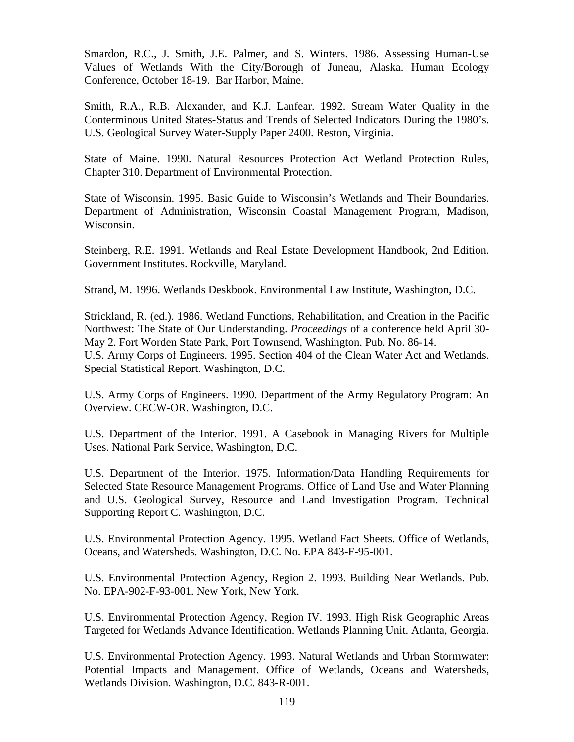Smardon, R.C., J. Smith, J.E. Palmer, and S. Winters. 1986. Assessing Human-Use Values of Wetlands With the City/Borough of Juneau, Alaska. Human Ecology Conference, October 18-19. Bar Harbor, Maine.

Smith, R.A., R.B. Alexander, and K.J. Lanfear. 1992. Stream Water Quality in the Conterminous United States-Status and Trends of Selected Indicators During the 1980's. U.S. Geological Survey Water-Supply Paper 2400. Reston, Virginia.

State of Maine. 1990. Natural Resources Protection Act Wetland Protection Rules, Chapter 310. Department of Environmental Protection.

State of Wisconsin. 1995. Basic Guide to Wisconsin's Wetlands and Their Boundaries. Department of Administration, Wisconsin Coastal Management Program, Madison, Wisconsin.

Steinberg, R.E. 1991. Wetlands and Real Estate Development Handbook, 2nd Edition. Government Institutes. Rockville, Maryland.

Strand, M. 1996. Wetlands Deskbook. Environmental Law Institute, Washington, D.C.

Strickland, R. (ed.). 1986. Wetland Functions, Rehabilitation, and Creation in the Pacific Northwest: The State of Our Understanding. *Proceedings* of a conference held April 30-May 2. Fort Worden State Park, Port Townsend, Washington. Pub. No. 86-14.

U.S. Army Corps of Engineers. 1995. Section 404 of the Clean Water Act and Wetlands. Special Statistical Report. Washington, D.C.

U.S. Army Corps of Engineers. 1990. Department of the Army Regulatory Program: An Overview. CECW-OR. Washington, D.C.

U.S. Department of the Interior. 1991. A Casebook in Managing Rivers for Multiple Uses. National Park Service, Washington, D.C.

U.S. Department of the Interior. 1975. Information/Data Handling Requirements for Selected State Resource Management Programs. Office of Land Use and Water Planning and U.S. Geological Survey, Resource and Land Investigation Program. Technical Supporting Report C. Washington, D.C.

U.S. Environmental Protection Agency. 1995. Wetland Fact Sheets. Office of Wetlands, Oceans, and Watersheds. Washington, D.C. No. EPA 843-F-95-001.

U.S. Environmental Protection Agency, Region 2. 1993. Building Near Wetlands. Pub. No. EPA-902-F-93-001. New York, New York.

U.S. Environmental Protection Agency, Region IV. 1993. High Risk Geographic Areas Targeted for Wetlands Advance Identification. Wetlands Planning Unit. Atlanta, Georgia.

U.S. Environmental Protection Agency. 1993. Natural Wetlands and Urban Stormwater: Potential Impacts and Management. Office of Wetlands, Oceans and Watersheds, Wetlands Division. Washington, D.C. 843-R-001.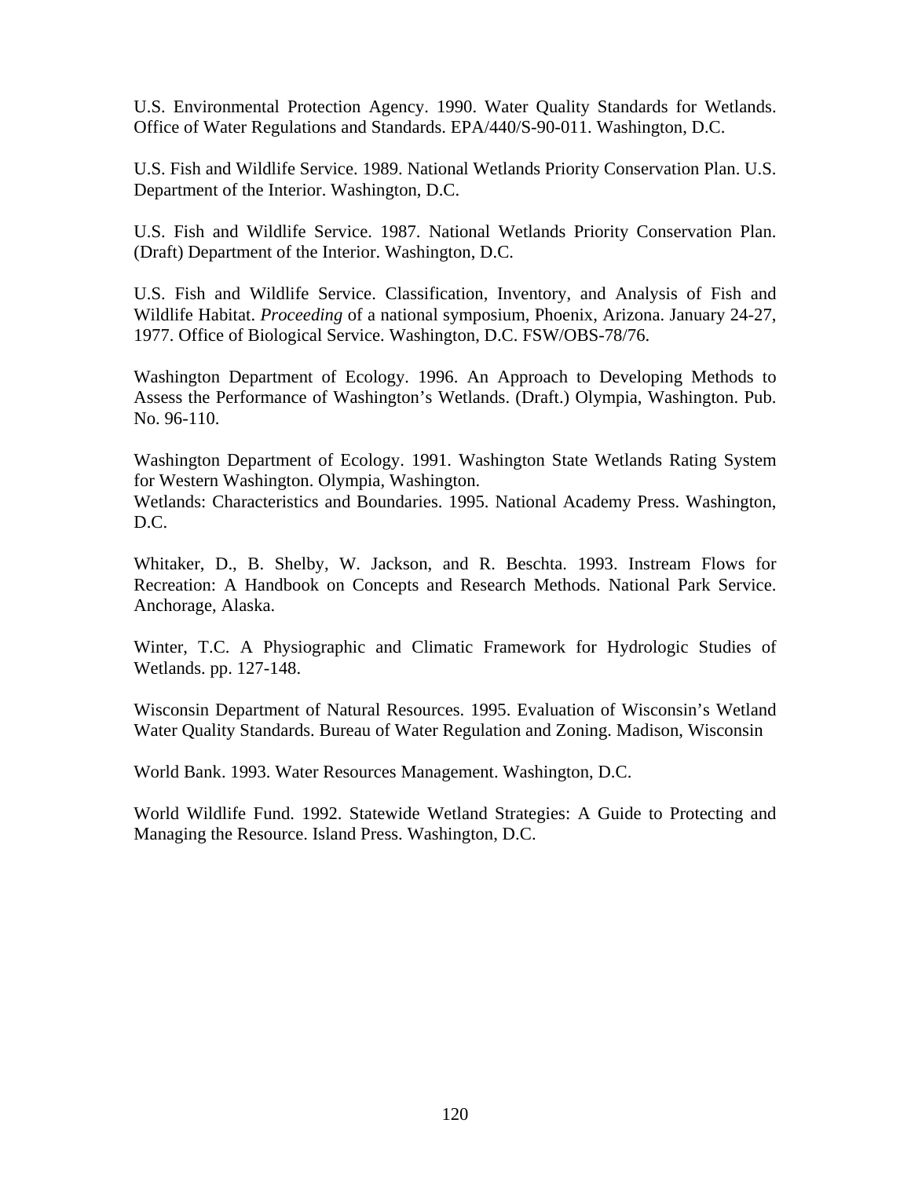U.S. Environmental Protection Agency. 1990. Water Quality Standards for Wetlands. Office of Water Regulations and Standards. EPA/440/S-90-011. Washington, D.C.

U.S. Fish and Wildlife Service. 1989. National Wetlands Priority Conservation Plan. U.S. Department of the Interior. Washington, D.C.

U.S. Fish and Wildlife Service. 1987. National Wetlands Priority Conservation Plan. (Draft) Department of the Interior. Washington, D.C.

U.S. Fish and Wildlife Service. Classification, Inventory, and Analysis of Fish and Wildlife Habitat. *Proceeding* of a national symposium, Phoenix, Arizona. January 24-27, 1977. Office of Biological Service. Washington, D.C. FSW/OBS-78/76.

Washington Department of Ecology. 1996. An Approach to Developing Methods to Assess the Performance of Washington's Wetlands. (Draft.) Olympia, Washington. Pub. No. 96-110.

Washington Department of Ecology. 1991. Washington State Wetlands Rating System for Western Washington. Olympia, Washington.
Wetlands: Characteristics and Boundaries. 1995. National Academy Press. Washington, D.C.

Whitaker, D., B. Shelby, W. Jackson, and R. Beschta. 1993. Instream Flows for Recreation: A Handbook on Concepts and Research Methods. National Park Service. Anchorage, Alaska.

Winter, T.C. A Physiographic and Climatic Framework for Hydrologic Studies of Wetlands. pp. 127-148.

Wisconsin Department of Natural Resources. 1995. Evaluation of Wisconsin's Wetland Water Quality Standards. Bureau of Water Regulation and Zoning. Madison, Wisconsin

World Bank. 1993. Water Resources Management. Washington, D.C.

World Wildlife Fund. 1992. Statewide Wetland Strategies: A Guide to Protecting and Managing the Resource. Island Press. Washington, D.C.